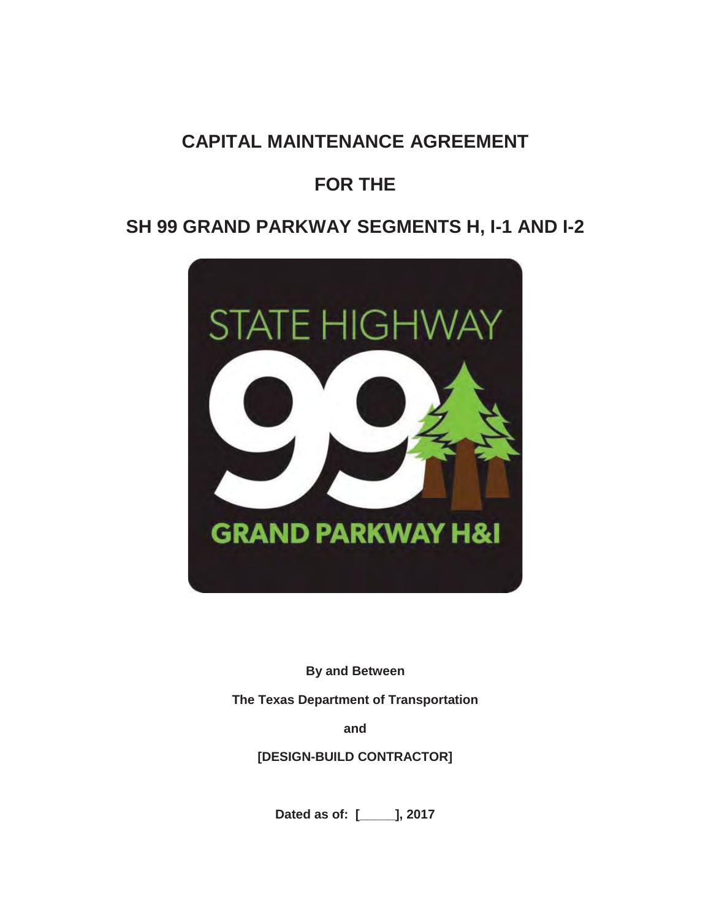# CAPITAL MAINTENANCE AGREEMENT

# FOR THE

# SH 99 GRAND PARKWAY SEGMENTS H, I-1 AND I-2

**By and Between**

**The Texas Department of Transportation**

**and**

**[DESIGN-BUILD CONTRACTOR]**

**Dated as of: [_____], 2017**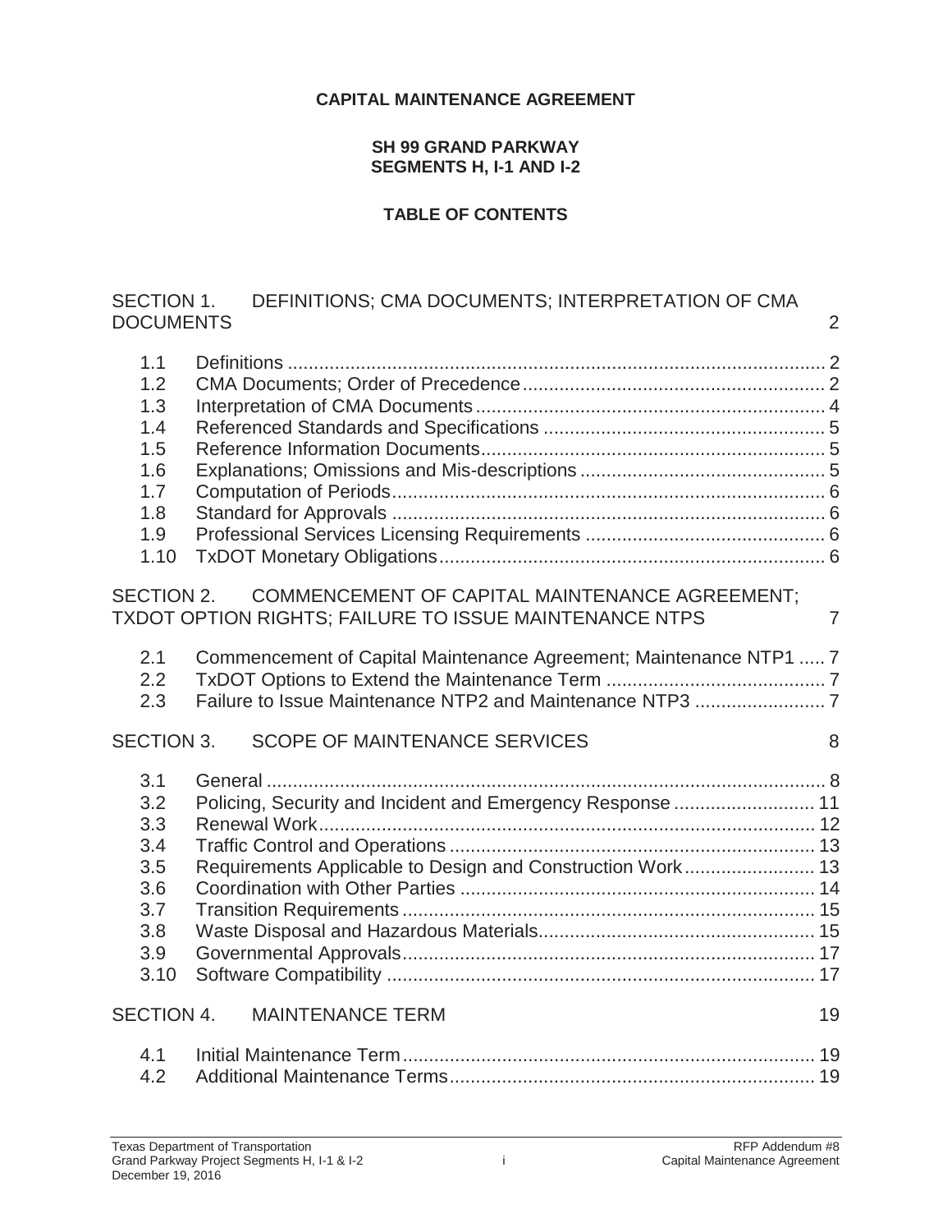**CAPITAL MAINTENANCE AGREEMENT**

**SH 99 GRAND PARKWAY**
**SEGMENTS H, I-1 AND I-2**

**TABLE OF CONTENTS**

SECTION 1. DEFINITIONS; CMA DOCUMENTS; INTERPRETATION OF CMA DOCUMENTS 2

- 1.1 Definitions ... 2
- 1.2 CMA Documents; Order of Precedence ... 2
- 1.3 Interpretation of CMA Documents ... 4
- 1.4 Referenced Standards and Specifications ... 5
- 1.5 Reference Information Documents ... 5
- 1.6 Explanations; Omissions and Mis-descriptions ... 5
- 1.7 Computation of Periods ... 6
- 1.8 Standard for Approvals ... 6
- 1.9 Professional Services Licensing Requirements ... 6
- 1.10 TxDOT Monetary Obligations ... 6

SECTION 2. COMMENCEMENT OF CAPITAL MAINTENANCE AGREEMENT; TXDOT OPTION RIGHTS; FAILURE TO ISSUE MAINTENANCE NTPS 7

- 2.1 Commencement of Capital Maintenance Agreement; Maintenance NTP1 ... 7
- 2.2 TxDOT Options to Extend the Maintenance Term ... 7
- 2.3 Failure to Issue Maintenance NTP2 and Maintenance NTP3 ... 7

SECTION 3. SCOPE OF MAINTENANCE SERVICES 8

- 3.1 General ... 8
- 3.2 Policing, Security and Incident and Emergency Response ... 11
- 3.3 Renewal Work ... 12
- 3.4 Traffic Control and Operations ... 13
- 3.5 Requirements Applicable to Design and Construction Work ... 13
- 3.6 Coordination with Other Parties ... 14
- 3.7 Transition Requirements ... 15
- 3.8 Waste Disposal and Hazardous Materials ... 15
- 3.9 Governmental Approvals ... 17
- 3.10 Software Compatibility ... 17

SECTION 4. MAINTENANCE TERM 19

- 4.1 Initial Maintenance Term ... 19
- 4.2 Additional Maintenance Terms ... 19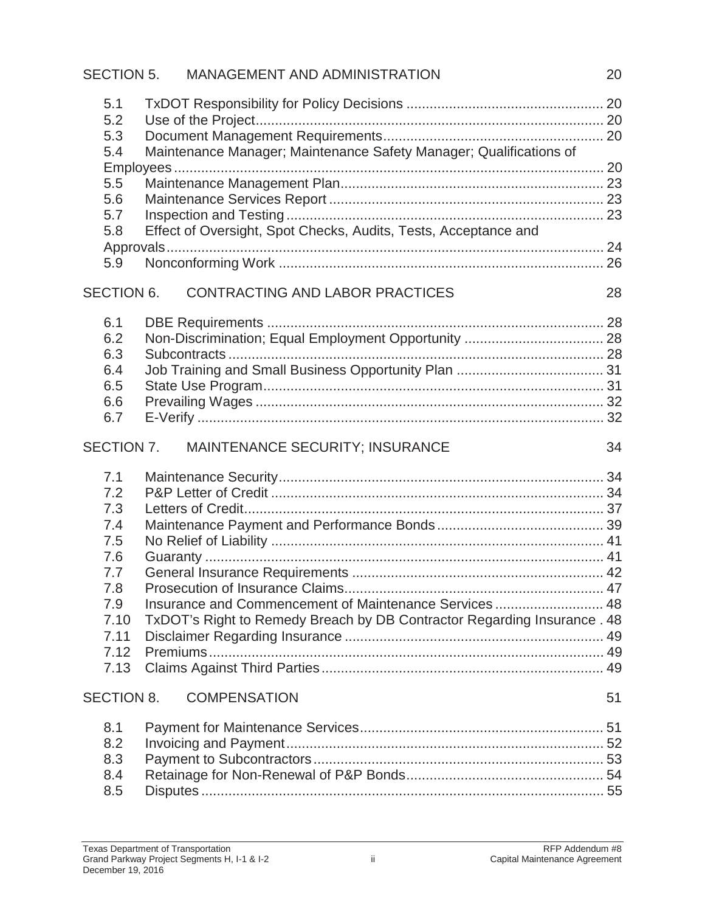SECTION 5. MANAGEMENT AND ADMINISTRATION 20

5.1 TxDOT Responsibility for Policy Decisions ... 20
5.2 Use of the Project ... 20
5.3 Document Management Requirements ... 20
5.4 Maintenance Manager; Maintenance Safety Manager; Qualifications of Employees ... 20
5.5 Maintenance Management Plan ... 23
5.6 Maintenance Services Report ... 23
5.7 Inspection and Testing ... 23
5.8 Effect of Oversight, Spot Checks, Audits, Tests, Acceptance and Approvals ... 24
5.9 Nonconforming Work ... 26

SECTION 6. CONTRACTING AND LABOR PRACTICES 28

6.1 DBE Requirements ... 28
6.2 Non-Discrimination; Equal Employment Opportunity ... 28
6.3 Subcontracts ... 28
6.4 Job Training and Small Business Opportunity Plan ... 31
6.5 State Use Program ... 31
6.6 Prevailing Wages ... 32
6.7 E-Verify ... 32

SECTION 7. MAINTENANCE SECURITY; INSURANCE 34

7.1 Maintenance Security ... 34
7.2 P&P Letter of Credit ... 34
7.3 Letters of Credit ... 37
7.4 Maintenance Payment and Performance Bonds ... 39
7.5 No Relief of Liability ... 41
7.6 Guaranty ... 41
7.7 General Insurance Requirements ... 42
7.8 Prosecution of Insurance Claims ... 47
7.9 Insurance and Commencement of Maintenance Services ... 48
7.10 TxDOT's Right to Remedy Breach by DB Contractor Regarding Insurance . 48
7.11 Disclaimer Regarding Insurance ... 49
7.12 Premiums ... 49
7.13 Claims Against Third Parties ... 49

SECTION 8. COMPENSATION 51

8.1 Payment for Maintenance Services ... 51
8.2 Invoicing and Payment ... 52
8.3 Payment to Subcontractors ... 53
8.4 Retainage for Non-Renewal of P&P Bonds ... 54
8.5 Disputes ... 55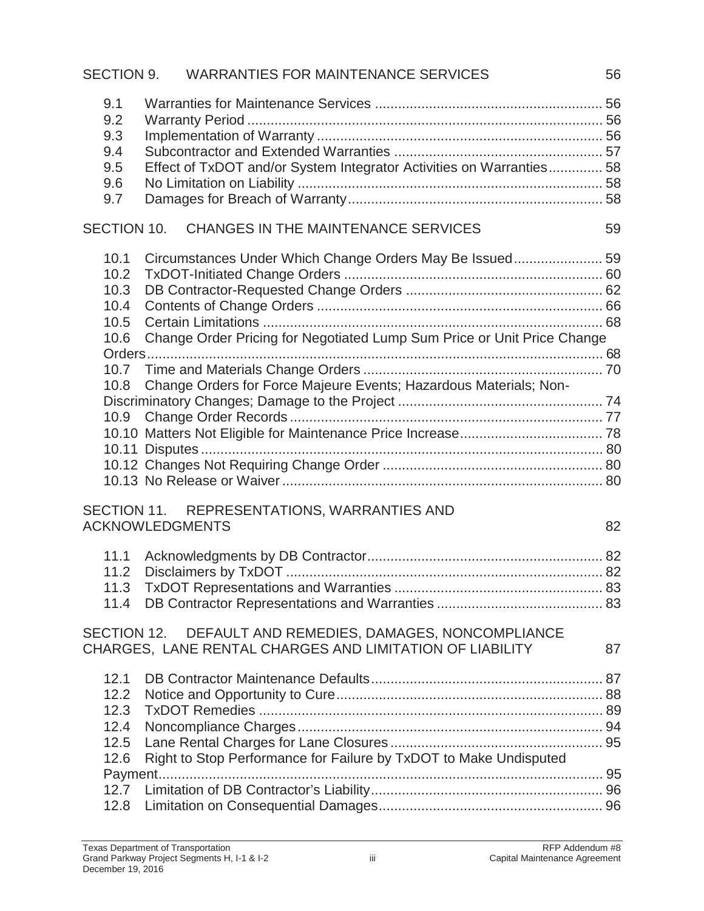SECTION 9. WARRANTIES FOR MAINTENANCE SERVICES 56

9.1 Warranties for Maintenance Services .......... 56
9.2 Warranty Period .......... 56
9.3 Implementation of Warranty .......... 56
9.4 Subcontractor and Extended Warranties .......... 57
9.5 Effect of TxDOT and/or System Integrator Activities on Warranties .......... 58
9.6 No Limitation on Liability .......... 58
9.7 Damages for Breach of Warranty .......... 58

SECTION 10. CHANGES IN THE MAINTENANCE SERVICES 59

10.1 Circumstances Under Which Change Orders May Be Issued .......... 59
10.2 TxDOT-Initiated Change Orders .......... 60
10.3 DB Contractor-Requested Change Orders .......... 62
10.4 Contents of Change Orders .......... 66
10.5 Certain Limitations .......... 68
10.6 Change Order Pricing for Negotiated Lump Sum Price or Unit Price Change Orders .......... 68
10.7 Time and Materials Change Orders .......... 70
10.8 Change Orders for Force Majeure Events; Hazardous Materials; Non-Discriminatory Changes; Damage to the Project .......... 74
10.9 Change Order Records .......... 77
10.10 Matters Not Eligible for Maintenance Price Increase .......... 78
10.11 Disputes .......... 80
10.12 Changes Not Requiring Change Order .......... 80
10.13 No Release or Waiver .......... 80

SECTION 11. REPRESENTATIONS, WARRANTIES AND ACKNOWLEDGMENTS 82

11.1 Acknowledgments by DB Contractor .......... 82
11.2 Disclaimers by TxDOT .......... 82
11.3 TxDOT Representations and Warranties .......... 83
11.4 DB Contractor Representations and Warranties .......... 83

SECTION 12. DEFAULT AND REMEDIES, DAMAGES, NONCOMPLIANCE CHARGES, LANE RENTAL CHARGES AND LIMITATION OF LIABILITY 87

12.1 DB Contractor Maintenance Defaults .......... 87
12.2 Notice and Opportunity to Cure .......... 88
12.3 TxDOT Remedies .......... 89
12.4 Noncompliance Charges .......... 94
12.5 Lane Rental Charges for Lane Closures .......... 95
12.6 Right to Stop Performance for Failure by TxDOT to Make Undisputed Payment .......... 95
12.7 Limitation of DB Contractor's Liability .......... 96
12.8 Limitation on Consequential Damages .......... 96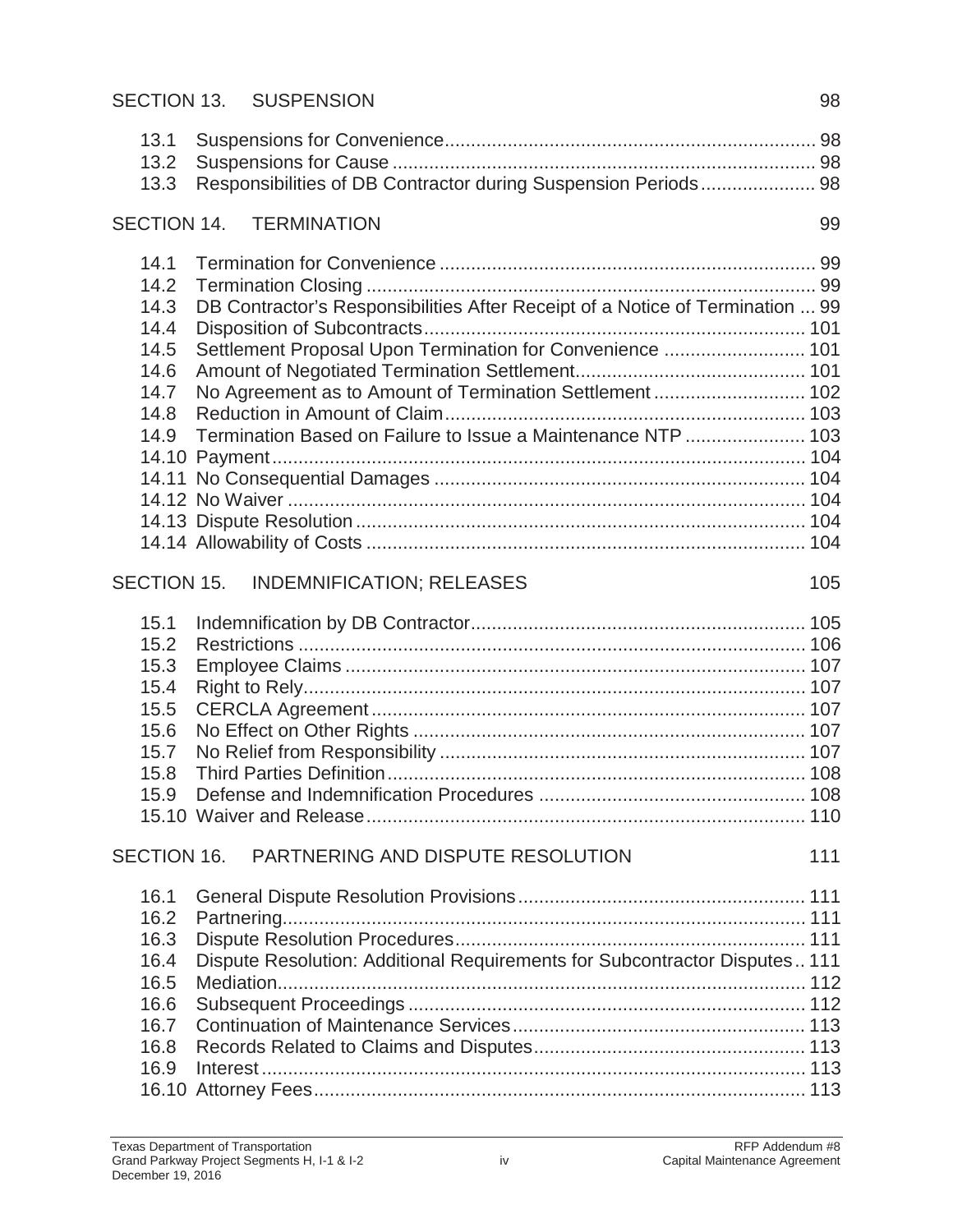SECTION 13. SUSPENSION 98

13.1 Suspensions for Convenience ..................................................................... 98
13.2 Suspensions for Cause ............................................................................... 98
13.3 Responsibilities of DB Contractor during Suspension Periods ...................... 98

SECTION 14. TERMINATION 99

14.1 Termination for Convenience ...................................................................... 99
14.2 Termination Closing .................................................................................... 99
14.3 DB Contractor's Responsibilities After Receipt of a Notice of Termination ... 99
14.4 Disposition of Subcontracts ........................................................................ 101
14.5 Settlement Proposal Upon Termination for Convenience ........................... 101
14.6 Amount of Negotiated Termination Settlement ............................................ 101
14.7 No Agreement as to Amount of Termination Settlement ............................. 102
14.8 Reduction in Amount of Claim .................................................................... 103
14.9 Termination Based on Failure to Issue a Maintenance NTP ...................... 103
14.10 Payment .................................................................................................... 104
14.11 No Consequential Damages ...................................................................... 104
14.12 No Waiver ................................................................................................. 104
14.13 Dispute Resolution .................................................................................... 104
14.14 Allowability of Costs .................................................................................. 104

SECTION 15. INDEMNIFICATION; RELEASES 105

15.1 Indemnification by DB Contractor ............................................................... 105
15.2 Restrictions ................................................................................................ 106
15.3 Employee Claims ....................................................................................... 107
15.4 Right to Rely ............................................................................................... 107
15.5 CERCLA Agreement .................................................................................. 107
15.6 No Effect on Other Rights .......................................................................... 107
15.7 No Relief from Responsibility ..................................................................... 107
15.8 Third Parties Definition ............................................................................... 108
15.9 Defense and Indemnification Procedures .................................................. 108
15.10 Waiver and Release ................................................................................... 110

SECTION 16. PARTNERING AND DISPUTE RESOLUTION 111

16.1 General Dispute Resolution Provisions ...................................................... 111
16.2 Partnering ................................................................................................... 111
16.3 Dispute Resolution Procedures .................................................................. 111
16.4 Dispute Resolution: Additional Requirements for Subcontractor Disputes .. 111
16.5 Mediation .................................................................................................... 112
16.6 Subsequent Proceedings ........................................................................... 112
16.7 Continuation of Maintenance Services ....................................................... 113
16.8 Records Related to Claims and Disputes ................................................... 113
16.9 Interest ....................................................................................................... 113
16.10 Attorney Fees ............................................................................................. 113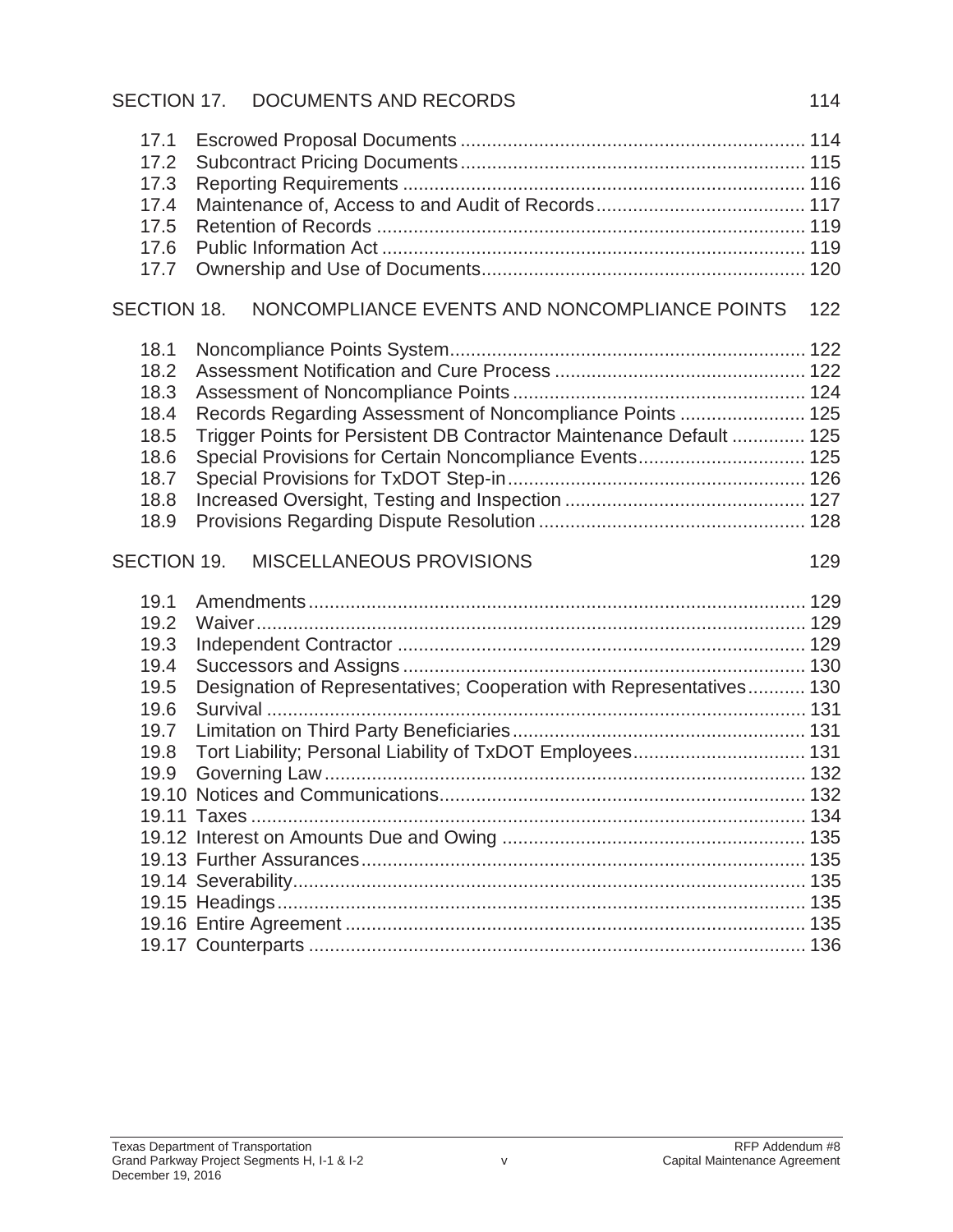SECTION 17. DOCUMENTS AND RECORDS 114

17.1 Escrowed Proposal Documents ..... 114
17.2 Subcontract Pricing Documents ..... 115
17.3 Reporting Requirements ..... 116
17.4 Maintenance of, Access to and Audit of Records ..... 117
17.5 Retention of Records ..... 119
17.6 Public Information Act ..... 119
17.7 Ownership and Use of Documents ..... 120

SECTION 18. NONCOMPLIANCE EVENTS AND NONCOMPLIANCE POINTS 122

18.1 Noncompliance Points System ..... 122
18.2 Assessment Notification and Cure Process ..... 122
18.3 Assessment of Noncompliance Points ..... 124
18.4 Records Regarding Assessment of Noncompliance Points ..... 125
18.5 Trigger Points for Persistent DB Contractor Maintenance Default ..... 125
18.6 Special Provisions for Certain Noncompliance Events ..... 125
18.7 Special Provisions for TxDOT Step-in ..... 126
18.8 Increased Oversight, Testing and Inspection ..... 127
18.9 Provisions Regarding Dispute Resolution ..... 128

SECTION 19. MISCELLANEOUS PROVISIONS 129

19.1 Amendments ..... 129
19.2 Waiver ..... 129
19.3 Independent Contractor ..... 129
19.4 Successors and Assigns ..... 130
19.5 Designation of Representatives; Cooperation with Representatives ..... 130
19.6 Survival ..... 131
19.7 Limitation on Third Party Beneficiaries ..... 131
19.8 Tort Liability; Personal Liability of TxDOT Employees ..... 131
19.9 Governing Law ..... 132
19.10 Notices and Communications ..... 132
19.11 Taxes ..... 134
19.12 Interest on Amounts Due and Owing ..... 135
19.13 Further Assurances ..... 135
19.14 Severability ..... 135
19.15 Headings ..... 135
19.16 Entire Agreement ..... 135
19.17 Counterparts ..... 136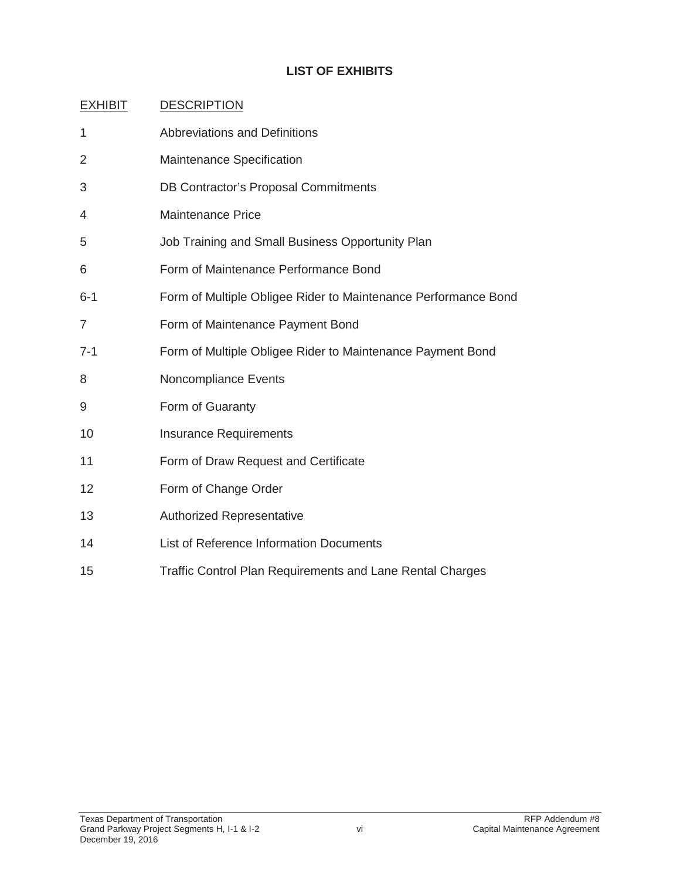**LIST OF EXHIBITS**

| EXHIBIT | DESCRIPTION |
|---|---|
| 1 | Abbreviations and Definitions |
| 2 | Maintenance Specification |
| 3 | DB Contractor's Proposal Commitments |
| 4 | Maintenance Price |
| 5 | Job Training and Small Business Opportunity Plan |
| 6 | Form of Maintenance Performance Bond |
| 6-1 | Form of Multiple Obligee Rider to Maintenance Performance Bond |
| 7 | Form of Maintenance Payment Bond |
| 7-1 | Form of Multiple Obligee Rider to Maintenance Payment Bond |
| 8 | Noncompliance Events |
| 9 | Form of Guaranty |
| 10 | Insurance Requirements |
| 11 | Form of Draw Request and Certificate |
| 12 | Form of Change Order |
| 13 | Authorized Representative |
| 14 | List of Reference Information Documents |
| 15 | Traffic Control Plan Requirements and Lane Rental Charges |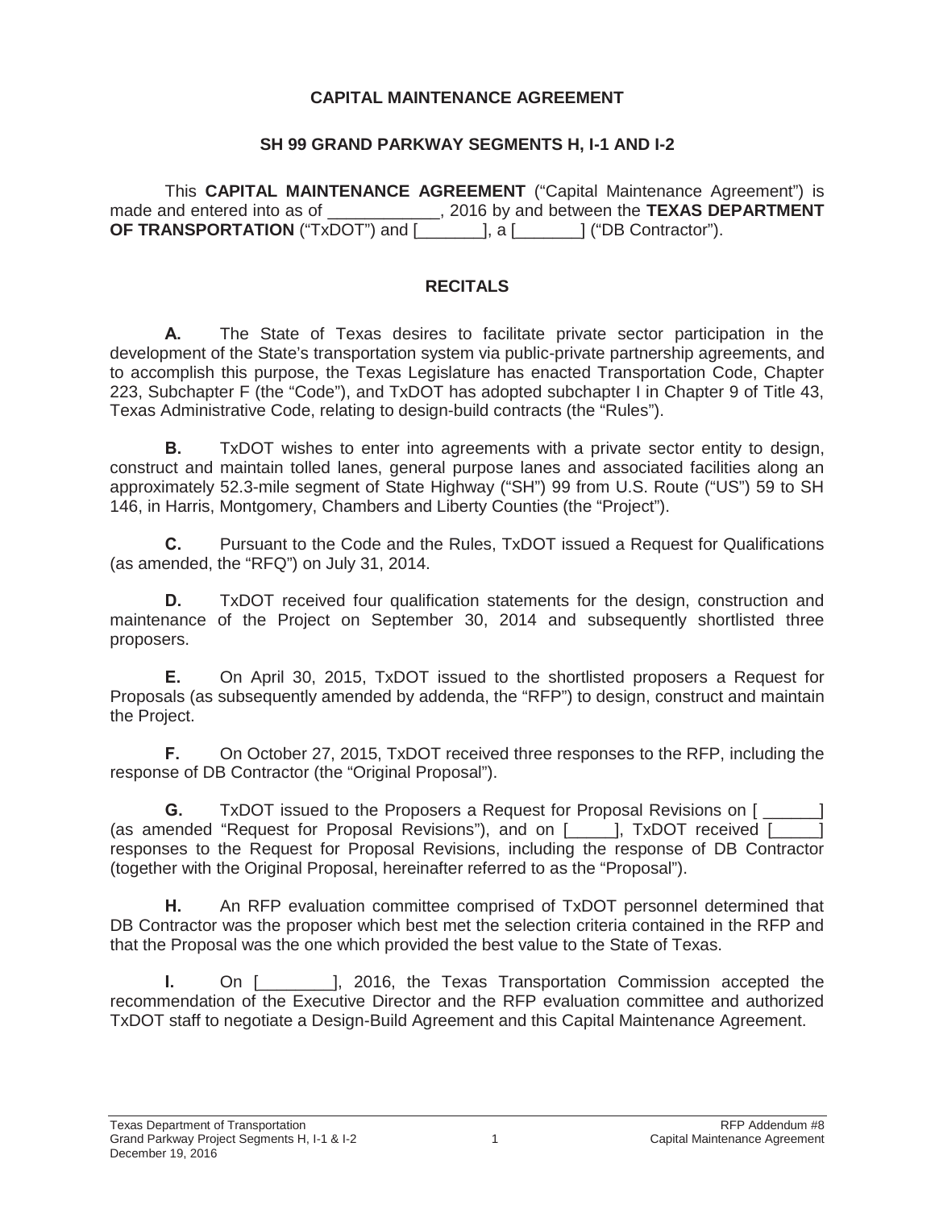# CAPITAL MAINTENANCE AGREEMENT

## SH 99 GRAND PARKWAY SEGMENTS H, I-1 AND I-2

This **CAPITAL MAINTENANCE AGREEMENT** ("Capital Maintenance Agreement") is made and entered into as of ____________, 2016 by and between the **TEXAS DEPARTMENT OF TRANSPORTATION** ("TxDOT") and [_______], a [_______] ("DB Contractor").

## RECITALS

**A.** The State of Texas desires to facilitate private sector participation in the development of the State's transportation system via public-private partnership agreements, and to accomplish this purpose, the Texas Legislature has enacted Transportation Code, Chapter 223, Subchapter F (the "Code"), and TxDOT has adopted subchapter I in Chapter 9 of Title 43, Texas Administrative Code, relating to design-build contracts (the "Rules").

**B.** TxDOT wishes to enter into agreements with a private sector entity to design, construct and maintain tolled lanes, general purpose lanes and associated facilities along an approximately 52.3-mile segment of State Highway ("SH") 99 from U.S. Route ("US") 59 to SH 146, in Harris, Montgomery, Chambers and Liberty Counties (the "Project").

**C.** Pursuant to the Code and the Rules, TxDOT issued a Request for Qualifications (as amended, the "RFQ") on July 31, 2014.

**D.** TxDOT received four qualification statements for the design, construction and maintenance of the Project on September 30, 2014 and subsequently shortlisted three proposers.

**E.** On April 30, 2015, TxDOT issued to the shortlisted proposers a Request for Proposals (as subsequently amended by addenda, the "RFP") to design, construct and maintain the Project.

**F.** On October 27, 2015, TxDOT received three responses to the RFP, including the response of DB Contractor (the "Original Proposal").

**G.** TxDOT issued to the Proposers a Request for Proposal Revisions on [ ______] (as amended "Request for Proposal Revisions"), and on [_____], TxDOT received [_____] responses to the Request for Proposal Revisions, including the response of DB Contractor (together with the Original Proposal, hereinafter referred to as the "Proposal").

**H.** An RFP evaluation committee comprised of TxDOT personnel determined that DB Contractor was the proposer which best met the selection criteria contained in the RFP and that the Proposal was the one which provided the best value to the State of Texas.

**I.** On [________], 2016, the Texas Transportation Commission accepted the recommendation of the Executive Director and the RFP evaluation committee and authorized TxDOT staff to negotiate a Design-Build Agreement and this Capital Maintenance Agreement.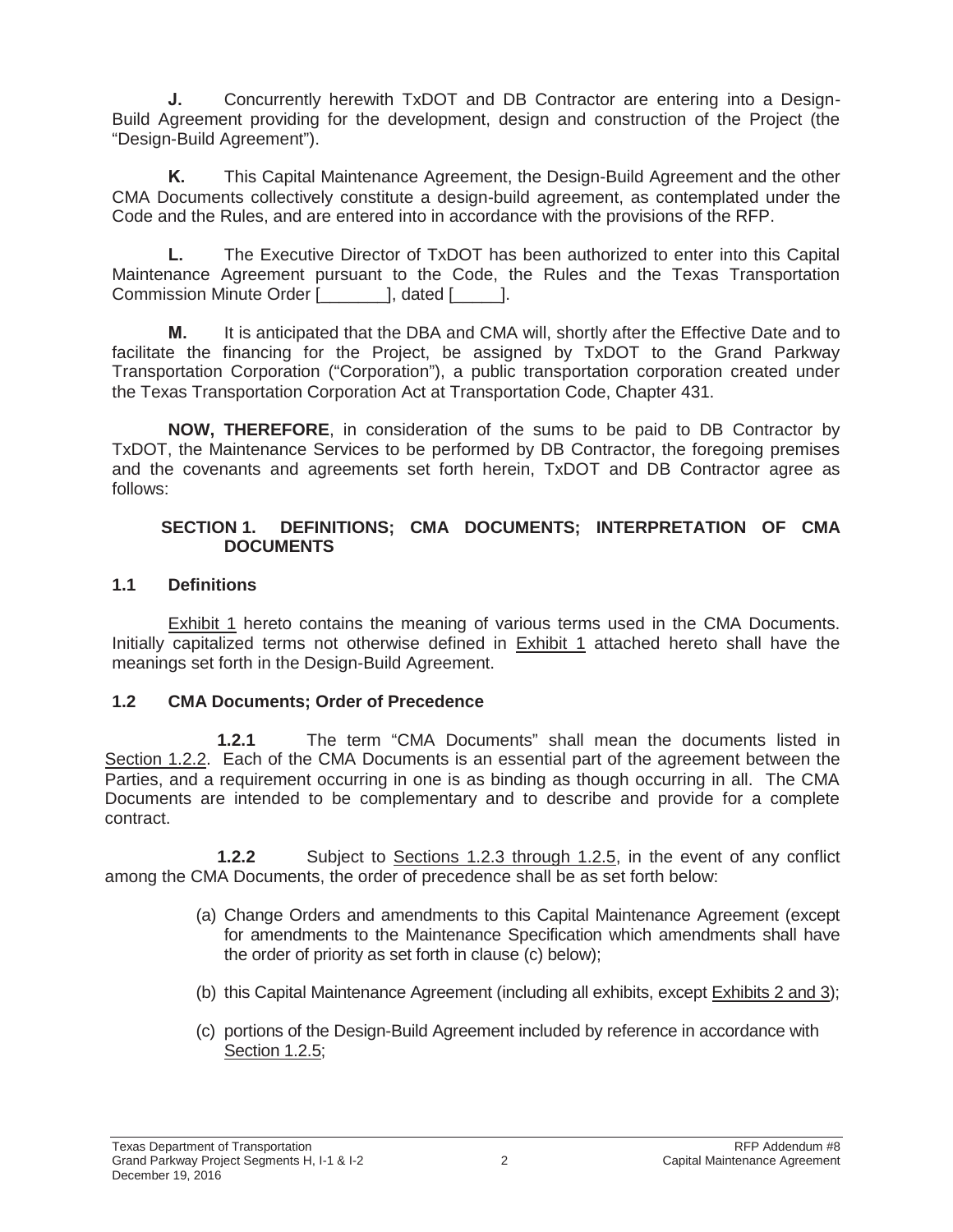**J.** Concurrently herewith TxDOT and DB Contractor are entering into a Design-Build Agreement providing for the development, design and construction of the Project (the "Design-Build Agreement").

**K.** This Capital Maintenance Agreement, the Design-Build Agreement and the other CMA Documents collectively constitute a design-build agreement, as contemplated under the Code and the Rules, and are entered into in accordance with the provisions of the RFP.

**L.** The Executive Director of TxDOT has been authorized to enter into this Capital Maintenance Agreement pursuant to the Code, the Rules and the Texas Transportation Commission Minute Order [_______], dated [_____].

**M.** It is anticipated that the DBA and CMA will, shortly after the Effective Date and to facilitate the financing for the Project, be assigned by TxDOT to the Grand Parkway Transportation Corporation ("Corporation"), a public transportation corporation created under the Texas Transportation Corporation Act at Transportation Code, Chapter 431.

**NOW, THEREFORE**, in consideration of the sums to be paid to DB Contractor by TxDOT, the Maintenance Services to be performed by DB Contractor, the foregoing premises and the covenants and agreements set forth herein, TxDOT and DB Contractor agree as follows:

## SECTION 1. DEFINITIONS; CMA DOCUMENTS; INTERPRETATION OF CMA DOCUMENTS

### 1.1 Definitions

Exhibit 1 hereto contains the meaning of various terms used in the CMA Documents. Initially capitalized terms not otherwise defined in Exhibit 1 attached hereto shall have the meanings set forth in the Design-Build Agreement.

### 1.2 CMA Documents; Order of Precedence

**1.2.1** The term "CMA Documents" shall mean the documents listed in Section 1.2.2. Each of the CMA Documents is an essential part of the agreement between the Parties, and a requirement occurring in one is as binding as though occurring in all. The CMA Documents are intended to be complementary and to describe and provide for a complete contract.

**1.2.2** Subject to Sections 1.2.3 through 1.2.5, in the event of any conflict among the CMA Documents, the order of precedence shall be as set forth below:

(a) Change Orders and amendments to this Capital Maintenance Agreement (except for amendments to the Maintenance Specification which amendments shall have the order of priority as set forth in clause (c) below);

(b) this Capital Maintenance Agreement (including all exhibits, except Exhibits 2 and 3);

(c) portions of the Design-Build Agreement included by reference in accordance with Section 1.2.5;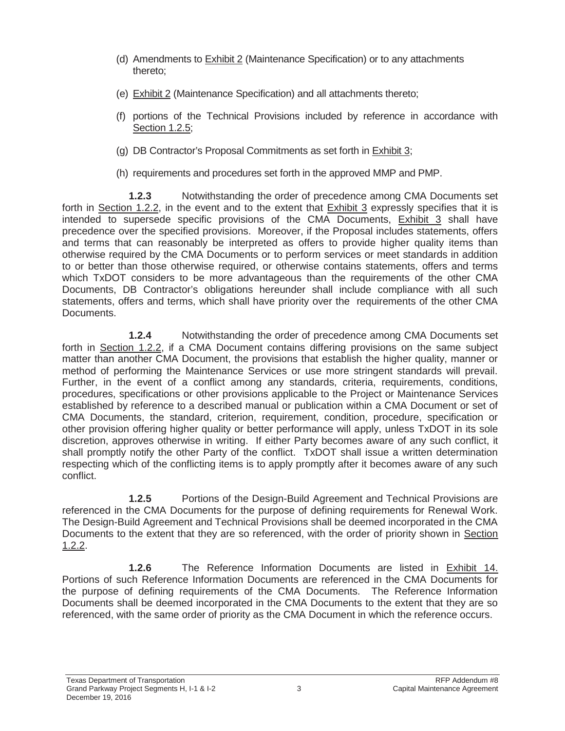(d) Amendments to Exhibit 2 (Maintenance Specification) or to any attachments thereto;

(e) Exhibit 2 (Maintenance Specification) and all attachments thereto;

(f) portions of the Technical Provisions included by reference in accordance with Section 1.2.5;

(g) DB Contractor's Proposal Commitments as set forth in Exhibit 3;

(h) requirements and procedures set forth in the approved MMP and PMP.

**1.2.3** Notwithstanding the order of precedence among CMA Documents set forth in Section 1.2.2, in the event and to the extent that Exhibit 3 expressly specifies that it is intended to supersede specific provisions of the CMA Documents, Exhibit 3 shall have precedence over the specified provisions. Moreover, if the Proposal includes statements, offers and terms that can reasonably be interpreted as offers to provide higher quality items than otherwise required by the CMA Documents or to perform services or meet standards in addition to or better than those otherwise required, or otherwise contains statements, offers and terms which TxDOT considers to be more advantageous than the requirements of the other CMA Documents, DB Contractor's obligations hereunder shall include compliance with all such statements, offers and terms, which shall have priority over the requirements of the other CMA Documents.

**1.2.4** Notwithstanding the order of precedence among CMA Documents set forth in Section 1.2.2, if a CMA Document contains differing provisions on the same subject matter than another CMA Document, the provisions that establish the higher quality, manner or method of performing the Maintenance Services or use more stringent standards will prevail. Further, in the event of a conflict among any standards, criteria, requirements, conditions, procedures, specifications or other provisions applicable to the Project or Maintenance Services established by reference to a described manual or publication within a CMA Document or set of CMA Documents, the standard, criterion, requirement, condition, procedure, specification or other provision offering higher quality or better performance will apply, unless TxDOT in its sole discretion, approves otherwise in writing. If either Party becomes aware of any such conflict, it shall promptly notify the other Party of the conflict. TxDOT shall issue a written determination respecting which of the conflicting items is to apply promptly after it becomes aware of any such conflict.

**1.2.5** Portions of the Design-Build Agreement and Technical Provisions are referenced in the CMA Documents for the purpose of defining requirements for Renewal Work. The Design-Build Agreement and Technical Provisions shall be deemed incorporated in the CMA Documents to the extent that they are so referenced, with the order of priority shown in Section 1.2.2.

**1.2.6** The Reference Information Documents are listed in Exhibit 14. Portions of such Reference Information Documents are referenced in the CMA Documents for the purpose of defining requirements of the CMA Documents. The Reference Information Documents shall be deemed incorporated in the CMA Documents to the extent that they are so referenced, with the same order of priority as the CMA Document in which the reference occurs.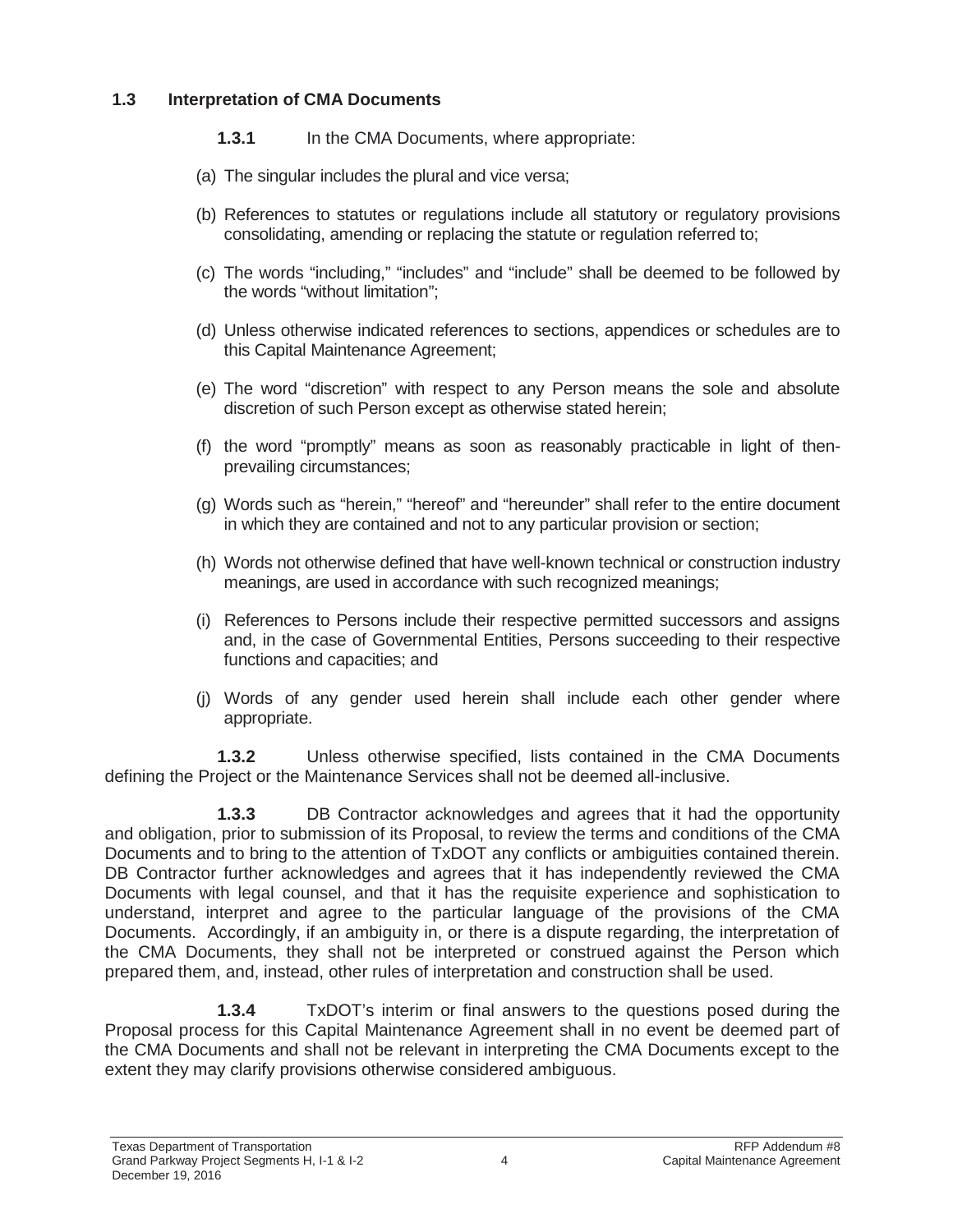### 1.3 Interpretation of CMA Documents

**1.3.1** In the CMA Documents, where appropriate:

(a) The singular includes the plural and vice versa;

(b) References to statutes or regulations include all statutory or regulatory provisions consolidating, amending or replacing the statute or regulation referred to;

(c) The words "including," "includes" and "include" shall be deemed to be followed by the words "without limitation";

(d) Unless otherwise indicated references to sections, appendices or schedules are to this Capital Maintenance Agreement;

(e) The word "discretion" with respect to any Person means the sole and absolute discretion of such Person except as otherwise stated herein;

(f) the word "promptly" means as soon as reasonably practicable in light of then-prevailing circumstances;

(g) Words such as "herein," "hereof" and "hereunder" shall refer to the entire document in which they are contained and not to any particular provision or section;

(h) Words not otherwise defined that have well-known technical or construction industry meanings, are used in accordance with such recognized meanings;

(i) References to Persons include their respective permitted successors and assigns and, in the case of Governmental Entities, Persons succeeding to their respective functions and capacities; and

(j) Words of any gender used herein shall include each other gender where appropriate.

**1.3.2** Unless otherwise specified, lists contained in the CMA Documents defining the Project or the Maintenance Services shall not be deemed all-inclusive.

**1.3.3** DB Contractor acknowledges and agrees that it had the opportunity and obligation, prior to submission of its Proposal, to review the terms and conditions of the CMA Documents and to bring to the attention of TxDOT any conflicts or ambiguities contained therein. DB Contractor further acknowledges and agrees that it has independently reviewed the CMA Documents with legal counsel, and that it has the requisite experience and sophistication to understand, interpret and agree to the particular language of the provisions of the CMA Documents. Accordingly, if an ambiguity in, or there is a dispute regarding, the interpretation of the CMA Documents, they shall not be interpreted or construed against the Person which prepared them, and, instead, other rules of interpretation and construction shall be used.

**1.3.4** TxDOT's interim or final answers to the questions posed during the Proposal process for this Capital Maintenance Agreement shall in no event be deemed part of the CMA Documents and shall not be relevant in interpreting the CMA Documents except to the extent they may clarify provisions otherwise considered ambiguous.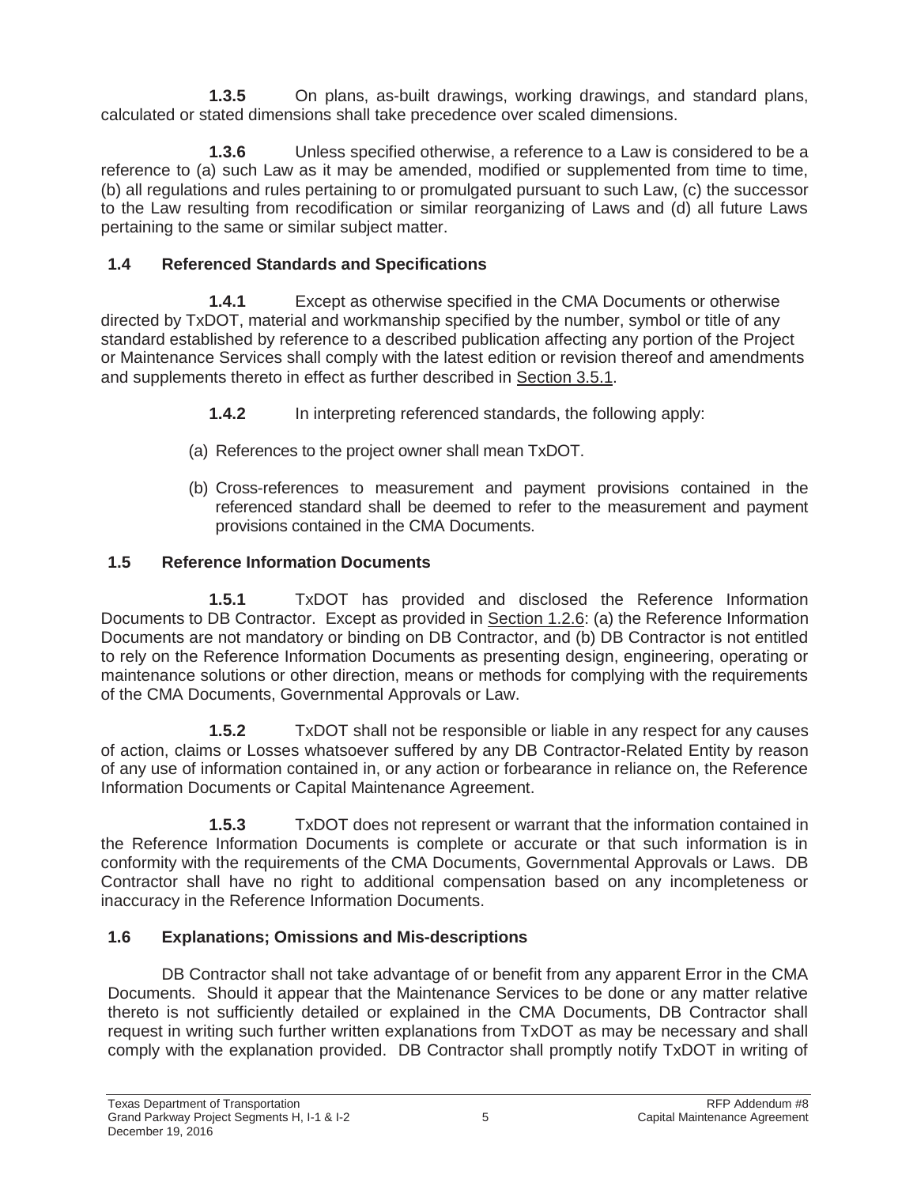**1.3.5** On plans, as-built drawings, working drawings, and standard plans, calculated or stated dimensions shall take precedence over scaled dimensions.

**1.3.6** Unless specified otherwise, a reference to a Law is considered to be a reference to (a) such Law as it may be amended, modified or supplemented from time to time, (b) all regulations and rules pertaining to or promulgated pursuant to such Law, (c) the successor to the Law resulting from recodification or similar reorganizing of Laws and (d) all future Laws pertaining to the same or similar subject matter.

## 1.4 Referenced Standards and Specifications

**1.4.1** Except as otherwise specified in the CMA Documents or otherwise directed by TxDOT, material and workmanship specified by the number, symbol or title of any standard established by reference to a described publication affecting any portion of the Project or Maintenance Services shall comply with the latest edition or revision thereof and amendments and supplements thereto in effect as further described in Section 3.5.1.

**1.4.2** In interpreting referenced standards, the following apply:

(a) References to the project owner shall mean TxDOT.

(b) Cross-references to measurement and payment provisions contained in the referenced standard shall be deemed to refer to the measurement and payment provisions contained in the CMA Documents.

## 1.5 Reference Information Documents

**1.5.1** TxDOT has provided and disclosed the Reference Information Documents to DB Contractor. Except as provided in Section 1.2.6: (a) the Reference Information Documents are not mandatory or binding on DB Contractor, and (b) DB Contractor is not entitled to rely on the Reference Information Documents as presenting design, engineering, operating or maintenance solutions or other direction, means or methods for complying with the requirements of the CMA Documents, Governmental Approvals or Law.

**1.5.2** TxDOT shall not be responsible or liable in any respect for any causes of action, claims or Losses whatsoever suffered by any DB Contractor-Related Entity by reason of any use of information contained in, or any action or forbearance in reliance on, the Reference Information Documents or Capital Maintenance Agreement.

**1.5.3** TxDOT does not represent or warrant that the information contained in the Reference Information Documents is complete or accurate or that such information is in conformity with the requirements of the CMA Documents, Governmental Approvals or Laws. DB Contractor shall have no right to additional compensation based on any incompleteness or inaccuracy in the Reference Information Documents.

## 1.6 Explanations; Omissions and Mis-descriptions

DB Contractor shall not take advantage of or benefit from any apparent Error in the CMA Documents. Should it appear that the Maintenance Services to be done or any matter relative thereto is not sufficiently detailed or explained in the CMA Documents, DB Contractor shall request in writing such further written explanations from TxDOT as may be necessary and shall comply with the explanation provided. DB Contractor shall promptly notify TxDOT in writing of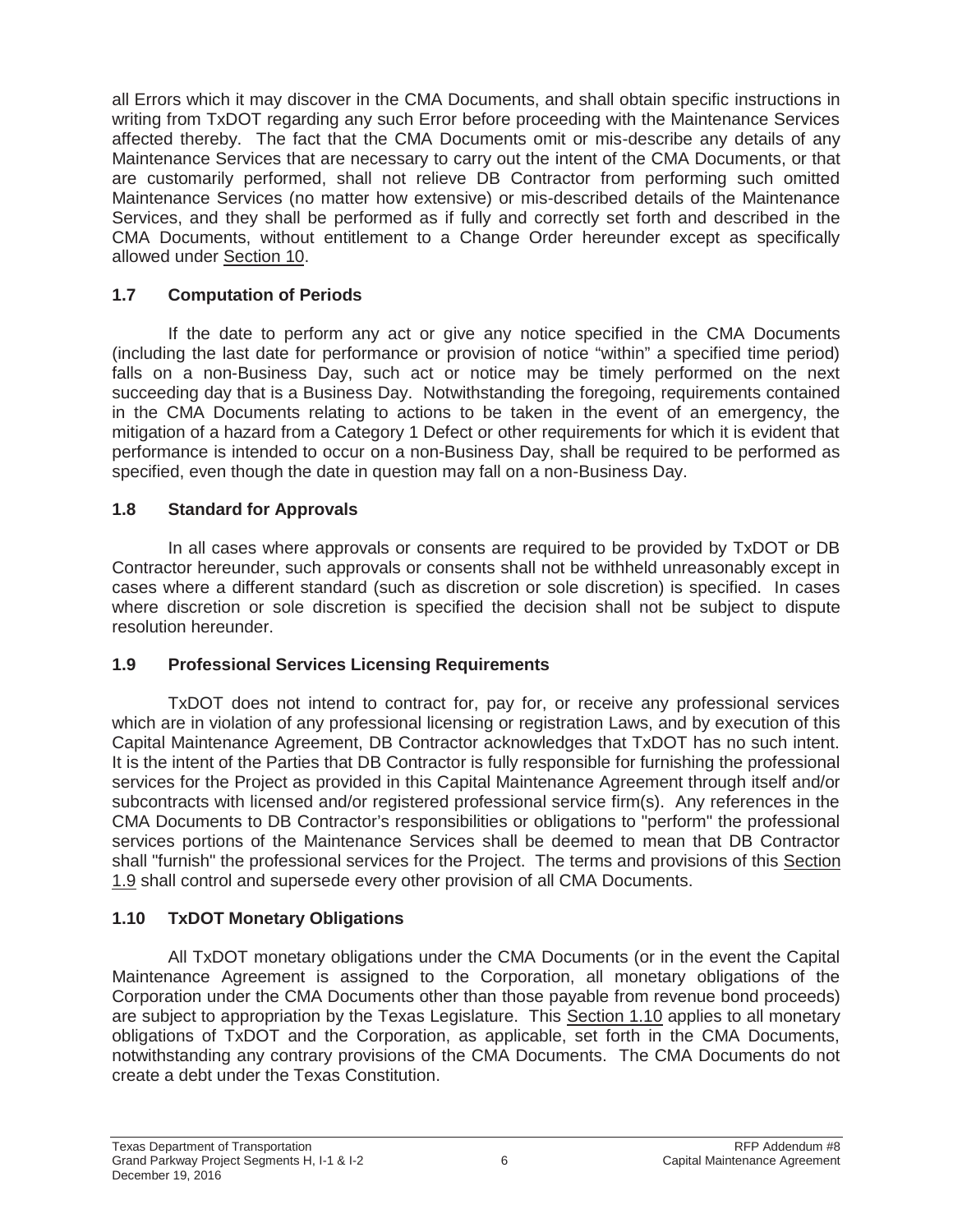all Errors which it may discover in the CMA Documents, and shall obtain specific instructions in writing from TxDOT regarding any such Error before proceeding with the Maintenance Services affected thereby. The fact that the CMA Documents omit or mis-describe any details of any Maintenance Services that are necessary to carry out the intent of the CMA Documents, or that are customarily performed, shall not relieve DB Contractor from performing such omitted Maintenance Services (no matter how extensive) or mis-described details of the Maintenance Services, and they shall be performed as if fully and correctly set forth and described in the CMA Documents, without entitlement to a Change Order hereunder except as specifically allowed under Section 10.

## 1.7 Computation of Periods

If the date to perform any act or give any notice specified in the CMA Documents (including the last date for performance or provision of notice "within" a specified time period) falls on a non-Business Day, such act or notice may be timely performed on the next succeeding day that is a Business Day. Notwithstanding the foregoing, requirements contained in the CMA Documents relating to actions to be taken in the event of an emergency, the mitigation of a hazard from a Category 1 Defect or other requirements for which it is evident that performance is intended to occur on a non-Business Day, shall be required to be performed as specified, even though the date in question may fall on a non-Business Day.

## 1.8 Standard for Approvals

In all cases where approvals or consents are required to be provided by TxDOT or DB Contractor hereunder, such approvals or consents shall not be withheld unreasonably except in cases where a different standard (such as discretion or sole discretion) is specified. In cases where discretion or sole discretion is specified the decision shall not be subject to dispute resolution hereunder.

## 1.9 Professional Services Licensing Requirements

TxDOT does not intend to contract for, pay for, or receive any professional services which are in violation of any professional licensing or registration Laws, and by execution of this Capital Maintenance Agreement, DB Contractor acknowledges that TxDOT has no such intent. It is the intent of the Parties that DB Contractor is fully responsible for furnishing the professional services for the Project as provided in this Capital Maintenance Agreement through itself and/or subcontracts with licensed and/or registered professional service firm(s). Any references in the CMA Documents to DB Contractor's responsibilities or obligations to "perform" the professional services portions of the Maintenance Services shall be deemed to mean that DB Contractor shall "furnish" the professional services for the Project. The terms and provisions of this Section 1.9 shall control and supersede every other provision of all CMA Documents.

## 1.10 TxDOT Monetary Obligations

All TxDOT monetary obligations under the CMA Documents (or in the event the Capital Maintenance Agreement is assigned to the Corporation, all monetary obligations of the Corporation under the CMA Documents other than those payable from revenue bond proceeds) are subject to appropriation by the Texas Legislature. This Section 1.10 applies to all monetary obligations of TxDOT and the Corporation, as applicable, set forth in the CMA Documents, notwithstanding any contrary provisions of the CMA Documents. The CMA Documents do not create a debt under the Texas Constitution.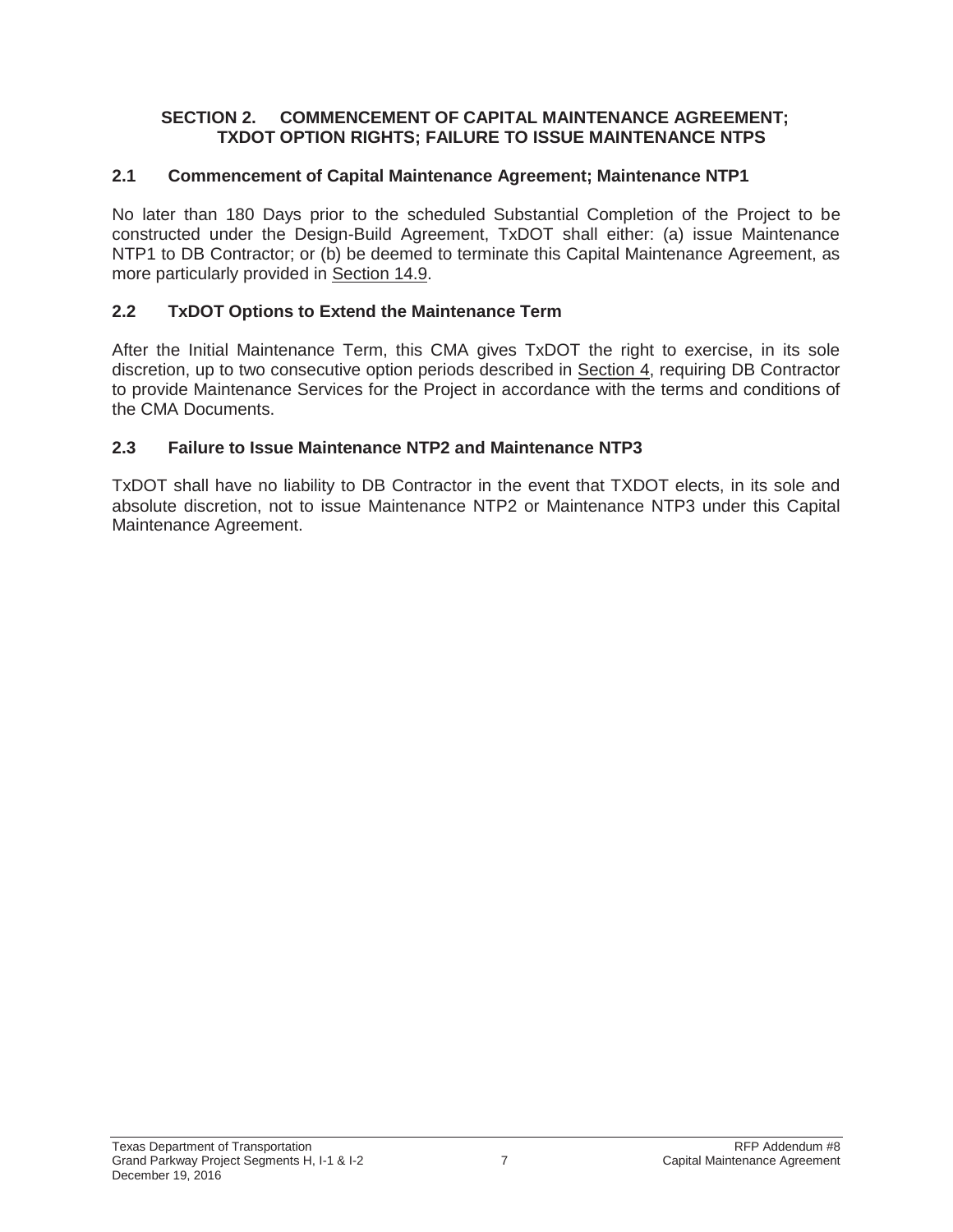## SECTION 2. COMMENCEMENT OF CAPITAL MAINTENANCE AGREEMENT; TXDOT OPTION RIGHTS; FAILURE TO ISSUE MAINTENANCE NTPS

### 2.1 Commencement of Capital Maintenance Agreement; Maintenance NTP1

No later than 180 Days prior to the scheduled Substantial Completion of the Project to be constructed under the Design-Build Agreement, TxDOT shall either: (a) issue Maintenance NTP1 to DB Contractor; or (b) be deemed to terminate this Capital Maintenance Agreement, as more particularly provided in Section 14.9.

### 2.2 TxDOT Options to Extend the Maintenance Term

After the Initial Maintenance Term, this CMA gives TxDOT the right to exercise, in its sole discretion, up to two consecutive option periods described in Section 4, requiring DB Contractor to provide Maintenance Services for the Project in accordance with the terms and conditions of the CMA Documents.

### 2.3 Failure to Issue Maintenance NTP2 and Maintenance NTP3

TxDOT shall have no liability to DB Contractor in the event that TXDOT elects, in its sole and absolute discretion, not to issue Maintenance NTP2 or Maintenance NTP3 under this Capital Maintenance Agreement.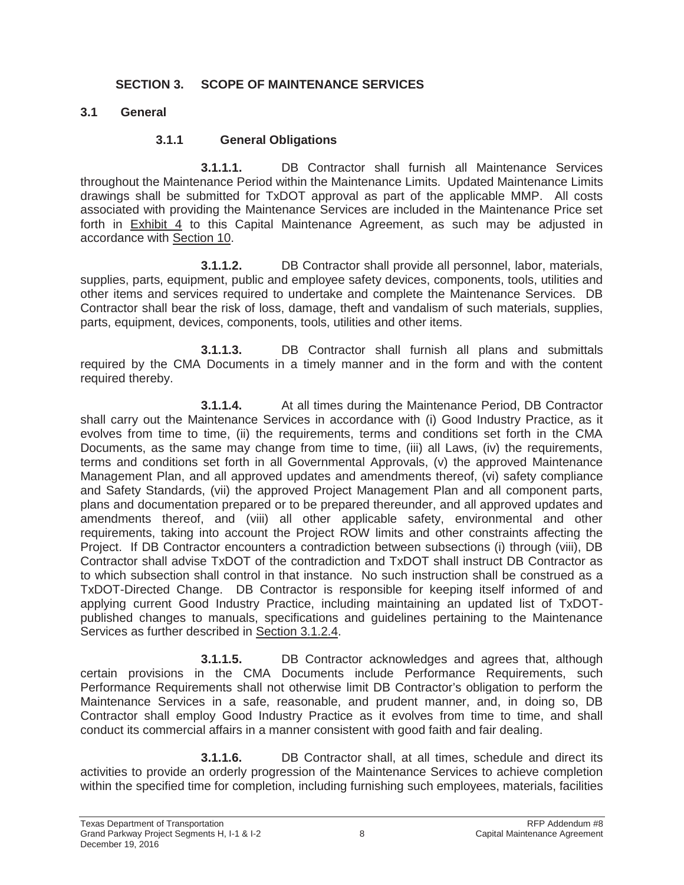# SECTION 3. SCOPE OF MAINTENANCE SERVICES

## 3.1 General

### 3.1.1 General Obligations

**3.1.1.1.** DB Contractor shall furnish all Maintenance Services throughout the Maintenance Period within the Maintenance Limits. Updated Maintenance Limits drawings shall be submitted for TxDOT approval as part of the applicable MMP. All costs associated with providing the Maintenance Services are included in the Maintenance Price set forth in Exhibit 4 to this Capital Maintenance Agreement, as such may be adjusted in accordance with Section 10.

**3.1.1.2.** DB Contractor shall provide all personnel, labor, materials, supplies, parts, equipment, public and employee safety devices, components, tools, utilities and other items and services required to undertake and complete the Maintenance Services. DB Contractor shall bear the risk of loss, damage, theft and vandalism of such materials, supplies, parts, equipment, devices, components, tools, utilities and other items.

**3.1.1.3.** DB Contractor shall furnish all plans and submittals required by the CMA Documents in a timely manner and in the form and with the content required thereby.

**3.1.1.4.** At all times during the Maintenance Period, DB Contractor shall carry out the Maintenance Services in accordance with (i) Good Industry Practice, as it evolves from time to time, (ii) the requirements, terms and conditions set forth in the CMA Documents, as the same may change from time to time, (iii) all Laws, (iv) the requirements, terms and conditions set forth in all Governmental Approvals, (v) the approved Maintenance Management Plan, and all approved updates and amendments thereof, (vi) safety compliance and Safety Standards, (vii) the approved Project Management Plan and all component parts, plans and documentation prepared or to be prepared thereunder, and all approved updates and amendments thereof, and (viii) all other applicable safety, environmental and other requirements, taking into account the Project ROW limits and other constraints affecting the Project. If DB Contractor encounters a contradiction between subsections (i) through (viii), DB Contractor shall advise TxDOT of the contradiction and TxDOT shall instruct DB Contractor as to which subsection shall control in that instance. No such instruction shall be construed as a TxDOT-Directed Change. DB Contractor is responsible for keeping itself informed of and applying current Good Industry Practice, including maintaining an updated list of TxDOT-published changes to manuals, specifications and guidelines pertaining to the Maintenance Services as further described in Section 3.1.2.4.

**3.1.1.5.** DB Contractor acknowledges and agrees that, although certain provisions in the CMA Documents include Performance Requirements, such Performance Requirements shall not otherwise limit DB Contractor's obligation to perform the Maintenance Services in a safe, reasonable, and prudent manner, and, in doing so, DB Contractor shall employ Good Industry Practice as it evolves from time to time, and shall conduct its commercial affairs in a manner consistent with good faith and fair dealing.

**3.1.1.6.** DB Contractor shall, at all times, schedule and direct its activities to provide an orderly progression of the Maintenance Services to achieve completion within the specified time for completion, including furnishing such employees, materials, facilities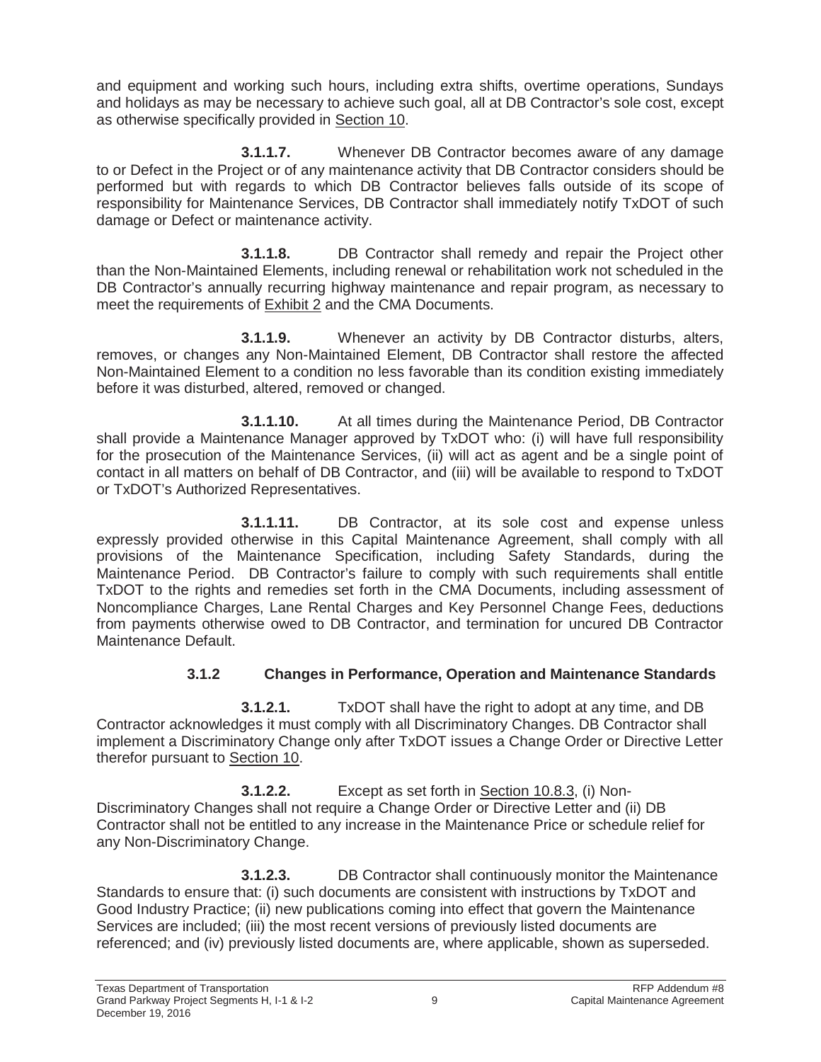and equipment and working such hours, including extra shifts, overtime operations, Sundays and holidays as may be necessary to achieve such goal, all at DB Contractor's sole cost, except as otherwise specifically provided in Section 10.

**3.1.1.7.** Whenever DB Contractor becomes aware of any damage to or Defect in the Project or of any maintenance activity that DB Contractor considers should be performed but with regards to which DB Contractor believes falls outside of its scope of responsibility for Maintenance Services, DB Contractor shall immediately notify TxDOT of such damage or Defect or maintenance activity.

**3.1.1.8.** DB Contractor shall remedy and repair the Project other than the Non-Maintained Elements, including renewal or rehabilitation work not scheduled in the DB Contractor's annually recurring highway maintenance and repair program, as necessary to meet the requirements of Exhibit 2 and the CMA Documents.

**3.1.1.9.** Whenever an activity by DB Contractor disturbs, alters, removes, or changes any Non-Maintained Element, DB Contractor shall restore the affected Non-Maintained Element to a condition no less favorable than its condition existing immediately before it was disturbed, altered, removed or changed.

**3.1.1.10.** At all times during the Maintenance Period, DB Contractor shall provide a Maintenance Manager approved by TxDOT who: (i) will have full responsibility for the prosecution of the Maintenance Services, (ii) will act as agent and be a single point of contact in all matters on behalf of DB Contractor, and (iii) will be available to respond to TxDOT or TxDOT's Authorized Representatives.

**3.1.1.11.** DB Contractor, at its sole cost and expense unless expressly provided otherwise in this Capital Maintenance Agreement, shall comply with all provisions of the Maintenance Specification, including Safety Standards, during the Maintenance Period. DB Contractor's failure to comply with such requirements shall entitle TxDOT to the rights and remedies set forth in the CMA Documents, including assessment of Noncompliance Charges, Lane Rental Charges and Key Personnel Change Fees, deductions from payments otherwise owed to DB Contractor, and termination for uncured DB Contractor Maintenance Default.

### 3.1.2 Changes in Performance, Operation and Maintenance Standards

**3.1.2.1.** TxDOT shall have the right to adopt at any time, and DB Contractor acknowledges it must comply with all Discriminatory Changes. DB Contractor shall implement a Discriminatory Change only after TxDOT issues a Change Order or Directive Letter therefor pursuant to Section 10.

**3.1.2.2.** Except as set forth in Section 10.8.3, (i) Non-Discriminatory Changes shall not require a Change Order or Directive Letter and (ii) DB Contractor shall not be entitled to any increase in the Maintenance Price or schedule relief for any Non-Discriminatory Change.

**3.1.2.3.** DB Contractor shall continuously monitor the Maintenance Standards to ensure that: (i) such documents are consistent with instructions by TxDOT and Good Industry Practice; (ii) new publications coming into effect that govern the Maintenance Services are included; (iii) the most recent versions of previously listed documents are referenced; and (iv) previously listed documents are, where applicable, shown as superseded.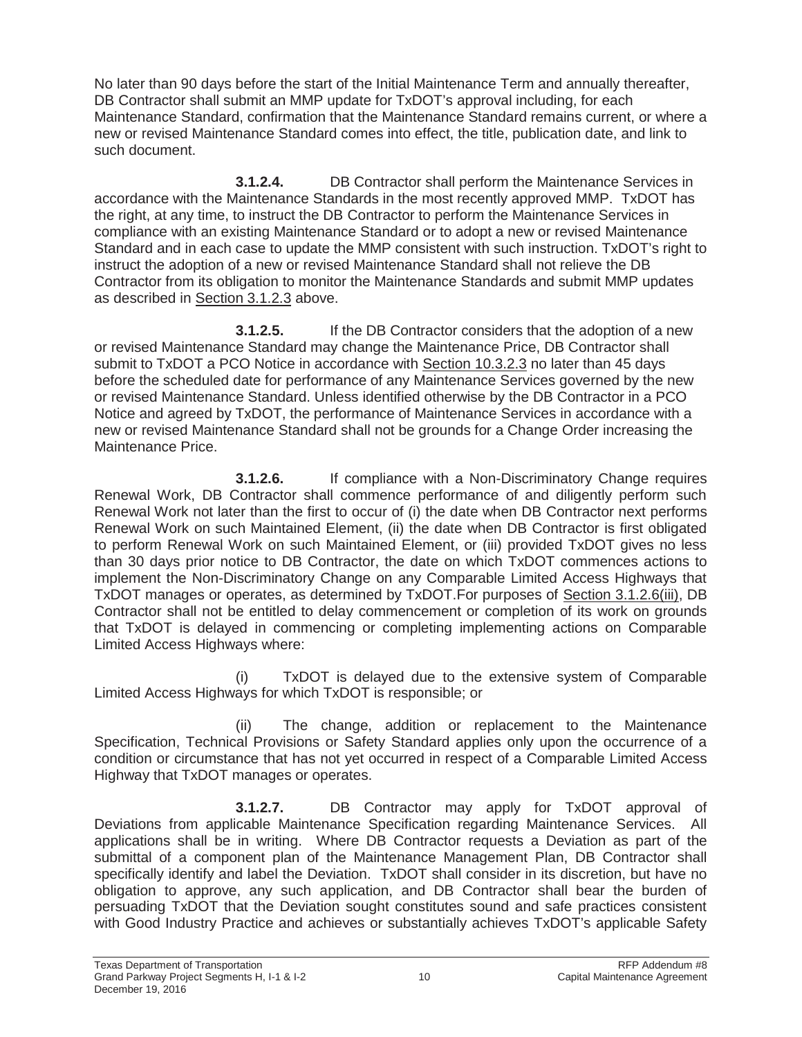No later than 90 days before the start of the Initial Maintenance Term and annually thereafter, DB Contractor shall submit an MMP update for TxDOT's approval including, for each Maintenance Standard, confirmation that the Maintenance Standard remains current, or where a new or revised Maintenance Standard comes into effect, the title, publication date, and link to such document.

**3.1.2.4.** DB Contractor shall perform the Maintenance Services in accordance with the Maintenance Standards in the most recently approved MMP. TxDOT has the right, at any time, to instruct the DB Contractor to perform the Maintenance Services in compliance with an existing Maintenance Standard or to adopt a new or revised Maintenance Standard and in each case to update the MMP consistent with such instruction. TxDOT's right to instruct the adoption of a new or revised Maintenance Standard shall not relieve the DB Contractor from its obligation to monitor the Maintenance Standards and submit MMP updates as described in Section 3.1.2.3 above.

**3.1.2.5.** If the DB Contractor considers that the adoption of a new or revised Maintenance Standard may change the Maintenance Price, DB Contractor shall submit to TxDOT a PCO Notice in accordance with Section 10.3.2.3 no later than 45 days before the scheduled date for performance of any Maintenance Services governed by the new or revised Maintenance Standard. Unless identified otherwise by the DB Contractor in a PCO Notice and agreed by TxDOT, the performance of Maintenance Services in accordance with a new or revised Maintenance Standard shall not be grounds for a Change Order increasing the Maintenance Price.

**3.1.2.6.** If compliance with a Non-Discriminatory Change requires Renewal Work, DB Contractor shall commence performance of and diligently perform such Renewal Work not later than the first to occur of (i) the date when DB Contractor next performs Renewal Work on such Maintained Element, (ii) the date when DB Contractor is first obligated to perform Renewal Work on such Maintained Element, or (iii) provided TxDOT gives no less than 30 days prior notice to DB Contractor, the date on which TxDOT commences actions to implement the Non-Discriminatory Change on any Comparable Limited Access Highways that TxDOT manages or operates, as determined by TxDOT.For purposes of Section 3.1.2.6(iii), DB Contractor shall not be entitled to delay commencement or completion of its work on grounds that TxDOT is delayed in commencing or completing implementing actions on Comparable Limited Access Highways where:

(i) TxDOT is delayed due to the extensive system of Comparable Limited Access Highways for which TxDOT is responsible; or

(ii) The change, addition or replacement to the Maintenance Specification, Technical Provisions or Safety Standard applies only upon the occurrence of a condition or circumstance that has not yet occurred in respect of a Comparable Limited Access Highway that TxDOT manages or operates.

**3.1.2.7.** DB Contractor may apply for TxDOT approval of Deviations from applicable Maintenance Specification regarding Maintenance Services. All applications shall be in writing. Where DB Contractor requests a Deviation as part of the submittal of a component plan of the Maintenance Management Plan, DB Contractor shall specifically identify and label the Deviation. TxDOT shall consider in its discretion, but have no obligation to approve, any such application, and DB Contractor shall bear the burden of persuading TxDOT that the Deviation sought constitutes sound and safe practices consistent with Good Industry Practice and achieves or substantially achieves TxDOT's applicable Safety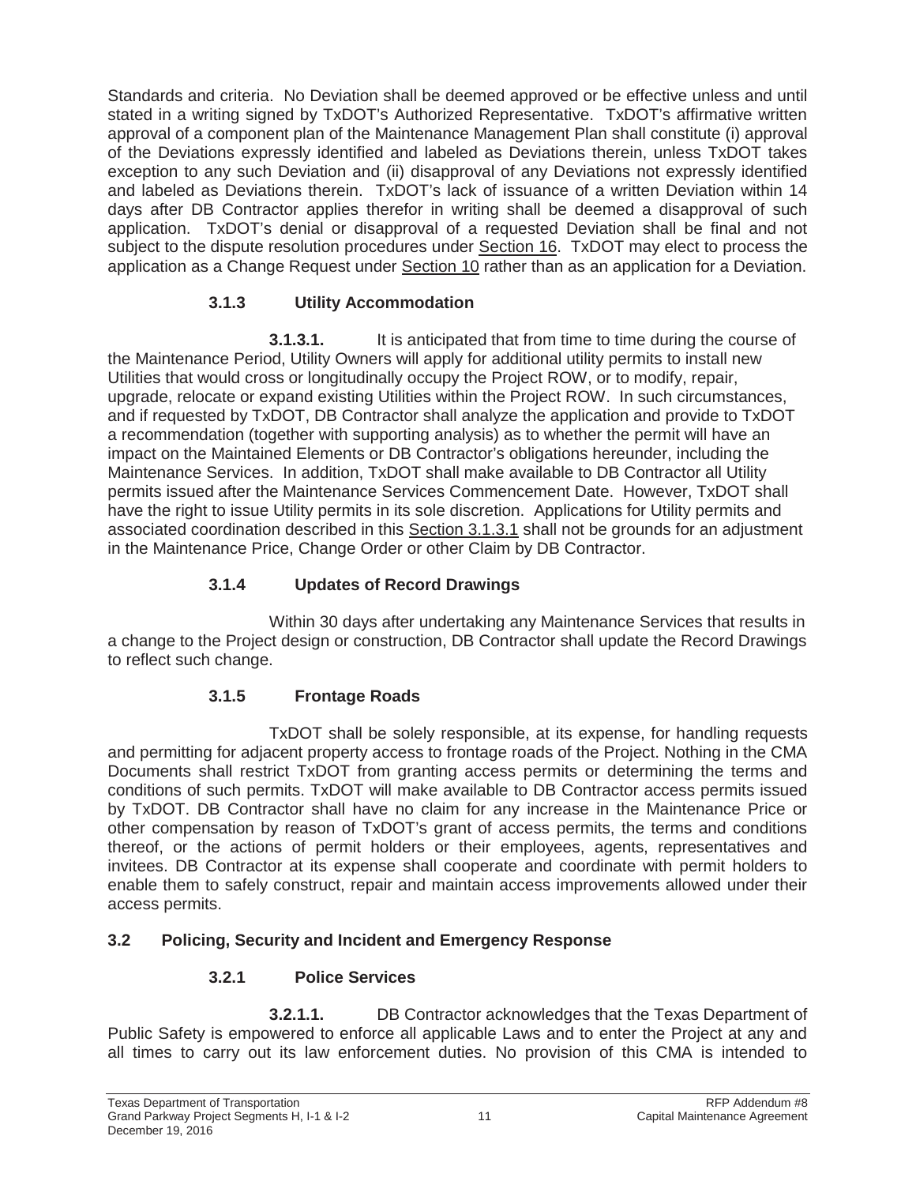Standards and criteria. No Deviation shall be deemed approved or be effective unless and until stated in a writing signed by TxDOT's Authorized Representative. TxDOT's affirmative written approval of a component plan of the Maintenance Management Plan shall constitute (i) approval of the Deviations expressly identified and labeled as Deviations therein, unless TxDOT takes exception to any such Deviation and (ii) disapproval of any Deviations not expressly identified and labeled as Deviations therein. TxDOT's lack of issuance of a written Deviation within 14 days after DB Contractor applies therefor in writing shall be deemed a disapproval of such application. TxDOT's denial or disapproval of a requested Deviation shall be final and not subject to the dispute resolution procedures under Section 16. TxDOT may elect to process the application as a Change Request under Section 10 rather than as an application for a Deviation.

### 3.1.3 Utility Accommodation

**3.1.3.1.** It is anticipated that from time to time during the course of the Maintenance Period, Utility Owners will apply for additional utility permits to install new Utilities that would cross or longitudinally occupy the Project ROW, or to modify, repair, upgrade, relocate or expand existing Utilities within the Project ROW. In such circumstances, and if requested by TxDOT, DB Contractor shall analyze the application and provide to TxDOT a recommendation (together with supporting analysis) as to whether the permit will have an impact on the Maintained Elements or DB Contractor's obligations hereunder, including the Maintenance Services. In addition, TxDOT shall make available to DB Contractor all Utility permits issued after the Maintenance Services Commencement Date. However, TxDOT shall have the right to issue Utility permits in its sole discretion. Applications for Utility permits and associated coordination described in this Section 3.1.3.1 shall not be grounds for an adjustment in the Maintenance Price, Change Order or other Claim by DB Contractor.

### 3.1.4 Updates of Record Drawings

Within 30 days after undertaking any Maintenance Services that results in a change to the Project design or construction, DB Contractor shall update the Record Drawings to reflect such change.

### 3.1.5 Frontage Roads

TxDOT shall be solely responsible, at its expense, for handling requests and permitting for adjacent property access to frontage roads of the Project. Nothing in the CMA Documents shall restrict TxDOT from granting access permits or determining the terms and conditions of such permits. TxDOT will make available to DB Contractor access permits issued by TxDOT. DB Contractor shall have no claim for any increase in the Maintenance Price or other compensation by reason of TxDOT's grant of access permits, the terms and conditions thereof, or the actions of permit holders or their employees, agents, representatives and invitees. DB Contractor at its expense shall cooperate and coordinate with permit holders to enable them to safely construct, repair and maintain access improvements allowed under their access permits.

## 3.2 Policing, Security and Incident and Emergency Response

### 3.2.1 Police Services

**3.2.1.1.** DB Contractor acknowledges that the Texas Department of Public Safety is empowered to enforce all applicable Laws and to enter the Project at any and all times to carry out its law enforcement duties. No provision of this CMA is intended to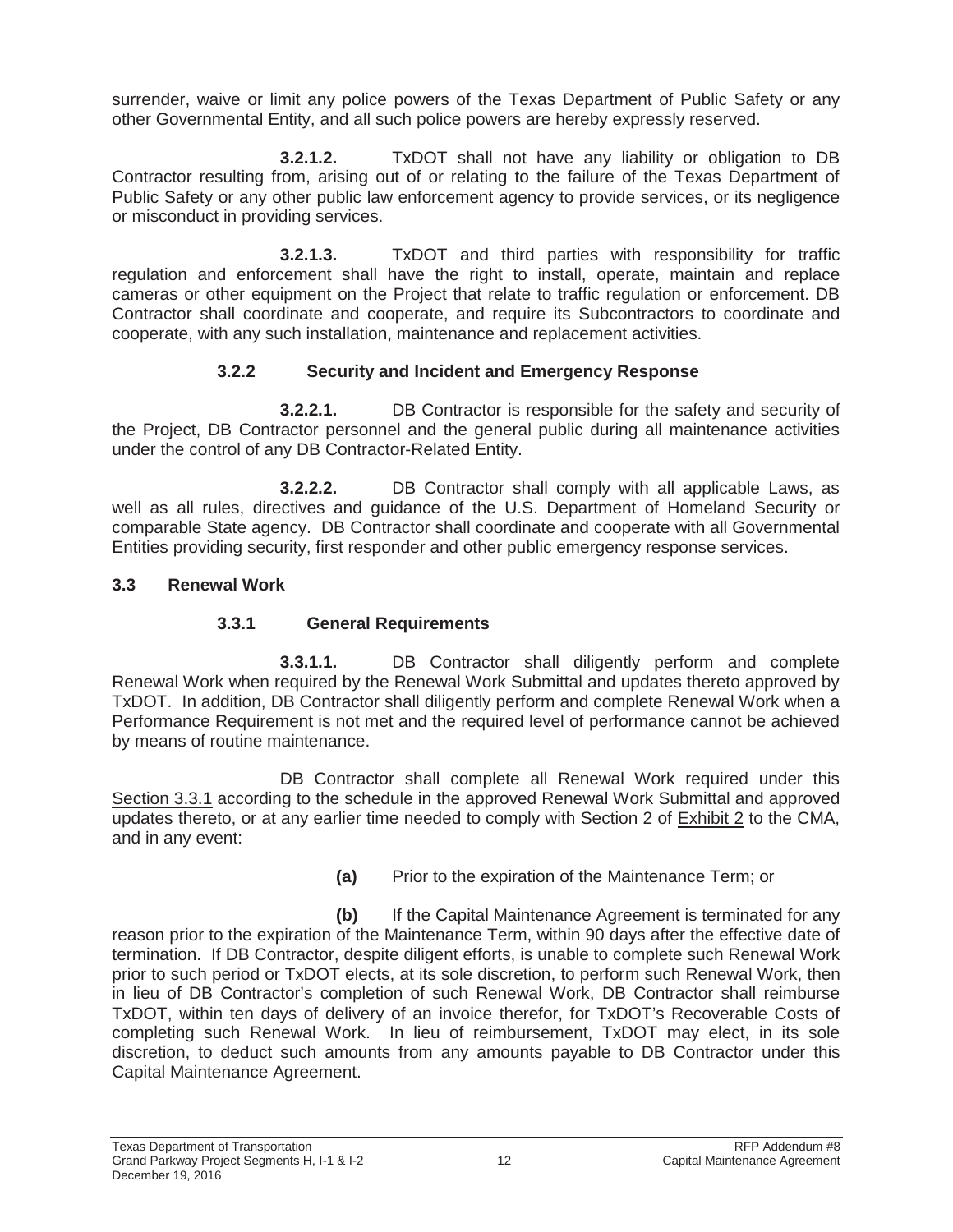surrender, waive or limit any police powers of the Texas Department of Public Safety or any other Governmental Entity, and all such police powers are hereby expressly reserved.

**3.2.1.2.** TxDOT shall not have any liability or obligation to DB Contractor resulting from, arising out of or relating to the failure of the Texas Department of Public Safety or any other public law enforcement agency to provide services, or its negligence or misconduct in providing services.

**3.2.1.3.** TxDOT and third parties with responsibility for traffic regulation and enforcement shall have the right to install, operate, maintain and replace cameras or other equipment on the Project that relate to traffic regulation or enforcement. DB Contractor shall coordinate and cooperate, and require its Subcontractors to coordinate and cooperate, with any such installation, maintenance and replacement activities.

#### 3.2.2 Security and Incident and Emergency Response

**3.2.2.1.** DB Contractor is responsible for the safety and security of the Project, DB Contractor personnel and the general public during all maintenance activities under the control of any DB Contractor-Related Entity.

**3.2.2.2.** DB Contractor shall comply with all applicable Laws, as well as all rules, directives and guidance of the U.S. Department of Homeland Security or comparable State agency. DB Contractor shall coordinate and cooperate with all Governmental Entities providing security, first responder and other public emergency response services.

### 3.3 Renewal Work

#### 3.3.1 General Requirements

**3.3.1.1.** DB Contractor shall diligently perform and complete Renewal Work when required by the Renewal Work Submittal and updates thereto approved by TxDOT. In addition, DB Contractor shall diligently perform and complete Renewal Work when a Performance Requirement is not met and the required level of performance cannot be achieved by means of routine maintenance.

DB Contractor shall complete all Renewal Work required under this Section 3.3.1 according to the schedule in the approved Renewal Work Submittal and approved updates thereto, or at any earlier time needed to comply with Section 2 of Exhibit 2 to the CMA, and in any event:

**(a)** Prior to the expiration of the Maintenance Term; or

**(b)** If the Capital Maintenance Agreement is terminated for any reason prior to the expiration of the Maintenance Term, within 90 days after the effective date of termination. If DB Contractor, despite diligent efforts, is unable to complete such Renewal Work prior to such period or TxDOT elects, at its sole discretion, to perform such Renewal Work, then in lieu of DB Contractor's completion of such Renewal Work, DB Contractor shall reimburse TxDOT, within ten days of delivery of an invoice therefor, for TxDOT's Recoverable Costs of completing such Renewal Work. In lieu of reimbursement, TxDOT may elect, in its sole discretion, to deduct such amounts from any amounts payable to DB Contractor under this Capital Maintenance Agreement.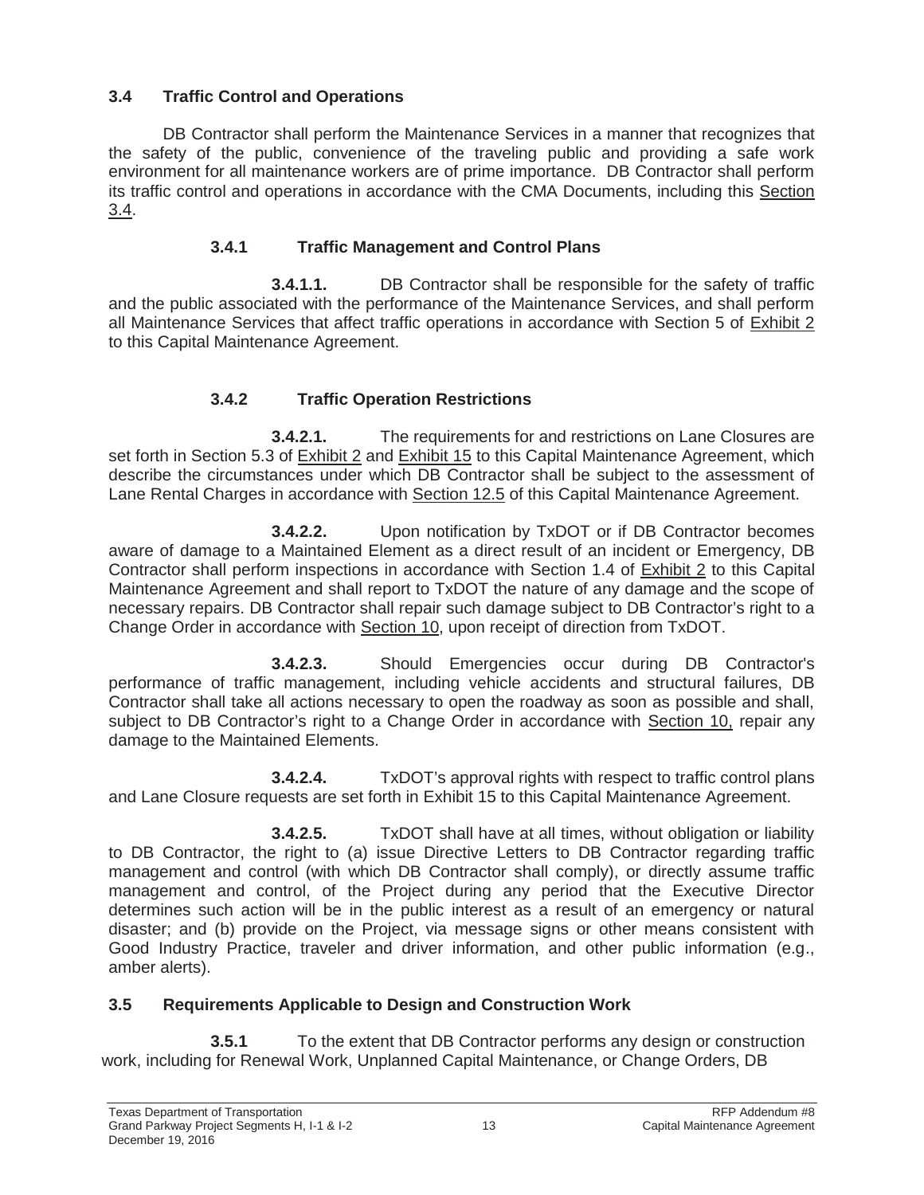### 3.4 Traffic Control and Operations

DB Contractor shall perform the Maintenance Services in a manner that recognizes that the safety of the public, convenience of the traveling public and providing a safe work environment for all maintenance workers are of prime importance. DB Contractor shall perform its traffic control and operations in accordance with the CMA Documents, including this Section 3.4.

#### 3.4.1 Traffic Management and Control Plans

**3.4.1.1.** DB Contractor shall be responsible for the safety of traffic and the public associated with the performance of the Maintenance Services, and shall perform all Maintenance Services that affect traffic operations in accordance with Section 5 of Exhibit 2 to this Capital Maintenance Agreement.

#### 3.4.2 Traffic Operation Restrictions

**3.4.2.1.** The requirements for and restrictions on Lane Closures are set forth in Section 5.3 of Exhibit 2 and Exhibit 15 to this Capital Maintenance Agreement, which describe the circumstances under which DB Contractor shall be subject to the assessment of Lane Rental Charges in accordance with Section 12.5 of this Capital Maintenance Agreement.

**3.4.2.2.** Upon notification by TxDOT or if DB Contractor becomes aware of damage to a Maintained Element as a direct result of an incident or Emergency, DB Contractor shall perform inspections in accordance with Section 1.4 of Exhibit 2 to this Capital Maintenance Agreement and shall report to TxDOT the nature of any damage and the scope of necessary repairs. DB Contractor shall repair such damage subject to DB Contractor's right to a Change Order in accordance with Section 10, upon receipt of direction from TxDOT.

**3.4.2.3.** Should Emergencies occur during DB Contractor's performance of traffic management, including vehicle accidents and structural failures, DB Contractor shall take all actions necessary to open the roadway as soon as possible and shall, subject to DB Contractor's right to a Change Order in accordance with Section 10, repair any damage to the Maintained Elements.

**3.4.2.4.** TxDOT's approval rights with respect to traffic control plans and Lane Closure requests are set forth in Exhibit 15 to this Capital Maintenance Agreement.

**3.4.2.5.** TxDOT shall have at all times, without obligation or liability to DB Contractor, the right to (a) issue Directive Letters to DB Contractor regarding traffic management and control (with which DB Contractor shall comply), or directly assume traffic management and control, of the Project during any period that the Executive Director determines such action will be in the public interest as a result of an emergency or natural disaster; and (b) provide on the Project, via message signs or other means consistent with Good Industry Practice, traveler and driver information, and other public information (e.g., amber alerts).

### 3.5 Requirements Applicable to Design and Construction Work

**3.5.1** To the extent that DB Contractor performs any design or construction work, including for Renewal Work, Unplanned Capital Maintenance, or Change Orders, DB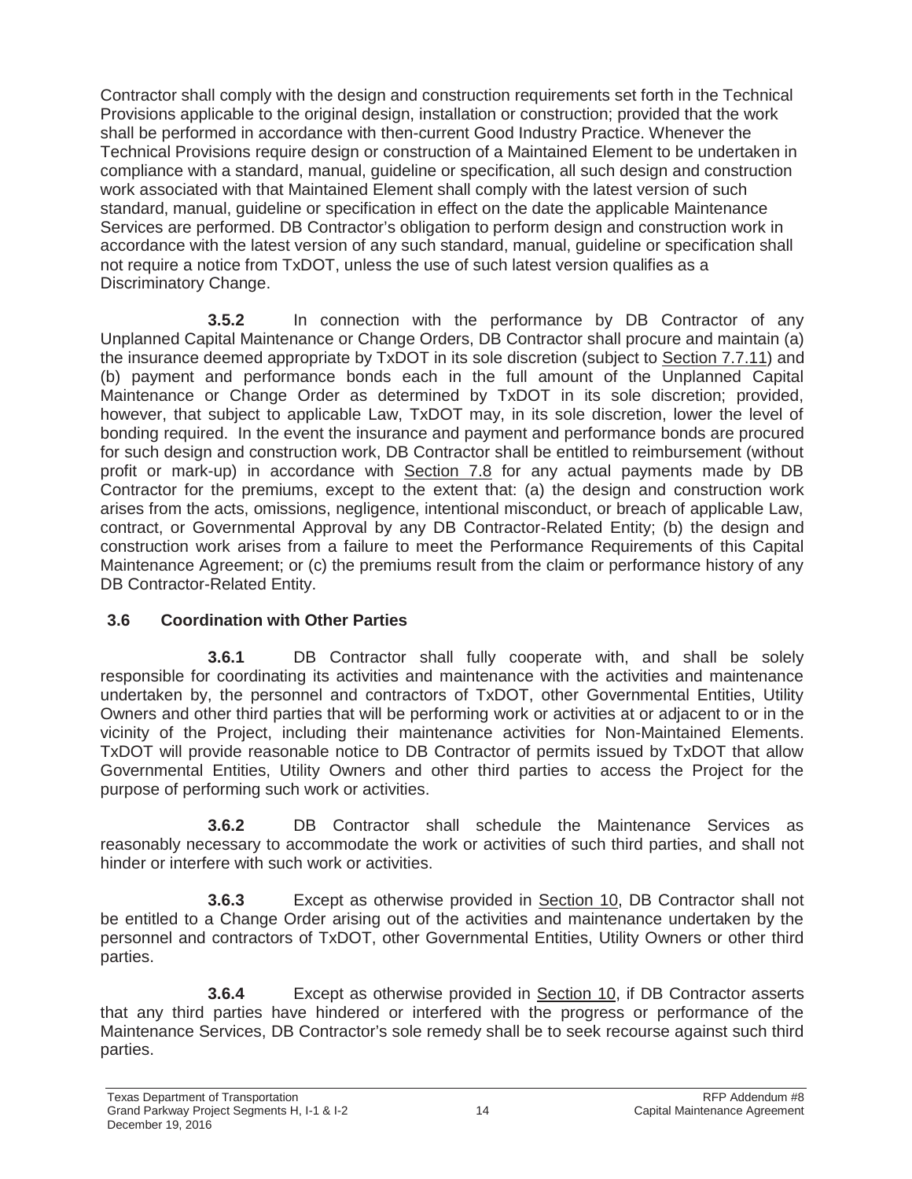Contractor shall comply with the design and construction requirements set forth in the Technical Provisions applicable to the original design, installation or construction; provided that the work shall be performed in accordance with then-current Good Industry Practice. Whenever the Technical Provisions require design or construction of a Maintained Element to be undertaken in compliance with a standard, manual, guideline or specification, all such design and construction work associated with that Maintained Element shall comply with the latest version of such standard, manual, guideline or specification in effect on the date the applicable Maintenance Services are performed. DB Contractor's obligation to perform design and construction work in accordance with the latest version of any such standard, manual, guideline or specification shall not require a notice from TxDOT, unless the use of such latest version qualifies as a Discriminatory Change.

**3.5.2** In connection with the performance by DB Contractor of any Unplanned Capital Maintenance or Change Orders, DB Contractor shall procure and maintain (a) the insurance deemed appropriate by TxDOT in its sole discretion (subject to Section 7.7.11) and (b) payment and performance bonds each in the full amount of the Unplanned Capital Maintenance or Change Order as determined by TxDOT in its sole discretion; provided, however, that subject to applicable Law, TxDOT may, in its sole discretion, lower the level of bonding required. In the event the insurance and payment and performance bonds are procured for such design and construction work, DB Contractor shall be entitled to reimbursement (without profit or mark-up) in accordance with Section 7.8 for any actual payments made by DB Contractor for the premiums, except to the extent that: (a) the design and construction work arises from the acts, omissions, negligence, intentional misconduct, or breach of applicable Law, contract, or Governmental Approval by any DB Contractor-Related Entity; (b) the design and construction work arises from a failure to meet the Performance Requirements of this Capital Maintenance Agreement; or (c) the premiums result from the claim or performance history of any DB Contractor-Related Entity.

## 3.6 Coordination with Other Parties

**3.6.1** DB Contractor shall fully cooperate with, and shall be solely responsible for coordinating its activities and maintenance with the activities and maintenance undertaken by, the personnel and contractors of TxDOT, other Governmental Entities, Utility Owners and other third parties that will be performing work or activities at or adjacent to or in the vicinity of the Project, including their maintenance activities for Non-Maintained Elements. TxDOT will provide reasonable notice to DB Contractor of permits issued by TxDOT that allow Governmental Entities, Utility Owners and other third parties to access the Project for the purpose of performing such work or activities.

**3.6.2** DB Contractor shall schedule the Maintenance Services as reasonably necessary to accommodate the work or activities of such third parties, and shall not hinder or interfere with such work or activities.

**3.6.3** Except as otherwise provided in Section 10, DB Contractor shall not be entitled to a Change Order arising out of the activities and maintenance undertaken by the personnel and contractors of TxDOT, other Governmental Entities, Utility Owners or other third parties.

**3.6.4** Except as otherwise provided in Section 10, if DB Contractor asserts that any third parties have hindered or interfered with the progress or performance of the Maintenance Services, DB Contractor's sole remedy shall be to seek recourse against such third parties.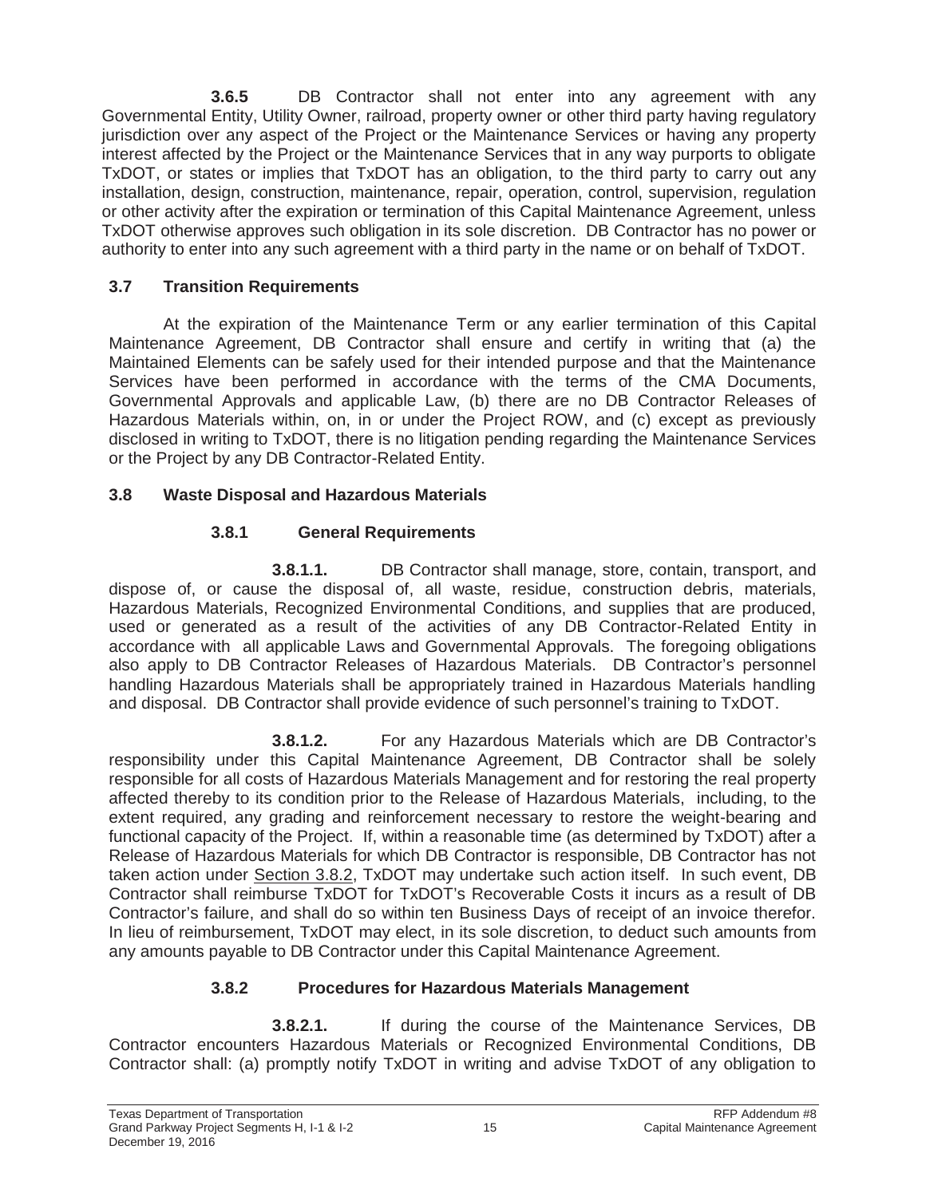**3.6.5** DB Contractor shall not enter into any agreement with any Governmental Entity, Utility Owner, railroad, property owner or other third party having regulatory jurisdiction over any aspect of the Project or the Maintenance Services or having any property interest affected by the Project or the Maintenance Services that in any way purports to obligate TxDOT, or states or implies that TxDOT has an obligation, to the third party to carry out any installation, design, construction, maintenance, repair, operation, control, supervision, regulation or other activity after the expiration or termination of this Capital Maintenance Agreement, unless TxDOT otherwise approves such obligation in its sole discretion. DB Contractor has no power or authority to enter into any such agreement with a third party in the name or on behalf of TxDOT.

### 3.7 Transition Requirements

At the expiration of the Maintenance Term or any earlier termination of this Capital Maintenance Agreement, DB Contractor shall ensure and certify in writing that (a) the Maintained Elements can be safely used for their intended purpose and that the Maintenance Services have been performed in accordance with the terms of the CMA Documents, Governmental Approvals and applicable Law, (b) there are no DB Contractor Releases of Hazardous Materials within, on, in or under the Project ROW, and (c) except as previously disclosed in writing to TxDOT, there is no litigation pending regarding the Maintenance Services or the Project by any DB Contractor-Related Entity.

### 3.8 Waste Disposal and Hazardous Materials

#### 3.8.1 General Requirements

**3.8.1.1.** DB Contractor shall manage, store, contain, transport, and dispose of, or cause the disposal of, all waste, residue, construction debris, materials, Hazardous Materials, Recognized Environmental Conditions, and supplies that are produced, used or generated as a result of the activities of any DB Contractor-Related Entity in accordance with all applicable Laws and Governmental Approvals. The foregoing obligations also apply to DB Contractor Releases of Hazardous Materials. DB Contractor's personnel handling Hazardous Materials shall be appropriately trained in Hazardous Materials handling and disposal. DB Contractor shall provide evidence of such personnel's training to TxDOT.

**3.8.1.2.** For any Hazardous Materials which are DB Contractor's responsibility under this Capital Maintenance Agreement, DB Contractor shall be solely responsible for all costs of Hazardous Materials Management and for restoring the real property affected thereby to its condition prior to the Release of Hazardous Materials, including, to the extent required, any grading and reinforcement necessary to restore the weight-bearing and functional capacity of the Project. If, within a reasonable time (as determined by TxDOT) after a Release of Hazardous Materials for which DB Contractor is responsible, DB Contractor has not taken action under Section 3.8.2, TxDOT may undertake such action itself. In such event, DB Contractor shall reimburse TxDOT for TxDOT's Recoverable Costs it incurs as a result of DB Contractor's failure, and shall do so within ten Business Days of receipt of an invoice therefor. In lieu of reimbursement, TxDOT may elect, in its sole discretion, to deduct such amounts from any amounts payable to DB Contractor under this Capital Maintenance Agreement.

#### 3.8.2 Procedures for Hazardous Materials Management

**3.8.2.1.** If during the course of the Maintenance Services, DB Contractor encounters Hazardous Materials or Recognized Environmental Conditions, DB Contractor shall: (a) promptly notify TxDOT in writing and advise TxDOT of any obligation to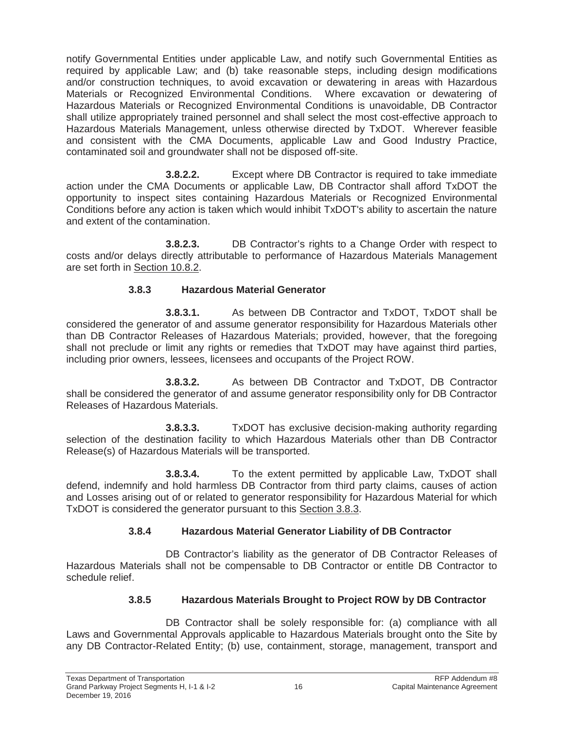notify Governmental Entities under applicable Law, and notify such Governmental Entities as required by applicable Law; and (b) take reasonable steps, including design modifications and/or construction techniques, to avoid excavation or dewatering in areas with Hazardous Materials or Recognized Environmental Conditions. Where excavation or dewatering of Hazardous Materials or Recognized Environmental Conditions is unavoidable, DB Contractor shall utilize appropriately trained personnel and shall select the most cost-effective approach to Hazardous Materials Management, unless otherwise directed by TxDOT. Wherever feasible and consistent with the CMA Documents, applicable Law and Good Industry Practice, contaminated soil and groundwater shall not be disposed off-site.

**3.8.2.2.** Except where DB Contractor is required to take immediate action under the CMA Documents or applicable Law, DB Contractor shall afford TxDOT the opportunity to inspect sites containing Hazardous Materials or Recognized Environmental Conditions before any action is taken which would inhibit TxDOT's ability to ascertain the nature and extent of the contamination.

**3.8.2.3.** DB Contractor's rights to a Change Order with respect to costs and/or delays directly attributable to performance of Hazardous Materials Management are set forth in Section 10.8.2.

### 3.8.3 Hazardous Material Generator

**3.8.3.1.** As between DB Contractor and TxDOT, TxDOT shall be considered the generator of and assume generator responsibility for Hazardous Materials other than DB Contractor Releases of Hazardous Materials; provided, however, that the foregoing shall not preclude or limit any rights or remedies that TxDOT may have against third parties, including prior owners, lessees, licensees and occupants of the Project ROW.

**3.8.3.2.** As between DB Contractor and TxDOT, DB Contractor shall be considered the generator of and assume generator responsibility only for DB Contractor Releases of Hazardous Materials.

**3.8.3.3.** TxDOT has exclusive decision-making authority regarding selection of the destination facility to which Hazardous Materials other than DB Contractor Release(s) of Hazardous Materials will be transported.

**3.8.3.4.** To the extent permitted by applicable Law, TxDOT shall defend, indemnify and hold harmless DB Contractor from third party claims, causes of action and Losses arising out of or related to generator responsibility for Hazardous Material for which TxDOT is considered the generator pursuant to this Section 3.8.3.

### 3.8.4 Hazardous Material Generator Liability of DB Contractor

DB Contractor's liability as the generator of DB Contractor Releases of Hazardous Materials shall not be compensable to DB Contractor or entitle DB Contractor to schedule relief.

### 3.8.5 Hazardous Materials Brought to Project ROW by DB Contractor

DB Contractor shall be solely responsible for: (a) compliance with all Laws and Governmental Approvals applicable to Hazardous Materials brought onto the Site by any DB Contractor-Related Entity; (b) use, containment, storage, management, transport and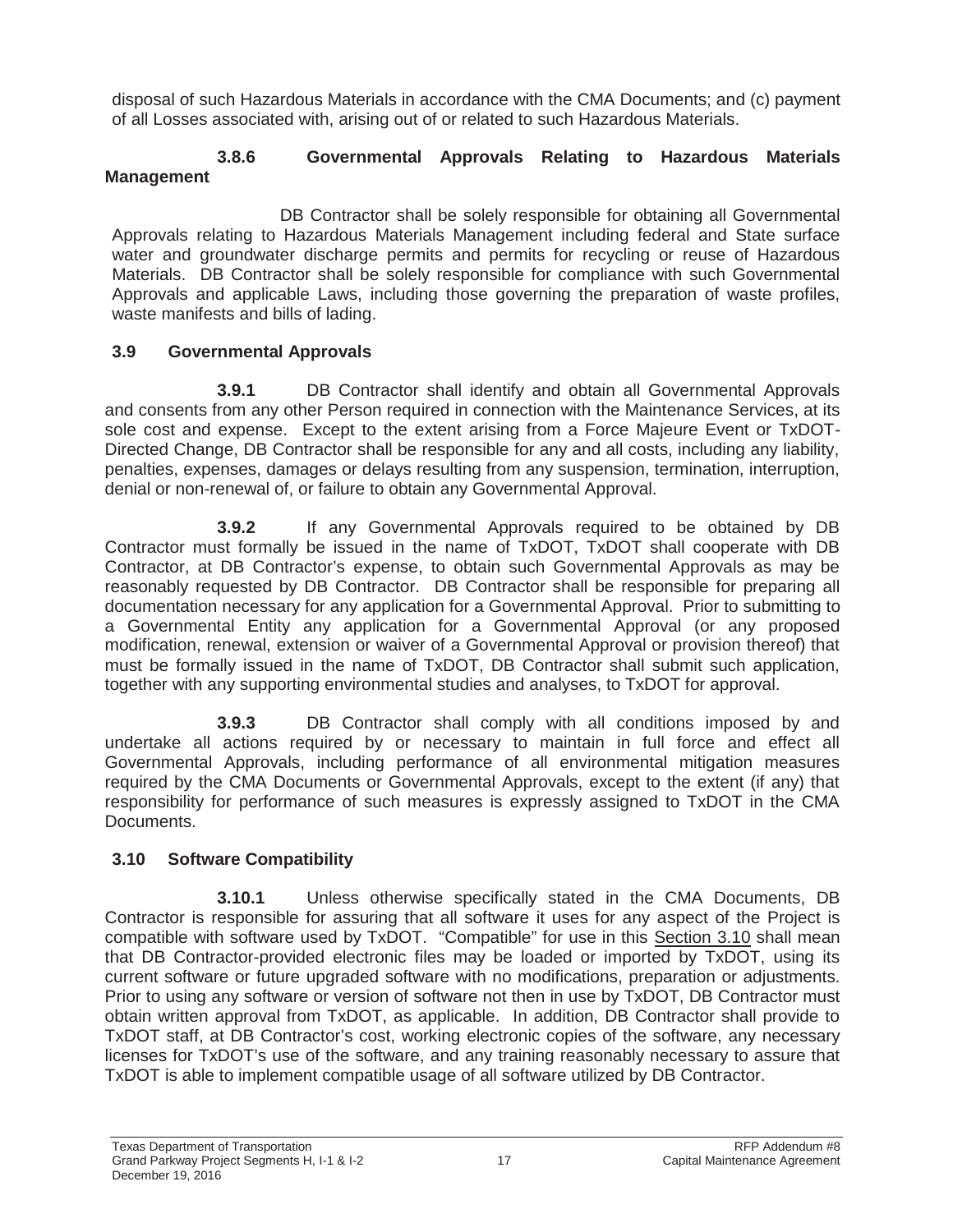disposal of such Hazardous Materials in accordance with the CMA Documents; and (c) payment of all Losses associated with, arising out of or related to such Hazardous Materials.

#### 3.8.6 Governmental Approvals Relating to Hazardous Materials Management

DB Contractor shall be solely responsible for obtaining all Governmental Approvals relating to Hazardous Materials Management including federal and State surface water and groundwater discharge permits and permits for recycling or reuse of Hazardous Materials. DB Contractor shall be solely responsible for compliance with such Governmental Approvals and applicable Laws, including those governing the preparation of waste profiles, waste manifests and bills of lading.

### 3.9 Governmental Approvals

**3.9.1** DB Contractor shall identify and obtain all Governmental Approvals and consents from any other Person required in connection with the Maintenance Services, at its sole cost and expense. Except to the extent arising from a Force Majeure Event or TxDOT-Directed Change, DB Contractor shall be responsible for any and all costs, including any liability, penalties, expenses, damages or delays resulting from any suspension, termination, interruption, denial or non-renewal of, or failure to obtain any Governmental Approval.

**3.9.2** If any Governmental Approvals required to be obtained by DB Contractor must formally be issued in the name of TxDOT, TxDOT shall cooperate with DB Contractor, at DB Contractor's expense, to obtain such Governmental Approvals as may be reasonably requested by DB Contractor. DB Contractor shall be responsible for preparing all documentation necessary for any application for a Governmental Approval. Prior to submitting to a Governmental Entity any application for a Governmental Approval (or any proposed modification, renewal, extension or waiver of a Governmental Approval or provision thereof) that must be formally issued in the name of TxDOT, DB Contractor shall submit such application, together with any supporting environmental studies and analyses, to TxDOT for approval.

**3.9.3** DB Contractor shall comply with all conditions imposed by and undertake all actions required by or necessary to maintain in full force and effect all Governmental Approvals, including performance of all environmental mitigation measures required by the CMA Documents or Governmental Approvals, except to the extent (if any) that responsibility for performance of such measures is expressly assigned to TxDOT in the CMA Documents.

### 3.10 Software Compatibility

**3.10.1** Unless otherwise specifically stated in the CMA Documents, DB Contractor is responsible for assuring that all software it uses for any aspect of the Project is compatible with software used by TxDOT. "Compatible" for use in this Section 3.10 shall mean that DB Contractor-provided electronic files may be loaded or imported by TxDOT, using its current software or future upgraded software with no modifications, preparation or adjustments. Prior to using any software or version of software not then in use by TxDOT, DB Contractor must obtain written approval from TxDOT, as applicable. In addition, DB Contractor shall provide to TxDOT staff, at DB Contractor's cost, working electronic copies of the software, any necessary licenses for TxDOT's use of the software, and any training reasonably necessary to assure that TxDOT is able to implement compatible usage of all software utilized by DB Contractor.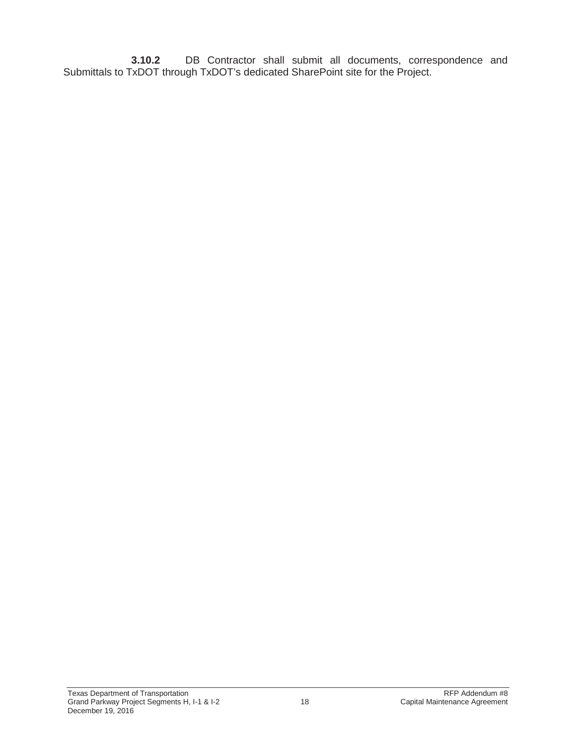**3.10.2** DB Contractor shall submit all documents, correspondence and Submittals to TxDOT through TxDOT's dedicated SharePoint site for the Project.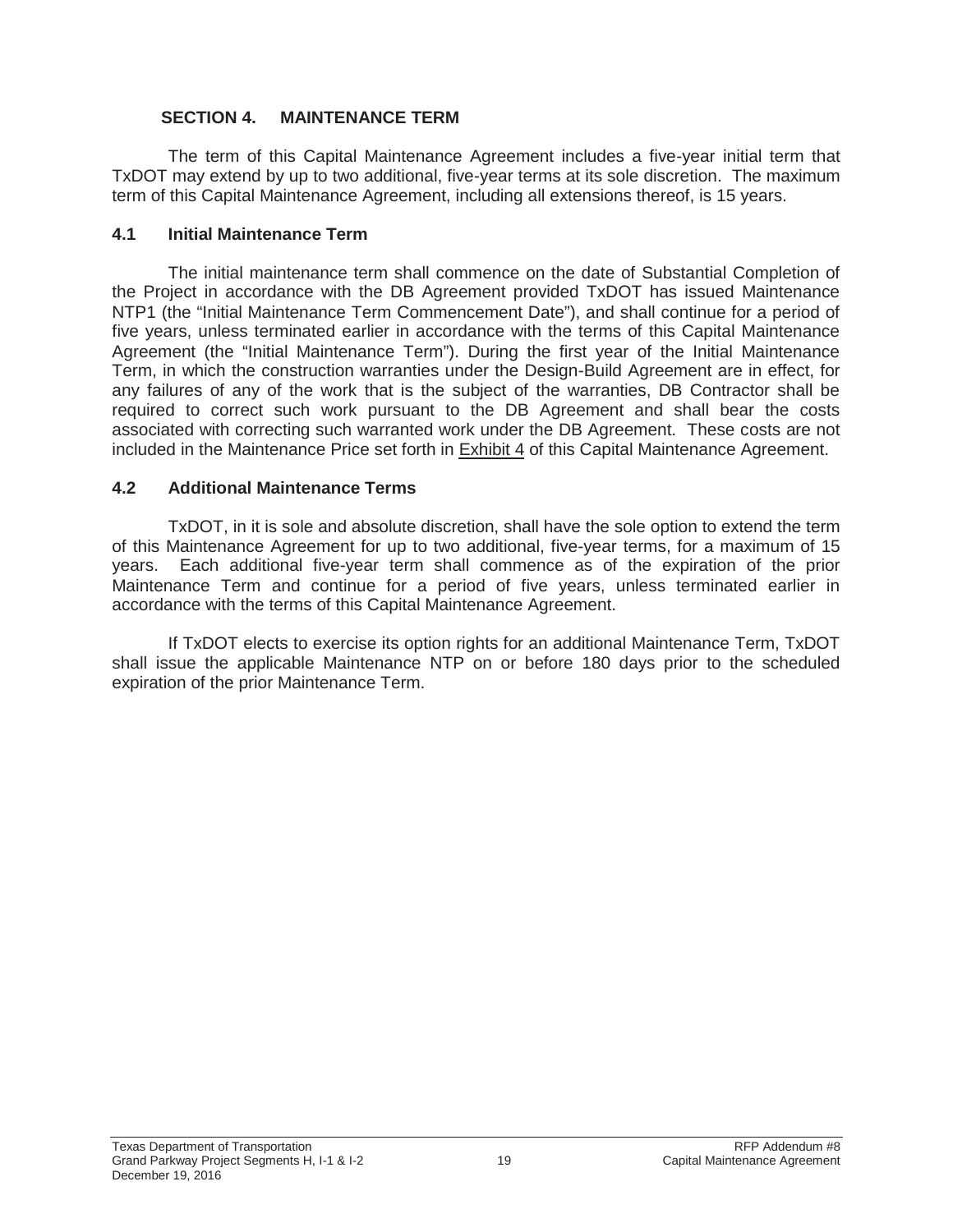## SECTION 4. MAINTENANCE TERM

The term of this Capital Maintenance Agreement includes a five-year initial term that TxDOT may extend by up to two additional, five-year terms at its sole discretion. The maximum term of this Capital Maintenance Agreement, including all extensions thereof, is 15 years.

### 4.1 Initial Maintenance Term

The initial maintenance term shall commence on the date of Substantial Completion of the Project in accordance with the DB Agreement provided TxDOT has issued Maintenance NTP1 (the "Initial Maintenance Term Commencement Date"), and shall continue for a period of five years, unless terminated earlier in accordance with the terms of this Capital Maintenance Agreement (the "Initial Maintenance Term"). During the first year of the Initial Maintenance Term, in which the construction warranties under the Design-Build Agreement are in effect, for any failures of any of the work that is the subject of the warranties, DB Contractor shall be required to correct such work pursuant to the DB Agreement and shall bear the costs associated with correcting such warranted work under the DB Agreement. These costs are not included in the Maintenance Price set forth in Exhibit 4 of this Capital Maintenance Agreement.

### 4.2 Additional Maintenance Terms

TxDOT, in it is sole and absolute discretion, shall have the sole option to extend the term of this Maintenance Agreement for up to two additional, five-year terms, for a maximum of 15 years. Each additional five-year term shall commence as of the expiration of the prior Maintenance Term and continue for a period of five years, unless terminated earlier in accordance with the terms of this Capital Maintenance Agreement.

If TxDOT elects to exercise its option rights for an additional Maintenance Term, TxDOT shall issue the applicable Maintenance NTP on or before 180 days prior to the scheduled expiration of the prior Maintenance Term.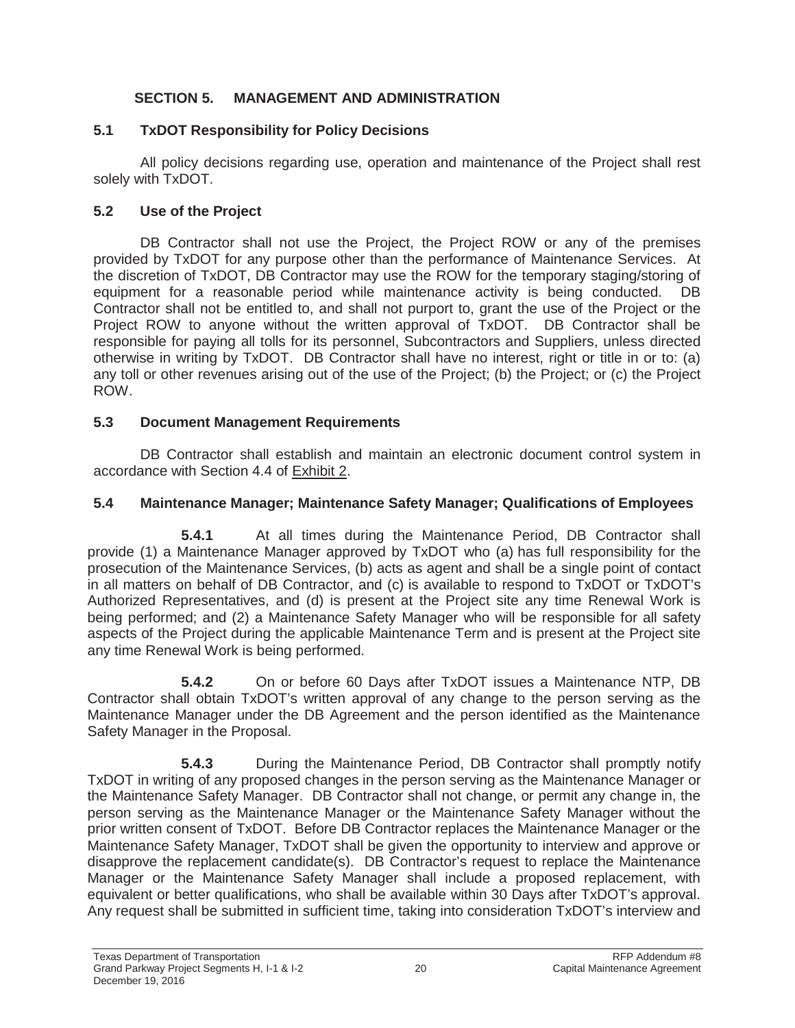# SECTION 5. MANAGEMENT AND ADMINISTRATION

## 5.1 TxDOT Responsibility for Policy Decisions

All policy decisions regarding use, operation and maintenance of the Project shall rest solely with TxDOT.

## 5.2 Use of the Project

DB Contractor shall not use the Project, the Project ROW or any of the premises provided by TxDOT for any purpose other than the performance of Maintenance Services. At the discretion of TxDOT, DB Contractor may use the ROW for the temporary staging/storing of equipment for a reasonable period while maintenance activity is being conducted. DB Contractor shall not be entitled to, and shall not purport to, grant the use of the Project or the Project ROW to anyone without the written approval of TxDOT. DB Contractor shall be responsible for paying all tolls for its personnel, Subcontractors and Suppliers, unless directed otherwise in writing by TxDOT. DB Contractor shall have no interest, right or title in or to: (a) any toll or other revenues arising out of the use of the Project; (b) the Project; or (c) the Project ROW.

## 5.3 Document Management Requirements

DB Contractor shall establish and maintain an electronic document control system in accordance with Section 4.4 of Exhibit 2.

## 5.4 Maintenance Manager; Maintenance Safety Manager; Qualifications of Employees

**5.4.1** At all times during the Maintenance Period, DB Contractor shall provide (1) a Maintenance Manager approved by TxDOT who (a) has full responsibility for the prosecution of the Maintenance Services, (b) acts as agent and shall be a single point of contact in all matters on behalf of DB Contractor, and (c) is available to respond to TxDOT or TxDOT's Authorized Representatives, and (d) is present at the Project site any time Renewal Work is being performed; and (2) a Maintenance Safety Manager who will be responsible for all safety aspects of the Project during the applicable Maintenance Term and is present at the Project site any time Renewal Work is being performed.

**5.4.2** On or before 60 Days after TxDOT issues a Maintenance NTP, DB Contractor shall obtain TxDOT's written approval of any change to the person serving as the Maintenance Manager under the DB Agreement and the person identified as the Maintenance Safety Manager in the Proposal.

**5.4.3** During the Maintenance Period, DB Contractor shall promptly notify TxDOT in writing of any proposed changes in the person serving as the Maintenance Manager or the Maintenance Safety Manager. DB Contractor shall not change, or permit any change in, the person serving as the Maintenance Manager or the Maintenance Safety Manager without the prior written consent of TxDOT. Before DB Contractor replaces the Maintenance Manager or the Maintenance Safety Manager, TxDOT shall be given the opportunity to interview and approve or disapprove the replacement candidate(s). DB Contractor's request to replace the Maintenance Manager or the Maintenance Safety Manager shall include a proposed replacement, with equivalent or better qualifications, who shall be available within 30 Days after TxDOT's approval. Any request shall be submitted in sufficient time, taking into consideration TxDOT's interview and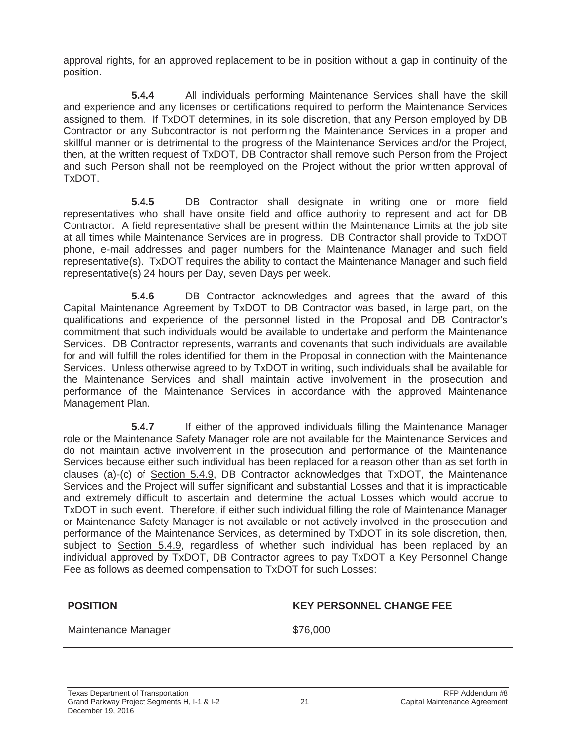approval rights, for an approved replacement to be in position without a gap in continuity of the position.

**5.4.4** All individuals performing Maintenance Services shall have the skill and experience and any licenses or certifications required to perform the Maintenance Services assigned to them. If TxDOT determines, in its sole discretion, that any Person employed by DB Contractor or any Subcontractor is not performing the Maintenance Services in a proper and skillful manner or is detrimental to the progress of the Maintenance Services and/or the Project, then, at the written request of TxDOT, DB Contractor shall remove such Person from the Project and such Person shall not be reemployed on the Project without the prior written approval of TxDOT.

**5.4.5** DB Contractor shall designate in writing one or more field representatives who shall have onsite field and office authority to represent and act for DB Contractor. A field representative shall be present within the Maintenance Limits at the job site at all times while Maintenance Services are in progress. DB Contractor shall provide to TxDOT phone, e-mail addresses and pager numbers for the Maintenance Manager and such field representative(s). TxDOT requires the ability to contact the Maintenance Manager and such field representative(s) 24 hours per Day, seven Days per week.

**5.4.6** DB Contractor acknowledges and agrees that the award of this Capital Maintenance Agreement by TxDOT to DB Contractor was based, in large part, on the qualifications and experience of the personnel listed in the Proposal and DB Contractor's commitment that such individuals would be available to undertake and perform the Maintenance Services. DB Contractor represents, warrants and covenants that such individuals are available for and will fulfill the roles identified for them in the Proposal in connection with the Maintenance Services. Unless otherwise agreed to by TxDOT in writing, such individuals shall be available for the Maintenance Services and shall maintain active involvement in the prosecution and performance of the Maintenance Services in accordance with the approved Maintenance Management Plan.

**5.4.7** If either of the approved individuals filling the Maintenance Manager role or the Maintenance Safety Manager role are not available for the Maintenance Services and do not maintain active involvement in the prosecution and performance of the Maintenance Services because either such individual has been replaced for a reason other than as set forth in clauses (a)-(c) of Section 5.4.9, DB Contractor acknowledges that TxDOT, the Maintenance Services and the Project will suffer significant and substantial Losses and that it is impracticable and extremely difficult to ascertain and determine the actual Losses which would accrue to TxDOT in such event. Therefore, if either such individual filling the role of Maintenance Manager or Maintenance Safety Manager is not available or not actively involved in the prosecution and performance of the Maintenance Services, as determined by TxDOT in its sole discretion, then, subject to Section 5.4.9, regardless of whether such individual has been replaced by an individual approved by TxDOT, DB Contractor agrees to pay TxDOT a Key Personnel Change Fee as follows as deemed compensation to TxDOT for such Losses:

| POSITION | KEY PERSONNEL CHANGE FEE |
|---|---|
| Maintenance Manager | $76,000 |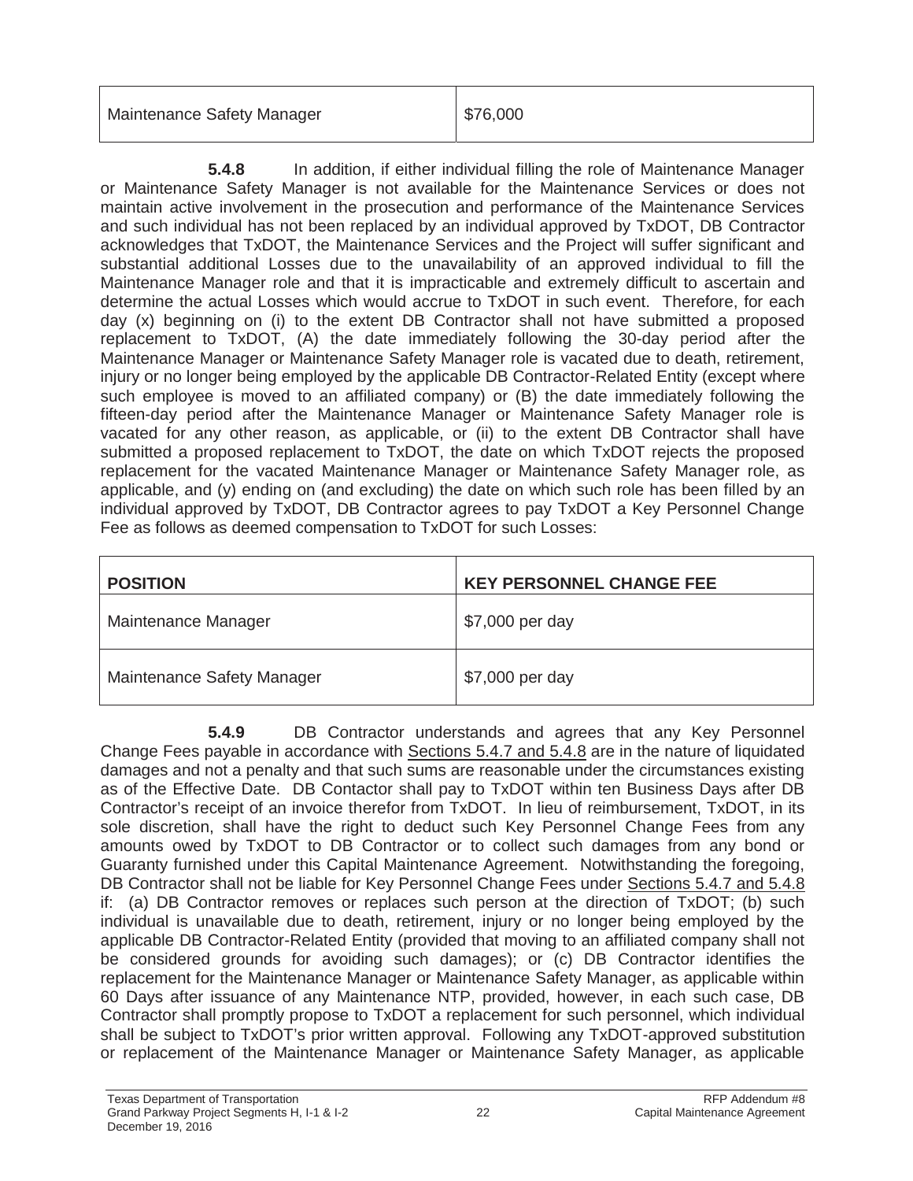| Maintenance Safety Manager | $76,000 |
| --- | --- |

**5.4.8** In addition, if either individual filling the role of Maintenance Manager or Maintenance Safety Manager is not available for the Maintenance Services or does not maintain active involvement in the prosecution and performance of the Maintenance Services and such individual has not been replaced by an individual approved by TxDOT, DB Contractor acknowledges that TxDOT, the Maintenance Services and the Project will suffer significant and substantial additional Losses due to the unavailability of an approved individual to fill the Maintenance Manager role and that it is impracticable and extremely difficult to ascertain and determine the actual Losses which would accrue to TxDOT in such event. Therefore, for each day (x) beginning on (i) to the extent DB Contractor shall not have submitted a proposed replacement to TxDOT, (A) the date immediately following the 30-day period after the Maintenance Manager or Maintenance Safety Manager role is vacated due to death, retirement, injury or no longer being employed by the applicable DB Contractor-Related Entity (except where such employee is moved to an affiliated company) or (B) the date immediately following the fifteen-day period after the Maintenance Manager or Maintenance Safety Manager role is vacated for any other reason, as applicable, or (ii) to the extent DB Contractor shall have submitted a proposed replacement to TxDOT, the date on which TxDOT rejects the proposed replacement for the vacated Maintenance Manager or Maintenance Safety Manager role, as applicable, and (y) ending on (and excluding) the date on which such role has been filled by an individual approved by TxDOT, DB Contractor agrees to pay TxDOT a Key Personnel Change Fee as follows as deemed compensation to TxDOT for such Losses:

| POSITION | KEY PERSONNEL CHANGE FEE |
| --- | --- |
| Maintenance Manager | $7,000 per day |
| Maintenance Safety Manager | $7,000 per day |

**5.4.9** DB Contractor understands and agrees that any Key Personnel Change Fees payable in accordance with Sections 5.4.7 and 5.4.8 are in the nature of liquidated damages and not a penalty and that such sums are reasonable under the circumstances existing as of the Effective Date. DB Contactor shall pay to TxDOT within ten Business Days after DB Contractor's receipt of an invoice therefor from TxDOT. In lieu of reimbursement, TxDOT, in its sole discretion, shall have the right to deduct such Key Personnel Change Fees from any amounts owed by TxDOT to DB Contractor or to collect such damages from any bond or Guaranty furnished under this Capital Maintenance Agreement. Notwithstanding the foregoing, DB Contractor shall not be liable for Key Personnel Change Fees under Sections 5.4.7 and 5.4.8 if: (a) DB Contractor removes or replaces such person at the direction of TxDOT; (b) such individual is unavailable due to death, retirement, injury or no longer being employed by the applicable DB Contractor-Related Entity (provided that moving to an affiliated company shall not be considered grounds for avoiding such damages); or (c) DB Contractor identifies the replacement for the Maintenance Manager or Maintenance Safety Manager, as applicable within 60 Days after issuance of any Maintenance NTP, provided, however, in each such case, DB Contractor shall promptly propose to TxDOT a replacement for such personnel, which individual shall be subject to TxDOT's prior written approval. Following any TxDOT-approved substitution or replacement of the Maintenance Manager or Maintenance Safety Manager, as applicable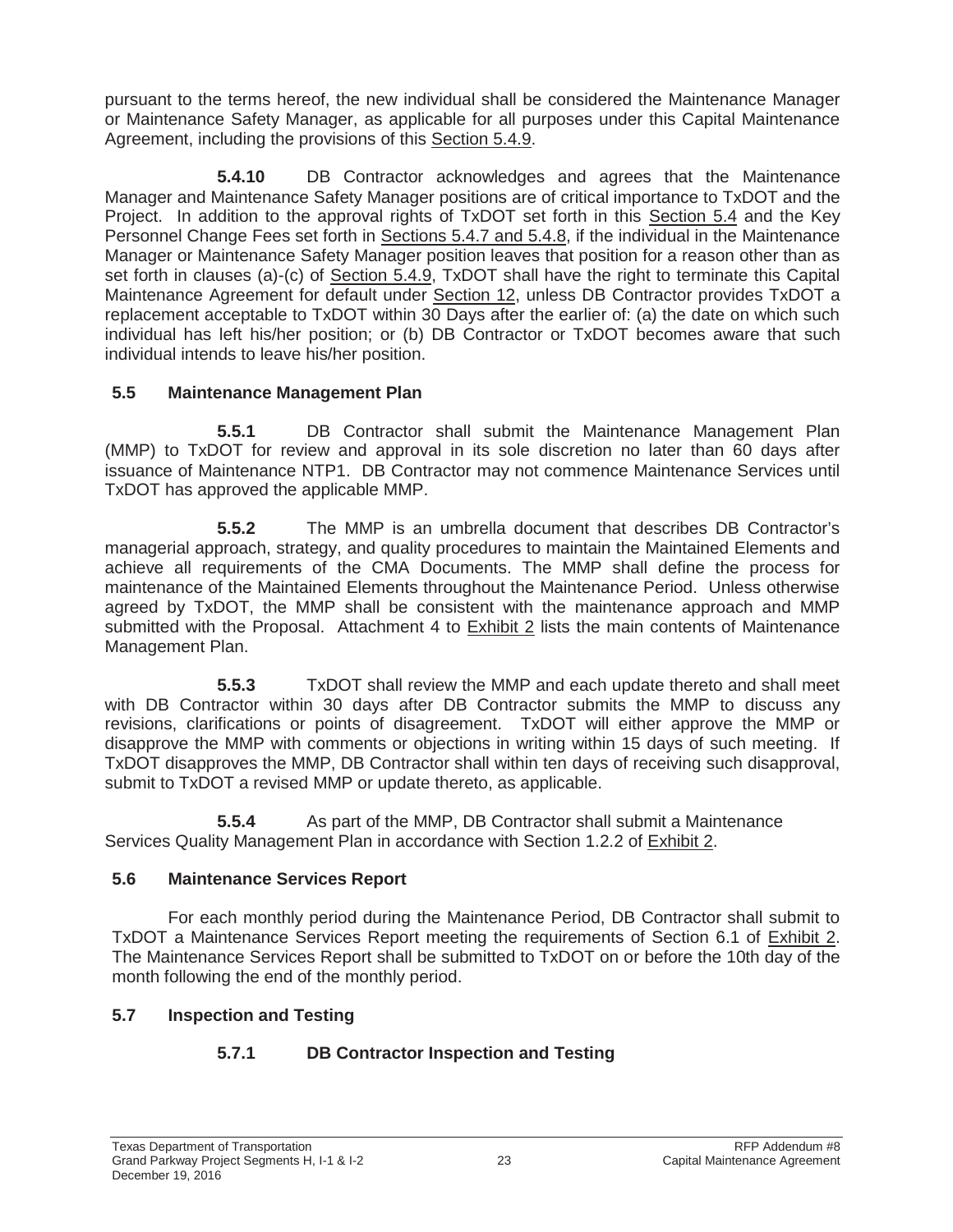pursuant to the terms hereof, the new individual shall be considered the Maintenance Manager or Maintenance Safety Manager, as applicable for all purposes under this Capital Maintenance Agreement, including the provisions of this Section 5.4.9.

**5.4.10** DB Contractor acknowledges and agrees that the Maintenance Manager and Maintenance Safety Manager positions are of critical importance to TxDOT and the Project. In addition to the approval rights of TxDOT set forth in this Section 5.4 and the Key Personnel Change Fees set forth in Sections 5.4.7 and 5.4.8, if the individual in the Maintenance Manager or Maintenance Safety Manager position leaves that position for a reason other than as set forth in clauses (a)-(c) of Section 5.4.9, TxDOT shall have the right to terminate this Capital Maintenance Agreement for default under Section 12, unless DB Contractor provides TxDOT a replacement acceptable to TxDOT within 30 Days after the earlier of: (a) the date on which such individual has left his/her position; or (b) DB Contractor or TxDOT becomes aware that such individual intends to leave his/her position.

## 5.5 Maintenance Management Plan

**5.5.1** DB Contractor shall submit the Maintenance Management Plan (MMP) to TxDOT for review and approval in its sole discretion no later than 60 days after issuance of Maintenance NTP1. DB Contractor may not commence Maintenance Services until TxDOT has approved the applicable MMP.

**5.5.2** The MMP is an umbrella document that describes DB Contractor's managerial approach, strategy, and quality procedures to maintain the Maintained Elements and achieve all requirements of the CMA Documents. The MMP shall define the process for maintenance of the Maintained Elements throughout the Maintenance Period. Unless otherwise agreed by TxDOT, the MMP shall be consistent with the maintenance approach and MMP submitted with the Proposal. Attachment 4 to Exhibit 2 lists the main contents of Maintenance Management Plan.

**5.5.3** TxDOT shall review the MMP and each update thereto and shall meet with DB Contractor within 30 days after DB Contractor submits the MMP to discuss any revisions, clarifications or points of disagreement. TxDOT will either approve the MMP or disapprove the MMP with comments or objections in writing within 15 days of such meeting. If TxDOT disapproves the MMP, DB Contractor shall within ten days of receiving such disapproval, submit to TxDOT a revised MMP or update thereto, as applicable.

**5.5.4** As part of the MMP, DB Contractor shall submit a Maintenance Services Quality Management Plan in accordance with Section 1.2.2 of Exhibit 2.

## 5.6 Maintenance Services Report

For each monthly period during the Maintenance Period, DB Contractor shall submit to TxDOT a Maintenance Services Report meeting the requirements of Section 6.1 of Exhibit 2. The Maintenance Services Report shall be submitted to TxDOT on or before the 10th day of the month following the end of the monthly period.

## 5.7 Inspection and Testing

### 5.7.1 DB Contractor Inspection and Testing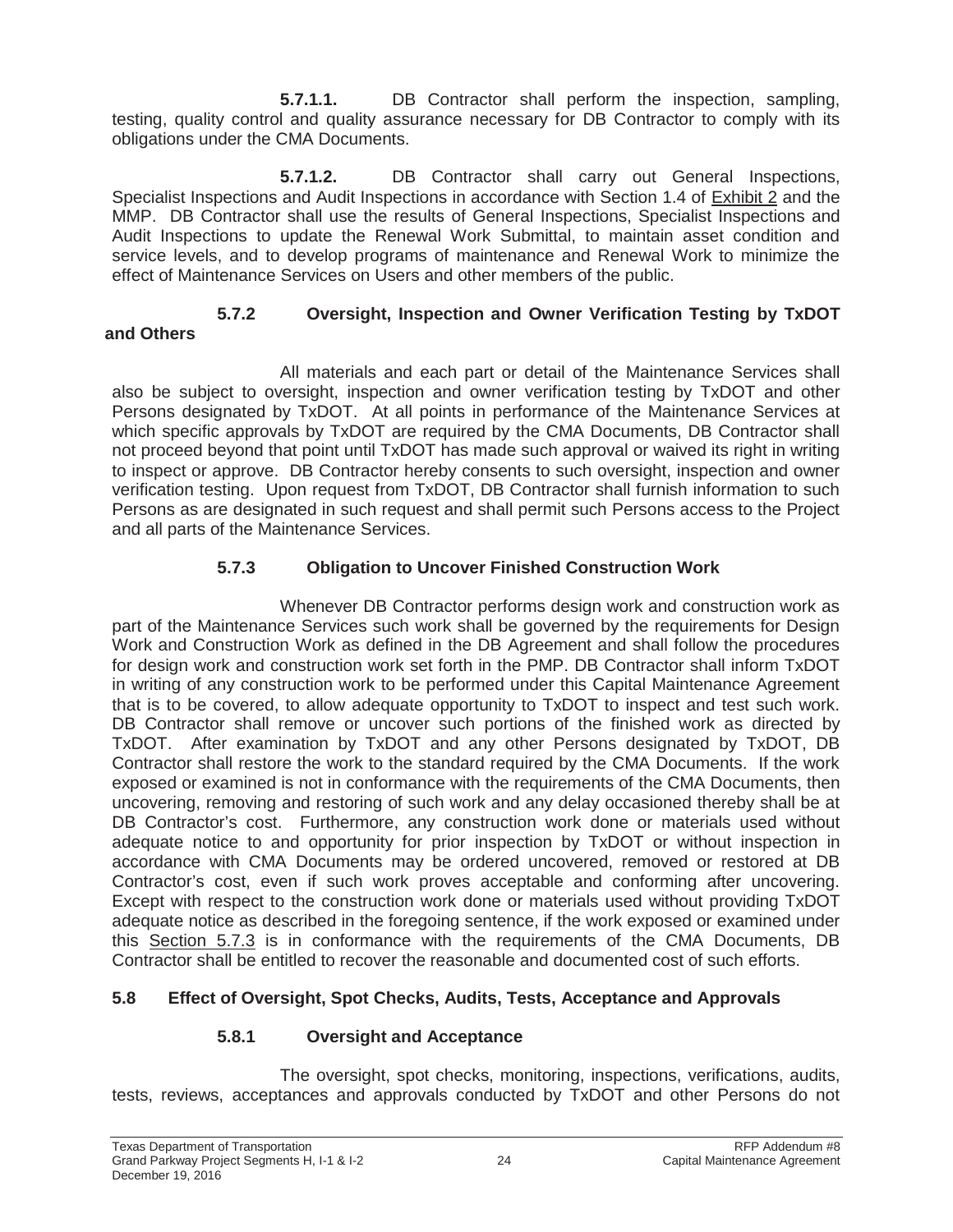**5.7.1.1.** DB Contractor shall perform the inspection, sampling, testing, quality control and quality assurance necessary for DB Contractor to comply with its obligations under the CMA Documents.

**5.7.1.2.** DB Contractor shall carry out General Inspections, Specialist Inspections and Audit Inspections in accordance with Section 1.4 of Exhibit 2 and the MMP. DB Contractor shall use the results of General Inspections, Specialist Inspections and Audit Inspections to update the Renewal Work Submittal, to maintain asset condition and service levels, and to develop programs of maintenance and Renewal Work to minimize the effect of Maintenance Services on Users and other members of the public.

#### 5.7.2 Oversight, Inspection and Owner Verification Testing by TxDOT and Others

All materials and each part or detail of the Maintenance Services shall also be subject to oversight, inspection and owner verification testing by TxDOT and other Persons designated by TxDOT. At all points in performance of the Maintenance Services at which specific approvals by TxDOT are required by the CMA Documents, DB Contractor shall not proceed beyond that point until TxDOT has made such approval or waived its right in writing to inspect or approve. DB Contractor hereby consents to such oversight, inspection and owner verification testing. Upon request from TxDOT, DB Contractor shall furnish information to such Persons as are designated in such request and shall permit such Persons access to the Project and all parts of the Maintenance Services.

#### 5.7.3 Obligation to Uncover Finished Construction Work

Whenever DB Contractor performs design work and construction work as part of the Maintenance Services such work shall be governed by the requirements for Design Work and Construction Work as defined in the DB Agreement and shall follow the procedures for design work and construction work set forth in the PMP. DB Contractor shall inform TxDOT in writing of any construction work to be performed under this Capital Maintenance Agreement that is to be covered, to allow adequate opportunity to TxDOT to inspect and test such work. DB Contractor shall remove or uncover such portions of the finished work as directed by TxDOT. After examination by TxDOT and any other Persons designated by TxDOT, DB Contractor shall restore the work to the standard required by the CMA Documents. If the work exposed or examined is not in conformance with the requirements of the CMA Documents, then uncovering, removing and restoring of such work and any delay occasioned thereby shall be at DB Contractor's cost. Furthermore, any construction work done or materials used without adequate notice to and opportunity for prior inspection by TxDOT or without inspection in accordance with CMA Documents may be ordered uncovered, removed or restored at DB Contractor's cost, even if such work proves acceptable and conforming after uncovering. Except with respect to the construction work done or materials used without providing TxDOT adequate notice as described in the foregoing sentence, if the work exposed or examined under this Section 5.7.3 is in conformance with the requirements of the CMA Documents, DB Contractor shall be entitled to recover the reasonable and documented cost of such efforts.

### 5.8 Effect of Oversight, Spot Checks, Audits, Tests, Acceptance and Approvals

#### 5.8.1 Oversight and Acceptance

The oversight, spot checks, monitoring, inspections, verifications, audits, tests, reviews, acceptances and approvals conducted by TxDOT and other Persons do not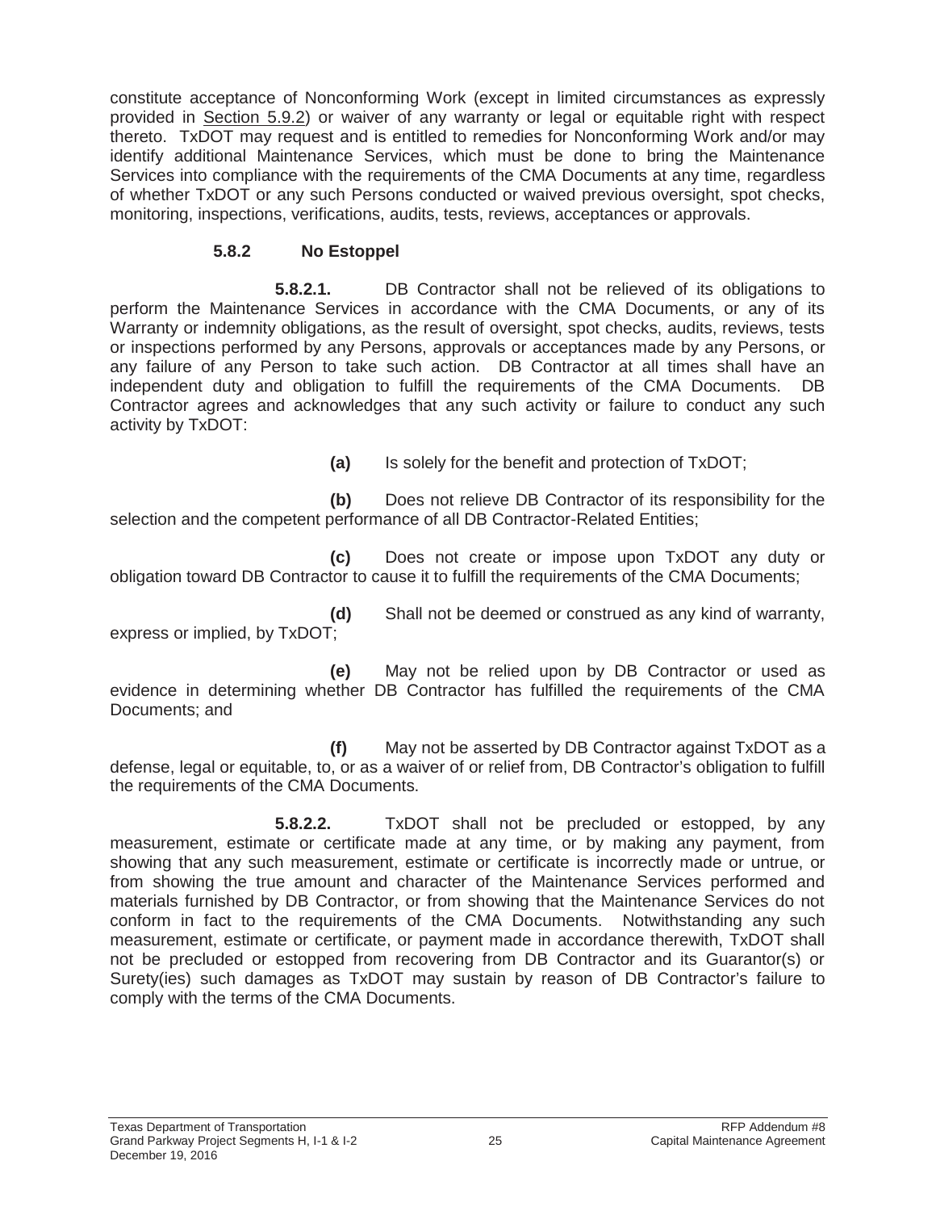constitute acceptance of Nonconforming Work (except in limited circumstances as expressly provided in Section 5.9.2) or waiver of any warranty or legal or equitable right with respect thereto. TxDOT may request and is entitled to remedies for Nonconforming Work and/or may identify additional Maintenance Services, which must be done to bring the Maintenance Services into compliance with the requirements of the CMA Documents at any time, regardless of whether TxDOT or any such Persons conducted or waived previous oversight, spot checks, monitoring, inspections, verifications, audits, tests, reviews, acceptances or approvals.

### 5.8.2 No Estoppel

**5.8.2.1.** DB Contractor shall not be relieved of its obligations to perform the Maintenance Services in accordance with the CMA Documents, or any of its Warranty or indemnity obligations, as the result of oversight, spot checks, audits, reviews, tests or inspections performed by any Persons, approvals or acceptances made by any Persons, or any failure of any Person to take such action. DB Contractor at all times shall have an independent duty and obligation to fulfill the requirements of the CMA Documents. DB Contractor agrees and acknowledges that any such activity or failure to conduct any such activity by TxDOT:

**(a)** Is solely for the benefit and protection of TxDOT;

**(b)** Does not relieve DB Contractor of its responsibility for the selection and the competent performance of all DB Contractor-Related Entities;

**(c)** Does not create or impose upon TxDOT any duty or obligation toward DB Contractor to cause it to fulfill the requirements of the CMA Documents;

**(d)** Shall not be deemed or construed as any kind of warranty, express or implied, by TxDOT;

**(e)** May not be relied upon by DB Contractor or used as evidence in determining whether DB Contractor has fulfilled the requirements of the CMA Documents; and

**(f)** May not be asserted by DB Contractor against TxDOT as a defense, legal or equitable, to, or as a waiver of or relief from, DB Contractor's obligation to fulfill the requirements of the CMA Documents.

**5.8.2.2.** TxDOT shall not be precluded or estopped, by any measurement, estimate or certificate made at any time, or by making any payment, from showing that any such measurement, estimate or certificate is incorrectly made or untrue, or from showing the true amount and character of the Maintenance Services performed and materials furnished by DB Contractor, or from showing that the Maintenance Services do not conform in fact to the requirements of the CMA Documents. Notwithstanding any such measurement, estimate or certificate, or payment made in accordance therewith, TxDOT shall not be precluded or estopped from recovering from DB Contractor and its Guarantor(s) or Surety(ies) such damages as TxDOT may sustain by reason of DB Contractor's failure to comply with the terms of the CMA Documents.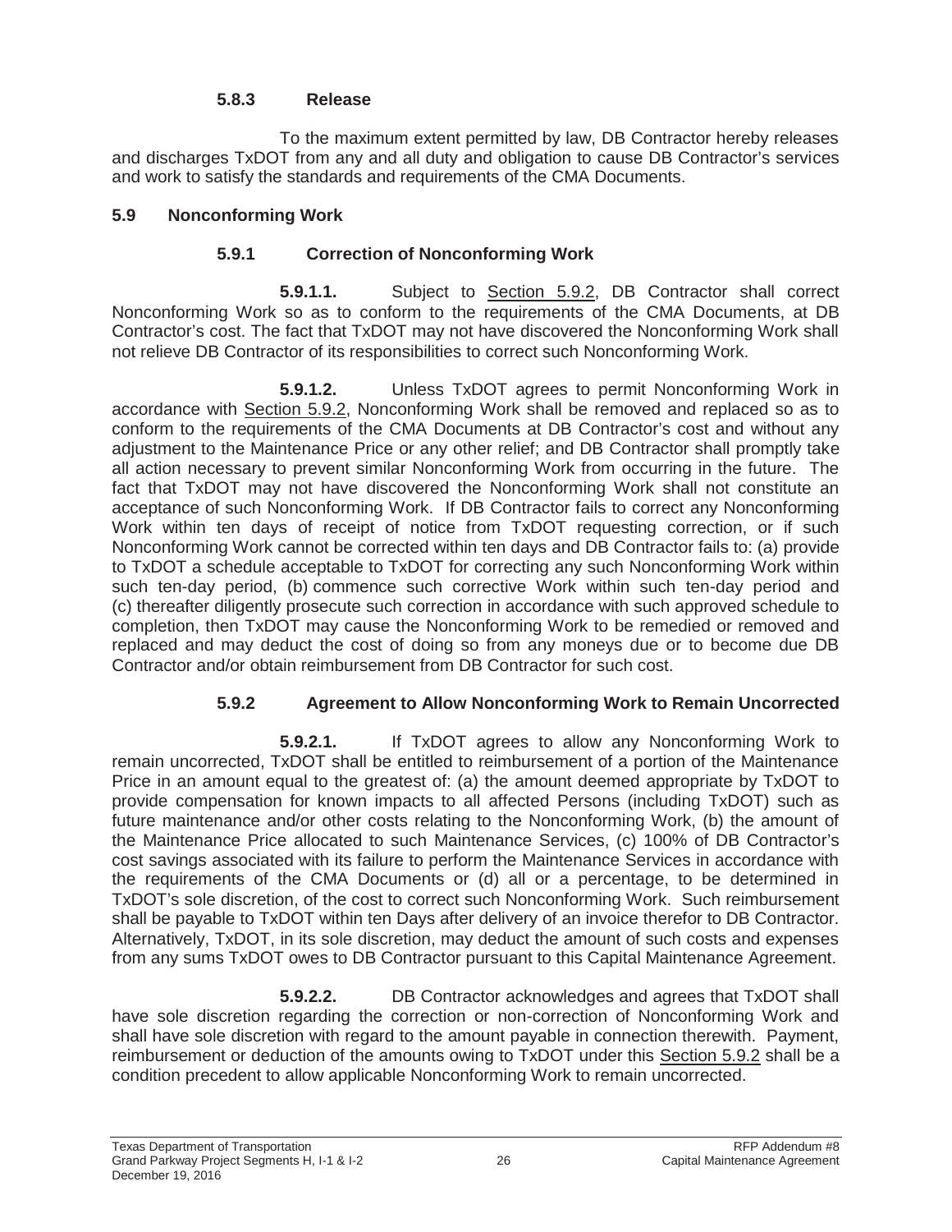#### 5.8.3 Release

To the maximum extent permitted by law, DB Contractor hereby releases and discharges TxDOT from any and all duty and obligation to cause DB Contractor's services and work to satisfy the standards and requirements of the CMA Documents.

## 5.9 Nonconforming Work

### 5.9.1 Correction of Nonconforming Work

**5.9.1.1.** Subject to Section 5.9.2, DB Contractor shall correct Nonconforming Work so as to conform to the requirements of the CMA Documents, at DB Contractor's cost. The fact that TxDOT may not have discovered the Nonconforming Work shall not relieve DB Contractor of its responsibilities to correct such Nonconforming Work.

**5.9.1.2.** Unless TxDOT agrees to permit Nonconforming Work in accordance with Section 5.9.2, Nonconforming Work shall be removed and replaced so as to conform to the requirements of the CMA Documents at DB Contractor's cost and without any adjustment to the Maintenance Price or any other relief; and DB Contractor shall promptly take all action necessary to prevent similar Nonconforming Work from occurring in the future. The fact that TxDOT may not have discovered the Nonconforming Work shall not constitute an acceptance of such Nonconforming Work. If DB Contractor fails to correct any Nonconforming Work within ten days of receipt of notice from TxDOT requesting correction, or if such Nonconforming Work cannot be corrected within ten days and DB Contractor fails to: (a) provide to TxDOT a schedule acceptable to TxDOT for correcting any such Nonconforming Work within such ten-day period, (b) commence such corrective Work within such ten-day period and (c) thereafter diligently prosecute such correction in accordance with such approved schedule to completion, then TxDOT may cause the Nonconforming Work to be remedied or removed and replaced and may deduct the cost of doing so from any moneys due or to become due DB Contractor and/or obtain reimbursement from DB Contractor for such cost.

### 5.9.2 Agreement to Allow Nonconforming Work to Remain Uncorrected

**5.9.2.1.** If TxDOT agrees to allow any Nonconforming Work to remain uncorrected, TxDOT shall be entitled to reimbursement of a portion of the Maintenance Price in an amount equal to the greatest of: (a) the amount deemed appropriate by TxDOT to provide compensation for known impacts to all affected Persons (including TxDOT) such as future maintenance and/or other costs relating to the Nonconforming Work, (b) the amount of the Maintenance Price allocated to such Maintenance Services, (c) 100% of DB Contractor's cost savings associated with its failure to perform the Maintenance Services in accordance with the requirements of the CMA Documents or (d) all or a percentage, to be determined in TxDOT's sole discretion, of the cost to correct such Nonconforming Work. Such reimbursement shall be payable to TxDOT within ten Days after delivery of an invoice therefor to DB Contractor. Alternatively, TxDOT, in its sole discretion, may deduct the amount of such costs and expenses from any sums TxDOT owes to DB Contractor pursuant to this Capital Maintenance Agreement.

**5.9.2.2.** DB Contractor acknowledges and agrees that TxDOT shall have sole discretion regarding the correction or non-correction of Nonconforming Work and shall have sole discretion with regard to the amount payable in connection therewith. Payment, reimbursement or deduction of the amounts owing to TxDOT under this Section 5.9.2 shall be a condition precedent to allow applicable Nonconforming Work to remain uncorrected.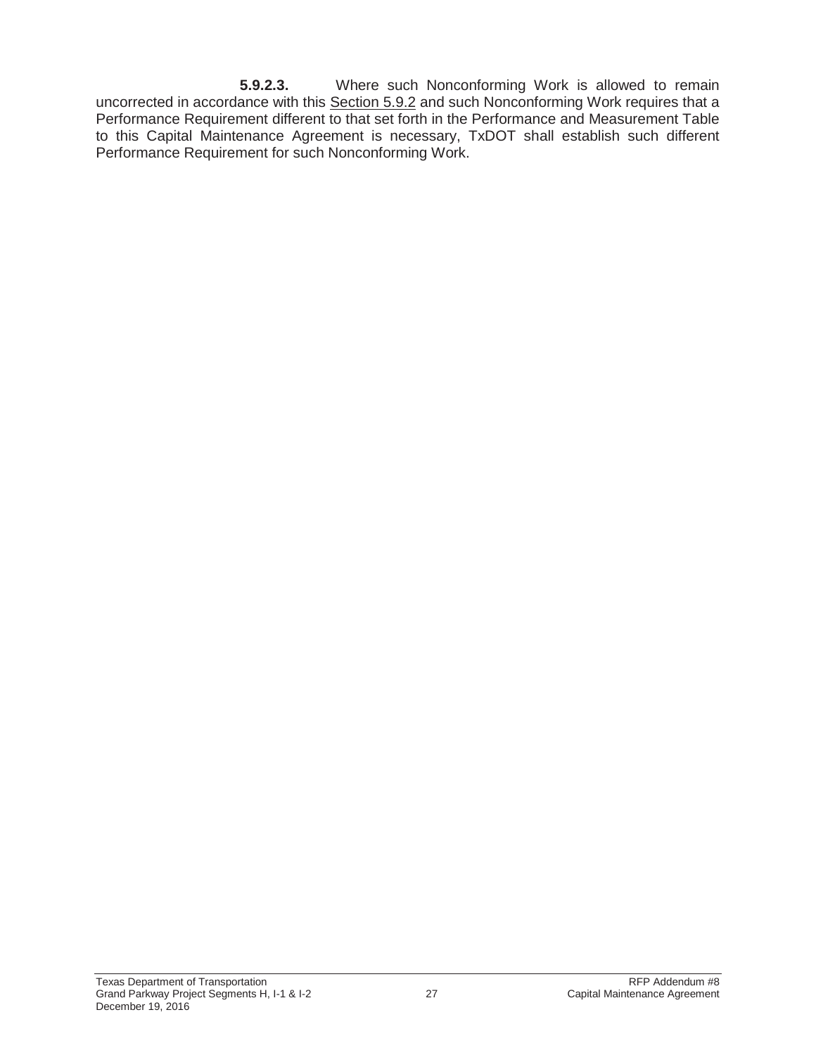**5.9.2.3.** Where such Nonconforming Work is allowed to remain uncorrected in accordance with this Section 5.9.2 and such Nonconforming Work requires that a Performance Requirement different to that set forth in the Performance and Measurement Table to this Capital Maintenance Agreement is necessary, TxDOT shall establish such different Performance Requirement for such Nonconforming Work.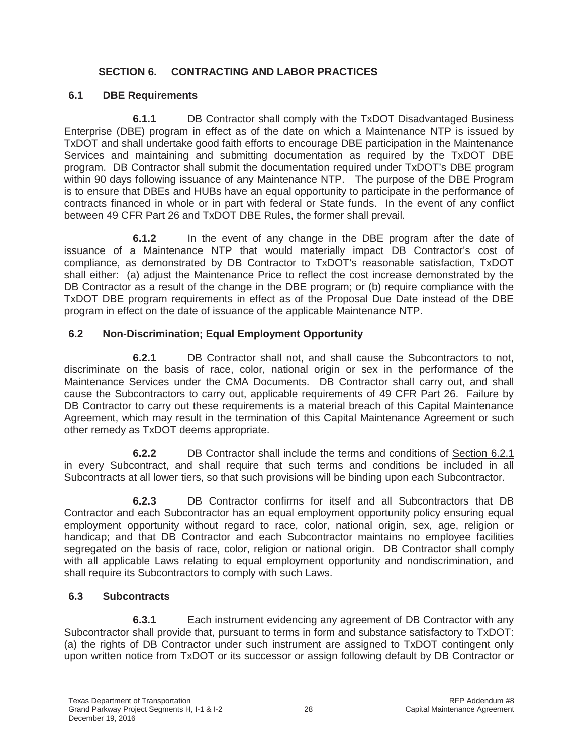# SECTION 6. CONTRACTING AND LABOR PRACTICES

## 6.1 DBE Requirements

**6.1.1** DB Contractor shall comply with the TxDOT Disadvantaged Business Enterprise (DBE) program in effect as of the date on which a Maintenance NTP is issued by TxDOT and shall undertake good faith efforts to encourage DBE participation in the Maintenance Services and maintaining and submitting documentation as required by the TxDOT DBE program. DB Contractor shall submit the documentation required under TxDOT's DBE program within 90 days following issuance of any Maintenance NTP. The purpose of the DBE Program is to ensure that DBEs and HUBs have an equal opportunity to participate in the performance of contracts financed in whole or in part with federal or State funds. In the event of any conflict between 49 CFR Part 26 and TxDOT DBE Rules, the former shall prevail.

**6.1.2** In the event of any change in the DBE program after the date of issuance of a Maintenance NTP that would materially impact DB Contractor's cost of compliance, as demonstrated by DB Contractor to TxDOT's reasonable satisfaction, TxDOT shall either: (a) adjust the Maintenance Price to reflect the cost increase demonstrated by the DB Contractor as a result of the change in the DBE program; or (b) require compliance with the TxDOT DBE program requirements in effect as of the Proposal Due Date instead of the DBE program in effect on the date of issuance of the applicable Maintenance NTP.

## 6.2 Non-Discrimination; Equal Employment Opportunity

**6.2.1** DB Contractor shall not, and shall cause the Subcontractors to not, discriminate on the basis of race, color, national origin or sex in the performance of the Maintenance Services under the CMA Documents. DB Contractor shall carry out, and shall cause the Subcontractors to carry out, applicable requirements of 49 CFR Part 26. Failure by DB Contractor to carry out these requirements is a material breach of this Capital Maintenance Agreement, which may result in the termination of this Capital Maintenance Agreement or such other remedy as TxDOT deems appropriate.

**6.2.2** DB Contractor shall include the terms and conditions of Section 6.2.1 in every Subcontract, and shall require that such terms and conditions be included in all Subcontracts at all lower tiers, so that such provisions will be binding upon each Subcontractor.

**6.2.3** DB Contractor confirms for itself and all Subcontractors that DB Contractor and each Subcontractor has an equal employment opportunity policy ensuring equal employment opportunity without regard to race, color, national origin, sex, age, religion or handicap; and that DB Contractor and each Subcontractor maintains no employee facilities segregated on the basis of race, color, religion or national origin. DB Contractor shall comply with all applicable Laws relating to equal employment opportunity and nondiscrimination, and shall require its Subcontractors to comply with such Laws.

## 6.3 Subcontracts

**6.3.1** Each instrument evidencing any agreement of DB Contractor with any Subcontractor shall provide that, pursuant to terms in form and substance satisfactory to TxDOT: (a) the rights of DB Contractor under such instrument are assigned to TxDOT contingent only upon written notice from TxDOT or its successor or assign following default by DB Contractor or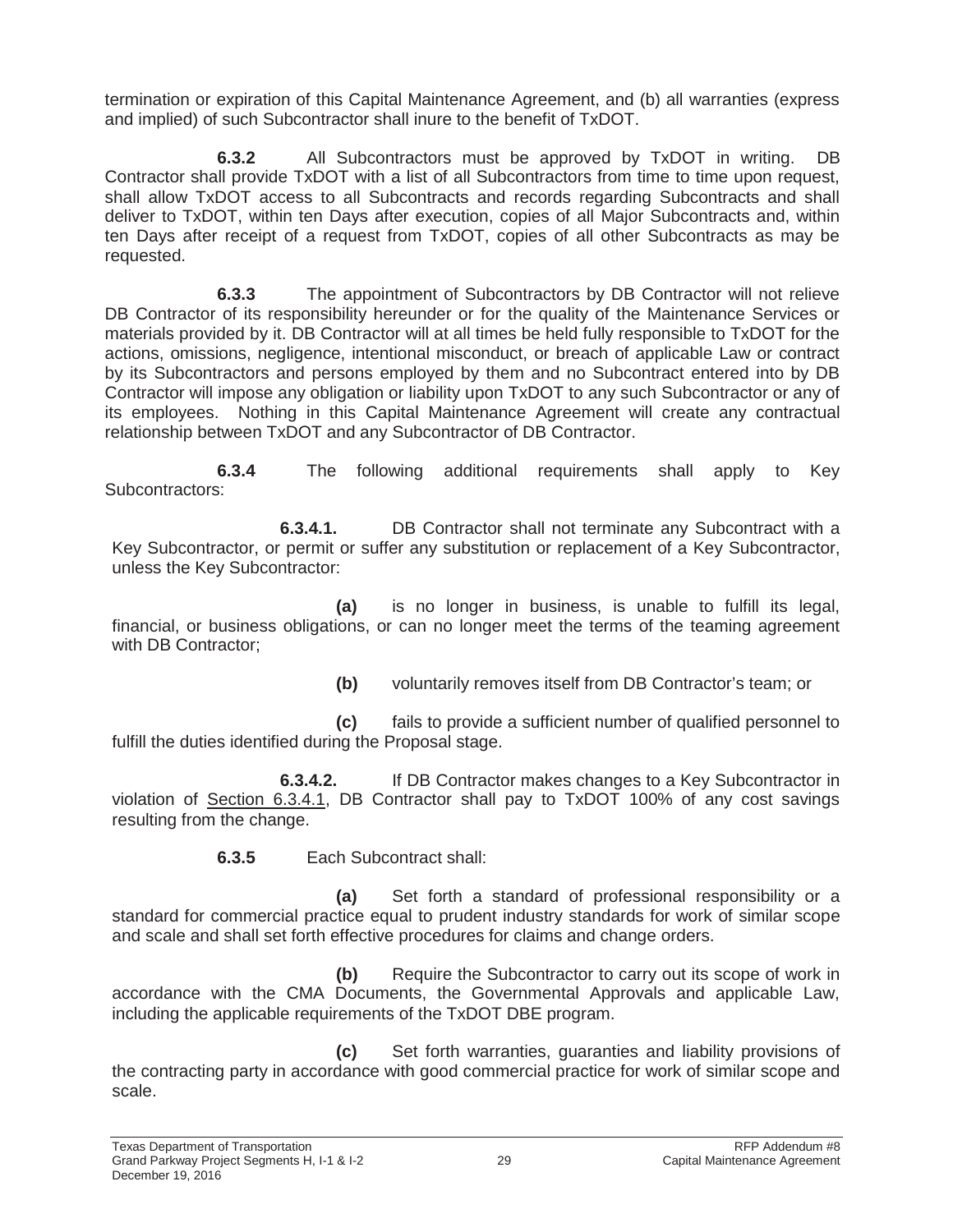termination or expiration of this Capital Maintenance Agreement, and (b) all warranties (express and implied) of such Subcontractor shall inure to the benefit of TxDOT.

**6.3.2** All Subcontractors must be approved by TxDOT in writing. DB Contractor shall provide TxDOT with a list of all Subcontractors from time to time upon request, shall allow TxDOT access to all Subcontracts and records regarding Subcontracts and shall deliver to TxDOT, within ten Days after execution, copies of all Major Subcontracts and, within ten Days after receipt of a request from TxDOT, copies of all other Subcontracts as may be requested.

**6.3.3** The appointment of Subcontractors by DB Contractor will not relieve DB Contractor of its responsibility hereunder or for the quality of the Maintenance Services or materials provided by it. DB Contractor will at all times be held fully responsible to TxDOT for the actions, omissions, negligence, intentional misconduct, or breach of applicable Law or contract by its Subcontractors and persons employed by them and no Subcontract entered into by DB Contractor will impose any obligation or liability upon TxDOT to any such Subcontractor or any of its employees. Nothing in this Capital Maintenance Agreement will create any contractual relationship between TxDOT and any Subcontractor of DB Contractor.

**6.3.4** The following additional requirements shall apply to Key Subcontractors:

**6.3.4.1.** DB Contractor shall not terminate any Subcontract with a Key Subcontractor, or permit or suffer any substitution or replacement of a Key Subcontractor, unless the Key Subcontractor:

**(a)** is no longer in business, is unable to fulfill its legal, financial, or business obligations, or can no longer meet the terms of the teaming agreement with DB Contractor;

**(b)** voluntarily removes itself from DB Contractor's team; or

**(c)** fails to provide a sufficient number of qualified personnel to fulfill the duties identified during the Proposal stage.

**6.3.4.2.** If DB Contractor makes changes to a Key Subcontractor in violation of Section 6.3.4.1, DB Contractor shall pay to TxDOT 100% of any cost savings resulting from the change.

**6.3.5** Each Subcontract shall:

**(a)** Set forth a standard of professional responsibility or a standard for commercial practice equal to prudent industry standards for work of similar scope and scale and shall set forth effective procedures for claims and change orders.

**(b)** Require the Subcontractor to carry out its scope of work in accordance with the CMA Documents, the Governmental Approvals and applicable Law, including the applicable requirements of the TxDOT DBE program.

**(c)** Set forth warranties, guaranties and liability provisions of the contracting party in accordance with good commercial practice for work of similar scope and scale.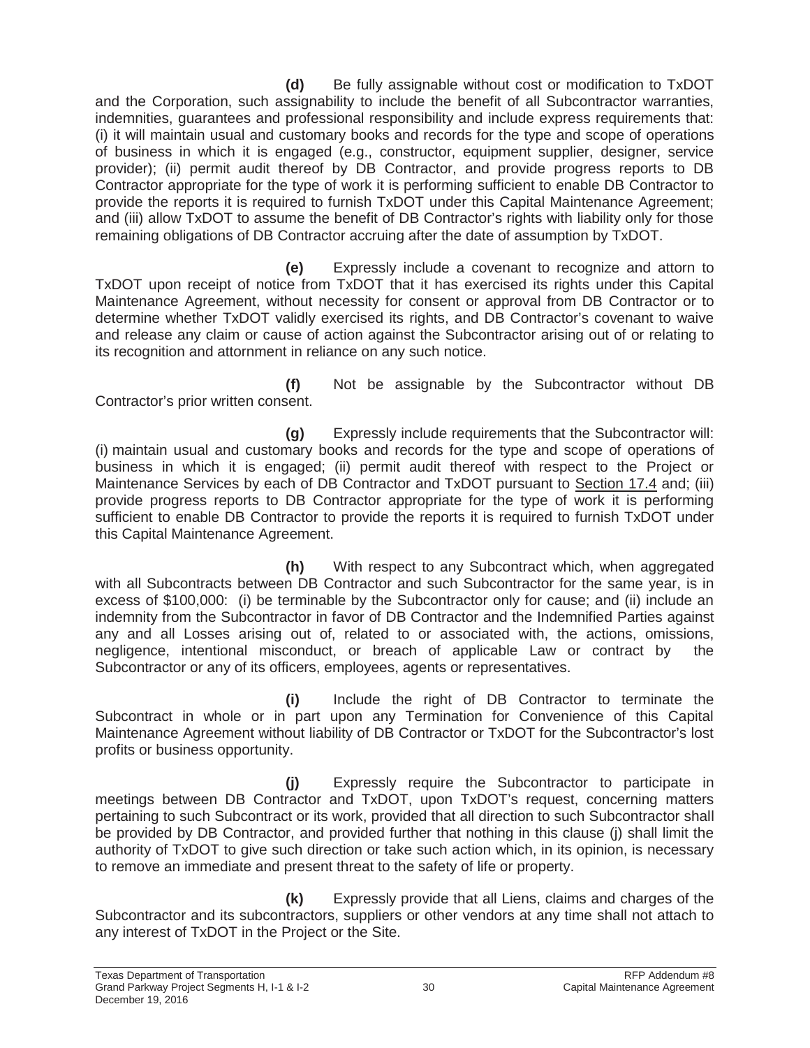**(d)** Be fully assignable without cost or modification to TxDOT and the Corporation, such assignability to include the benefit of all Subcontractor warranties, indemnities, guarantees and professional responsibility and include express requirements that: (i) it will maintain usual and customary books and records for the type and scope of operations of business in which it is engaged (e.g., constructor, equipment supplier, designer, service provider); (ii) permit audit thereof by DB Contractor, and provide progress reports to DB Contractor appropriate for the type of work it is performing sufficient to enable DB Contractor to provide the reports it is required to furnish TxDOT under this Capital Maintenance Agreement; and (iii) allow TxDOT to assume the benefit of DB Contractor's rights with liability only for those remaining obligations of DB Contractor accruing after the date of assumption by TxDOT.

**(e)** Expressly include a covenant to recognize and attorn to TxDOT upon receipt of notice from TxDOT that it has exercised its rights under this Capital Maintenance Agreement, without necessity for consent or approval from DB Contractor or to determine whether TxDOT validly exercised its rights, and DB Contractor's covenant to waive and release any claim or cause of action against the Subcontractor arising out of or relating to its recognition and attornment in reliance on any such notice.

**(f)** Not be assignable by the Subcontractor without DB Contractor's prior written consent.

**(g)** Expressly include requirements that the Subcontractor will: (i) maintain usual and customary books and records for the type and scope of operations of business in which it is engaged; (ii) permit audit thereof with respect to the Project or Maintenance Services by each of DB Contractor and TxDOT pursuant to Section 17.4 and; (iii) provide progress reports to DB Contractor appropriate for the type of work it is performing sufficient to enable DB Contractor to provide the reports it is required to furnish TxDOT under this Capital Maintenance Agreement.

**(h)** With respect to any Subcontract which, when aggregated with all Subcontracts between DB Contractor and such Subcontractor for the same year, is in excess of $100,000: (i) be terminable by the Subcontractor only for cause; and (ii) include an indemnity from the Subcontractor in favor of DB Contractor and the Indemnified Parties against any and all Losses arising out of, related to or associated with, the actions, omissions, negligence, intentional misconduct, or breach of applicable Law or contract by the Subcontractor or any of its officers, employees, agents or representatives.

**(i)** Include the right of DB Contractor to terminate the Subcontract in whole or in part upon any Termination for Convenience of this Capital Maintenance Agreement without liability of DB Contractor or TxDOT for the Subcontractor's lost profits or business opportunity.

**(j)** Expressly require the Subcontractor to participate in meetings between DB Contractor and TxDOT, upon TxDOT's request, concerning matters pertaining to such Subcontract or its work, provided that all direction to such Subcontractor shall be provided by DB Contractor, and provided further that nothing in this clause (j) shall limit the authority of TxDOT to give such direction or take such action which, in its opinion, is necessary to remove an immediate and present threat to the safety of life or property.

**(k)** Expressly provide that all Liens, claims and charges of the Subcontractor and its subcontractors, suppliers or other vendors at any time shall not attach to any interest of TxDOT in the Project or the Site.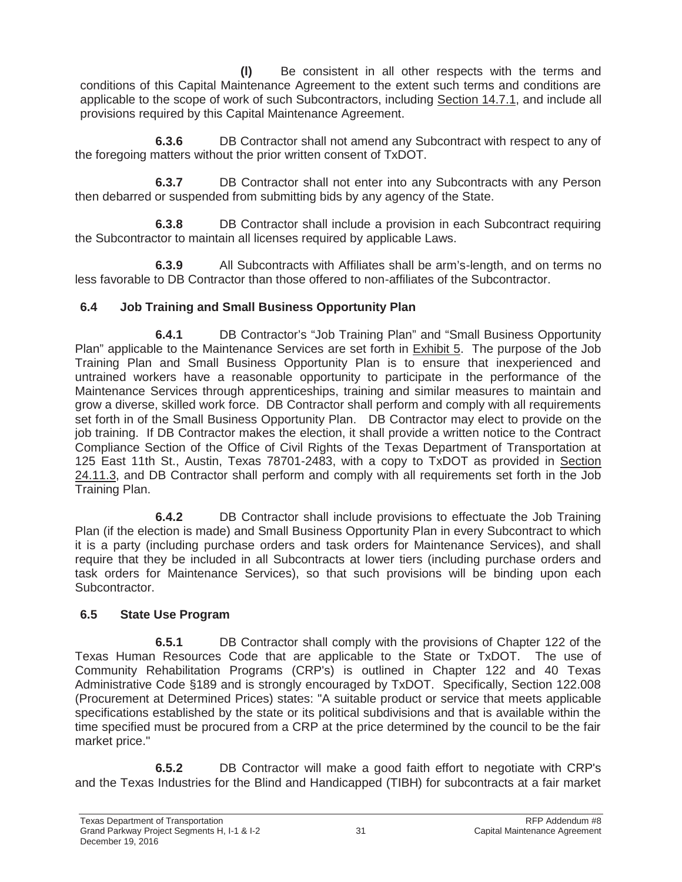**(l)** Be consistent in all other respects with the terms and conditions of this Capital Maintenance Agreement to the extent such terms and conditions are applicable to the scope of work of such Subcontractors, including Section 14.7.1, and include all provisions required by this Capital Maintenance Agreement.

**6.3.6** DB Contractor shall not amend any Subcontract with respect to any of the foregoing matters without the prior written consent of TxDOT.

**6.3.7** DB Contractor shall not enter into any Subcontracts with any Person then debarred or suspended from submitting bids by any agency of the State.

**6.3.8** DB Contractor shall include a provision in each Subcontract requiring the Subcontractor to maintain all licenses required by applicable Laws.

**6.3.9** All Subcontracts with Affiliates shall be arm's-length, and on terms no less favorable to DB Contractor than those offered to non-affiliates of the Subcontractor.

## 6.4 Job Training and Small Business Opportunity Plan

**6.4.1** DB Contractor's "Job Training Plan" and "Small Business Opportunity Plan" applicable to the Maintenance Services are set forth in Exhibit 5. The purpose of the Job Training Plan and Small Business Opportunity Plan is to ensure that inexperienced and untrained workers have a reasonable opportunity to participate in the performance of the Maintenance Services through apprenticeships, training and similar measures to maintain and grow a diverse, skilled work force. DB Contractor shall perform and comply with all requirements set forth in of the Small Business Opportunity Plan. DB Contractor may elect to provide on the job training. If DB Contractor makes the election, it shall provide a written notice to the Contract Compliance Section of the Office of Civil Rights of the Texas Department of Transportation at 125 East 11th St., Austin, Texas 78701-2483, with a copy to TxDOT as provided in Section 24.11.3, and DB Contractor shall perform and comply with all requirements set forth in the Job Training Plan.

**6.4.2** DB Contractor shall include provisions to effectuate the Job Training Plan (if the election is made) and Small Business Opportunity Plan in every Subcontract to which it is a party (including purchase orders and task orders for Maintenance Services), and shall require that they be included in all Subcontracts at lower tiers (including purchase orders and task orders for Maintenance Services), so that such provisions will be binding upon each Subcontractor.

## 6.5 State Use Program

**6.5.1** DB Contractor shall comply with the provisions of Chapter 122 of the Texas Human Resources Code that are applicable to the State or TxDOT. The use of Community Rehabilitation Programs (CRP's) is outlined in Chapter 122 and 40 Texas Administrative Code §189 and is strongly encouraged by TxDOT. Specifically, Section 122.008 (Procurement at Determined Prices) states: "A suitable product or service that meets applicable specifications established by the state or its political subdivisions and that is available within the time specified must be procured from a CRP at the price determined by the council to be the fair market price."

**6.5.2** DB Contractor will make a good faith effort to negotiate with CRP's and the Texas Industries for the Blind and Handicapped (TIBH) for subcontracts at a fair market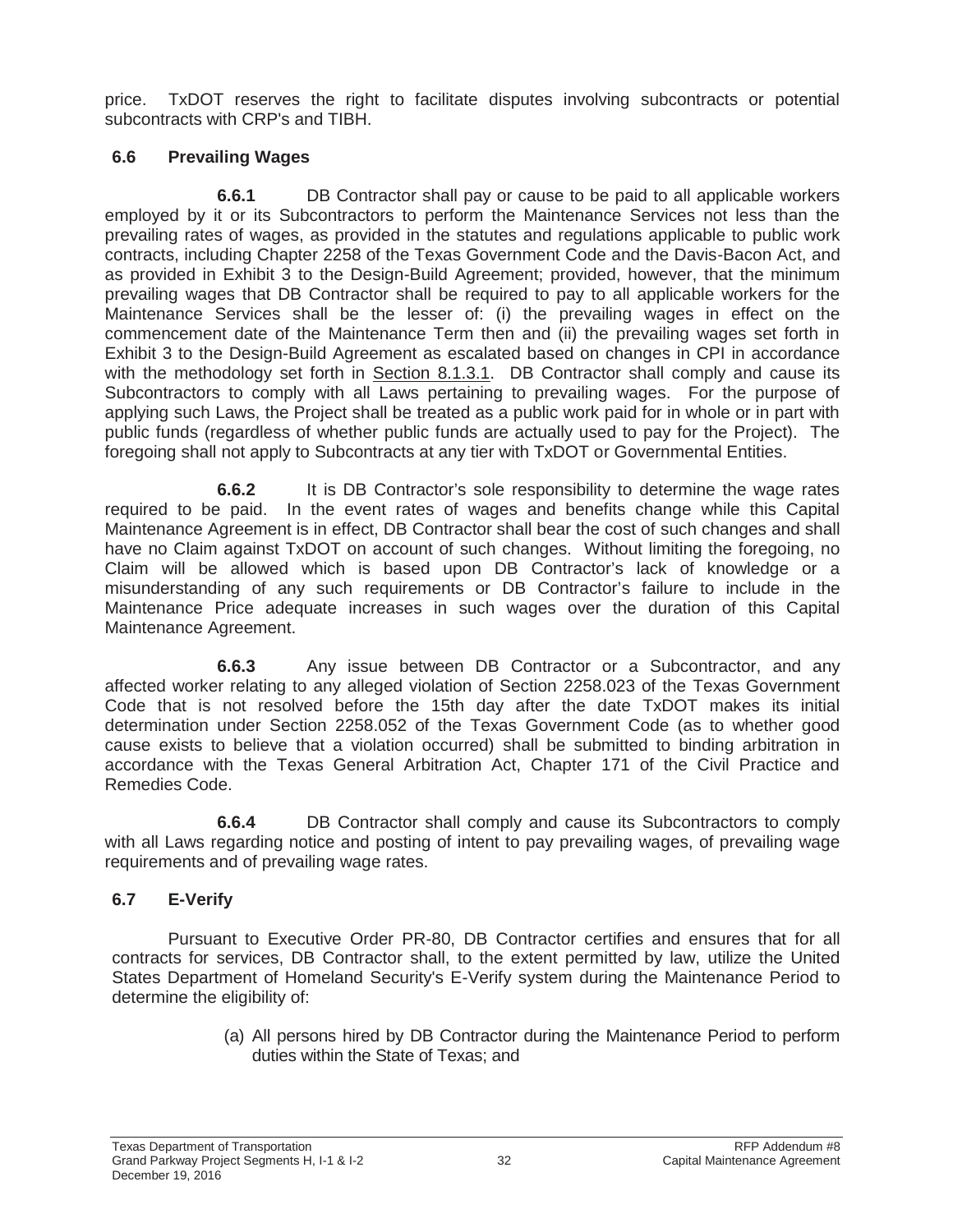price. TxDOT reserves the right to facilitate disputes involving subcontracts or potential subcontracts with CRP's and TIBH.

## 6.6 Prevailing Wages

**6.6.1** DB Contractor shall pay or cause to be paid to all applicable workers employed by it or its Subcontractors to perform the Maintenance Services not less than the prevailing rates of wages, as provided in the statutes and regulations applicable to public work contracts, including Chapter 2258 of the Texas Government Code and the Davis-Bacon Act, and as provided in Exhibit 3 to the Design-Build Agreement; provided, however, that the minimum prevailing wages that DB Contractor shall be required to pay to all applicable workers for the Maintenance Services shall be the lesser of: (i) the prevailing wages in effect on the commencement date of the Maintenance Term then and (ii) the prevailing wages set forth in Exhibit 3 to the Design-Build Agreement as escalated based on changes in CPI in accordance with the methodology set forth in Section 8.1.3.1. DB Contractor shall comply and cause its Subcontractors to comply with all Laws pertaining to prevailing wages. For the purpose of applying such Laws, the Project shall be treated as a public work paid for in whole or in part with public funds (regardless of whether public funds are actually used to pay for the Project). The foregoing shall not apply to Subcontracts at any tier with TxDOT or Governmental Entities.

**6.6.2** It is DB Contractor's sole responsibility to determine the wage rates required to be paid. In the event rates of wages and benefits change while this Capital Maintenance Agreement is in effect, DB Contractor shall bear the cost of such changes and shall have no Claim against TxDOT on account of such changes. Without limiting the foregoing, no Claim will be allowed which is based upon DB Contractor's lack of knowledge or a misunderstanding of any such requirements or DB Contractor's failure to include in the Maintenance Price adequate increases in such wages over the duration of this Capital Maintenance Agreement.

**6.6.3** Any issue between DB Contractor or a Subcontractor, and any affected worker relating to any alleged violation of Section 2258.023 of the Texas Government Code that is not resolved before the 15th day after the date TxDOT makes its initial determination under Section 2258.052 of the Texas Government Code (as to whether good cause exists to believe that a violation occurred) shall be submitted to binding arbitration in accordance with the Texas General Arbitration Act, Chapter 171 of the Civil Practice and Remedies Code.

**6.6.4** DB Contractor shall comply and cause its Subcontractors to comply with all Laws regarding notice and posting of intent to pay prevailing wages, of prevailing wage requirements and of prevailing wage rates.

## 6.7 E-Verify

Pursuant to Executive Order PR-80, DB Contractor certifies and ensures that for all contracts for services, DB Contractor shall, to the extent permitted by law, utilize the United States Department of Homeland Security's E-Verify system during the Maintenance Period to determine the eligibility of:

(a) All persons hired by DB Contractor during the Maintenance Period to perform duties within the State of Texas; and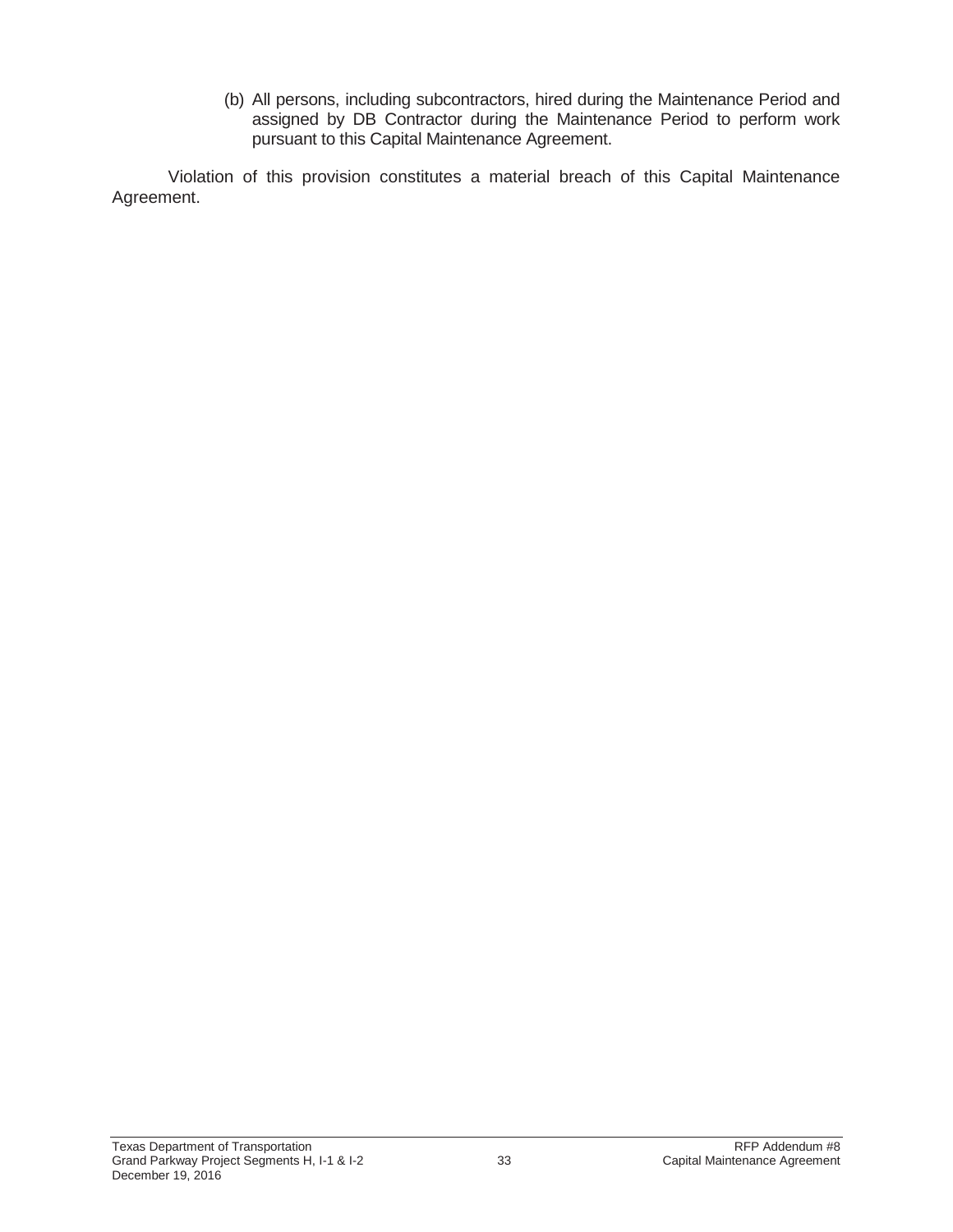(b) All persons, including subcontractors, hired during the Maintenance Period and assigned by DB Contractor during the Maintenance Period to perform work pursuant to this Capital Maintenance Agreement.

Violation of this provision constitutes a material breach of this Capital Maintenance Agreement.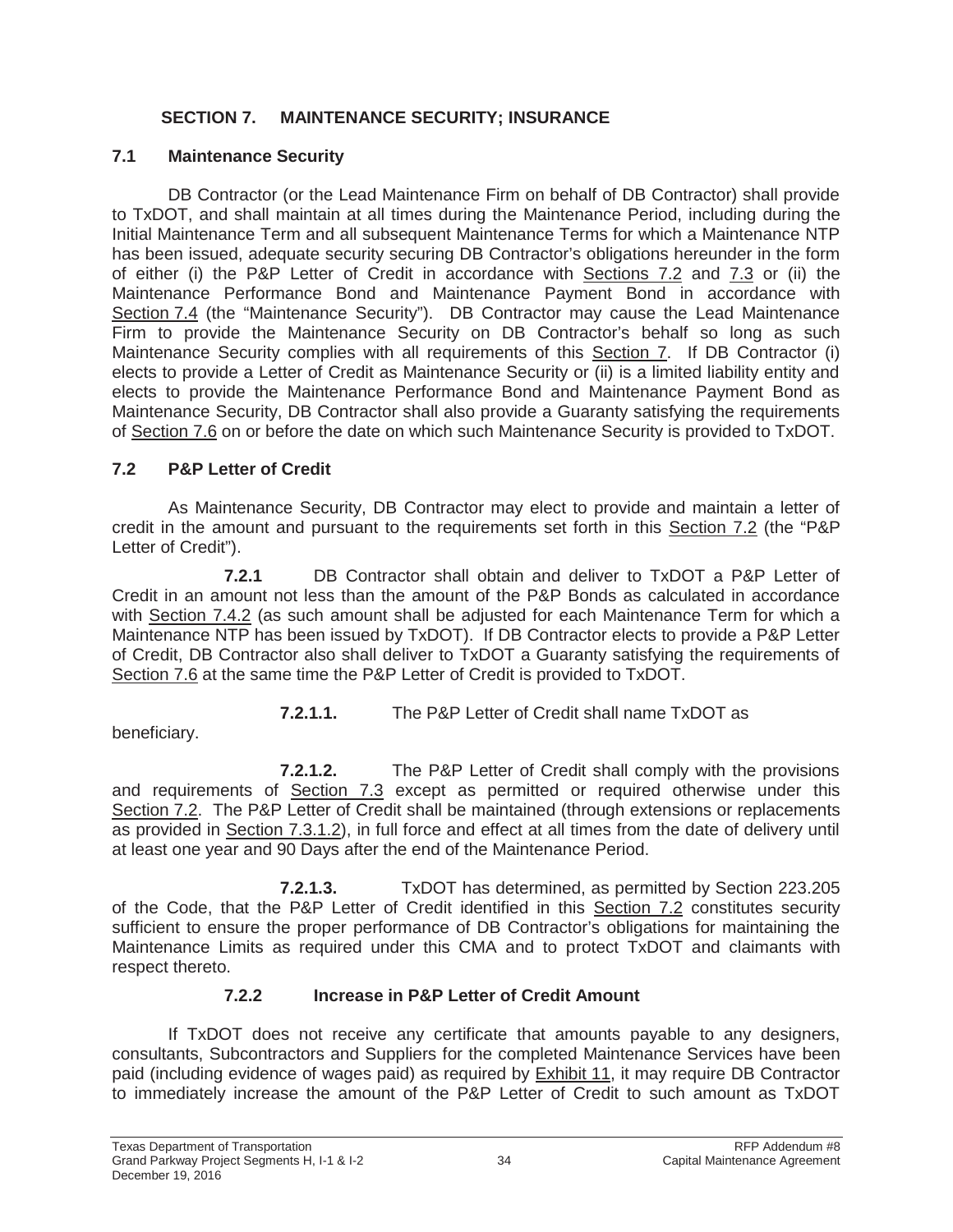## SECTION 7. MAINTENANCE SECURITY; INSURANCE

### 7.1 Maintenance Security

DB Contractor (or the Lead Maintenance Firm on behalf of DB Contractor) shall provide to TxDOT, and shall maintain at all times during the Maintenance Period, including during the Initial Maintenance Term and all subsequent Maintenance Terms for which a Maintenance NTP has been issued, adequate security securing DB Contractor's obligations hereunder in the form of either (i) the P&P Letter of Credit in accordance with Sections 7.2 and 7.3 or (ii) the Maintenance Performance Bond and Maintenance Payment Bond in accordance with Section 7.4 (the "Maintenance Security"). DB Contractor may cause the Lead Maintenance Firm to provide the Maintenance Security on DB Contractor's behalf so long as such Maintenance Security complies with all requirements of this Section 7. If DB Contractor (i) elects to provide a Letter of Credit as Maintenance Security or (ii) is a limited liability entity and elects to provide the Maintenance Performance Bond and Maintenance Payment Bond as Maintenance Security, DB Contractor shall also provide a Guaranty satisfying the requirements of Section 7.6 on or before the date on which such Maintenance Security is provided to TxDOT.

### 7.2 P&P Letter of Credit

As Maintenance Security, DB Contractor may elect to provide and maintain a letter of credit in the amount and pursuant to the requirements set forth in this Section 7.2 (the "P&P Letter of Credit").

**7.2.1** DB Contractor shall obtain and deliver to TxDOT a P&P Letter of Credit in an amount not less than the amount of the P&P Bonds as calculated in accordance with Section 7.4.2 (as such amount shall be adjusted for each Maintenance Term for which a Maintenance NTP has been issued by TxDOT). If DB Contractor elects to provide a P&P Letter of Credit, DB Contractor also shall deliver to TxDOT a Guaranty satisfying the requirements of Section 7.6 at the same time the P&P Letter of Credit is provided to TxDOT.

**7.2.1.1.** The P&P Letter of Credit shall name TxDOT as beneficiary.

**7.2.1.2.** The P&P Letter of Credit shall comply with the provisions and requirements of Section 7.3 except as permitted or required otherwise under this Section 7.2. The P&P Letter of Credit shall be maintained (through extensions or replacements as provided in Section 7.3.1.2), in full force and effect at all times from the date of delivery until at least one year and 90 Days after the end of the Maintenance Period.

**7.2.1.3.** TxDOT has determined, as permitted by Section 223.205 of the Code, that the P&P Letter of Credit identified in this Section 7.2 constitutes security sufficient to ensure the proper performance of DB Contractor's obligations for maintaining the Maintenance Limits as required under this CMA and to protect TxDOT and claimants with respect thereto.

#### 7.2.2 Increase in P&P Letter of Credit Amount

If TxDOT does not receive any certificate that amounts payable to any designers, consultants, Subcontractors and Suppliers for the completed Maintenance Services have been paid (including evidence of wages paid) as required by Exhibit 11, it may require DB Contractor to immediately increase the amount of the P&P Letter of Credit to such amount as TxDOT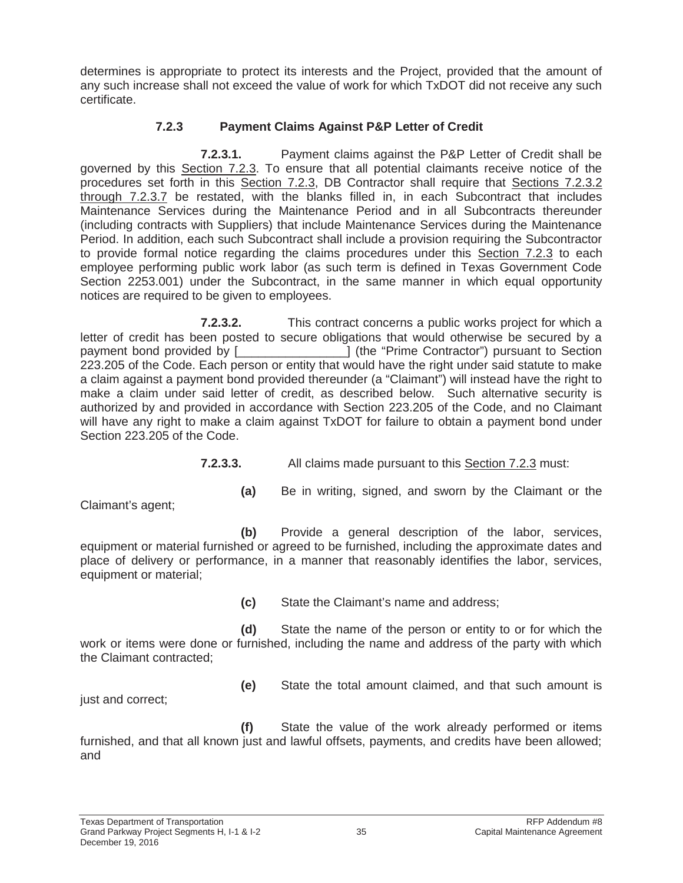determines is appropriate to protect its interests and the Project, provided that the amount of any such increase shall not exceed the value of work for which TxDOT did not receive any such certificate.

### 7.2.3 Payment Claims Against P&P Letter of Credit

**7.2.3.1.** Payment claims against the P&P Letter of Credit shall be governed by this Section 7.2.3. To ensure that all potential claimants receive notice of the procedures set forth in this Section 7.2.3, DB Contractor shall require that Sections 7.2.3.2 through 7.2.3.7 be restated, with the blanks filled in, in each Subcontract that includes Maintenance Services during the Maintenance Period and in all Subcontracts thereunder (including contracts with Suppliers) that include Maintenance Services during the Maintenance Period. In addition, each such Subcontract shall include a provision requiring the Subcontractor to provide formal notice regarding the claims procedures under this Section 7.2.3 to each employee performing public work labor (as such term is defined in Texas Government Code Section 2253.001) under the Subcontract, in the same manner in which equal opportunity notices are required to be given to employees.

**7.2.3.2.** This contract concerns a public works project for which a letter of credit has been posted to secure obligations that would otherwise be secured by a payment bond provided by [_______________] (the "Prime Contractor") pursuant to Section 223.205 of the Code. Each person or entity that would have the right under said statute to make a claim against a payment bond provided thereunder (a "Claimant") will instead have the right to make a claim under said letter of credit, as described below. Such alternative security is authorized by and provided in accordance with Section 223.205 of the Code, and no Claimant will have any right to make a claim against TxDOT for failure to obtain a payment bond under Section 223.205 of the Code.

**7.2.3.3.** All claims made pursuant to this Section 7.2.3 must:

**(a)** Be in writing, signed, and sworn by the Claimant or the Claimant's agent;

**(b)** Provide a general description of the labor, services, equipment or material furnished or agreed to be furnished, including the approximate dates and place of delivery or performance, in a manner that reasonably identifies the labor, services, equipment or material;

**(c)** State the Claimant's name and address;

**(d)** State the name of the person or entity to or for which the work or items were done or furnished, including the name and address of the party with which the Claimant contracted;

**(e)** State the total amount claimed, and that such amount is just and correct;

**(f)** State the value of the work already performed or items furnished, and that all known just and lawful offsets, payments, and credits have been allowed; and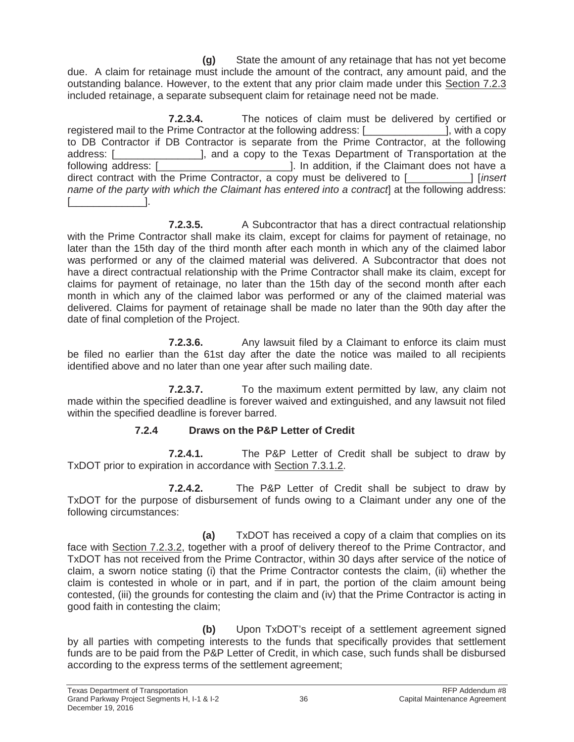**(g)** State the amount of any retainage that has not yet become due. A claim for retainage must include the amount of the contract, any amount paid, and the outstanding balance. However, to the extent that any prior claim made under this Section 7.2.3 included retainage, a separate subsequent claim for retainage need not be made.

**7.2.3.4.** The notices of claim must be delivered by certified or registered mail to the Prime Contractor at the following address: [______________], with a copy to DB Contractor if DB Contractor is separate from the Prime Contractor, at the following address: [_______________], and a copy to the Texas Department of Transportation at the following address: [_______________________]. In addition, if the Claimant does not have a direct contract with the Prime Contractor, a copy must be delivered to [___________] [*insert name of the party with which the Claimant has entered into a contract*] at the following address: [_____________].

**7.2.3.5.** A Subcontractor that has a direct contractual relationship with the Prime Contractor shall make its claim, except for claims for payment of retainage, no later than the 15th day of the third month after each month in which any of the claimed labor was performed or any of the claimed material was delivered. A Subcontractor that does not have a direct contractual relationship with the Prime Contractor shall make its claim, except for claims for payment of retainage, no later than the 15th day of the second month after each month in which any of the claimed labor was performed or any of the claimed material was delivered. Claims for payment of retainage shall be made no later than the 90th day after the date of final completion of the Project.

**7.2.3.6.** Any lawsuit filed by a Claimant to enforce its claim must be filed no earlier than the 61st day after the date the notice was mailed to all recipients identified above and no later than one year after such mailing date.

**7.2.3.7.** To the maximum extent permitted by law, any claim not made within the specified deadline is forever waived and extinguished, and any lawsuit not filed within the specified deadline is forever barred.

### 7.2.4 Draws on the P&P Letter of Credit

**7.2.4.1.** The P&P Letter of Credit shall be subject to draw by TxDOT prior to expiration in accordance with Section 7.3.1.2.

**7.2.4.2.** The P&P Letter of Credit shall be subject to draw by TxDOT for the purpose of disbursement of funds owing to a Claimant under any one of the following circumstances:

**(a)** TxDOT has received a copy of a claim that complies on its face with Section 7.2.3.2, together with a proof of delivery thereof to the Prime Contractor, and TxDOT has not received from the Prime Contractor, within 30 days after service of the notice of claim, a sworn notice stating (i) that the Prime Contractor contests the claim, (ii) whether the claim is contested in whole or in part, and if in part, the portion of the claim amount being contested, (iii) the grounds for contesting the claim and (iv) that the Prime Contractor is acting in good faith in contesting the claim;

**(b)** Upon TxDOT's receipt of a settlement agreement signed by all parties with competing interests to the funds that specifically provides that settlement funds are to be paid from the P&P Letter of Credit, in which case, such funds shall be disbursed according to the express terms of the settlement agreement;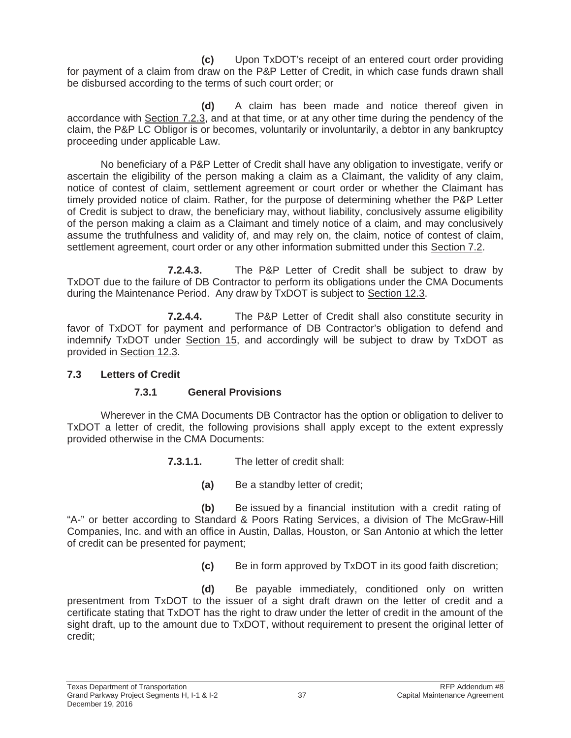**(c)** Upon TxDOT's receipt of an entered court order providing for payment of a claim from draw on the P&P Letter of Credit, in which case funds drawn shall be disbursed according to the terms of such court order; or

**(d)** A claim has been made and notice thereof given in accordance with Section 7.2.3, and at that time, or at any other time during the pendency of the claim, the P&P LC Obligor is or becomes, voluntarily or involuntarily, a debtor in any bankruptcy proceeding under applicable Law.

No beneficiary of a P&P Letter of Credit shall have any obligation to investigate, verify or ascertain the eligibility of the person making a claim as a Claimant, the validity of any claim, notice of contest of claim, settlement agreement or court order or whether the Claimant has timely provided notice of claim. Rather, for the purpose of determining whether the P&P Letter of Credit is subject to draw, the beneficiary may, without liability, conclusively assume eligibility of the person making a claim as a Claimant and timely notice of a claim, and may conclusively assume the truthfulness and validity of, and may rely on, the claim, notice of contest of claim, settlement agreement, court order or any other information submitted under this Section 7.2.

**7.2.4.3.** The P&P Letter of Credit shall be subject to draw by TxDOT due to the failure of DB Contractor to perform its obligations under the CMA Documents during the Maintenance Period. Any draw by TxDOT is subject to Section 12.3.

**7.2.4.4.** The P&P Letter of Credit shall also constitute security in favor of TxDOT for payment and performance of DB Contractor's obligation to defend and indemnify TxDOT under Section 15, and accordingly will be subject to draw by TxDOT as provided in Section 12.3.

### 7.3 Letters of Credit

#### 7.3.1 General Provisions

Wherever in the CMA Documents DB Contractor has the option or obligation to deliver to TxDOT a letter of credit, the following provisions shall apply except to the extent expressly provided otherwise in the CMA Documents:

**7.3.1.1.** The letter of credit shall:

**(a)** Be a standby letter of credit;

**(b)** Be issued by a financial institution with a credit rating of "A-" or better according to Standard & Poors Rating Services, a division of The McGraw-Hill Companies, Inc. and with an office in Austin, Dallas, Houston, or San Antonio at which the letter of credit can be presented for payment;

**(c)** Be in form approved by TxDOT in its good faith discretion;

**(d)** Be payable immediately, conditioned only on written presentment from TxDOT to the issuer of a sight draft drawn on the letter of credit and a certificate stating that TxDOT has the right to draw under the letter of credit in the amount of the sight draft, up to the amount due to TxDOT, without requirement to present the original letter of credit;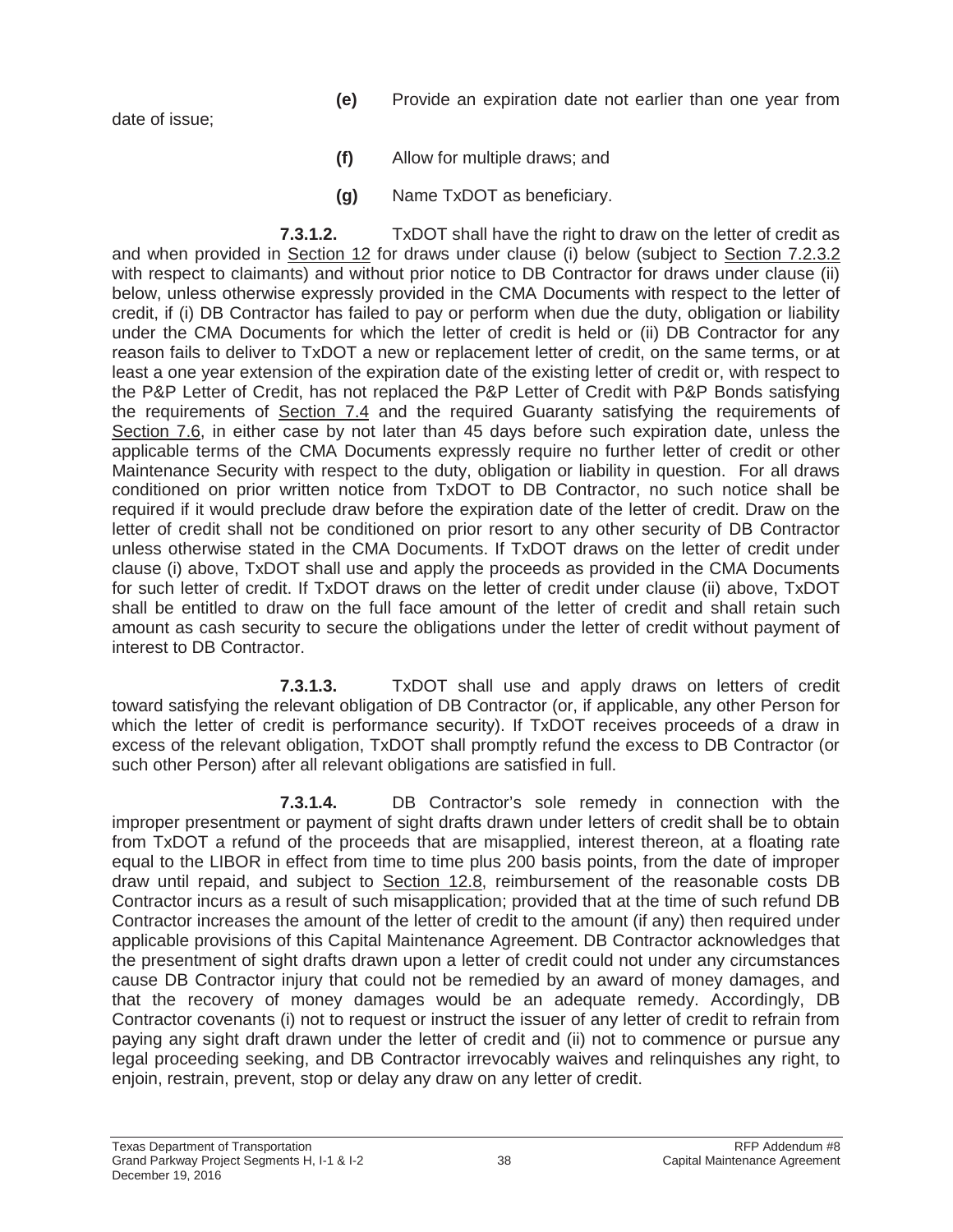**(e)** Provide an expiration date not earlier than one year from date of issue;

**(f)** Allow for multiple draws; and

**(g)** Name TxDOT as beneficiary.

**7.3.1.2.** TxDOT shall have the right to draw on the letter of credit as and when provided in Section 12 for draws under clause (i) below (subject to Section 7.2.3.2 with respect to claimants) and without prior notice to DB Contractor for draws under clause (ii) below, unless otherwise expressly provided in the CMA Documents with respect to the letter of credit, if (i) DB Contractor has failed to pay or perform when due the duty, obligation or liability under the CMA Documents for which the letter of credit is held or (ii) DB Contractor for any reason fails to deliver to TxDOT a new or replacement letter of credit, on the same terms, or at least a one year extension of the expiration date of the existing letter of credit or, with respect to the P&P Letter of Credit, has not replaced the P&P Letter of Credit with P&P Bonds satisfying the requirements of Section 7.4 and the required Guaranty satisfying the requirements of Section 7.6, in either case by not later than 45 days before such expiration date, unless the applicable terms of the CMA Documents expressly require no further letter of credit or other Maintenance Security with respect to the duty, obligation or liability in question. For all draws conditioned on prior written notice from TxDOT to DB Contractor, no such notice shall be required if it would preclude draw before the expiration date of the letter of credit. Draw on the letter of credit shall not be conditioned on prior resort to any other security of DB Contractor unless otherwise stated in the CMA Documents. If TxDOT draws on the letter of credit under clause (i) above, TxDOT shall use and apply the proceeds as provided in the CMA Documents for such letter of credit. If TxDOT draws on the letter of credit under clause (ii) above, TxDOT shall be entitled to draw on the full face amount of the letter of credit and shall retain such amount as cash security to secure the obligations under the letter of credit without payment of interest to DB Contractor.

**7.3.1.3.** TxDOT shall use and apply draws on letters of credit toward satisfying the relevant obligation of DB Contractor (or, if applicable, any other Person for which the letter of credit is performance security). If TxDOT receives proceeds of a draw in excess of the relevant obligation, TxDOT shall promptly refund the excess to DB Contractor (or such other Person) after all relevant obligations are satisfied in full.

**7.3.1.4.** DB Contractor's sole remedy in connection with the improper presentment or payment of sight drafts drawn under letters of credit shall be to obtain from TxDOT a refund of the proceeds that are misapplied, interest thereon, at a floating rate equal to the LIBOR in effect from time to time plus 200 basis points, from the date of improper draw until repaid, and subject to Section 12.8, reimbursement of the reasonable costs DB Contractor incurs as a result of such misapplication; provided that at the time of such refund DB Contractor increases the amount of the letter of credit to the amount (if any) then required under applicable provisions of this Capital Maintenance Agreement. DB Contractor acknowledges that the presentment of sight drafts drawn upon a letter of credit could not under any circumstances cause DB Contractor injury that could not be remedied by an award of money damages, and that the recovery of money damages would be an adequate remedy. Accordingly, DB Contractor covenants (i) not to request or instruct the issuer of any letter of credit to refrain from paying any sight draft drawn under the letter of credit and (ii) not to commence or pursue any legal proceeding seeking, and DB Contractor irrevocably waives and relinquishes any right, to enjoin, restrain, prevent, stop or delay any draw on any letter of credit.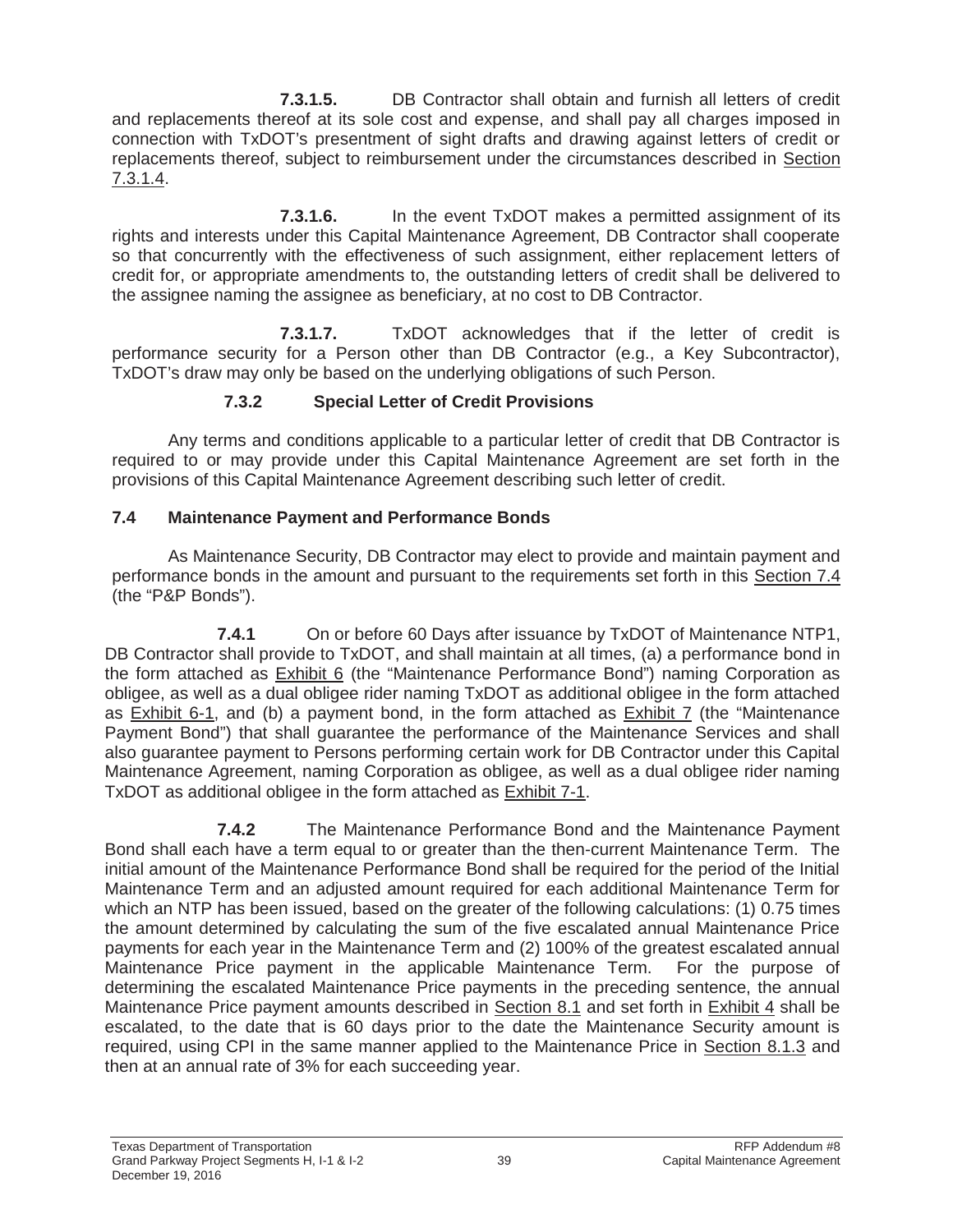**7.3.1.5.** DB Contractor shall obtain and furnish all letters of credit and replacements thereof at its sole cost and expense, and shall pay all charges imposed in connection with TxDOT's presentment of sight drafts and drawing against letters of credit or replacements thereof, subject to reimbursement under the circumstances described in Section 7.3.1.4.

**7.3.1.6.** In the event TxDOT makes a permitted assignment of its rights and interests under this Capital Maintenance Agreement, DB Contractor shall cooperate so that concurrently with the effectiveness of such assignment, either replacement letters of credit for, or appropriate amendments to, the outstanding letters of credit shall be delivered to the assignee naming the assignee as beneficiary, at no cost to DB Contractor.

**7.3.1.7.** TxDOT acknowledges that if the letter of credit is performance security for a Person other than DB Contractor (e.g., a Key Subcontractor), TxDOT's draw may only be based on the underlying obligations of such Person.

#### 7.3.2 Special Letter of Credit Provisions

Any terms and conditions applicable to a particular letter of credit that DB Contractor is required to or may provide under this Capital Maintenance Agreement are set forth in the provisions of this Capital Maintenance Agreement describing such letter of credit.

### 7.4 Maintenance Payment and Performance Bonds

As Maintenance Security, DB Contractor may elect to provide and maintain payment and performance bonds in the amount and pursuant to the requirements set forth in this Section 7.4 (the "P&P Bonds").

**7.4.1** On or before 60 Days after issuance by TxDOT of Maintenance NTP1, DB Contractor shall provide to TxDOT, and shall maintain at all times, (a) a performance bond in the form attached as Exhibit 6 (the "Maintenance Performance Bond") naming Corporation as obligee, as well as a dual obligee rider naming TxDOT as additional obligee in the form attached as Exhibit 6-1, and (b) a payment bond, in the form attached as Exhibit 7 (the "Maintenance Payment Bond") that shall guarantee the performance of the Maintenance Services and shall also guarantee payment to Persons performing certain work for DB Contractor under this Capital Maintenance Agreement, naming Corporation as obligee, as well as a dual obligee rider naming TxDOT as additional obligee in the form attached as Exhibit 7-1.

**7.4.2** The Maintenance Performance Bond and the Maintenance Payment Bond shall each have a term equal to or greater than the then-current Maintenance Term. The initial amount of the Maintenance Performance Bond shall be required for the period of the Initial Maintenance Term and an adjusted amount required for each additional Maintenance Term for which an NTP has been issued, based on the greater of the following calculations: (1) 0.75 times the amount determined by calculating the sum of the five escalated annual Maintenance Price payments for each year in the Maintenance Term and (2) 100% of the greatest escalated annual Maintenance Price payment in the applicable Maintenance Term. For the purpose of determining the escalated Maintenance Price payments in the preceding sentence, the annual Maintenance Price payment amounts described in Section 8.1 and set forth in Exhibit 4 shall be escalated, to the date that is 60 days prior to the date the Maintenance Security amount is required, using CPI in the same manner applied to the Maintenance Price in Section 8.1.3 and then at an annual rate of 3% for each succeeding year.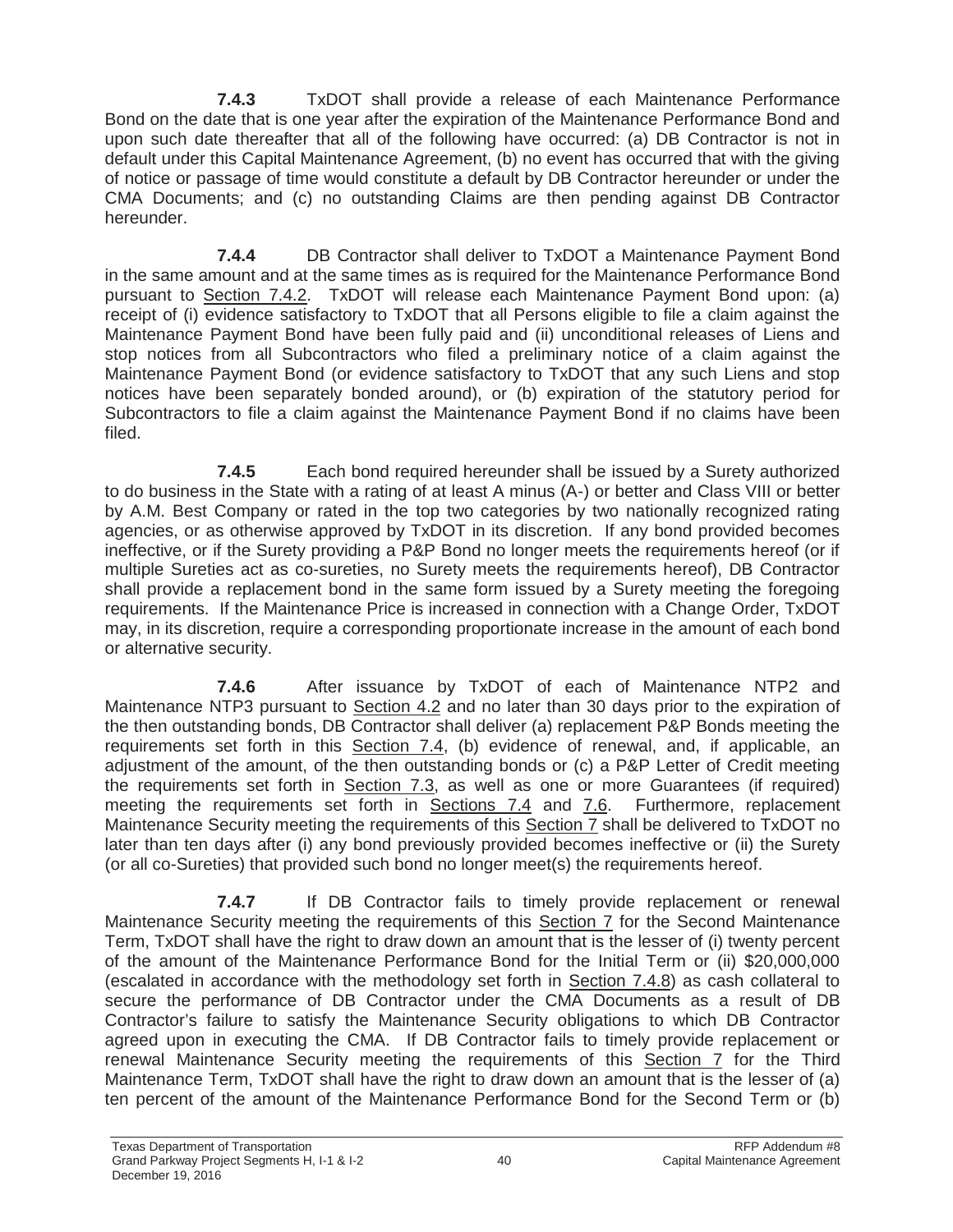**7.4.3** TxDOT shall provide a release of each Maintenance Performance Bond on the date that is one year after the expiration of the Maintenance Performance Bond and upon such date thereafter that all of the following have occurred: (a) DB Contractor is not in default under this Capital Maintenance Agreement, (b) no event has occurred that with the giving of notice or passage of time would constitute a default by DB Contractor hereunder or under the CMA Documents; and (c) no outstanding Claims are then pending against DB Contractor hereunder.

**7.4.4** DB Contractor shall deliver to TxDOT a Maintenance Payment Bond in the same amount and at the same times as is required for the Maintenance Performance Bond pursuant to Section 7.4.2. TxDOT will release each Maintenance Payment Bond upon: (a) receipt of (i) evidence satisfactory to TxDOT that all Persons eligible to file a claim against the Maintenance Payment Bond have been fully paid and (ii) unconditional releases of Liens and stop notices from all Subcontractors who filed a preliminary notice of a claim against the Maintenance Payment Bond (or evidence satisfactory to TxDOT that any such Liens and stop notices have been separately bonded around), or (b) expiration of the statutory period for Subcontractors to file a claim against the Maintenance Payment Bond if no claims have been filed.

**7.4.5** Each bond required hereunder shall be issued by a Surety authorized to do business in the State with a rating of at least A minus (A-) or better and Class VIII or better by A.M. Best Company or rated in the top two categories by two nationally recognized rating agencies, or as otherwise approved by TxDOT in its discretion. If any bond provided becomes ineffective, or if the Surety providing a P&P Bond no longer meets the requirements hereof (or if multiple Sureties act as co-sureties, no Surety meets the requirements hereof), DB Contractor shall provide a replacement bond in the same form issued by a Surety meeting the foregoing requirements. If the Maintenance Price is increased in connection with a Change Order, TxDOT may, in its discretion, require a corresponding proportionate increase in the amount of each bond or alternative security.

**7.4.6** After issuance by TxDOT of each of Maintenance NTP2 and Maintenance NTP3 pursuant to Section 4.2 and no later than 30 days prior to the expiration of the then outstanding bonds, DB Contractor shall deliver (a) replacement P&P Bonds meeting the requirements set forth in this Section 7.4, (b) evidence of renewal, and, if applicable, an adjustment of the amount, of the then outstanding bonds or (c) a P&P Letter of Credit meeting the requirements set forth in Section 7.3, as well as one or more Guarantees (if required) meeting the requirements set forth in Sections 7.4 and 7.6. Furthermore, replacement Maintenance Security meeting the requirements of this Section 7 shall be delivered to TxDOT no later than ten days after (i) any bond previously provided becomes ineffective or (ii) the Surety (or all co-Sureties) that provided such bond no longer meet(s) the requirements hereof.

**7.4.7** If DB Contractor fails to timely provide replacement or renewal Maintenance Security meeting the requirements of this Section 7 for the Second Maintenance Term, TxDOT shall have the right to draw down an amount that is the lesser of (i) twenty percent of the amount of the Maintenance Performance Bond for the Initial Term or (ii) $20,000,000 (escalated in accordance with the methodology set forth in Section 7.4.8) as cash collateral to secure the performance of DB Contractor under the CMA Documents as a result of DB Contractor's failure to satisfy the Maintenance Security obligations to which DB Contractor agreed upon in executing the CMA. If DB Contractor fails to timely provide replacement or renewal Maintenance Security meeting the requirements of this Section 7 for the Third Maintenance Term, TxDOT shall have the right to draw down an amount that is the lesser of (a) ten percent of the amount of the Maintenance Performance Bond for the Second Term or (b)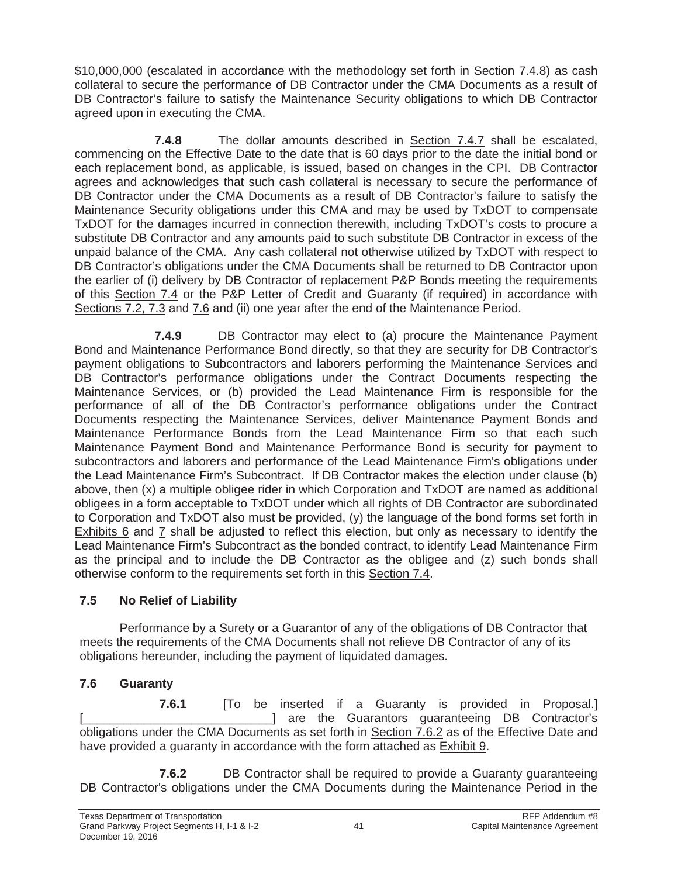$10,000,000 (escalated in accordance with the methodology set forth in Section 7.4.8) as cash collateral to secure the performance of DB Contractor under the CMA Documents as a result of DB Contractor's failure to satisfy the Maintenance Security obligations to which DB Contractor agreed upon in executing the CMA.

**7.4.8** The dollar amounts described in Section 7.4.7 shall be escalated, commencing on the Effective Date to the date that is 60 days prior to the date the initial bond or each replacement bond, as applicable, is issued, based on changes in the CPI. DB Contractor agrees and acknowledges that such cash collateral is necessary to secure the performance of DB Contractor under the CMA Documents as a result of DB Contractor's failure to satisfy the Maintenance Security obligations under this CMA and may be used by TxDOT to compensate TxDOT for the damages incurred in connection therewith, including TxDOT's costs to procure a substitute DB Contractor and any amounts paid to such substitute DB Contractor in excess of the unpaid balance of the CMA. Any cash collateral not otherwise utilized by TxDOT with respect to DB Contractor's obligations under the CMA Documents shall be returned to DB Contractor upon the earlier of (i) delivery by DB Contractor of replacement P&P Bonds meeting the requirements of this Section 7.4 or the P&P Letter of Credit and Guaranty (if required) in accordance with Sections 7.2, 7.3 and 7.6 and (ii) one year after the end of the Maintenance Period.

**7.4.9** DB Contractor may elect to (a) procure the Maintenance Payment Bond and Maintenance Performance Bond directly, so that they are security for DB Contractor's payment obligations to Subcontractors and laborers performing the Maintenance Services and DB Contractor's performance obligations under the Contract Documents respecting the Maintenance Services, or (b) provided the Lead Maintenance Firm is responsible for the performance of all of the DB Contractor's performance obligations under the Contract Documents respecting the Maintenance Services, deliver Maintenance Payment Bonds and Maintenance Performance Bonds from the Lead Maintenance Firm so that each such Maintenance Payment Bond and Maintenance Performance Bond is security for payment to subcontractors and laborers and performance of the Lead Maintenance Firm's obligations under the Lead Maintenance Firm's Subcontract. If DB Contractor makes the election under clause (b) above, then (x) a multiple obligee rider in which Corporation and TxDOT are named as additional obligees in a form acceptable to TxDOT under which all rights of DB Contractor are subordinated to Corporation and TxDOT also must be provided, (y) the language of the bond forms set forth in Exhibits 6 and 7 shall be adjusted to reflect this election, but only as necessary to identify the Lead Maintenance Firm's Subcontract as the bonded contract, to identify Lead Maintenance Firm as the principal and to include the DB Contractor as the obligee and (z) such bonds shall otherwise conform to the requirements set forth in this Section 7.4.

## 7.5 No Relief of Liability

Performance by a Surety or a Guarantor of any of the obligations of DB Contractor that meets the requirements of the CMA Documents shall not relieve DB Contractor of any of its obligations hereunder, including the payment of liquidated damages.

## 7.6 Guaranty

**7.6.1** [To be inserted if a Guaranty is provided in Proposal.] [____________________________] are the Guarantors guaranteeing DB Contractor's obligations under the CMA Documents as set forth in Section 7.6.2 as of the Effective Date and have provided a guaranty in accordance with the form attached as Exhibit 9.

**7.6.2** DB Contractor shall be required to provide a Guaranty guaranteeing DB Contractor's obligations under the CMA Documents during the Maintenance Period in the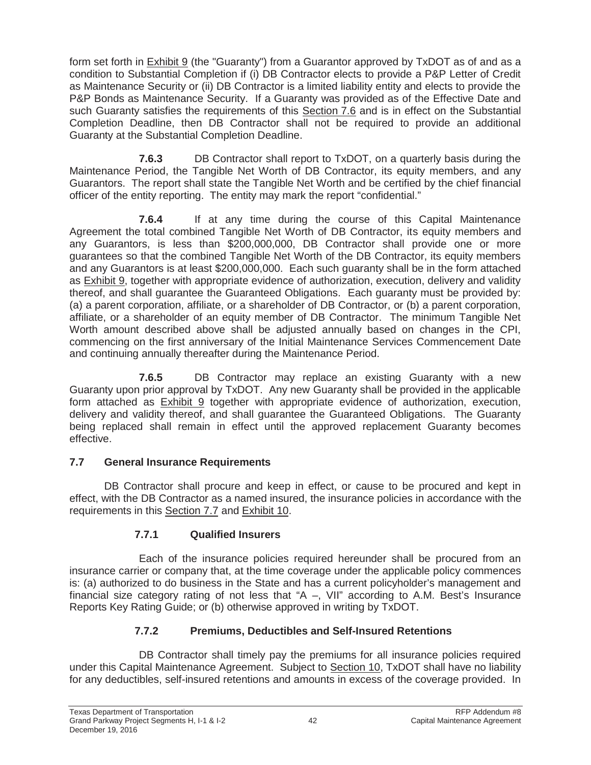form set forth in Exhibit 9 (the "Guaranty") from a Guarantor approved by TxDOT as of and as a condition to Substantial Completion if (i) DB Contractor elects to provide a P&P Letter of Credit as Maintenance Security or (ii) DB Contractor is a limited liability entity and elects to provide the P&P Bonds as Maintenance Security. If a Guaranty was provided as of the Effective Date and such Guaranty satisfies the requirements of this Section 7.6 and is in effect on the Substantial Completion Deadline, then DB Contractor shall not be required to provide an additional Guaranty at the Substantial Completion Deadline.

**7.6.3** DB Contractor shall report to TxDOT, on a quarterly basis during the Maintenance Period, the Tangible Net Worth of DB Contractor, its equity members, and any Guarantors. The report shall state the Tangible Net Worth and be certified by the chief financial officer of the entity reporting. The entity may mark the report "confidential."

**7.6.4** If at any time during the course of this Capital Maintenance Agreement the total combined Tangible Net Worth of DB Contractor, its equity members and any Guarantors, is less than $200,000,000, DB Contractor shall provide one or more guarantees so that the combined Tangible Net Worth of the DB Contractor, its equity members and any Guarantors is at least $200,000,000. Each such guaranty shall be in the form attached as Exhibit 9, together with appropriate evidence of authorization, execution, delivery and validity thereof, and shall guarantee the Guaranteed Obligations. Each guaranty must be provided by: (a) a parent corporation, affiliate, or a shareholder of DB Contractor, or (b) a parent corporation, affiliate, or a shareholder of an equity member of DB Contractor. The minimum Tangible Net Worth amount described above shall be adjusted annually based on changes in the CPI, commencing on the first anniversary of the Initial Maintenance Services Commencement Date and continuing annually thereafter during the Maintenance Period.

**7.6.5** DB Contractor may replace an existing Guaranty with a new Guaranty upon prior approval by TxDOT. Any new Guaranty shall be provided in the applicable form attached as Exhibit 9 together with appropriate evidence of authorization, execution, delivery and validity thereof, and shall guarantee the Guaranteed Obligations. The Guaranty being replaced shall remain in effect until the approved replacement Guaranty becomes effective.

## 7.7 General Insurance Requirements

DB Contractor shall procure and keep in effect, or cause to be procured and kept in effect, with the DB Contractor as a named insured, the insurance policies in accordance with the requirements in this Section 7.7 and Exhibit 10.

### 7.7.1 Qualified Insurers

Each of the insurance policies required hereunder shall be procured from an insurance carrier or company that, at the time coverage under the applicable policy commences is: (a) authorized to do business in the State and has a current policyholder's management and financial size category rating of not less that "A –, VII" according to A.M. Best's Insurance Reports Key Rating Guide; or (b) otherwise approved in writing by TxDOT.

### 7.7.2 Premiums, Deductibles and Self-Insured Retentions

DB Contractor shall timely pay the premiums for all insurance policies required under this Capital Maintenance Agreement. Subject to Section 10, TxDOT shall have no liability for any deductibles, self-insured retentions and amounts in excess of the coverage provided. In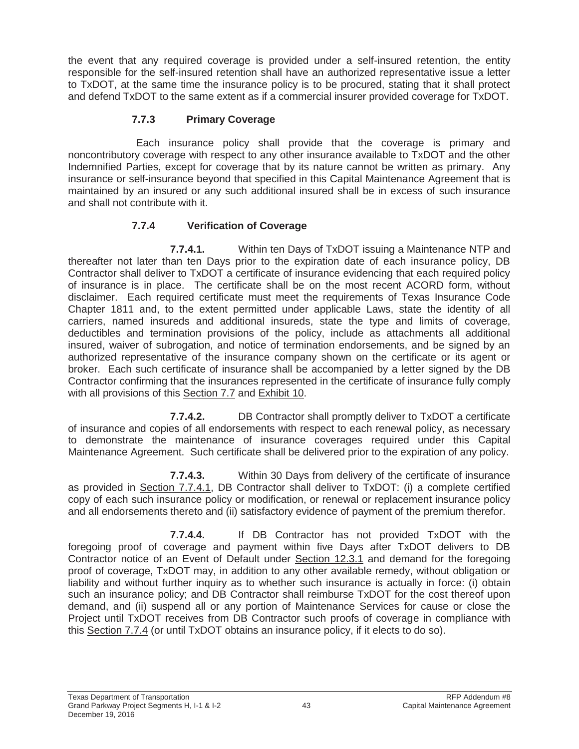the event that any required coverage is provided under a self-insured retention, the entity responsible for the self-insured retention shall have an authorized representative issue a letter to TxDOT, at the same time the insurance policy is to be procured, stating that it shall protect and defend TxDOT to the same extent as if a commercial insurer provided coverage for TxDOT.

### 7.7.3 Primary Coverage

Each insurance policy shall provide that the coverage is primary and noncontributory coverage with respect to any other insurance available to TxDOT and the other Indemnified Parties, except for coverage that by its nature cannot be written as primary. Any insurance or self-insurance beyond that specified in this Capital Maintenance Agreement that is maintained by an insured or any such additional insured shall be in excess of such insurance and shall not contribute with it.

### 7.7.4 Verification of Coverage

**7.7.4.1.** Within ten Days of TxDOT issuing a Maintenance NTP and thereafter not later than ten Days prior to the expiration date of each insurance policy, DB Contractor shall deliver to TxDOT a certificate of insurance evidencing that each required policy of insurance is in place. The certificate shall be on the most recent ACORD form, without disclaimer. Each required certificate must meet the requirements of Texas Insurance Code Chapter 1811 and, to the extent permitted under applicable Laws, state the identity of all carriers, named insureds and additional insureds, state the type and limits of coverage, deductibles and termination provisions of the policy, include as attachments all additional insured, waiver of subrogation, and notice of termination endorsements, and be signed by an authorized representative of the insurance company shown on the certificate or its agent or broker. Each such certificate of insurance shall be accompanied by a letter signed by the DB Contractor confirming that the insurances represented in the certificate of insurance fully comply with all provisions of this Section 7.7 and Exhibit 10.

**7.7.4.2.** DB Contractor shall promptly deliver to TxDOT a certificate of insurance and copies of all endorsements with respect to each renewal policy, as necessary to demonstrate the maintenance of insurance coverages required under this Capital Maintenance Agreement. Such certificate shall be delivered prior to the expiration of any policy.

**7.7.4.3.** Within 30 Days from delivery of the certificate of insurance as provided in Section 7.7.4.1, DB Contractor shall deliver to TxDOT: (i) a complete certified copy of each such insurance policy or modification, or renewal or replacement insurance policy and all endorsements thereto and (ii) satisfactory evidence of payment of the premium therefor.

**7.7.4.4.** If DB Contractor has not provided TxDOT with the foregoing proof of coverage and payment within five Days after TxDOT delivers to DB Contractor notice of an Event of Default under Section 12.3.1 and demand for the foregoing proof of coverage, TxDOT may, in addition to any other available remedy, without obligation or liability and without further inquiry as to whether such insurance is actually in force: (i) obtain such an insurance policy; and DB Contractor shall reimburse TxDOT for the cost thereof upon demand, and (ii) suspend all or any portion of Maintenance Services for cause or close the Project until TxDOT receives from DB Contractor such proofs of coverage in compliance with this Section 7.7.4 (or until TxDOT obtains an insurance policy, if it elects to do so).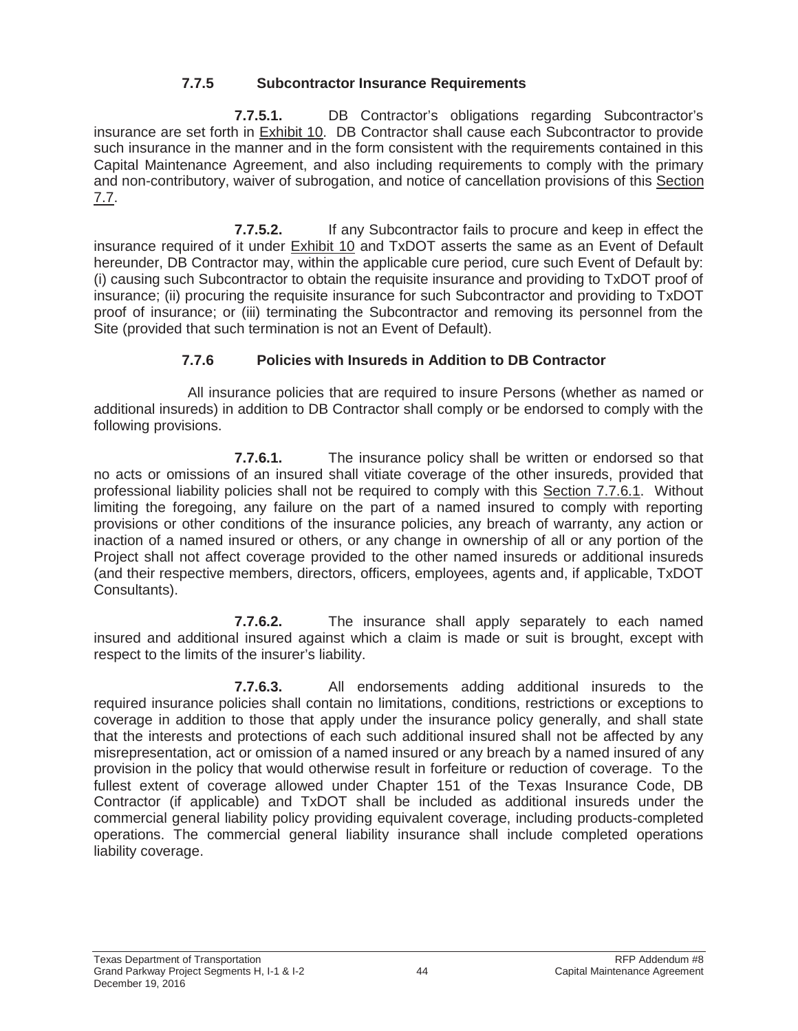### 7.7.5 Subcontractor Insurance Requirements

**7.7.5.1.** DB Contractor's obligations regarding Subcontractor's insurance are set forth in Exhibit 10. DB Contractor shall cause each Subcontractor to provide such insurance in the manner and in the form consistent with the requirements contained in this Capital Maintenance Agreement, and also including requirements to comply with the primary and non-contributory, waiver of subrogation, and notice of cancellation provisions of this Section 7.7.

**7.7.5.2.** If any Subcontractor fails to procure and keep in effect the insurance required of it under Exhibit 10 and TxDOT asserts the same as an Event of Default hereunder, DB Contractor may, within the applicable cure period, cure such Event of Default by: (i) causing such Subcontractor to obtain the requisite insurance and providing to TxDOT proof of insurance; (ii) procuring the requisite insurance for such Subcontractor and providing to TxDOT proof of insurance; or (iii) terminating the Subcontractor and removing its personnel from the Site (provided that such termination is not an Event of Default).

### 7.7.6 Policies with Insureds in Addition to DB Contractor

All insurance policies that are required to insure Persons (whether as named or additional insureds) in addition to DB Contractor shall comply or be endorsed to comply with the following provisions.

**7.7.6.1.** The insurance policy shall be written or endorsed so that no acts or omissions of an insured shall vitiate coverage of the other insureds, provided that professional liability policies shall not be required to comply with this Section 7.7.6.1. Without limiting the foregoing, any failure on the part of a named insured to comply with reporting provisions or other conditions of the insurance policies, any breach of warranty, any action or inaction of a named insured or others, or any change in ownership of all or any portion of the Project shall not affect coverage provided to the other named insureds or additional insureds (and their respective members, directors, officers, employees, agents and, if applicable, TxDOT Consultants).

**7.7.6.2.** The insurance shall apply separately to each named insured and additional insured against which a claim is made or suit is brought, except with respect to the limits of the insurer's liability.

**7.7.6.3.** All endorsements adding additional insureds to the required insurance policies shall contain no limitations, conditions, restrictions or exceptions to coverage in addition to those that apply under the insurance policy generally, and shall state that the interests and protections of each such additional insured shall not be affected by any misrepresentation, act or omission of a named insured or any breach by a named insured of any provision in the policy that would otherwise result in forfeiture or reduction of coverage. To the fullest extent of coverage allowed under Chapter 151 of the Texas Insurance Code, DB Contractor (if applicable) and TxDOT shall be included as additional insureds under the commercial general liability policy providing equivalent coverage, including products-completed operations. The commercial general liability insurance shall include completed operations liability coverage.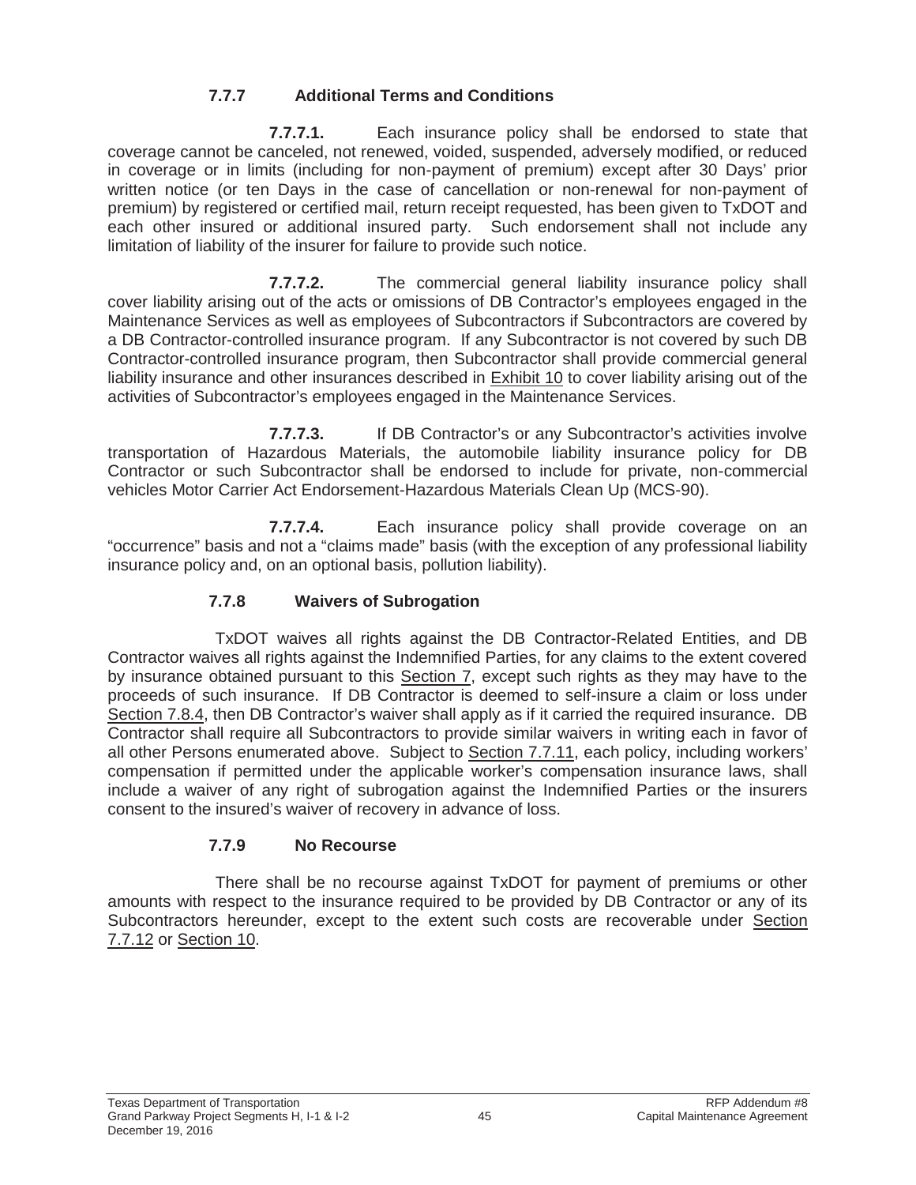### 7.7.7 Additional Terms and Conditions

**7.7.7.1.** Each insurance policy shall be endorsed to state that coverage cannot be canceled, not renewed, voided, suspended, adversely modified, or reduced in coverage or in limits (including for non-payment of premium) except after 30 Days' prior written notice (or ten Days in the case of cancellation or non-renewal for non-payment of premium) by registered or certified mail, return receipt requested, has been given to TxDOT and each other insured or additional insured party. Such endorsement shall not include any limitation of liability of the insurer for failure to provide such notice.

**7.7.7.2.** The commercial general liability insurance policy shall cover liability arising out of the acts or omissions of DB Contractor's employees engaged in the Maintenance Services as well as employees of Subcontractors if Subcontractors are covered by a DB Contractor-controlled insurance program. If any Subcontractor is not covered by such DB Contractor-controlled insurance program, then Subcontractor shall provide commercial general liability insurance and other insurances described in Exhibit 10 to cover liability arising out of the activities of Subcontractor's employees engaged in the Maintenance Services.

**7.7.7.3.** If DB Contractor's or any Subcontractor's activities involve transportation of Hazardous Materials, the automobile liability insurance policy for DB Contractor or such Subcontractor shall be endorsed to include for private, non-commercial vehicles Motor Carrier Act Endorsement-Hazardous Materials Clean Up (MCS-90).

**7.7.7.4.** Each insurance policy shall provide coverage on an "occurrence" basis and not a "claims made" basis (with the exception of any professional liability insurance policy and, on an optional basis, pollution liability).

### 7.7.8 Waivers of Subrogation

TxDOT waives all rights against the DB Contractor-Related Entities, and DB Contractor waives all rights against the Indemnified Parties, for any claims to the extent covered by insurance obtained pursuant to this Section 7, except such rights as they may have to the proceeds of such insurance. If DB Contractor is deemed to self-insure a claim or loss under Section 7.8.4, then DB Contractor's waiver shall apply as if it carried the required insurance. DB Contractor shall require all Subcontractors to provide similar waivers in writing each in favor of all other Persons enumerated above. Subject to Section 7.7.11, each policy, including workers' compensation if permitted under the applicable worker's compensation insurance laws, shall include a waiver of any right of subrogation against the Indemnified Parties or the insurers consent to the insured's waiver of recovery in advance of loss.

### 7.7.9 No Recourse

There shall be no recourse against TxDOT for payment of premiums or other amounts with respect to the insurance required to be provided by DB Contractor or any of its Subcontractors hereunder, except to the extent such costs are recoverable under Section 7.7.12 or Section 10.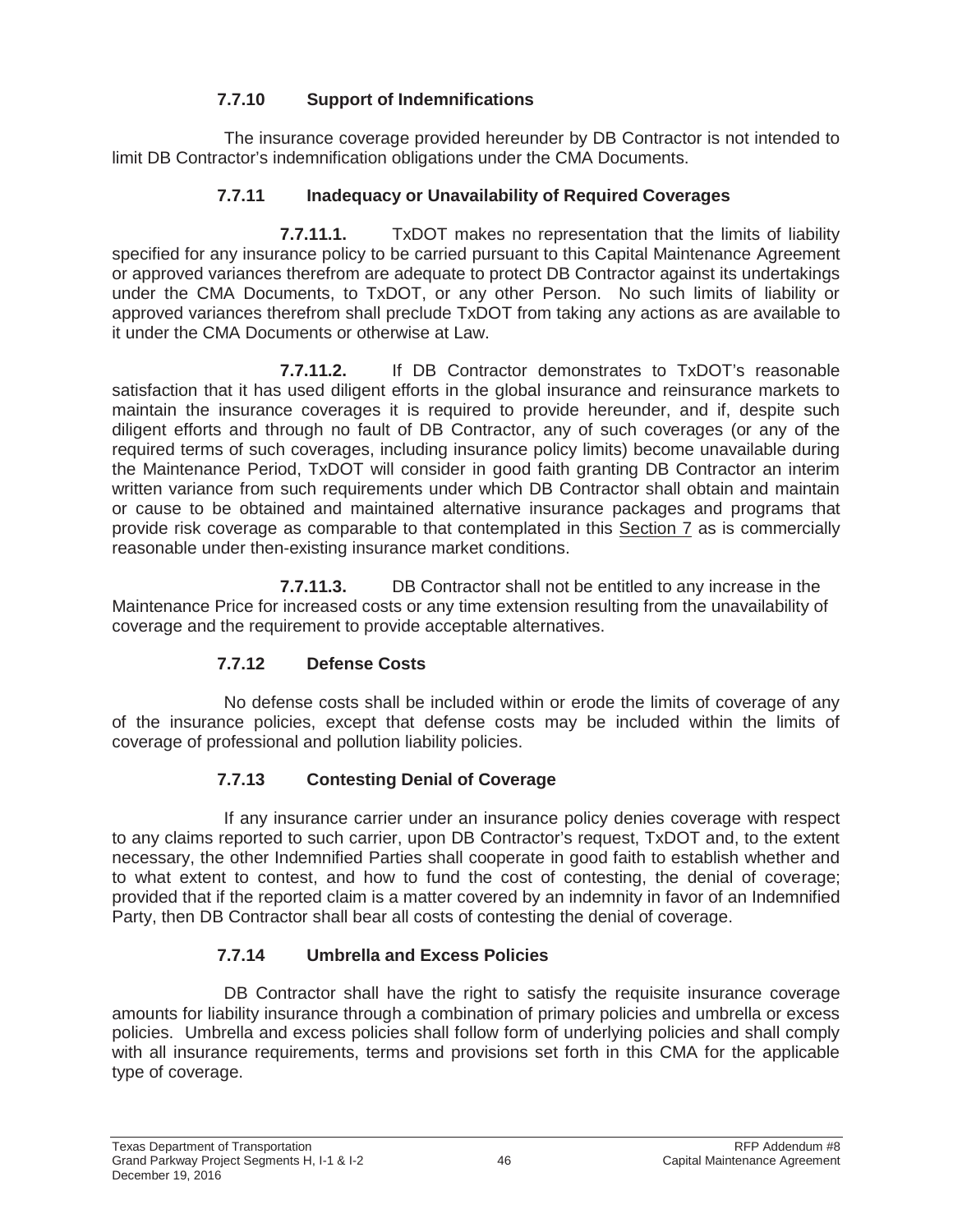### 7.7.10 Support of Indemnifications

The insurance coverage provided hereunder by DB Contractor is not intended to limit DB Contractor's indemnification obligations under the CMA Documents.

### 7.7.11 Inadequacy or Unavailability of Required Coverages

**7.7.11.1.** TxDOT makes no representation that the limits of liability specified for any insurance policy to be carried pursuant to this Capital Maintenance Agreement or approved variances therefrom are adequate to protect DB Contractor against its undertakings under the CMA Documents, to TxDOT, or any other Person. No such limits of liability or approved variances therefrom shall preclude TxDOT from taking any actions as are available to it under the CMA Documents or otherwise at Law.

**7.7.11.2.** If DB Contractor demonstrates to TxDOT's reasonable satisfaction that it has used diligent efforts in the global insurance and reinsurance markets to maintain the insurance coverages it is required to provide hereunder, and if, despite such diligent efforts and through no fault of DB Contractor, any of such coverages (or any of the required terms of such coverages, including insurance policy limits) become unavailable during the Maintenance Period, TxDOT will consider in good faith granting DB Contractor an interim written variance from such requirements under which DB Contractor shall obtain and maintain or cause to be obtained and maintained alternative insurance packages and programs that provide risk coverage as comparable to that contemplated in this Section 7 as is commercially reasonable under then-existing insurance market conditions.

**7.7.11.3.** DB Contractor shall not be entitled to any increase in the Maintenance Price for increased costs or any time extension resulting from the unavailability of coverage and the requirement to provide acceptable alternatives.

### 7.7.12 Defense Costs

No defense costs shall be included within or erode the limits of coverage of any of the insurance policies, except that defense costs may be included within the limits of coverage of professional and pollution liability policies.

### 7.7.13 Contesting Denial of Coverage

If any insurance carrier under an insurance policy denies coverage with respect to any claims reported to such carrier, upon DB Contractor's request, TxDOT and, to the extent necessary, the other Indemnified Parties shall cooperate in good faith to establish whether and to what extent to contest, and how to fund the cost of contesting, the denial of coverage; provided that if the reported claim is a matter covered by an indemnity in favor of an Indemnified Party, then DB Contractor shall bear all costs of contesting the denial of coverage.

### 7.7.14 Umbrella and Excess Policies

DB Contractor shall have the right to satisfy the requisite insurance coverage amounts for liability insurance through a combination of primary policies and umbrella or excess policies. Umbrella and excess policies shall follow form of underlying policies and shall comply with all insurance requirements, terms and provisions set forth in this CMA for the applicable type of coverage.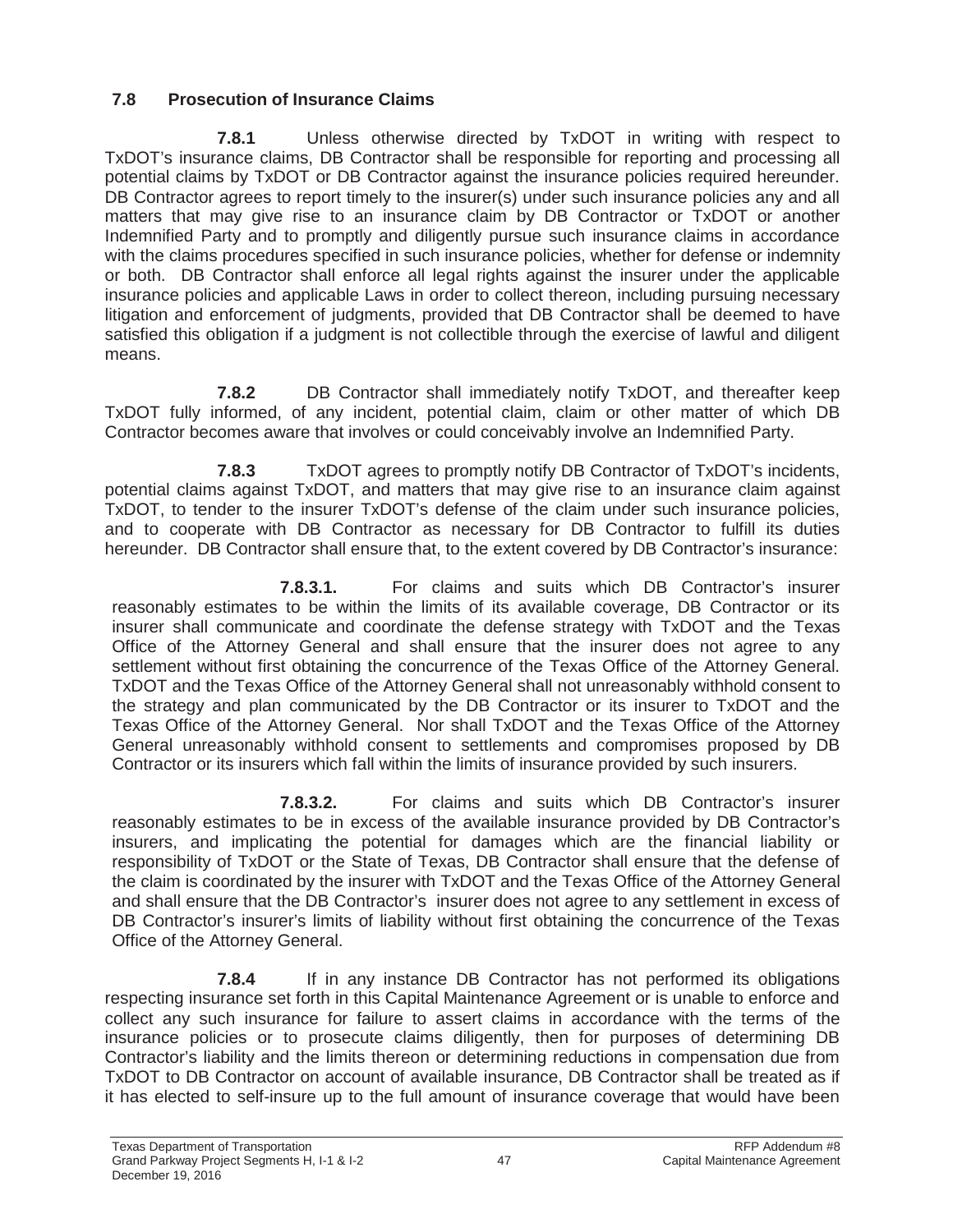### 7.8 Prosecution of Insurance Claims

**7.8.1** Unless otherwise directed by TxDOT in writing with respect to TxDOT's insurance claims, DB Contractor shall be responsible for reporting and processing all potential claims by TxDOT or DB Contractor against the insurance policies required hereunder. DB Contractor agrees to report timely to the insurer(s) under such insurance policies any and all matters that may give rise to an insurance claim by DB Contractor or TxDOT or another Indemnified Party and to promptly and diligently pursue such insurance claims in accordance with the claims procedures specified in such insurance policies, whether for defense or indemnity or both. DB Contractor shall enforce all legal rights against the insurer under the applicable insurance policies and applicable Laws in order to collect thereon, including pursuing necessary litigation and enforcement of judgments, provided that DB Contractor shall be deemed to have satisfied this obligation if a judgment is not collectible through the exercise of lawful and diligent means.

**7.8.2** DB Contractor shall immediately notify TxDOT, and thereafter keep TxDOT fully informed, of any incident, potential claim, claim or other matter of which DB Contractor becomes aware that involves or could conceivably involve an Indemnified Party.

**7.8.3** TxDOT agrees to promptly notify DB Contractor of TxDOT's incidents, potential claims against TxDOT, and matters that may give rise to an insurance claim against TxDOT, to tender to the insurer TxDOT's defense of the claim under such insurance policies, and to cooperate with DB Contractor as necessary for DB Contractor to fulfill its duties hereunder. DB Contractor shall ensure that, to the extent covered by DB Contractor's insurance:

**7.8.3.1.** For claims and suits which DB Contractor's insurer reasonably estimates to be within the limits of its available coverage, DB Contractor or its insurer shall communicate and coordinate the defense strategy with TxDOT and the Texas Office of the Attorney General and shall ensure that the insurer does not agree to any settlement without first obtaining the concurrence of the Texas Office of the Attorney General. TxDOT and the Texas Office of the Attorney General shall not unreasonably withhold consent to the strategy and plan communicated by the DB Contractor or its insurer to TxDOT and the Texas Office of the Attorney General. Nor shall TxDOT and the Texas Office of the Attorney General unreasonably withhold consent to settlements and compromises proposed by DB Contractor or its insurers which fall within the limits of insurance provided by such insurers.

**7.8.3.2.** For claims and suits which DB Contractor's insurer reasonably estimates to be in excess of the available insurance provided by DB Contractor's insurers, and implicating the potential for damages which are the financial liability or responsibility of TxDOT or the State of Texas, DB Contractor shall ensure that the defense of the claim is coordinated by the insurer with TxDOT and the Texas Office of the Attorney General and shall ensure that the DB Contractor's insurer does not agree to any settlement in excess of DB Contractor's insurer's limits of liability without first obtaining the concurrence of the Texas Office of the Attorney General.

**7.8.4** If in any instance DB Contractor has not performed its obligations respecting insurance set forth in this Capital Maintenance Agreement or is unable to enforce and collect any such insurance for failure to assert claims in accordance with the terms of the insurance policies or to prosecute claims diligently, then for purposes of determining DB Contractor's liability and the limits thereon or determining reductions in compensation due from TxDOT to DB Contractor on account of available insurance, DB Contractor shall be treated as if it has elected to self-insure up to the full amount of insurance coverage that would have been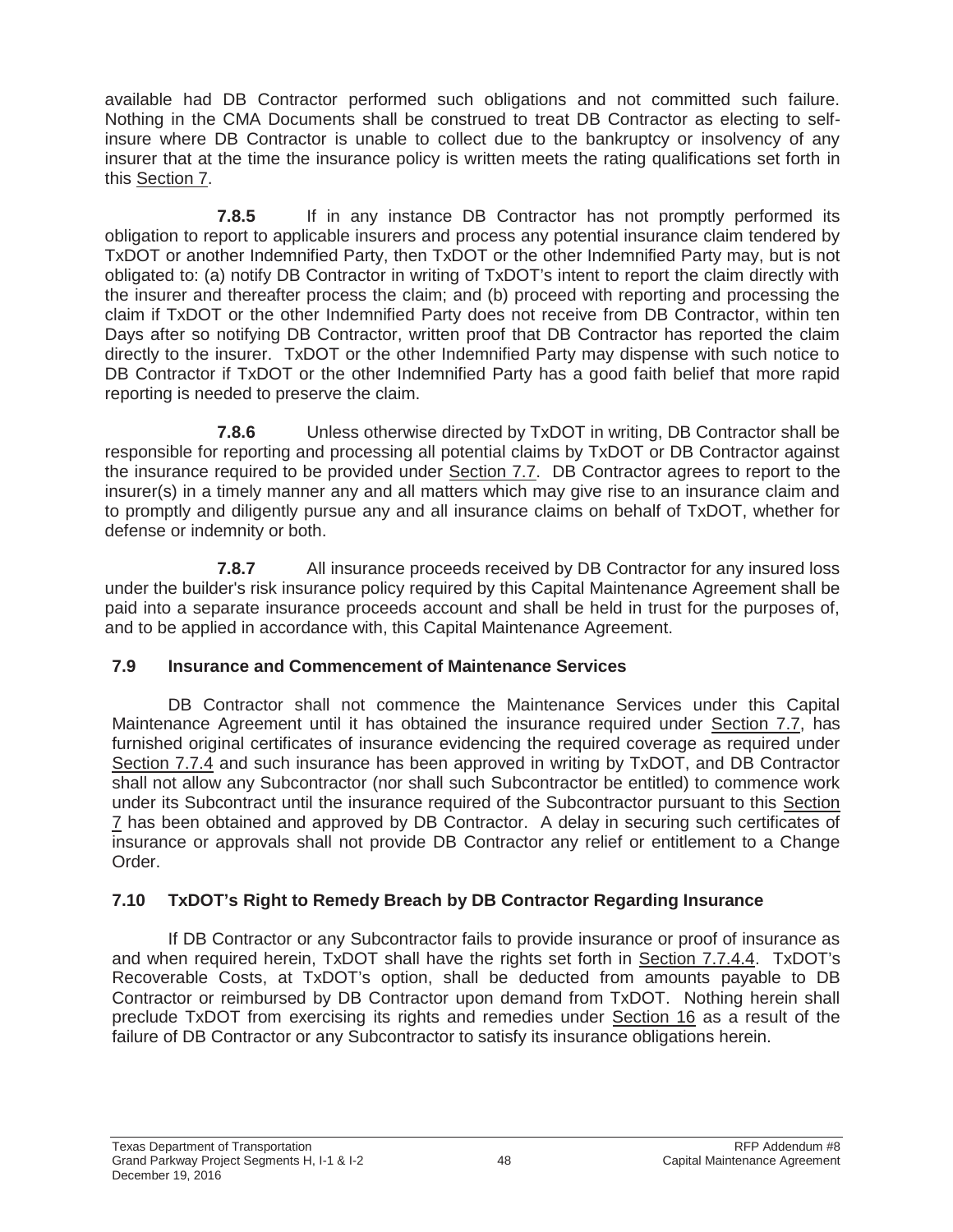available had DB Contractor performed such obligations and not committed such failure. Nothing in the CMA Documents shall be construed to treat DB Contractor as electing to self-insure where DB Contractor is unable to collect due to the bankruptcy or insolvency of any insurer that at the time the insurance policy is written meets the rating qualifications set forth in this Section 7.

**7.8.5** If in any instance DB Contractor has not promptly performed its obligation to report to applicable insurers and process any potential insurance claim tendered by TxDOT or another Indemnified Party, then TxDOT or the other Indemnified Party may, but is not obligated to: (a) notify DB Contractor in writing of TxDOT's intent to report the claim directly with the insurer and thereafter process the claim; and (b) proceed with reporting and processing the claim if TxDOT or the other Indemnified Party does not receive from DB Contractor, within ten Days after so notifying DB Contractor, written proof that DB Contractor has reported the claim directly to the insurer. TxDOT or the other Indemnified Party may dispense with such notice to DB Contractor if TxDOT or the other Indemnified Party has a good faith belief that more rapid reporting is needed to preserve the claim.

**7.8.6** Unless otherwise directed by TxDOT in writing, DB Contractor shall be responsible for reporting and processing all potential claims by TxDOT or DB Contractor against the insurance required to be provided under Section 7.7. DB Contractor agrees to report to the insurer(s) in a timely manner any and all matters which may give rise to an insurance claim and to promptly and diligently pursue any and all insurance claims on behalf of TxDOT, whether for defense or indemnity or both.

**7.8.7** All insurance proceeds received by DB Contractor for any insured loss under the builder's risk insurance policy required by this Capital Maintenance Agreement shall be paid into a separate insurance proceeds account and shall be held in trust for the purposes of, and to be applied in accordance with, this Capital Maintenance Agreement.

### 7.9 Insurance and Commencement of Maintenance Services

DB Contractor shall not commence the Maintenance Services under this Capital Maintenance Agreement until it has obtained the insurance required under Section 7.7, has furnished original certificates of insurance evidencing the required coverage as required under Section 7.7.4 and such insurance has been approved in writing by TxDOT, and DB Contractor shall not allow any Subcontractor (nor shall such Subcontractor be entitled) to commence work under its Subcontract until the insurance required of the Subcontractor pursuant to this Section 7 has been obtained and approved by DB Contractor. A delay in securing such certificates of insurance or approvals shall not provide DB Contractor any relief or entitlement to a Change Order.

### 7.10 TxDOT's Right to Remedy Breach by DB Contractor Regarding Insurance

If DB Contractor or any Subcontractor fails to provide insurance or proof of insurance as and when required herein, TxDOT shall have the rights set forth in Section 7.7.4.4. TxDOT's Recoverable Costs, at TxDOT's option, shall be deducted from amounts payable to DB Contractor or reimbursed by DB Contractor upon demand from TxDOT. Nothing herein shall preclude TxDOT from exercising its rights and remedies under Section 16 as a result of the failure of DB Contractor or any Subcontractor to satisfy its insurance obligations herein.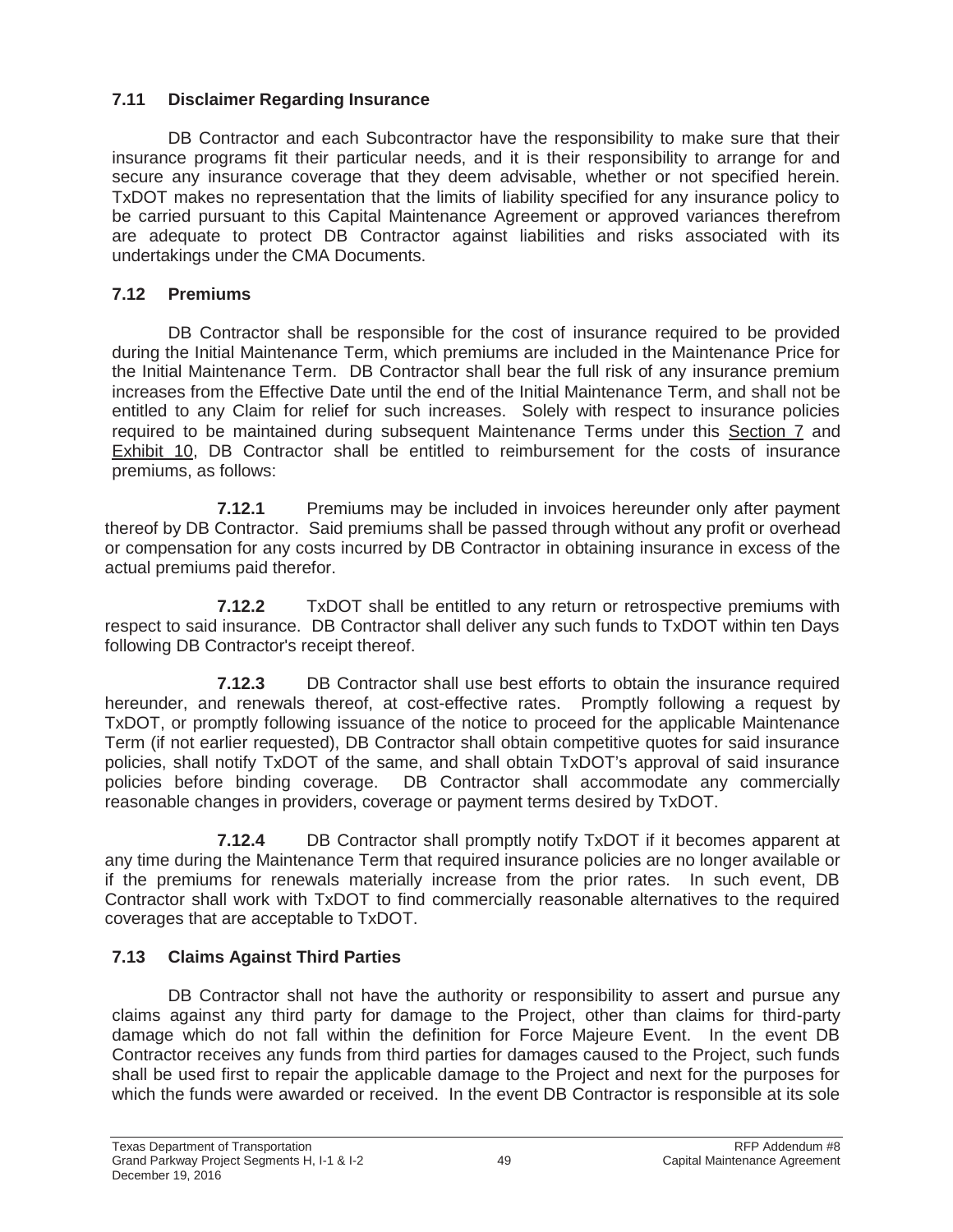### 7.11 Disclaimer Regarding Insurance

DB Contractor and each Subcontractor have the responsibility to make sure that their insurance programs fit their particular needs, and it is their responsibility to arrange for and secure any insurance coverage that they deem advisable, whether or not specified herein. TxDOT makes no representation that the limits of liability specified for any insurance policy to be carried pursuant to this Capital Maintenance Agreement or approved variances therefrom are adequate to protect DB Contractor against liabilities and risks associated with its undertakings under the CMA Documents.

### 7.12 Premiums

DB Contractor shall be responsible for the cost of insurance required to be provided during the Initial Maintenance Term, which premiums are included in the Maintenance Price for the Initial Maintenance Term. DB Contractor shall bear the full risk of any insurance premium increases from the Effective Date until the end of the Initial Maintenance Term, and shall not be entitled to any Claim for relief for such increases. Solely with respect to insurance policies required to be maintained during subsequent Maintenance Terms under this Section 7 and Exhibit 10, DB Contractor shall be entitled to reimbursement for the costs of insurance premiums, as follows:

**7.12.1** Premiums may be included in invoices hereunder only after payment thereof by DB Contractor. Said premiums shall be passed through without any profit or overhead or compensation for any costs incurred by DB Contractor in obtaining insurance in excess of the actual premiums paid therefor.

**7.12.2** TxDOT shall be entitled to any return or retrospective premiums with respect to said insurance. DB Contractor shall deliver any such funds to TxDOT within ten Days following DB Contractor's receipt thereof.

**7.12.3** DB Contractor shall use best efforts to obtain the insurance required hereunder, and renewals thereof, at cost-effective rates. Promptly following a request by TxDOT, or promptly following issuance of the notice to proceed for the applicable Maintenance Term (if not earlier requested), DB Contractor shall obtain competitive quotes for said insurance policies, shall notify TxDOT of the same, and shall obtain TxDOT's approval of said insurance policies before binding coverage. DB Contractor shall accommodate any commercially reasonable changes in providers, coverage or payment terms desired by TxDOT.

**7.12.4** DB Contractor shall promptly notify TxDOT if it becomes apparent at any time during the Maintenance Term that required insurance policies are no longer available or if the premiums for renewals materially increase from the prior rates. In such event, DB Contractor shall work with TxDOT to find commercially reasonable alternatives to the required coverages that are acceptable to TxDOT.

### 7.13 Claims Against Third Parties

DB Contractor shall not have the authority or responsibility to assert and pursue any claims against any third party for damage to the Project, other than claims for third-party damage which do not fall within the definition for Force Majeure Event. In the event DB Contractor receives any funds from third parties for damages caused to the Project, such funds shall be used first to repair the applicable damage to the Project and next for the purposes for which the funds were awarded or received. In the event DB Contractor is responsible at its sole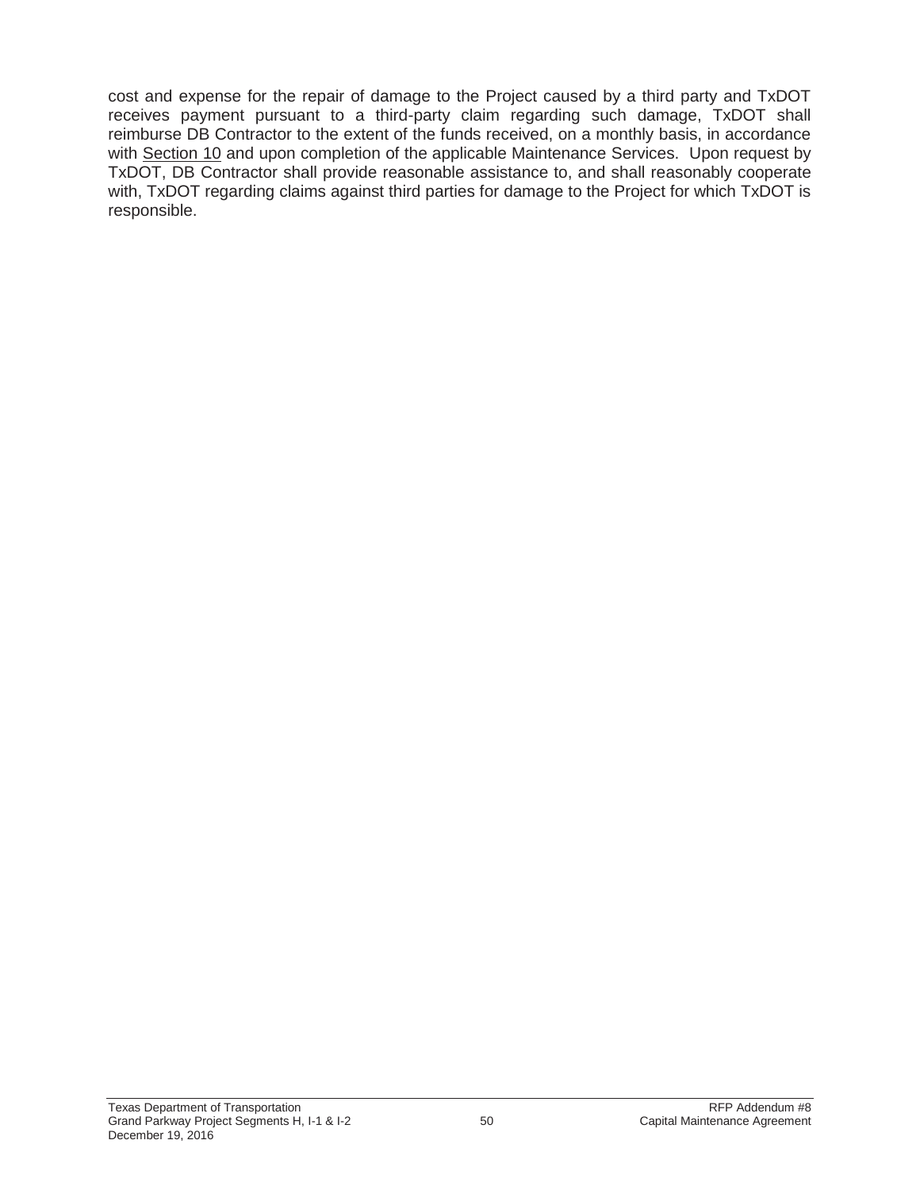cost and expense for the repair of damage to the Project caused by a third party and TxDOT receives payment pursuant to a third-party claim regarding such damage, TxDOT shall reimburse DB Contractor to the extent of the funds received, on a monthly basis, in accordance with Section 10 and upon completion of the applicable Maintenance Services. Upon request by TxDOT, DB Contractor shall provide reasonable assistance to, and shall reasonably cooperate with, TxDOT regarding claims against third parties for damage to the Project for which TxDOT is responsible.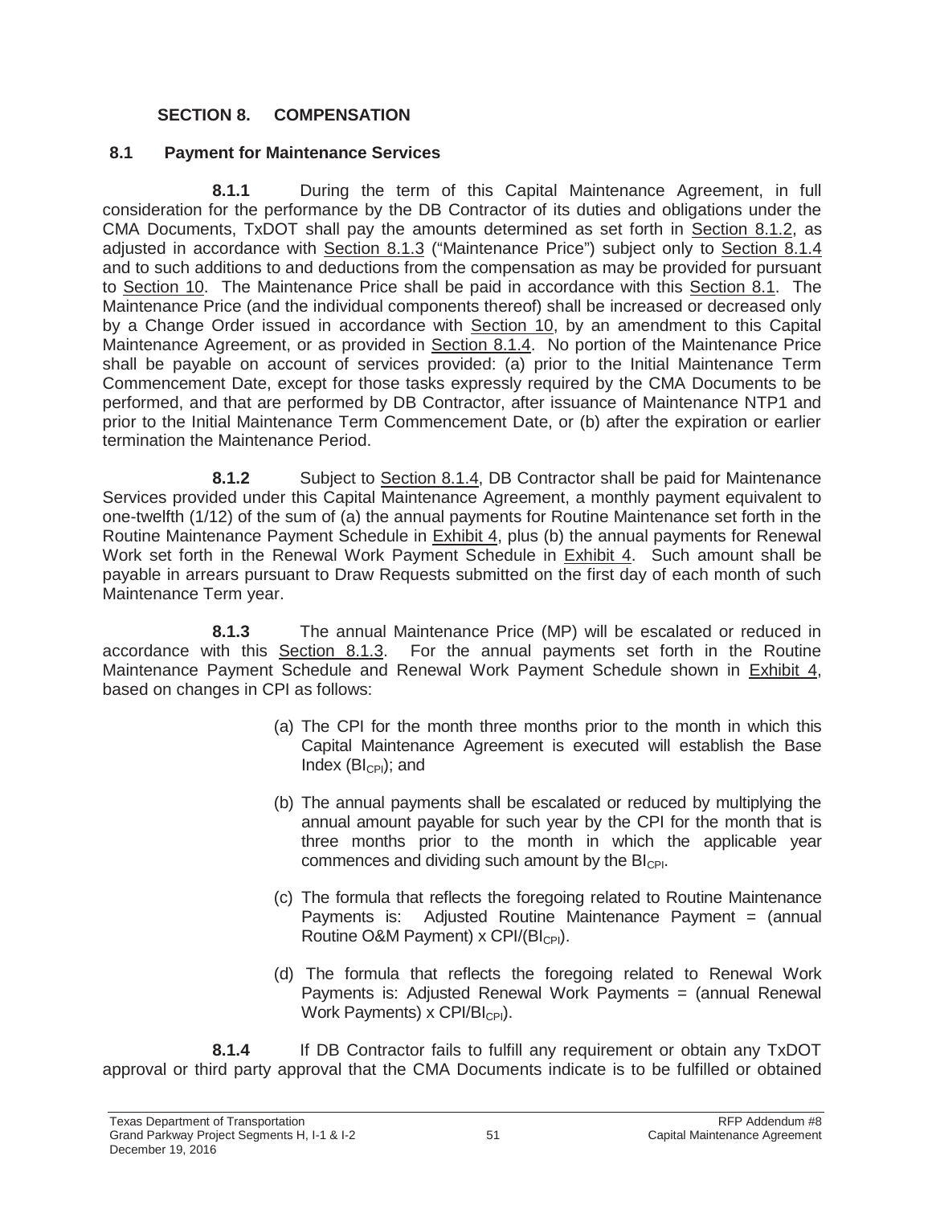## SECTION 8. COMPENSATION

### 8.1 Payment for Maintenance Services

**8.1.1** During the term of this Capital Maintenance Agreement, in full consideration for the performance by the DB Contractor of its duties and obligations under the CMA Documents, TxDOT shall pay the amounts determined as set forth in Section 8.1.2, as adjusted in accordance with Section 8.1.3 ("Maintenance Price") subject only to Section 8.1.4 and to such additions to and deductions from the compensation as may be provided for pursuant to Section 10. The Maintenance Price shall be paid in accordance with this Section 8.1. The Maintenance Price (and the individual components thereof) shall be increased or decreased only by a Change Order issued in accordance with Section 10, by an amendment to this Capital Maintenance Agreement, or as provided in Section 8.1.4. No portion of the Maintenance Price shall be payable on account of services provided: (a) prior to the Initial Maintenance Term Commencement Date, except for those tasks expressly required by the CMA Documents to be performed, and that are performed by DB Contractor, after issuance of Maintenance NTP1 and prior to the Initial Maintenance Term Commencement Date, or (b) after the expiration or earlier termination the Maintenance Period.

**8.1.2** Subject to Section 8.1.4, DB Contractor shall be paid for Maintenance Services provided under this Capital Maintenance Agreement, a monthly payment equivalent to one-twelfth (1/12) of the sum of (a) the annual payments for Routine Maintenance set forth in the Routine Maintenance Payment Schedule in Exhibit 4, plus (b) the annual payments for Renewal Work set forth in the Renewal Work Payment Schedule in Exhibit 4. Such amount shall be payable in arrears pursuant to Draw Requests submitted on the first day of each month of such Maintenance Term year.

**8.1.3** The annual Maintenance Price (MP) will be escalated or reduced in accordance with this Section 8.1.3. For the annual payments set forth in the Routine Maintenance Payment Schedule and Renewal Work Payment Schedule shown in Exhibit 4, based on changes in CPI as follows:

(a) The CPI for the month three months prior to the month in which this Capital Maintenance Agreement is executed will establish the Base Index ($BI_{CPI}$); and

(b) The annual payments shall be escalated or reduced by multiplying the annual amount payable for such year by the CPI for the month that is three months prior to the month in which the applicable year commences and dividing such amount by the $BI_{CPI}$.

(c) The formula that reflects the foregoing related to Routine Maintenance Payments is: Adjusted Routine Maintenance Payment = (annual Routine O&M Payment) x $CPI/(BI_{CPI})$.

(d) The formula that reflects the foregoing related to Renewal Work Payments is: Adjusted Renewal Work Payments = (annual Renewal Work Payments) x $CPI/BI_{CPI}$).

**8.1.4** If DB Contractor fails to fulfill any requirement or obtain any TxDOT approval or third party approval that the CMA Documents indicate is to be fulfilled or obtained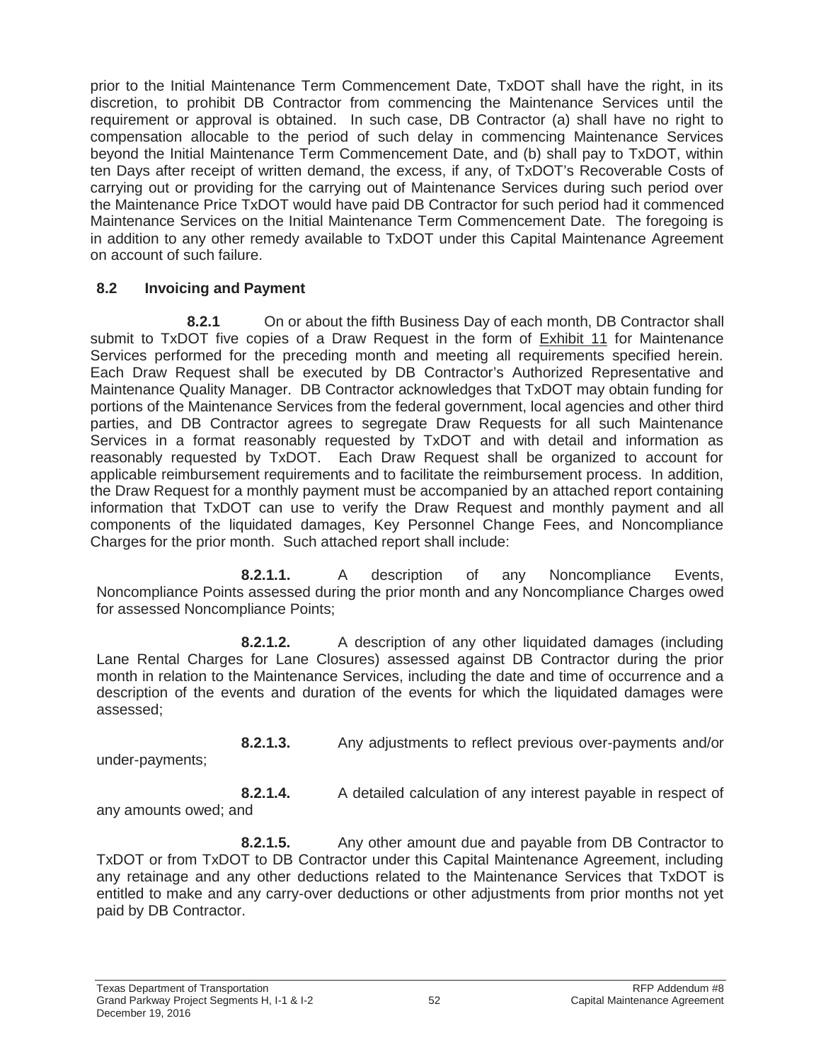prior to the Initial Maintenance Term Commencement Date, TxDOT shall have the right, in its discretion, to prohibit DB Contractor from commencing the Maintenance Services until the requirement or approval is obtained. In such case, DB Contractor (a) shall have no right to compensation allocable to the period of such delay in commencing Maintenance Services beyond the Initial Maintenance Term Commencement Date, and (b) shall pay to TxDOT, within ten Days after receipt of written demand, the excess, if any, of TxDOT's Recoverable Costs of carrying out or providing for the carrying out of Maintenance Services during such period over the Maintenance Price TxDOT would have paid DB Contractor for such period had it commenced Maintenance Services on the Initial Maintenance Term Commencement Date. The foregoing is in addition to any other remedy available to TxDOT under this Capital Maintenance Agreement on account of such failure.

## 8.2 Invoicing and Payment

**8.2.1** On or about the fifth Business Day of each month, DB Contractor shall submit to TxDOT five copies of a Draw Request in the form of Exhibit 11 for Maintenance Services performed for the preceding month and meeting all requirements specified herein. Each Draw Request shall be executed by DB Contractor's Authorized Representative and Maintenance Quality Manager. DB Contractor acknowledges that TxDOT may obtain funding for portions of the Maintenance Services from the federal government, local agencies and other third parties, and DB Contractor agrees to segregate Draw Requests for all such Maintenance Services in a format reasonably requested by TxDOT and with detail and information as reasonably requested by TxDOT. Each Draw Request shall be organized to account for applicable reimbursement requirements and to facilitate the reimbursement process. In addition, the Draw Request for a monthly payment must be accompanied by an attached report containing information that TxDOT can use to verify the Draw Request and monthly payment and all components of the liquidated damages, Key Personnel Change Fees, and Noncompliance Charges for the prior month. Such attached report shall include:

**8.2.1.1.** A description of any Noncompliance Events, Noncompliance Points assessed during the prior month and any Noncompliance Charges owed for assessed Noncompliance Points;

**8.2.1.2.** A description of any other liquidated damages (including Lane Rental Charges for Lane Closures) assessed against DB Contractor during the prior month in relation to the Maintenance Services, including the date and time of occurrence and a description of the events and duration of the events for which the liquidated damages were assessed;

**8.2.1.3.** Any adjustments to reflect previous over-payments and/or under-payments;

**8.2.1.4.** A detailed calculation of any interest payable in respect of any amounts owed; and

**8.2.1.5.** Any other amount due and payable from DB Contractor to TxDOT or from TxDOT to DB Contractor under this Capital Maintenance Agreement, including any retainage and any other deductions related to the Maintenance Services that TxDOT is entitled to make and any carry-over deductions or other adjustments from prior months not yet paid by DB Contractor.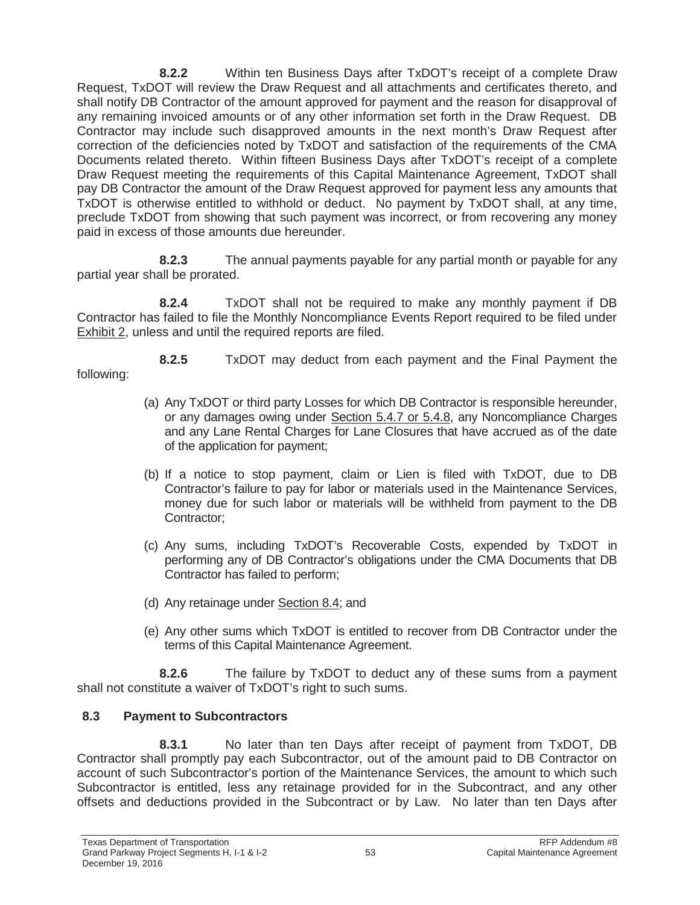**8.2.2** Within ten Business Days after TxDOT's receipt of a complete Draw Request, TxDOT will review the Draw Request and all attachments and certificates thereto, and shall notify DB Contractor of the amount approved for payment and the reason for disapproval of any remaining invoiced amounts or of any other information set forth in the Draw Request. DB Contractor may include such disapproved amounts in the next month's Draw Request after correction of the deficiencies noted by TxDOT and satisfaction of the requirements of the CMA Documents related thereto. Within fifteen Business Days after TxDOT's receipt of a complete Draw Request meeting the requirements of this Capital Maintenance Agreement, TxDOT shall pay DB Contractor the amount of the Draw Request approved for payment less any amounts that TxDOT is otherwise entitled to withhold or deduct. No payment by TxDOT shall, at any time, preclude TxDOT from showing that such payment was incorrect, or from recovering any money paid in excess of those amounts due hereunder.

**8.2.3** The annual payments payable for any partial month or payable for any partial year shall be prorated.

**8.2.4** TxDOT shall not be required to make any monthly payment if DB Contractor has failed to file the Monthly Noncompliance Events Report required to be filed under Exhibit 2, unless and until the required reports are filed.

**8.2.5** TxDOT may deduct from each payment and the Final Payment the following:

(a) Any TxDOT or third party Losses for which DB Contractor is responsible hereunder, or any damages owing under Section 5.4.7 or 5.4.8, any Noncompliance Charges and any Lane Rental Charges for Lane Closures that have accrued as of the date of the application for payment;

(b) If a notice to stop payment, claim or Lien is filed with TxDOT, due to DB Contractor's failure to pay for labor or materials used in the Maintenance Services, money due for such labor or materials will be withheld from payment to the DB Contractor;

(c) Any sums, including TxDOT's Recoverable Costs, expended by TxDOT in performing any of DB Contractor's obligations under the CMA Documents that DB Contractor has failed to perform;

(d) Any retainage under Section 8.4; and

(e) Any other sums which TxDOT is entitled to recover from DB Contractor under the terms of this Capital Maintenance Agreement.

**8.2.6** The failure by TxDOT to deduct any of these sums from a payment shall not constitute a waiver of TxDOT's right to such sums.

## 8.3 Payment to Subcontractors

**8.3.1** No later than ten Days after receipt of payment from TxDOT, DB Contractor shall promptly pay each Subcontractor, out of the amount paid to DB Contractor on account of such Subcontractor's portion of the Maintenance Services, the amount to which such Subcontractor is entitled, less any retainage provided for in the Subcontract, and any other offsets and deductions provided in the Subcontract or by Law. No later than ten Days after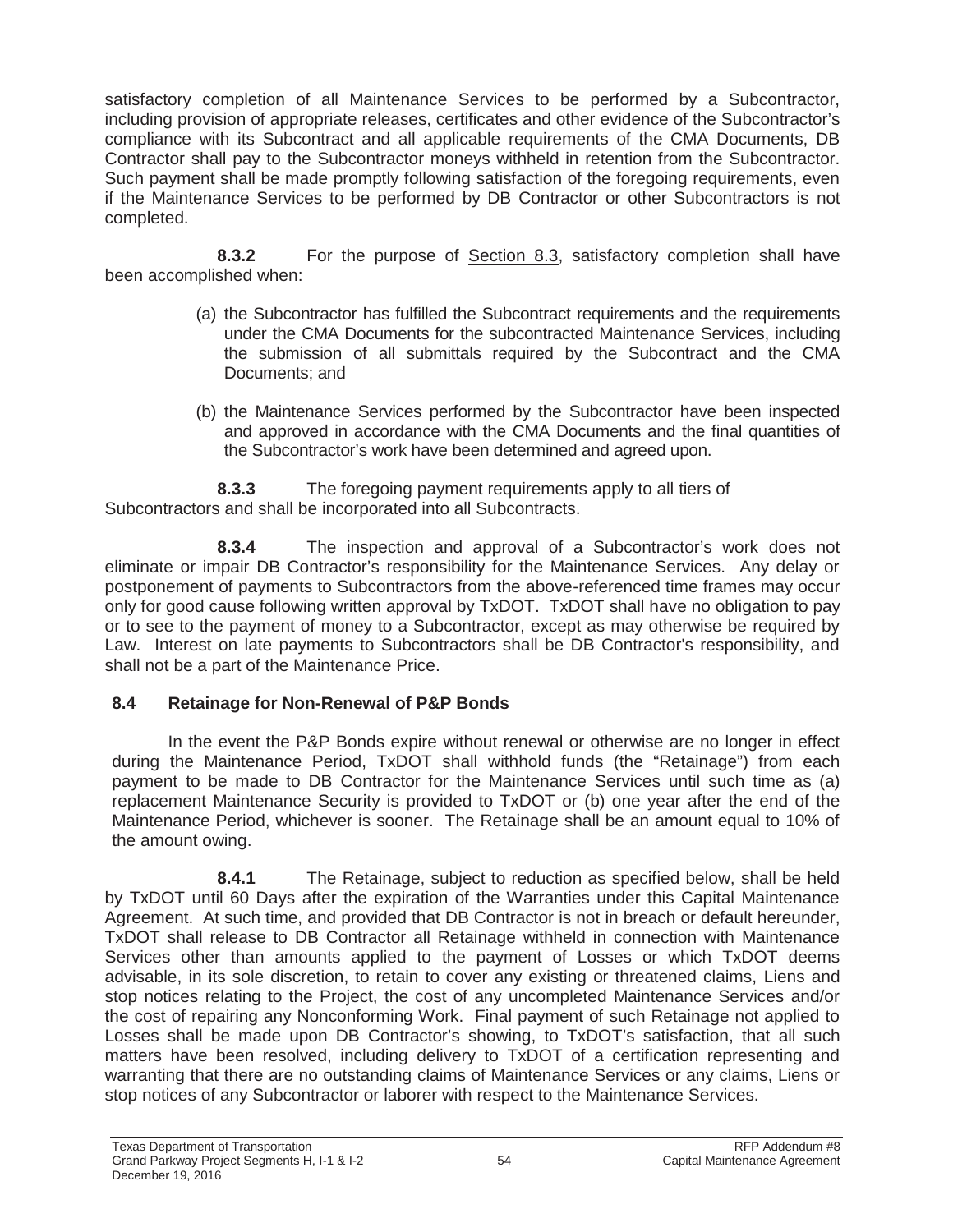satisfactory completion of all Maintenance Services to be performed by a Subcontractor, including provision of appropriate releases, certificates and other evidence of the Subcontractor's compliance with its Subcontract and all applicable requirements of the CMA Documents, DB Contractor shall pay to the Subcontractor moneys withheld in retention from the Subcontractor. Such payment shall be made promptly following satisfaction of the foregoing requirements, even if the Maintenance Services to be performed by DB Contractor or other Subcontractors is not completed.

**8.3.2** For the purpose of Section 8.3, satisfactory completion shall have been accomplished when:

(a) the Subcontractor has fulfilled the Subcontract requirements and the requirements under the CMA Documents for the subcontracted Maintenance Services, including the submission of all submittals required by the Subcontract and the CMA Documents; and

(b) the Maintenance Services performed by the Subcontractor have been inspected and approved in accordance with the CMA Documents and the final quantities of the Subcontractor's work have been determined and agreed upon.

**8.3.3** The foregoing payment requirements apply to all tiers of Subcontractors and shall be incorporated into all Subcontracts.

**8.3.4** The inspection and approval of a Subcontractor's work does not eliminate or impair DB Contractor's responsibility for the Maintenance Services. Any delay or postponement of payments to Subcontractors from the above-referenced time frames may occur only for good cause following written approval by TxDOT. TxDOT shall have no obligation to pay or to see to the payment of money to a Subcontractor, except as may otherwise be required by Law. Interest on late payments to Subcontractors shall be DB Contractor's responsibility, and shall not be a part of the Maintenance Price.

## 8.4 Retainage for Non-Renewal of P&P Bonds

In the event the P&P Bonds expire without renewal or otherwise are no longer in effect during the Maintenance Period, TxDOT shall withhold funds (the "Retainage") from each payment to be made to DB Contractor for the Maintenance Services until such time as (a) replacement Maintenance Security is provided to TxDOT or (b) one year after the end of the Maintenance Period, whichever is sooner. The Retainage shall be an amount equal to 10% of the amount owing.

**8.4.1** The Retainage, subject to reduction as specified below, shall be held by TxDOT until 60 Days after the expiration of the Warranties under this Capital Maintenance Agreement. At such time, and provided that DB Contractor is not in breach or default hereunder, TxDOT shall release to DB Contractor all Retainage withheld in connection with Maintenance Services other than amounts applied to the payment of Losses or which TxDOT deems advisable, in its sole discretion, to retain to cover any existing or threatened claims, Liens and stop notices relating to the Project, the cost of any uncompleted Maintenance Services and/or the cost of repairing any Nonconforming Work. Final payment of such Retainage not applied to Losses shall be made upon DB Contractor's showing, to TxDOT's satisfaction, that all such matters have been resolved, including delivery to TxDOT of a certification representing and warranting that there are no outstanding claims of Maintenance Services or any claims, Liens or stop notices of any Subcontractor or laborer with respect to the Maintenance Services.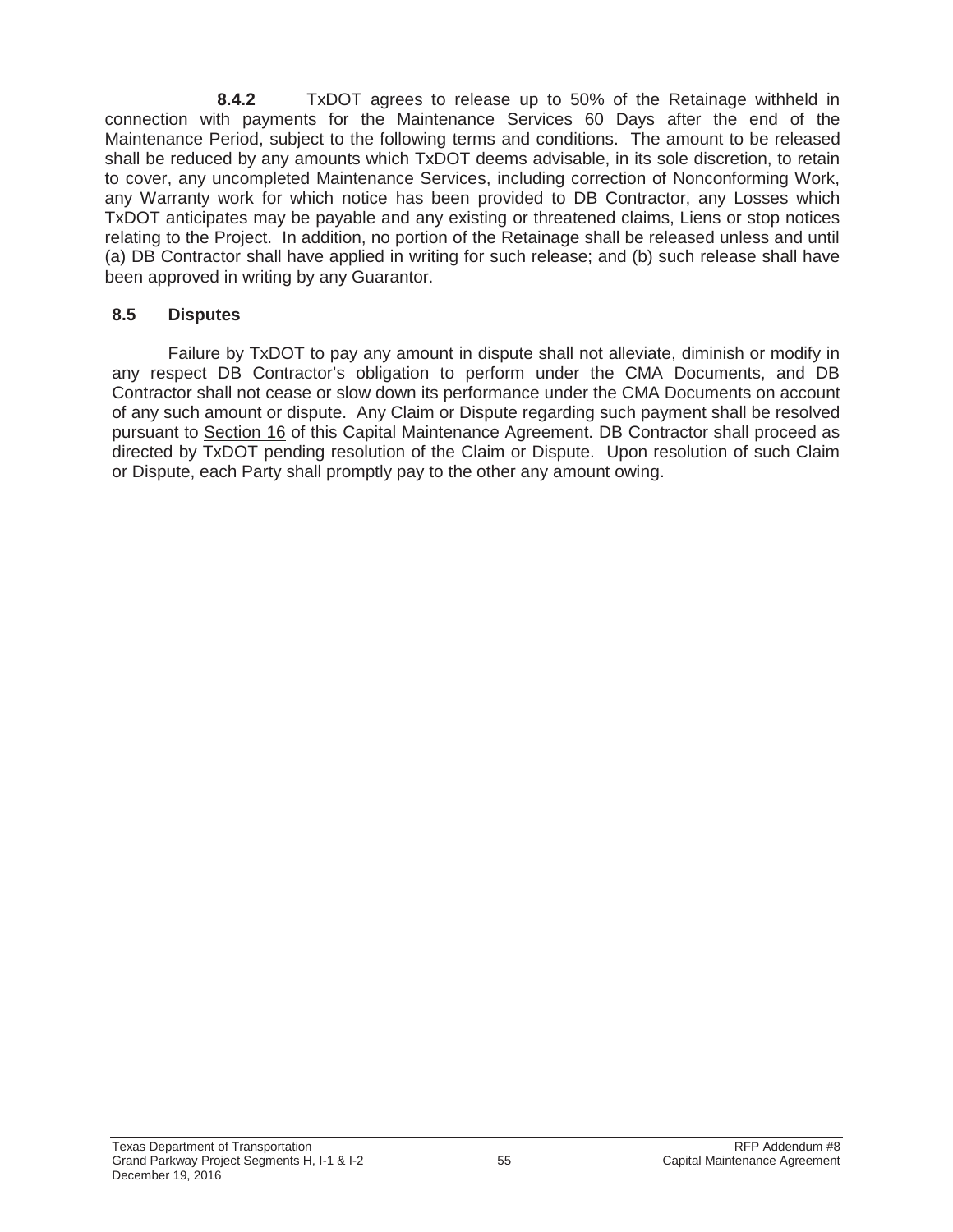**8.4.2** TxDOT agrees to release up to 50% of the Retainage withheld in connection with payments for the Maintenance Services 60 Days after the end of the Maintenance Period, subject to the following terms and conditions. The amount to be released shall be reduced by any amounts which TxDOT deems advisable, in its sole discretion, to retain to cover, any uncompleted Maintenance Services, including correction of Nonconforming Work, any Warranty work for which notice has been provided to DB Contractor, any Losses which TxDOT anticipates may be payable and any existing or threatened claims, Liens or stop notices relating to the Project. In addition, no portion of the Retainage shall be released unless and until (a) DB Contractor shall have applied in writing for such release; and (b) such release shall have been approved in writing by any Guarantor.

### 8.5 Disputes

Failure by TxDOT to pay any amount in dispute shall not alleviate, diminish or modify in any respect DB Contractor's obligation to perform under the CMA Documents, and DB Contractor shall not cease or slow down its performance under the CMA Documents on account of any such amount or dispute. Any Claim or Dispute regarding such payment shall be resolved pursuant to Section 16 of this Capital Maintenance Agreement. DB Contractor shall proceed as directed by TxDOT pending resolution of the Claim or Dispute. Upon resolution of such Claim or Dispute, each Party shall promptly pay to the other any amount owing.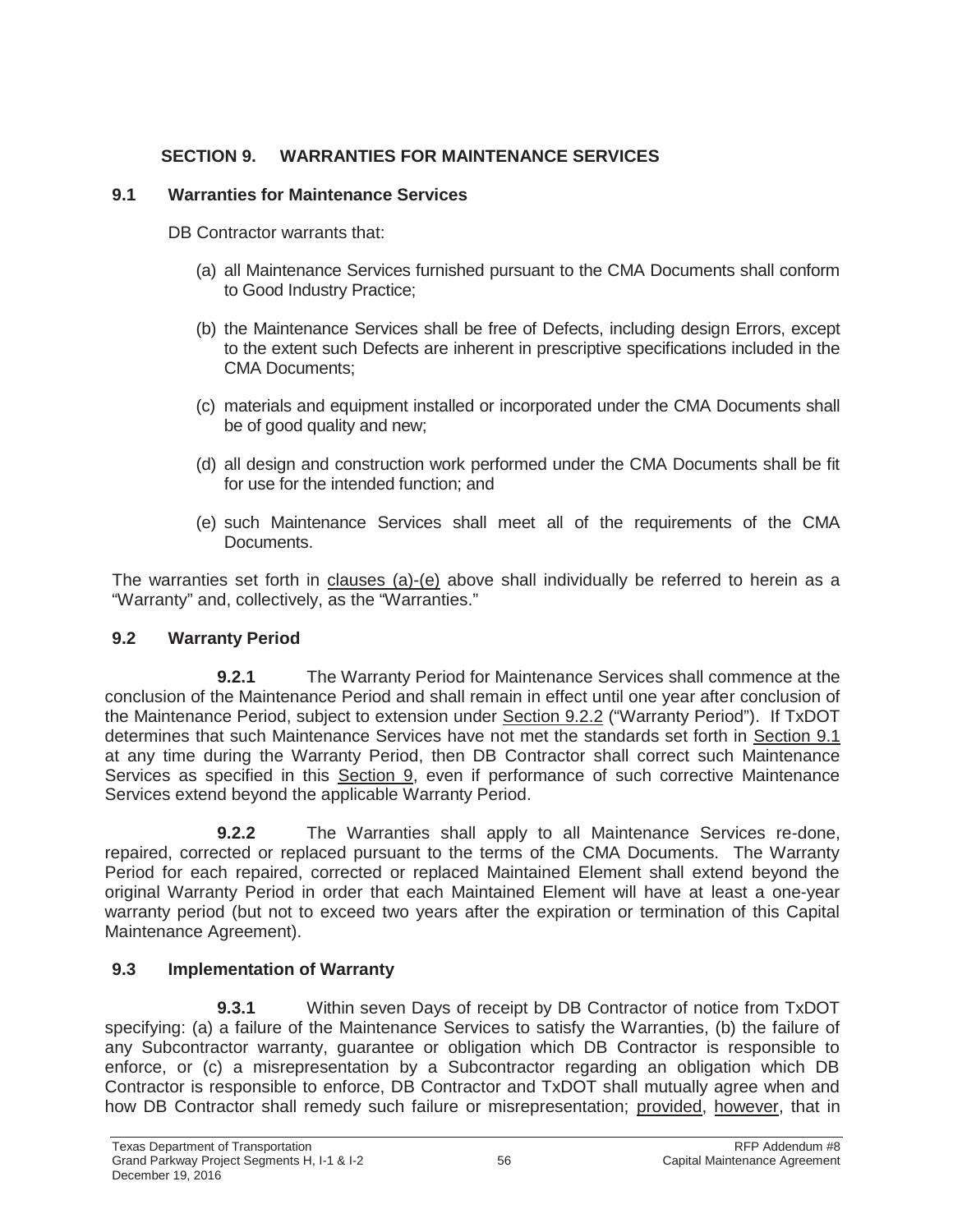## SECTION 9. WARRANTIES FOR MAINTENANCE SERVICES

### 9.1 Warranties for Maintenance Services

DB Contractor warrants that:

(a) all Maintenance Services furnished pursuant to the CMA Documents shall conform to Good Industry Practice;

(b) the Maintenance Services shall be free of Defects, including design Errors, except to the extent such Defects are inherent in prescriptive specifications included in the CMA Documents;

(c) materials and equipment installed or incorporated under the CMA Documents shall be of good quality and new;

(d) all design and construction work performed under the CMA Documents shall be fit for use for the intended function; and

(e) such Maintenance Services shall meet all of the requirements of the CMA Documents.

The warranties set forth in clauses (a)-(e) above shall individually be referred to herein as a "Warranty" and, collectively, as the "Warranties."

### 9.2 Warranty Period

**9.2.1** The Warranty Period for Maintenance Services shall commence at the conclusion of the Maintenance Period and shall remain in effect until one year after conclusion of the Maintenance Period, subject to extension under Section 9.2.2 ("Warranty Period"). If TxDOT determines that such Maintenance Services have not met the standards set forth in Section 9.1 at any time during the Warranty Period, then DB Contractor shall correct such Maintenance Services as specified in this Section 9, even if performance of such corrective Maintenance Services extend beyond the applicable Warranty Period.

**9.2.2** The Warranties shall apply to all Maintenance Services re-done, repaired, corrected or replaced pursuant to the terms of the CMA Documents. The Warranty Period for each repaired, corrected or replaced Maintained Element shall extend beyond the original Warranty Period in order that each Maintained Element will have at least a one-year warranty period (but not to exceed two years after the expiration or termination of this Capital Maintenance Agreement).

### 9.3 Implementation of Warranty

**9.3.1** Within seven Days of receipt by DB Contractor of notice from TxDOT specifying: (a) a failure of the Maintenance Services to satisfy the Warranties, (b) the failure of any Subcontractor warranty, guarantee or obligation which DB Contractor is responsible to enforce, or (c) a misrepresentation by a Subcontractor regarding an obligation which DB Contractor is responsible to enforce, DB Contractor and TxDOT shall mutually agree when and how DB Contractor shall remedy such failure or misrepresentation; provided, however, that in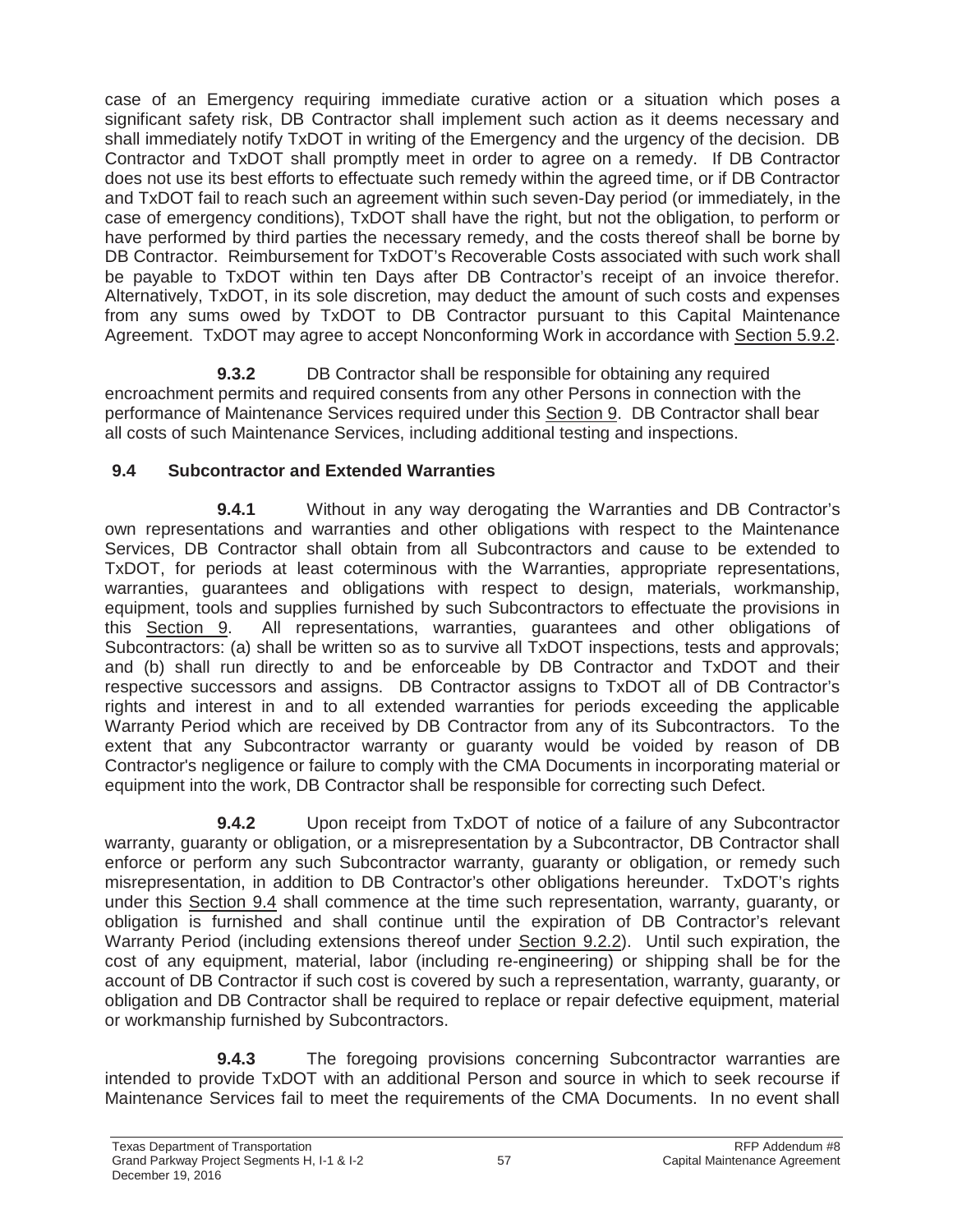case of an Emergency requiring immediate curative action or a situation which poses a significant safety risk, DB Contractor shall implement such action as it deems necessary and shall immediately notify TxDOT in writing of the Emergency and the urgency of the decision. DB Contractor and TxDOT shall promptly meet in order to agree on a remedy. If DB Contractor does not use its best efforts to effectuate such remedy within the agreed time, or if DB Contractor and TxDOT fail to reach such an agreement within such seven-Day period (or immediately, in the case of emergency conditions), TxDOT shall have the right, but not the obligation, to perform or have performed by third parties the necessary remedy, and the costs thereof shall be borne by DB Contractor. Reimbursement for TxDOT's Recoverable Costs associated with such work shall be payable to TxDOT within ten Days after DB Contractor's receipt of an invoice therefor. Alternatively, TxDOT, in its sole discretion, may deduct the amount of such costs and expenses from any sums owed by TxDOT to DB Contractor pursuant to this Capital Maintenance Agreement. TxDOT may agree to accept Nonconforming Work in accordance with Section 5.9.2.

**9.3.2** DB Contractor shall be responsible for obtaining any required encroachment permits and required consents from any other Persons in connection with the performance of Maintenance Services required under this Section 9. DB Contractor shall bear all costs of such Maintenance Services, including additional testing and inspections.

## 9.4 Subcontractor and Extended Warranties

**9.4.1** Without in any way derogating the Warranties and DB Contractor's own representations and warranties and other obligations with respect to the Maintenance Services, DB Contractor shall obtain from all Subcontractors and cause to be extended to TxDOT, for periods at least coterminous with the Warranties, appropriate representations, warranties, guarantees and obligations with respect to design, materials, workmanship, equipment, tools and supplies furnished by such Subcontractors to effectuate the provisions in this Section 9. All representations, warranties, guarantees and other obligations of Subcontractors: (a) shall be written so as to survive all TxDOT inspections, tests and approvals; and (b) shall run directly to and be enforceable by DB Contractor and TxDOT and their respective successors and assigns. DB Contractor assigns to TxDOT all of DB Contractor's rights and interest in and to all extended warranties for periods exceeding the applicable Warranty Period which are received by DB Contractor from any of its Subcontractors. To the extent that any Subcontractor warranty or guaranty would be voided by reason of DB Contractor's negligence or failure to comply with the CMA Documents in incorporating material or equipment into the work, DB Contractor shall be responsible for correcting such Defect.

**9.4.2** Upon receipt from TxDOT of notice of a failure of any Subcontractor warranty, guaranty or obligation, or a misrepresentation by a Subcontractor, DB Contractor shall enforce or perform any such Subcontractor warranty, guaranty or obligation, or remedy such misrepresentation, in addition to DB Contractor's other obligations hereunder. TxDOT's rights under this Section 9.4 shall commence at the time such representation, warranty, guaranty, or obligation is furnished and shall continue until the expiration of DB Contractor's relevant Warranty Period (including extensions thereof under Section 9.2.2). Until such expiration, the cost of any equipment, material, labor (including re-engineering) or shipping shall be for the account of DB Contractor if such cost is covered by such a representation, warranty, guaranty, or obligation and DB Contractor shall be required to replace or repair defective equipment, material or workmanship furnished by Subcontractors.

**9.4.3** The foregoing provisions concerning Subcontractor warranties are intended to provide TxDOT with an additional Person and source in which to seek recourse if Maintenance Services fail to meet the requirements of the CMA Documents. In no event shall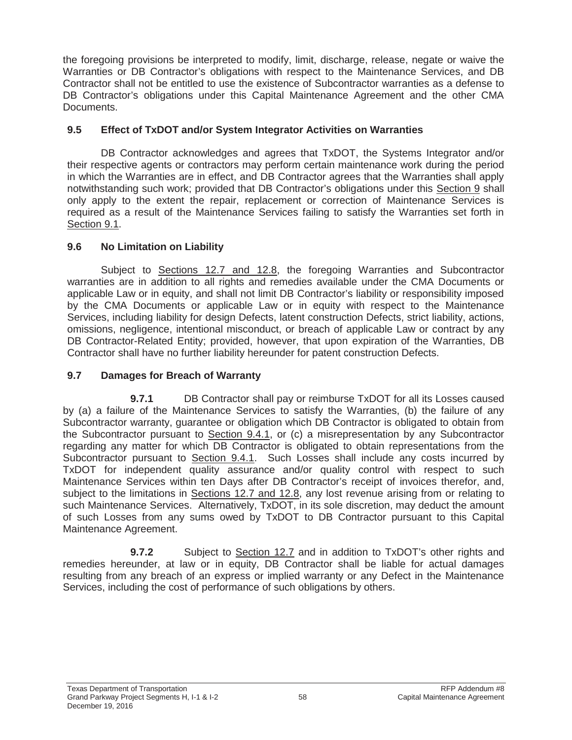the foregoing provisions be interpreted to modify, limit, discharge, release, negate or waive the Warranties or DB Contractor's obligations with respect to the Maintenance Services, and DB Contractor shall not be entitled to use the existence of Subcontractor warranties as a defense to DB Contractor's obligations under this Capital Maintenance Agreement and the other CMA Documents.

## 9.5 Effect of TxDOT and/or System Integrator Activities on Warranties

DB Contractor acknowledges and agrees that TxDOT, the Systems Integrator and/or their respective agents or contractors may perform certain maintenance work during the period in which the Warranties are in effect, and DB Contractor agrees that the Warranties shall apply notwithstanding such work; provided that DB Contractor's obligations under this Section 9 shall only apply to the extent the repair, replacement or correction of Maintenance Services is required as a result of the Maintenance Services failing to satisfy the Warranties set forth in Section 9.1.

## 9.6 No Limitation on Liability

Subject to Sections 12.7 and 12.8, the foregoing Warranties and Subcontractor warranties are in addition to all rights and remedies available under the CMA Documents or applicable Law or in equity, and shall not limit DB Contractor's liability or responsibility imposed by the CMA Documents or applicable Law or in equity with respect to the Maintenance Services, including liability for design Defects, latent construction Defects, strict liability, actions, omissions, negligence, intentional misconduct, or breach of applicable Law or contract by any DB Contractor-Related Entity; provided, however, that upon expiration of the Warranties, DB Contractor shall have no further liability hereunder for patent construction Defects.

## 9.7 Damages for Breach of Warranty

**9.7.1** DB Contractor shall pay or reimburse TxDOT for all its Losses caused by (a) a failure of the Maintenance Services to satisfy the Warranties, (b) the failure of any Subcontractor warranty, guarantee or obligation which DB Contractor is obligated to obtain from the Subcontractor pursuant to Section 9.4.1, or (c) a misrepresentation by any Subcontractor regarding any matter for which DB Contractor is obligated to obtain representations from the Subcontractor pursuant to Section 9.4.1. Such Losses shall include any costs incurred by TxDOT for independent quality assurance and/or quality control with respect to such Maintenance Services within ten Days after DB Contractor's receipt of invoices therefor, and, subject to the limitations in Sections 12.7 and 12.8, any lost revenue arising from or relating to such Maintenance Services. Alternatively, TxDOT, in its sole discretion, may deduct the amount of such Losses from any sums owed by TxDOT to DB Contractor pursuant to this Capital Maintenance Agreement.

**9.7.2** Subject to Section 12.7 and in addition to TxDOT's other rights and remedies hereunder, at law or in equity, DB Contractor shall be liable for actual damages resulting from any breach of an express or implied warranty or any Defect in the Maintenance Services, including the cost of performance of such obligations by others.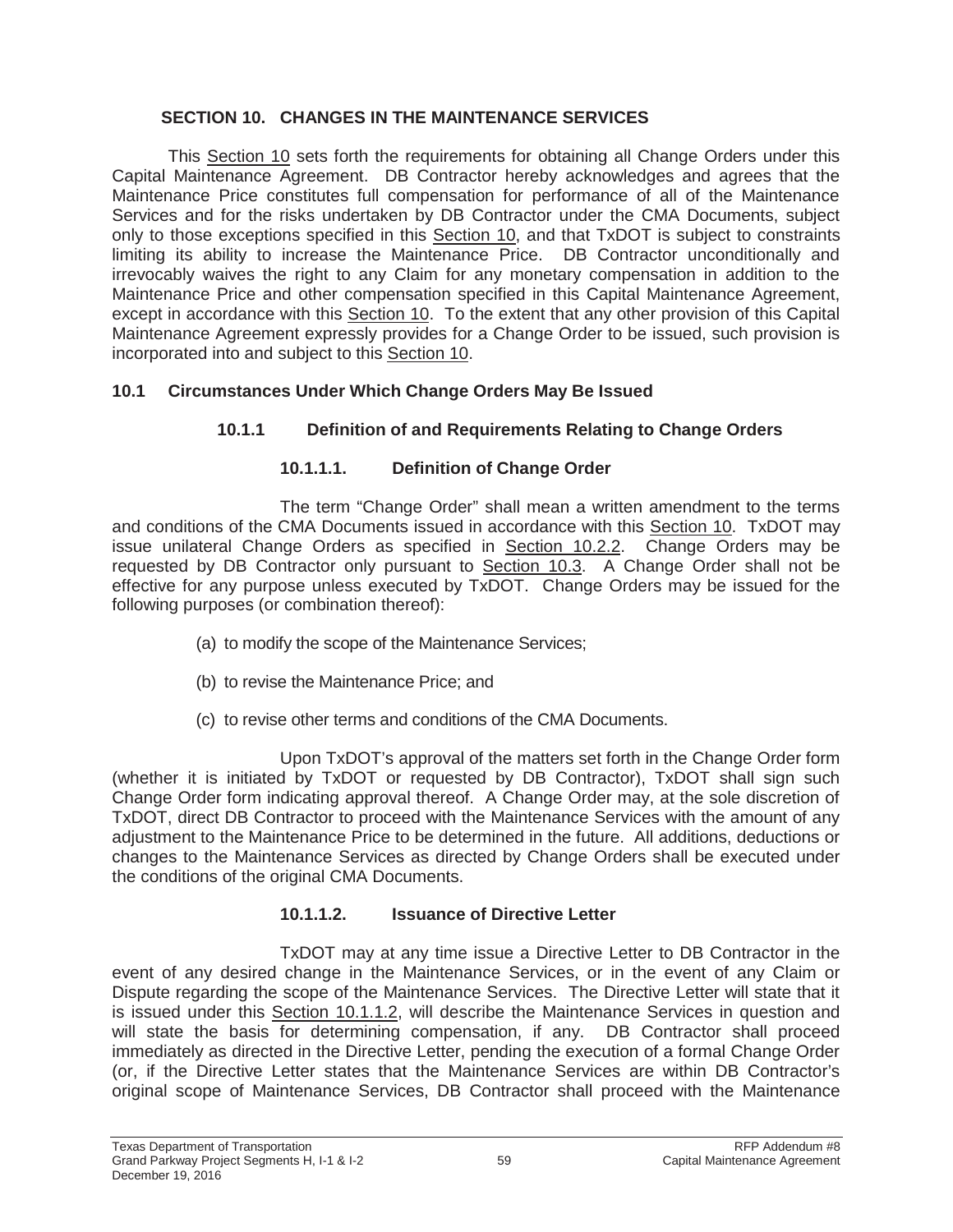## SECTION 10. CHANGES IN THE MAINTENANCE SERVICES

This Section 10 sets forth the requirements for obtaining all Change Orders under this Capital Maintenance Agreement. DB Contractor hereby acknowledges and agrees that the Maintenance Price constitutes full compensation for performance of all of the Maintenance Services and for the risks undertaken by DB Contractor under the CMA Documents, subject only to those exceptions specified in this Section 10, and that TxDOT is subject to constraints limiting its ability to increase the Maintenance Price. DB Contractor unconditionally and irrevocably waives the right to any Claim for any monetary compensation in addition to the Maintenance Price and other compensation specified in this Capital Maintenance Agreement, except in accordance with this Section 10. To the extent that any other provision of this Capital Maintenance Agreement expressly provides for a Change Order to be issued, such provision is incorporated into and subject to this Section 10.

### 10.1 Circumstances Under Which Change Orders May Be Issued

#### 10.1.1 Definition of and Requirements Relating to Change Orders

##### 10.1.1.1. Definition of Change Order

The term "Change Order" shall mean a written amendment to the terms and conditions of the CMA Documents issued in accordance with this Section 10. TxDOT may issue unilateral Change Orders as specified in Section 10.2.2. Change Orders may be requested by DB Contractor only pursuant to Section 10.3. A Change Order shall not be effective for any purpose unless executed by TxDOT. Change Orders may be issued for the following purposes (or combination thereof):

(a) to modify the scope of the Maintenance Services;

(b) to revise the Maintenance Price; and

(c) to revise other terms and conditions of the CMA Documents.

Upon TxDOT's approval of the matters set forth in the Change Order form (whether it is initiated by TxDOT or requested by DB Contractor), TxDOT shall sign such Change Order form indicating approval thereof. A Change Order may, at the sole discretion of TxDOT, direct DB Contractor to proceed with the Maintenance Services with the amount of any adjustment to the Maintenance Price to be determined in the future. All additions, deductions or changes to the Maintenance Services as directed by Change Orders shall be executed under the conditions of the original CMA Documents.

##### 10.1.1.2. Issuance of Directive Letter

TxDOT may at any time issue a Directive Letter to DB Contractor in the event of any desired change in the Maintenance Services, or in the event of any Claim or Dispute regarding the scope of the Maintenance Services. The Directive Letter will state that it is issued under this Section 10.1.1.2, will describe the Maintenance Services in question and will state the basis for determining compensation, if any. DB Contractor shall proceed immediately as directed in the Directive Letter, pending the execution of a formal Change Order (or, if the Directive Letter states that the Maintenance Services are within DB Contractor's original scope of Maintenance Services, DB Contractor shall proceed with the Maintenance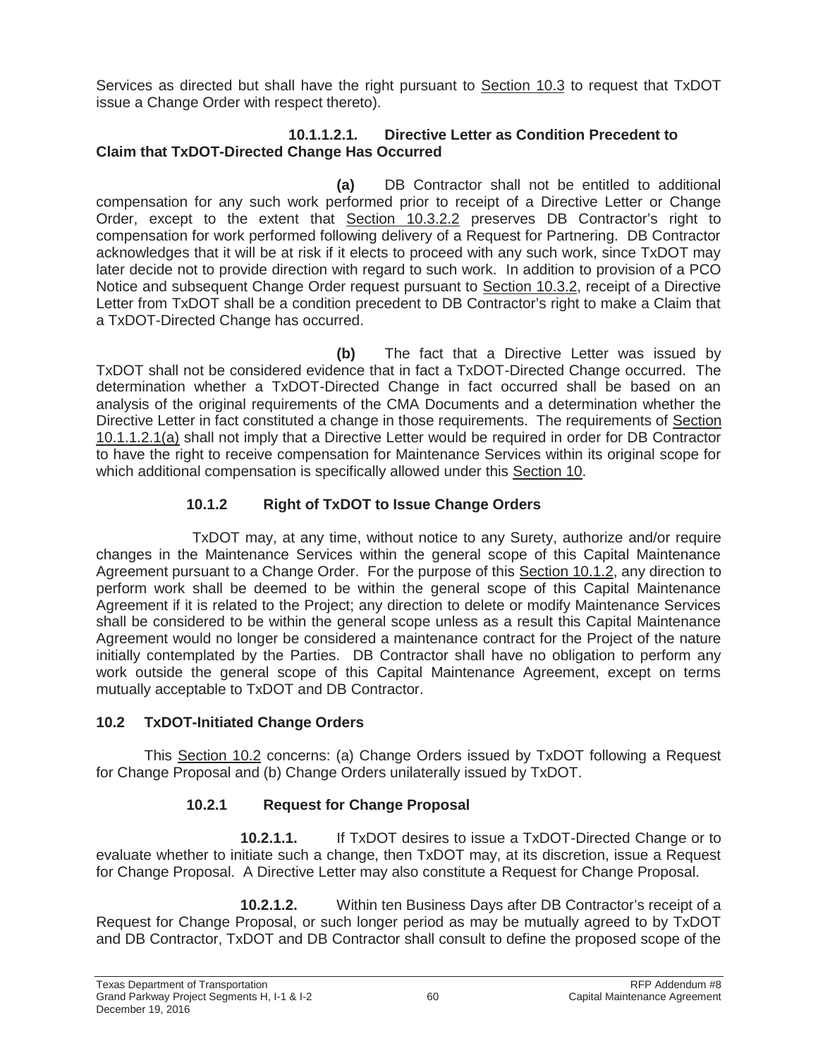Services as directed but shall have the right pursuant to Section 10.3 to request that TxDOT issue a Change Order with respect thereto).

**10.1.1.2.1. Directive Letter as Condition Precedent to Claim that TxDOT-Directed Change Has Occurred**

**(a)** DB Contractor shall not be entitled to additional compensation for any such work performed prior to receipt of a Directive Letter or Change Order, except to the extent that Section 10.3.2.2 preserves DB Contractor's right to compensation for work performed following delivery of a Request for Partnering. DB Contractor acknowledges that it will be at risk if it elects to proceed with any such work, since TxDOT may later decide not to provide direction with regard to such work. In addition to provision of a PCO Notice and subsequent Change Order request pursuant to Section 10.3.2, receipt of a Directive Letter from TxDOT shall be a condition precedent to DB Contractor's right to make a Claim that a TxDOT-Directed Change has occurred.

**(b)** The fact that a Directive Letter was issued by TxDOT shall not be considered evidence that in fact a TxDOT-Directed Change occurred. The determination whether a TxDOT-Directed Change in fact occurred shall be based on an analysis of the original requirements of the CMA Documents and a determination whether the Directive Letter in fact constituted a change in those requirements. The requirements of Section 10.1.1.2.1(a) shall not imply that a Directive Letter would be required in order for DB Contractor to have the right to receive compensation for Maintenance Services within its original scope for which additional compensation is specifically allowed under this Section 10.

### 10.1.2 Right of TxDOT to Issue Change Orders

TxDOT may, at any time, without notice to any Surety, authorize and/or require changes in the Maintenance Services within the general scope of this Capital Maintenance Agreement pursuant to a Change Order. For the purpose of this Section 10.1.2, any direction to perform work shall be deemed to be within the general scope of this Capital Maintenance Agreement if it is related to the Project; any direction to delete or modify Maintenance Services shall be considered to be within the general scope unless as a result this Capital Maintenance Agreement would no longer be considered a maintenance contract for the Project of the nature initially contemplated by the Parties. DB Contractor shall have no obligation to perform any work outside the general scope of this Capital Maintenance Agreement, except on terms mutually acceptable to TxDOT and DB Contractor.

## 10.2 TxDOT-Initiated Change Orders

This Section 10.2 concerns: (a) Change Orders issued by TxDOT following a Request for Change Proposal and (b) Change Orders unilaterally issued by TxDOT.

### 10.2.1 Request for Change Proposal

**10.2.1.1.** If TxDOT desires to issue a TxDOT-Directed Change or to evaluate whether to initiate such a change, then TxDOT may, at its discretion, issue a Request for Change Proposal. A Directive Letter may also constitute a Request for Change Proposal.

**10.2.1.2.** Within ten Business Days after DB Contractor's receipt of a Request for Change Proposal, or such longer period as may be mutually agreed to by TxDOT and DB Contractor, TxDOT and DB Contractor shall consult to define the proposed scope of the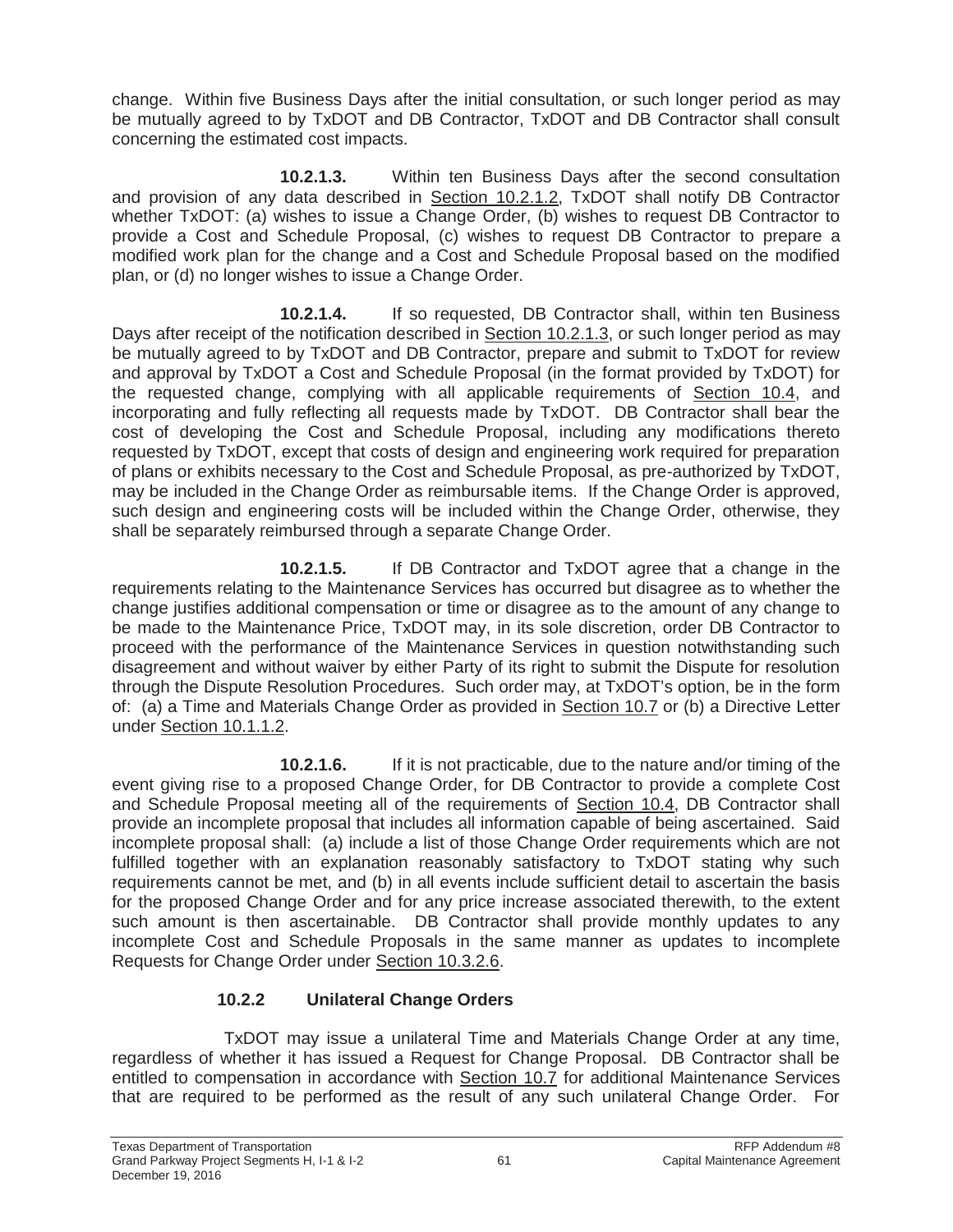change. Within five Business Days after the initial consultation, or such longer period as may be mutually agreed to by TxDOT and DB Contractor, TxDOT and DB Contractor shall consult concerning the estimated cost impacts.

**10.2.1.3.** Within ten Business Days after the second consultation and provision of any data described in Section 10.2.1.2, TxDOT shall notify DB Contractor whether TxDOT: (a) wishes to issue a Change Order, (b) wishes to request DB Contractor to provide a Cost and Schedule Proposal, (c) wishes to request DB Contractor to prepare a modified work plan for the change and a Cost and Schedule Proposal based on the modified plan, or (d) no longer wishes to issue a Change Order.

**10.2.1.4.** If so requested, DB Contractor shall, within ten Business Days after receipt of the notification described in Section 10.2.1.3, or such longer period as may be mutually agreed to by TxDOT and DB Contractor, prepare and submit to TxDOT for review and approval by TxDOT a Cost and Schedule Proposal (in the format provided by TxDOT) for the requested change, complying with all applicable requirements of Section 10.4, and incorporating and fully reflecting all requests made by TxDOT. DB Contractor shall bear the cost of developing the Cost and Schedule Proposal, including any modifications thereto requested by TxDOT, except that costs of design and engineering work required for preparation of plans or exhibits necessary to the Cost and Schedule Proposal, as pre-authorized by TxDOT, may be included in the Change Order as reimbursable items. If the Change Order is approved, such design and engineering costs will be included within the Change Order, otherwise, they shall be separately reimbursed through a separate Change Order.

**10.2.1.5.** If DB Contractor and TxDOT agree that a change in the requirements relating to the Maintenance Services has occurred but disagree as to whether the change justifies additional compensation or time or disagree as to the amount of any change to be made to the Maintenance Price, TxDOT may, in its sole discretion, order DB Contractor to proceed with the performance of the Maintenance Services in question notwithstanding such disagreement and without waiver by either Party of its right to submit the Dispute for resolution through the Dispute Resolution Procedures. Such order may, at TxDOT's option, be in the form of: (a) a Time and Materials Change Order as provided in Section 10.7 or (b) a Directive Letter under Section 10.1.1.2.

**10.2.1.6.** If it is not practicable, due to the nature and/or timing of the event giving rise to a proposed Change Order, for DB Contractor to provide a complete Cost and Schedule Proposal meeting all of the requirements of Section 10.4, DB Contractor shall provide an incomplete proposal that includes all information capable of being ascertained. Said incomplete proposal shall: (a) include a list of those Change Order requirements which are not fulfilled together with an explanation reasonably satisfactory to TxDOT stating why such requirements cannot be met, and (b) in all events include sufficient detail to ascertain the basis for the proposed Change Order and for any price increase associated therewith, to the extent such amount is then ascertainable. DB Contractor shall provide monthly updates to any incomplete Cost and Schedule Proposals in the same manner as updates to incomplete Requests for Change Order under Section 10.3.2.6.

### 10.2.2 Unilateral Change Orders

TxDOT may issue a unilateral Time and Materials Change Order at any time, regardless of whether it has issued a Request for Change Proposal. DB Contractor shall be entitled to compensation in accordance with Section 10.7 for additional Maintenance Services that are required to be performed as the result of any such unilateral Change Order. For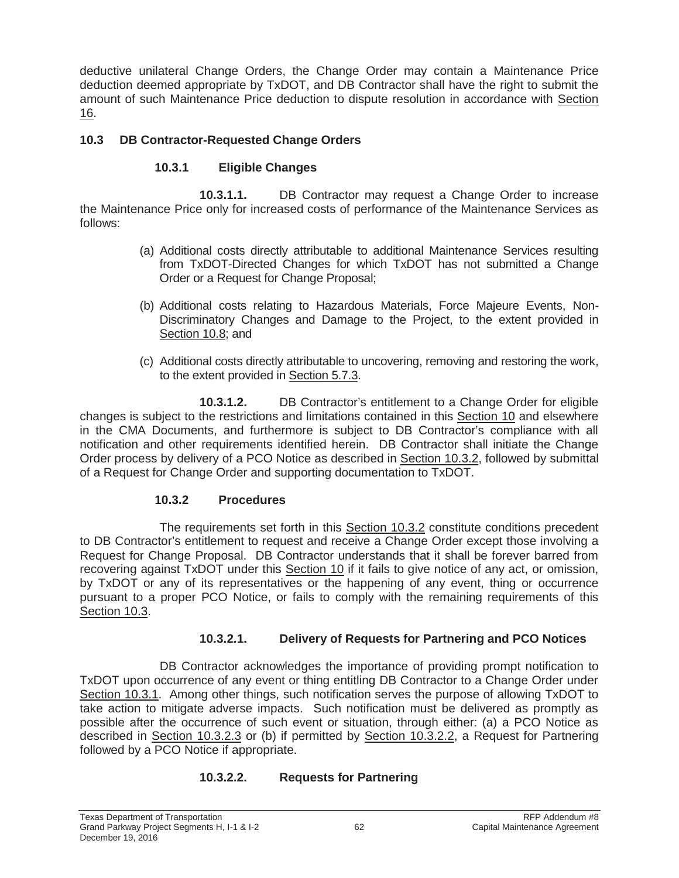deductive unilateral Change Orders, the Change Order may contain a Maintenance Price deduction deemed appropriate by TxDOT, and DB Contractor shall have the right to submit the amount of such Maintenance Price deduction to dispute resolution in accordance with Section 16.

## 10.3 DB Contractor-Requested Change Orders

### 10.3.1 Eligible Changes

**10.3.1.1.** DB Contractor may request a Change Order to increase the Maintenance Price only for increased costs of performance of the Maintenance Services as follows:

(a) Additional costs directly attributable to additional Maintenance Services resulting from TxDOT-Directed Changes for which TxDOT has not submitted a Change Order or a Request for Change Proposal;

(b) Additional costs relating to Hazardous Materials, Force Majeure Events, Non-Discriminatory Changes and Damage to the Project, to the extent provided in Section 10.8; and

(c) Additional costs directly attributable to uncovering, removing and restoring the work, to the extent provided in Section 5.7.3.

**10.3.1.2.** DB Contractor's entitlement to a Change Order for eligible changes is subject to the restrictions and limitations contained in this Section 10 and elsewhere in the CMA Documents, and furthermore is subject to DB Contractor's compliance with all notification and other requirements identified herein. DB Contractor shall initiate the Change Order process by delivery of a PCO Notice as described in Section 10.3.2, followed by submittal of a Request for Change Order and supporting documentation to TxDOT.

### 10.3.2 Procedures

The requirements set forth in this Section 10.3.2 constitute conditions precedent to DB Contractor's entitlement to request and receive a Change Order except those involving a Request for Change Proposal. DB Contractor understands that it shall be forever barred from recovering against TxDOT under this Section 10 if it fails to give notice of any act, or omission, by TxDOT or any of its representatives or the happening of any event, thing or occurrence pursuant to a proper PCO Notice, or fails to comply with the remaining requirements of this Section 10.3.

#### 10.3.2.1. Delivery of Requests for Partnering and PCO Notices

DB Contractor acknowledges the importance of providing prompt notification to TxDOT upon occurrence of any event or thing entitling DB Contractor to a Change Order under Section 10.3.1. Among other things, such notification serves the purpose of allowing TxDOT to take action to mitigate adverse impacts. Such notification must be delivered as promptly as possible after the occurrence of such event or situation, through either: (a) a PCO Notice as described in Section 10.3.2.3 or (b) if permitted by Section 10.3.2.2, a Request for Partnering followed by a PCO Notice if appropriate.

#### 10.3.2.2. Requests for Partnering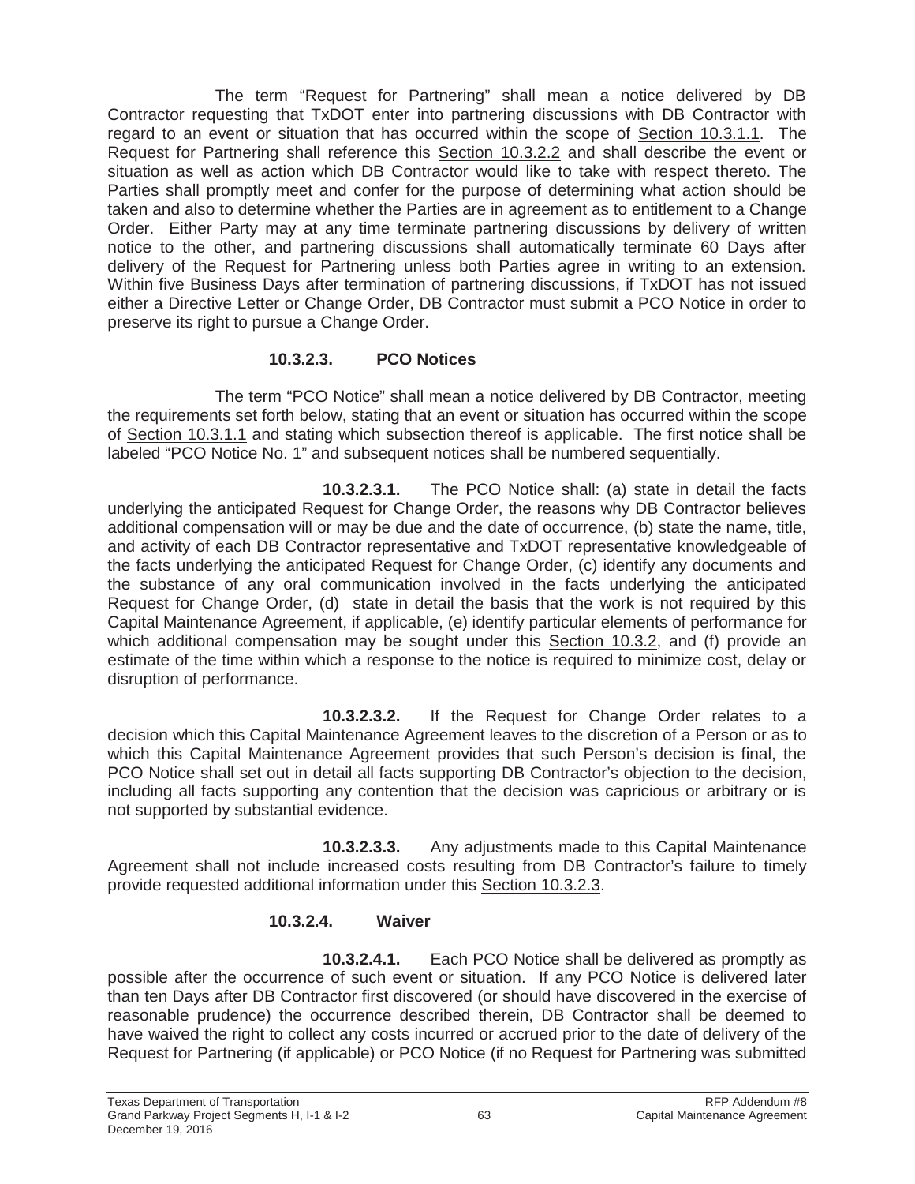The term "Request for Partnering" shall mean a notice delivered by DB Contractor requesting that TxDOT enter into partnering discussions with DB Contractor with regard to an event or situation that has occurred within the scope of Section 10.3.1.1. The Request for Partnering shall reference this Section 10.3.2.2 and shall describe the event or situation as well as action which DB Contractor would like to take with respect thereto. The Parties shall promptly meet and confer for the purpose of determining what action should be taken and also to determine whether the Parties are in agreement as to entitlement to a Change Order. Either Party may at any time terminate partnering discussions by delivery of written notice to the other, and partnering discussions shall automatically terminate 60 Days after delivery of the Request for Partnering unless both Parties agree in writing to an extension. Within five Business Days after termination of partnering discussions, if TxDOT has not issued either a Directive Letter or Change Order, DB Contractor must submit a PCO Notice in order to preserve its right to pursue a Change Order.

### 10.3.2.3. PCO Notices

The term "PCO Notice" shall mean a notice delivered by DB Contractor, meeting the requirements set forth below, stating that an event or situation has occurred within the scope of Section 10.3.1.1 and stating which subsection thereof is applicable. The first notice shall be labeled "PCO Notice No. 1" and subsequent notices shall be numbered sequentially.

**10.3.2.3.1.** The PCO Notice shall: (a) state in detail the facts underlying the anticipated Request for Change Order, the reasons why DB Contractor believes additional compensation will or may be due and the date of occurrence, (b) state the name, title, and activity of each DB Contractor representative and TxDOT representative knowledgeable of the facts underlying the anticipated Request for Change Order, (c) identify any documents and the substance of any oral communication involved in the facts underlying the anticipated Request for Change Order, (d) state in detail the basis that the work is not required by this Capital Maintenance Agreement, if applicable, (e) identify particular elements of performance for which additional compensation may be sought under this Section 10.3.2, and (f) provide an estimate of the time within which a response to the notice is required to minimize cost, delay or disruption of performance.

**10.3.2.3.2.** If the Request for Change Order relates to a decision which this Capital Maintenance Agreement leaves to the discretion of a Person or as to which this Capital Maintenance Agreement provides that such Person's decision is final, the PCO Notice shall set out in detail all facts supporting DB Contractor's objection to the decision, including all facts supporting any contention that the decision was capricious or arbitrary or is not supported by substantial evidence.

**10.3.2.3.3.** Any adjustments made to this Capital Maintenance Agreement shall not include increased costs resulting from DB Contractor's failure to timely provide requested additional information under this Section 10.3.2.3.

### 10.3.2.4. Waiver

**10.3.2.4.1.** Each PCO Notice shall be delivered as promptly as possible after the occurrence of such event or situation. If any PCO Notice is delivered later than ten Days after DB Contractor first discovered (or should have discovered in the exercise of reasonable prudence) the occurrence described therein, DB Contractor shall be deemed to have waived the right to collect any costs incurred or accrued prior to the date of delivery of the Request for Partnering (if applicable) or PCO Notice (if no Request for Partnering was submitted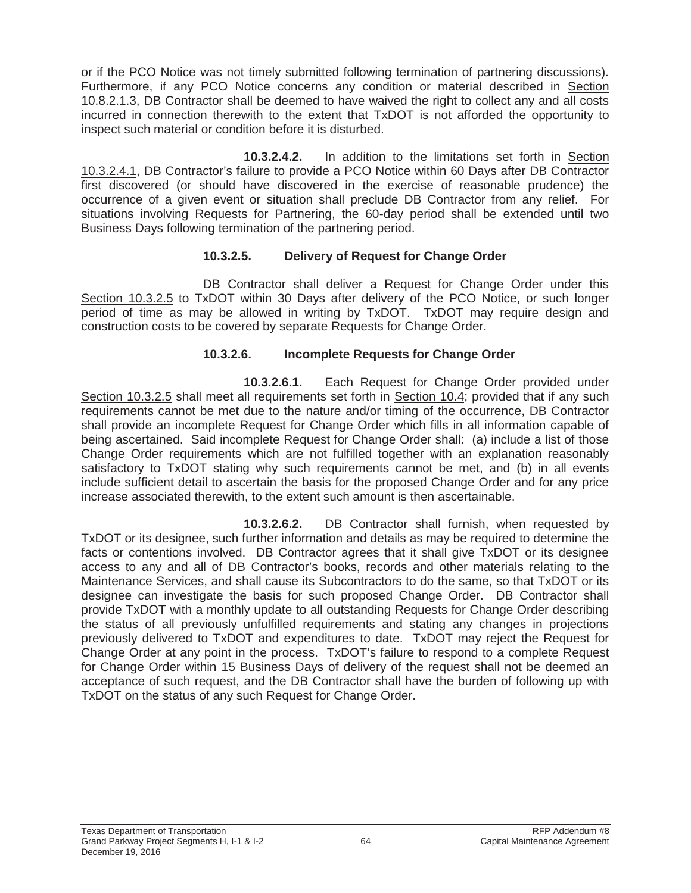or if the PCO Notice was not timely submitted following termination of partnering discussions). Furthermore, if any PCO Notice concerns any condition or material described in Section 10.8.2.1.3, DB Contractor shall be deemed to have waived the right to collect any and all costs incurred in connection therewith to the extent that TxDOT is not afforded the opportunity to inspect such material or condition before it is disturbed.

**10.3.2.4.2.** In addition to the limitations set forth in Section 10.3.2.4.1, DB Contractor's failure to provide a PCO Notice within 60 Days after DB Contractor first discovered (or should have discovered in the exercise of reasonable prudence) the occurrence of a given event or situation shall preclude DB Contractor from any relief. For situations involving Requests for Partnering, the 60-day period shall be extended until two Business Days following termination of the partnering period.

#### 10.3.2.5. Delivery of Request for Change Order

DB Contractor shall deliver a Request for Change Order under this Section 10.3.2.5 to TxDOT within 30 Days after delivery of the PCO Notice, or such longer period of time as may be allowed in writing by TxDOT. TxDOT may require design and construction costs to be covered by separate Requests for Change Order.

#### 10.3.2.6. Incomplete Requests for Change Order

**10.3.2.6.1.** Each Request for Change Order provided under Section 10.3.2.5 shall meet all requirements set forth in Section 10.4; provided that if any such requirements cannot be met due to the nature and/or timing of the occurrence, DB Contractor shall provide an incomplete Request for Change Order which fills in all information capable of being ascertained. Said incomplete Request for Change Order shall: (a) include a list of those Change Order requirements which are not fulfilled together with an explanation reasonably satisfactory to TxDOT stating why such requirements cannot be met, and (b) in all events include sufficient detail to ascertain the basis for the proposed Change Order and for any price increase associated therewith, to the extent such amount is then ascertainable.

**10.3.2.6.2.** DB Contractor shall furnish, when requested by TxDOT or its designee, such further information and details as may be required to determine the facts or contentions involved. DB Contractor agrees that it shall give TxDOT or its designee access to any and all of DB Contractor's books, records and other materials relating to the Maintenance Services, and shall cause its Subcontractors to do the same, so that TxDOT or its designee can investigate the basis for such proposed Change Order. DB Contractor shall provide TxDOT with a monthly update to all outstanding Requests for Change Order describing the status of all previously unfulfilled requirements and stating any changes in projections previously delivered to TxDOT and expenditures to date. TxDOT may reject the Request for Change Order at any point in the process. TxDOT's failure to respond to a complete Request for Change Order within 15 Business Days of delivery of the request shall not be deemed an acceptance of such request, and the DB Contractor shall have the burden of following up with TxDOT on the status of any such Request for Change Order.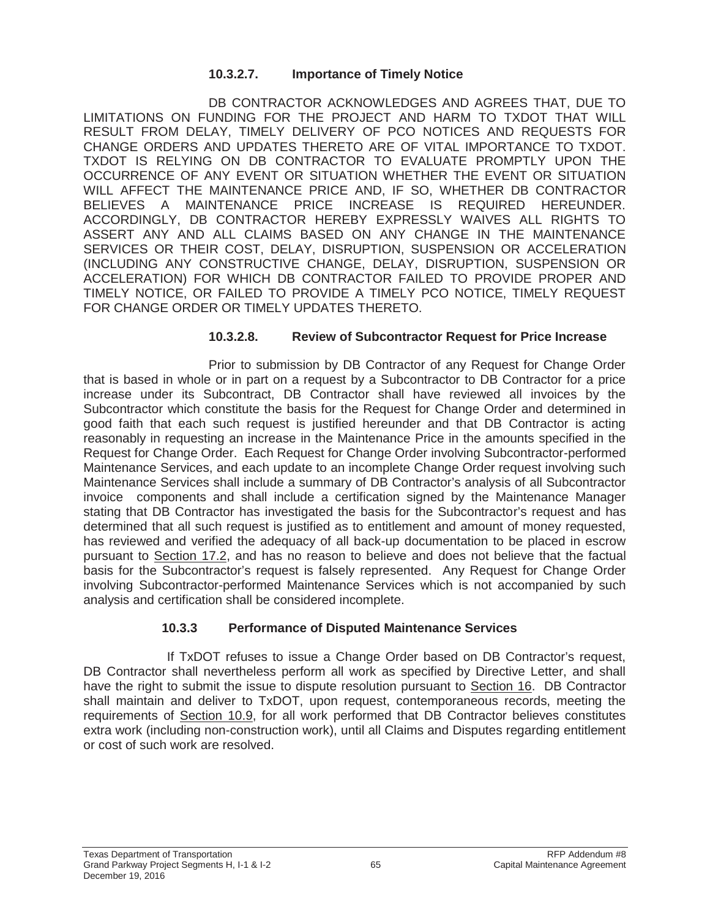#### 10.3.2.7. Importance of Timely Notice

DB CONTRACTOR ACKNOWLEDGES AND AGREES THAT, DUE TO LIMITATIONS ON FUNDING FOR THE PROJECT AND HARM TO TXDOT THAT WILL RESULT FROM DELAY, TIMELY DELIVERY OF PCO NOTICES AND REQUESTS FOR CHANGE ORDERS AND UPDATES THERETO ARE OF VITAL IMPORTANCE TO TXDOT. TXDOT IS RELYING ON DB CONTRACTOR TO EVALUATE PROMPTLY UPON THE OCCURRENCE OF ANY EVENT OR SITUATION WHETHER THE EVENT OR SITUATION WILL AFFECT THE MAINTENANCE PRICE AND, IF SO, WHETHER DB CONTRACTOR BELIEVES A MAINTENANCE PRICE INCREASE IS REQUIRED HEREUNDER. ACCORDINGLY, DB CONTRACTOR HEREBY EXPRESSLY WAIVES ALL RIGHTS TO ASSERT ANY AND ALL CLAIMS BASED ON ANY CHANGE IN THE MAINTENANCE SERVICES OR THEIR COST, DELAY, DISRUPTION, SUSPENSION OR ACCELERATION (INCLUDING ANY CONSTRUCTIVE CHANGE, DELAY, DISRUPTION, SUSPENSION OR ACCELERATION) FOR WHICH DB CONTRACTOR FAILED TO PROVIDE PROPER AND TIMELY NOTICE, OR FAILED TO PROVIDE A TIMELY PCO NOTICE, TIMELY REQUEST FOR CHANGE ORDER OR TIMELY UPDATES THERETO.

#### 10.3.2.8. Review of Subcontractor Request for Price Increase

Prior to submission by DB Contractor of any Request for Change Order that is based in whole or in part on a request by a Subcontractor to DB Contractor for a price increase under its Subcontract, DB Contractor shall have reviewed all invoices by the Subcontractor which constitute the basis for the Request for Change Order and determined in good faith that each such request is justified hereunder and that DB Contractor is acting reasonably in requesting an increase in the Maintenance Price in the amounts specified in the Request for Change Order. Each Request for Change Order involving Subcontractor-performed Maintenance Services, and each update to an incomplete Change Order request involving such Maintenance Services shall include a summary of DB Contractor's analysis of all Subcontractor invoice components and shall include a certification signed by the Maintenance Manager stating that DB Contractor has investigated the basis for the Subcontractor's request and has determined that all such request is justified as to entitlement and amount of money requested, has reviewed and verified the adequacy of all back-up documentation to be placed in escrow pursuant to Section 17.2, and has no reason to believe and does not believe that the factual basis for the Subcontractor's request is falsely represented. Any Request for Change Order involving Subcontractor-performed Maintenance Services which is not accompanied by such analysis and certification shall be considered incomplete.

### 10.3.3 Performance of Disputed Maintenance Services

If TxDOT refuses to issue a Change Order based on DB Contractor's request, DB Contractor shall nevertheless perform all work as specified by Directive Letter, and shall have the right to submit the issue to dispute resolution pursuant to Section 16. DB Contractor shall maintain and deliver to TxDOT, upon request, contemporaneous records, meeting the requirements of Section 10.9, for all work performed that DB Contractor believes constitutes extra work (including non-construction work), until all Claims and Disputes regarding entitlement or cost of such work are resolved.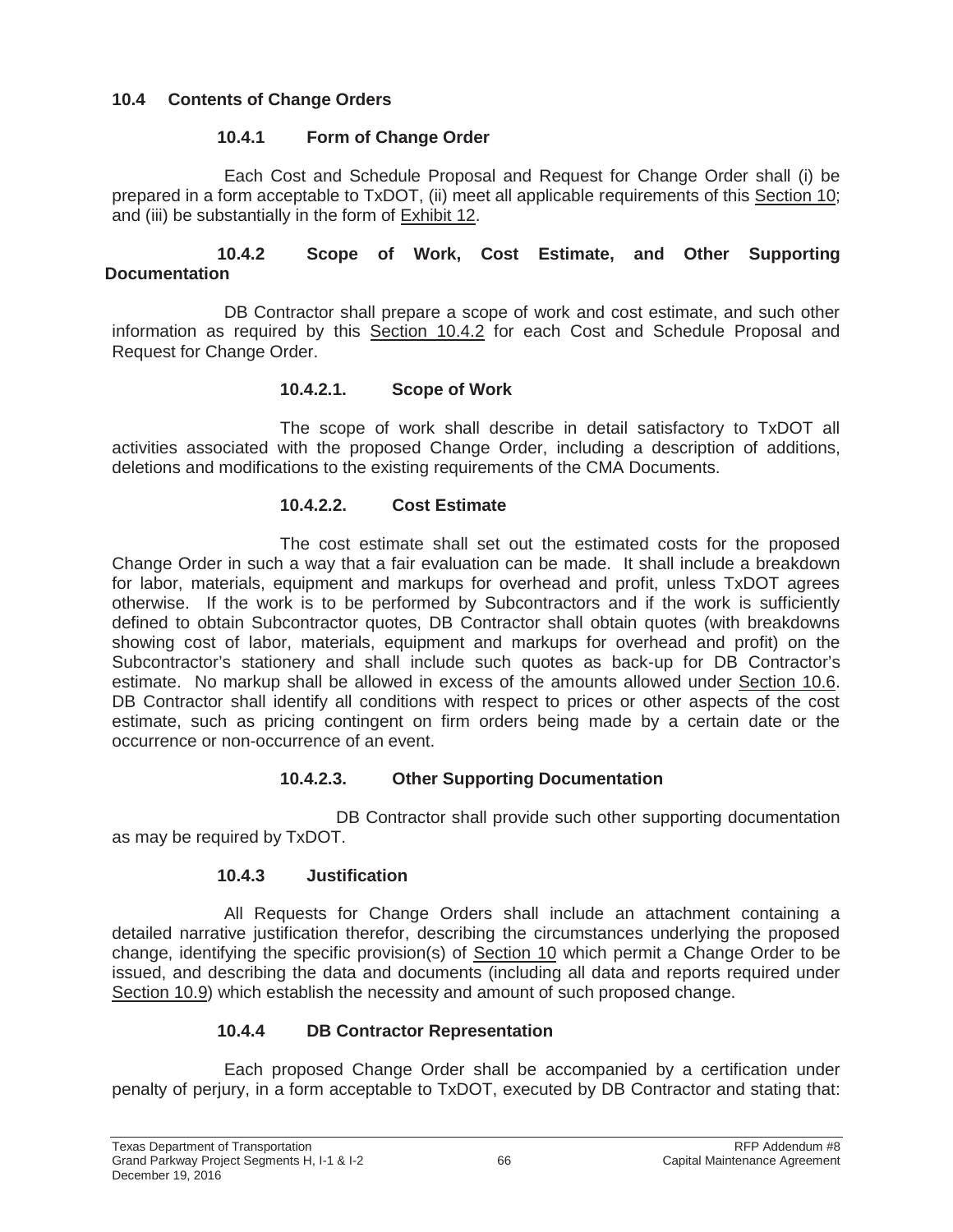## 10.4 Contents of Change Orders

### 10.4.1 Form of Change Order

Each Cost and Schedule Proposal and Request for Change Order shall (i) be prepared in a form acceptable to TxDOT, (ii) meet all applicable requirements of this Section 10; and (iii) be substantially in the form of Exhibit 12.

### 10.4.2 Scope of Work, Cost Estimate, and Other Supporting Documentation

DB Contractor shall prepare a scope of work and cost estimate, and such other information as required by this Section 10.4.2 for each Cost and Schedule Proposal and Request for Change Order.

#### 10.4.2.1. Scope of Work

The scope of work shall describe in detail satisfactory to TxDOT all activities associated with the proposed Change Order, including a description of additions, deletions and modifications to the existing requirements of the CMA Documents.

#### 10.4.2.2. Cost Estimate

The cost estimate shall set out the estimated costs for the proposed Change Order in such a way that a fair evaluation can be made. It shall include a breakdown for labor, materials, equipment and markups for overhead and profit, unless TxDOT agrees otherwise. If the work is to be performed by Subcontractors and if the work is sufficiently defined to obtain Subcontractor quotes, DB Contractor shall obtain quotes (with breakdowns showing cost of labor, materials, equipment and markups for overhead and profit) on the Subcontractor's stationery and shall include such quotes as back-up for DB Contractor's estimate. No markup shall be allowed in excess of the amounts allowed under Section 10.6. DB Contractor shall identify all conditions with respect to prices or other aspects of the cost estimate, such as pricing contingent on firm orders being made by a certain date or the occurrence or non-occurrence of an event.

#### 10.4.2.3. Other Supporting Documentation

DB Contractor shall provide such other supporting documentation as may be required by TxDOT.

### 10.4.3 Justification

All Requests for Change Orders shall include an attachment containing a detailed narrative justification therefor, describing the circumstances underlying the proposed change, identifying the specific provision(s) of Section 10 which permit a Change Order to be issued, and describing the data and documents (including all data and reports required under Section 10.9) which establish the necessity and amount of such proposed change.

### 10.4.4 DB Contractor Representation

Each proposed Change Order shall be accompanied by a certification under penalty of perjury, in a form acceptable to TxDOT, executed by DB Contractor and stating that: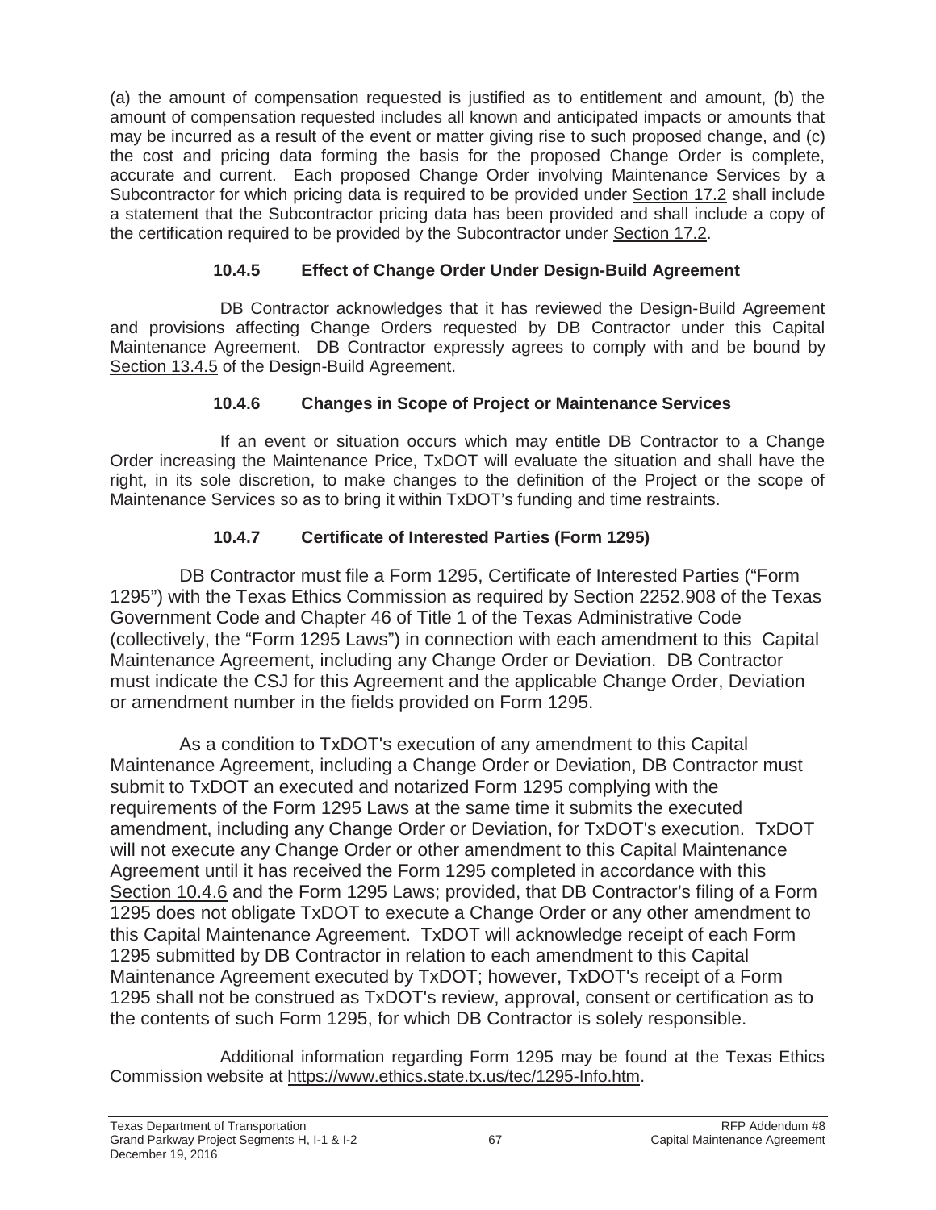(a) the amount of compensation requested is justified as to entitlement and amount, (b) the amount of compensation requested includes all known and anticipated impacts or amounts that may be incurred as a result of the event or matter giving rise to such proposed change, and (c) the cost and pricing data forming the basis for the proposed Change Order is complete, accurate and current. Each proposed Change Order involving Maintenance Services by a Subcontractor for which pricing data is required to be provided under Section 17.2 shall include a statement that the Subcontractor pricing data has been provided and shall include a copy of the certification required to be provided by the Subcontractor under Section 17.2.

#### 10.4.5 Effect of Change Order Under Design-Build Agreement

DB Contractor acknowledges that it has reviewed the Design-Build Agreement and provisions affecting Change Orders requested by DB Contractor under this Capital Maintenance Agreement. DB Contractor expressly agrees to comply with and be bound by Section 13.4.5 of the Design-Build Agreement.

#### 10.4.6 Changes in Scope of Project or Maintenance Services

If an event or situation occurs which may entitle DB Contractor to a Change Order increasing the Maintenance Price, TxDOT will evaluate the situation and shall have the right, in its sole discretion, to make changes to the definition of the Project or the scope of Maintenance Services so as to bring it within TxDOT's funding and time restraints.

#### 10.4.7 Certificate of Interested Parties (Form 1295)

DB Contractor must file a Form 1295, Certificate of Interested Parties ("Form 1295") with the Texas Ethics Commission as required by Section 2252.908 of the Texas Government Code and Chapter 46 of Title 1 of the Texas Administrative Code (collectively, the "Form 1295 Laws") in connection with each amendment to this Capital Maintenance Agreement, including any Change Order or Deviation. DB Contractor must indicate the CSJ for this Agreement and the applicable Change Order, Deviation or amendment number in the fields provided on Form 1295.

As a condition to TxDOT's execution of any amendment to this Capital Maintenance Agreement, including a Change Order or Deviation, DB Contractor must submit to TxDOT an executed and notarized Form 1295 complying with the requirements of the Form 1295 Laws at the same time it submits the executed amendment, including any Change Order or Deviation, for TxDOT's execution. TxDOT will not execute any Change Order or other amendment to this Capital Maintenance Agreement until it has received the Form 1295 completed in accordance with this Section 10.4.6 and the Form 1295 Laws; provided, that DB Contractor's filing of a Form 1295 does not obligate TxDOT to execute a Change Order or any other amendment to this Capital Maintenance Agreement. TxDOT will acknowledge receipt of each Form 1295 submitted by DB Contractor in relation to each amendment to this Capital Maintenance Agreement executed by TxDOT; however, TxDOT's receipt of a Form 1295 shall not be construed as TxDOT's review, approval, consent or certification as to the contents of such Form 1295, for which DB Contractor is solely responsible.

Additional information regarding Form 1295 may be found at the Texas Ethics Commission website at https://www.ethics.state.tx.us/tec/1295-Info.htm.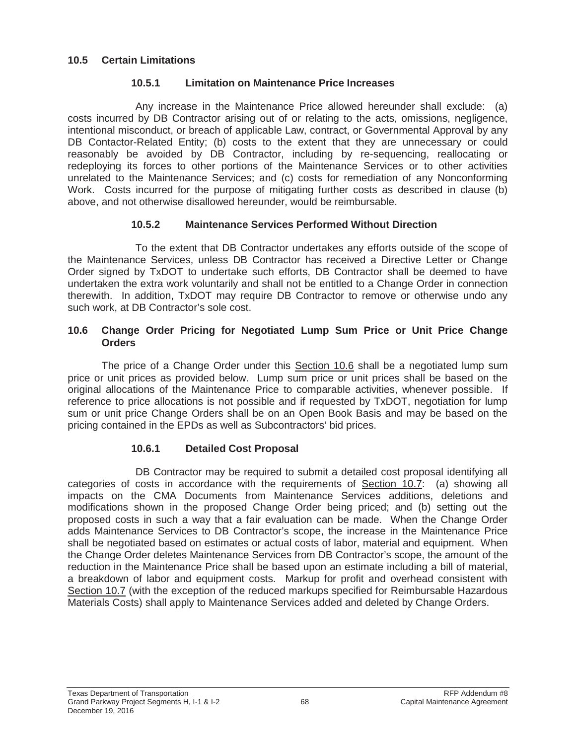## 10.5 Certain Limitations

### 10.5.1 Limitation on Maintenance Price Increases

Any increase in the Maintenance Price allowed hereunder shall exclude: (a) costs incurred by DB Contractor arising out of or relating to the acts, omissions, negligence, intentional misconduct, or breach of applicable Law, contract, or Governmental Approval by any DB Contactor-Related Entity; (b) costs to the extent that they are unnecessary or could reasonably be avoided by DB Contractor, including by re-sequencing, reallocating or redeploying its forces to other portions of the Maintenance Services or to other activities unrelated to the Maintenance Services; and (c) costs for remediation of any Nonconforming Work. Costs incurred for the purpose of mitigating further costs as described in clause (b) above, and not otherwise disallowed hereunder, would be reimbursable.

### 10.5.2 Maintenance Services Performed Without Direction

To the extent that DB Contractor undertakes any efforts outside of the scope of the Maintenance Services, unless DB Contractor has received a Directive Letter or Change Order signed by TxDOT to undertake such efforts, DB Contractor shall be deemed to have undertaken the extra work voluntarily and shall not be entitled to a Change Order in connection therewith. In addition, TxDOT may require DB Contractor to remove or otherwise undo any such work, at DB Contractor's sole cost.

## 10.6 Change Order Pricing for Negotiated Lump Sum Price or Unit Price Change Orders

The price of a Change Order under this Section 10.6 shall be a negotiated lump sum price or unit prices as provided below. Lump sum price or unit prices shall be based on the original allocations of the Maintenance Price to comparable activities, whenever possible. If reference to price allocations is not possible and if requested by TxDOT, negotiation for lump sum or unit price Change Orders shall be on an Open Book Basis and may be based on the pricing contained in the EPDs as well as Subcontractors' bid prices.

### 10.6.1 Detailed Cost Proposal

DB Contractor may be required to submit a detailed cost proposal identifying all categories of costs in accordance with the requirements of Section 10.7: (a) showing all impacts on the CMA Documents from Maintenance Services additions, deletions and modifications shown in the proposed Change Order being priced; and (b) setting out the proposed costs in such a way that a fair evaluation can be made. When the Change Order adds Maintenance Services to DB Contractor's scope, the increase in the Maintenance Price shall be negotiated based on estimates or actual costs of labor, material and equipment. When the Change Order deletes Maintenance Services from DB Contractor's scope, the amount of the reduction in the Maintenance Price shall be based upon an estimate including a bill of material, a breakdown of labor and equipment costs. Markup for profit and overhead consistent with Section 10.7 (with the exception of the reduced markups specified for Reimbursable Hazardous Materials Costs) shall apply to Maintenance Services added and deleted by Change Orders.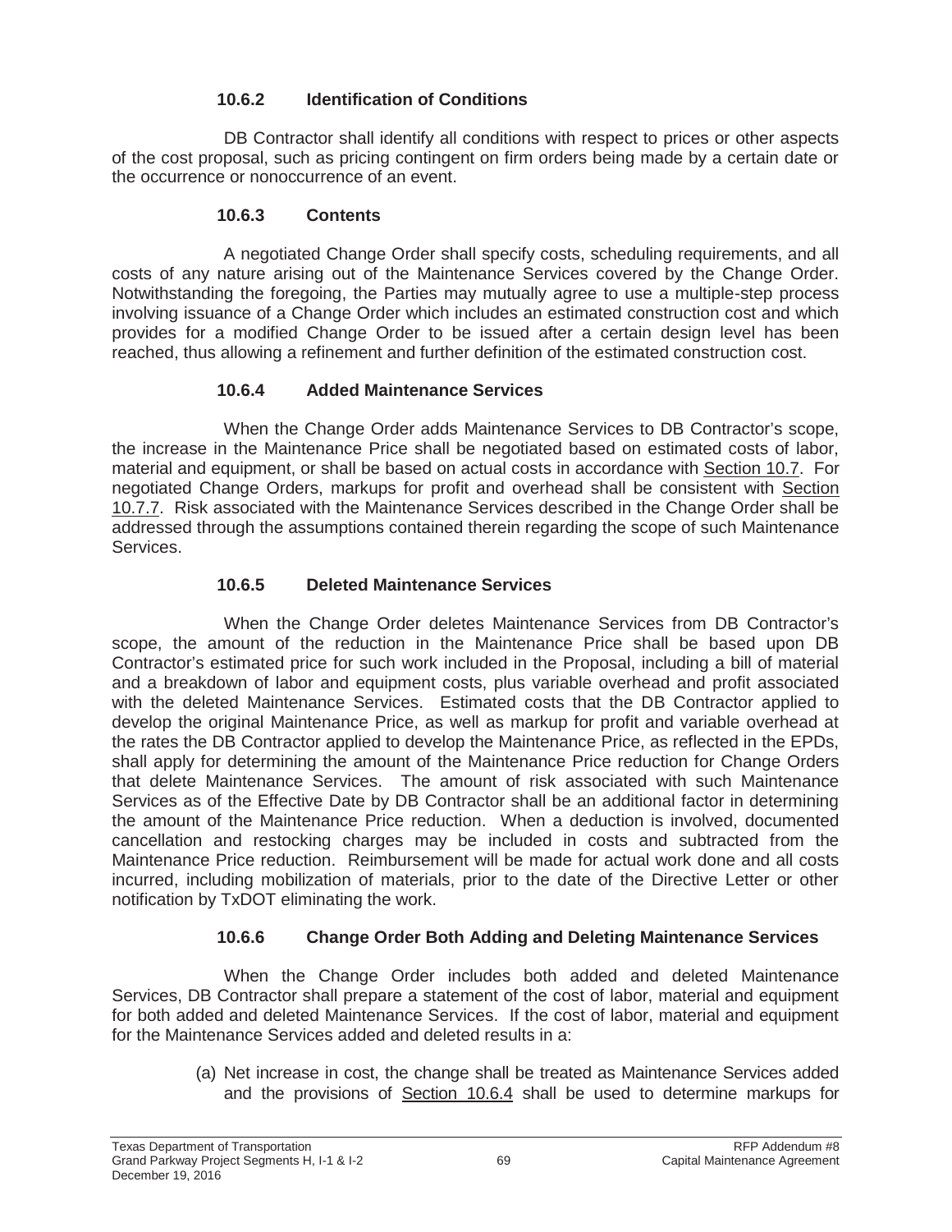#### 10.6.2 Identification of Conditions

DB Contractor shall identify all conditions with respect to prices or other aspects of the cost proposal, such as pricing contingent on firm orders being made by a certain date or the occurrence or nonoccurrence of an event.

#### 10.6.3 Contents

A negotiated Change Order shall specify costs, scheduling requirements, and all costs of any nature arising out of the Maintenance Services covered by the Change Order. Notwithstanding the foregoing, the Parties may mutually agree to use a multiple-step process involving issuance of a Change Order which includes an estimated construction cost and which provides for a modified Change Order to be issued after a certain design level has been reached, thus allowing a refinement and further definition of the estimated construction cost.

#### 10.6.4 Added Maintenance Services

When the Change Order adds Maintenance Services to DB Contractor's scope, the increase in the Maintenance Price shall be negotiated based on estimated costs of labor, material and equipment, or shall be based on actual costs in accordance with Section 10.7. For negotiated Change Orders, markups for profit and overhead shall be consistent with Section 10.7.7. Risk associated with the Maintenance Services described in the Change Order shall be addressed through the assumptions contained therein regarding the scope of such Maintenance Services.

#### 10.6.5 Deleted Maintenance Services

When the Change Order deletes Maintenance Services from DB Contractor's scope, the amount of the reduction in the Maintenance Price shall be based upon DB Contractor's estimated price for such work included in the Proposal, including a bill of material and a breakdown of labor and equipment costs, plus variable overhead and profit associated with the deleted Maintenance Services. Estimated costs that the DB Contractor applied to develop the original Maintenance Price, as well as markup for profit and variable overhead at the rates the DB Contractor applied to develop the Maintenance Price, as reflected in the EPDs, shall apply for determining the amount of the Maintenance Price reduction for Change Orders that delete Maintenance Services. The amount of risk associated with such Maintenance Services as of the Effective Date by DB Contractor shall be an additional factor in determining the amount of the Maintenance Price reduction. When a deduction is involved, documented cancellation and restocking charges may be included in costs and subtracted from the Maintenance Price reduction. Reimbursement will be made for actual work done and all costs incurred, including mobilization of materials, prior to the date of the Directive Letter or other notification by TxDOT eliminating the work.

#### 10.6.6 Change Order Both Adding and Deleting Maintenance Services

When the Change Order includes both added and deleted Maintenance Services, DB Contractor shall prepare a statement of the cost of labor, material and equipment for both added and deleted Maintenance Services. If the cost of labor, material and equipment for the Maintenance Services added and deleted results in a:

(a) Net increase in cost, the change shall be treated as Maintenance Services added and the provisions of Section 10.6.4 shall be used to determine markups for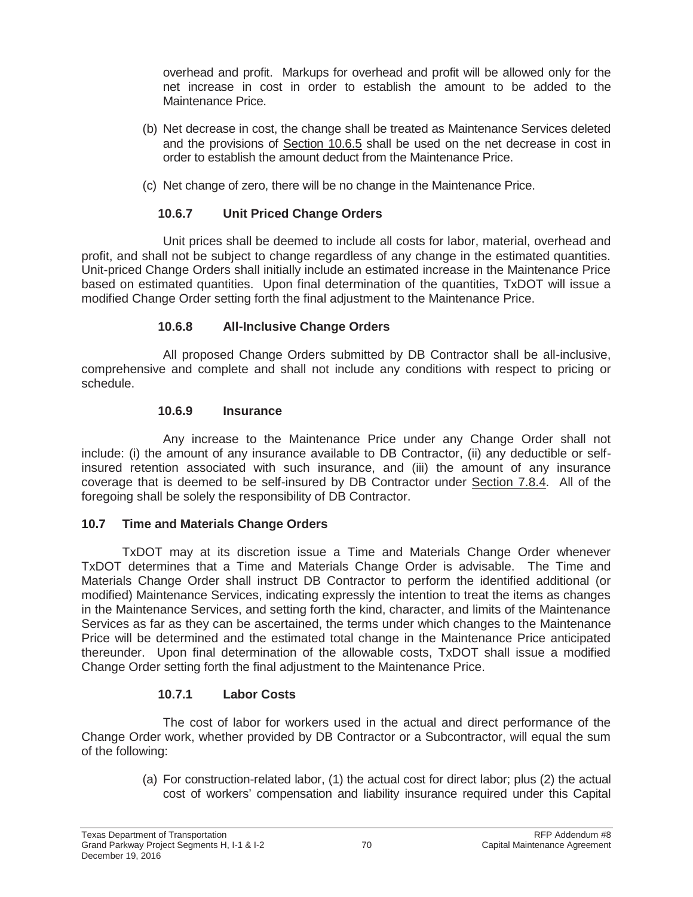overhead and profit. Markups for overhead and profit will be allowed only for the net increase in cost in order to establish the amount to be added to the Maintenance Price.

(b) Net decrease in cost, the change shall be treated as Maintenance Services deleted and the provisions of Section 10.6.5 shall be used on the net decrease in cost in order to establish the amount deduct from the Maintenance Price.

(c) Net change of zero, there will be no change in the Maintenance Price.

#### 10.6.7 Unit Priced Change Orders

Unit prices shall be deemed to include all costs for labor, material, overhead and profit, and shall not be subject to change regardless of any change in the estimated quantities. Unit-priced Change Orders shall initially include an estimated increase in the Maintenance Price based on estimated quantities. Upon final determination of the quantities, TxDOT will issue a modified Change Order setting forth the final adjustment to the Maintenance Price.

#### 10.6.8 All-Inclusive Change Orders

All proposed Change Orders submitted by DB Contractor shall be all-inclusive, comprehensive and complete and shall not include any conditions with respect to pricing or schedule.

#### 10.6.9 Insurance

Any increase to the Maintenance Price under any Change Order shall not include: (i) the amount of any insurance available to DB Contractor, (ii) any deductible or self-insured retention associated with such insurance, and (iii) the amount of any insurance coverage that is deemed to be self-insured by DB Contractor under Section 7.8.4. All of the foregoing shall be solely the responsibility of DB Contractor.

### 10.7 Time and Materials Change Orders

TxDOT may at its discretion issue a Time and Materials Change Order whenever TxDOT determines that a Time and Materials Change Order is advisable. The Time and Materials Change Order shall instruct DB Contractor to perform the identified additional (or modified) Maintenance Services, indicating expressly the intention to treat the items as changes in the Maintenance Services, and setting forth the kind, character, and limits of the Maintenance Services as far as they can be ascertained, the terms under which changes to the Maintenance Price will be determined and the estimated total change in the Maintenance Price anticipated thereunder. Upon final determination of the allowable costs, TxDOT shall issue a modified Change Order setting forth the final adjustment to the Maintenance Price.

#### 10.7.1 Labor Costs

The cost of labor for workers used in the actual and direct performance of the Change Order work, whether provided by DB Contractor or a Subcontractor, will equal the sum of the following:

(a) For construction-related labor, (1) the actual cost for direct labor; plus (2) the actual cost of workers' compensation and liability insurance required under this Capital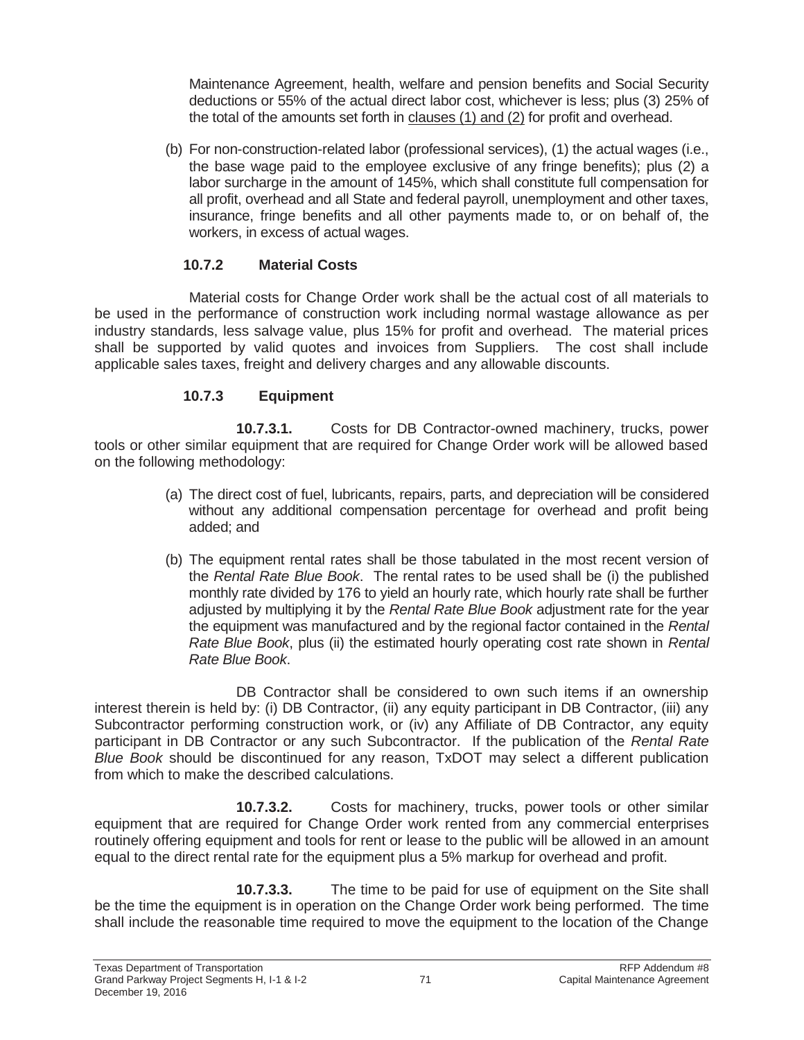Maintenance Agreement, health, welfare and pension benefits and Social Security deductions or 55% of the actual direct labor cost, whichever is less; plus (3) 25% of the total of the amounts set forth in clauses (1) and (2) for profit and overhead.

(b) For non-construction-related labor (professional services), (1) the actual wages (i.e., the base wage paid to the employee exclusive of any fringe benefits); plus (2) a labor surcharge in the amount of 145%, which shall constitute full compensation for all profit, overhead and all State and federal payroll, unemployment and other taxes, insurance, fringe benefits and all other payments made to, or on behalf of, the workers, in excess of actual wages.

### 10.7.2 Material Costs

Material costs for Change Order work shall be the actual cost of all materials to be used in the performance of construction work including normal wastage allowance as per industry standards, less salvage value, plus 15% for profit and overhead. The material prices shall be supported by valid quotes and invoices from Suppliers. The cost shall include applicable sales taxes, freight and delivery charges and any allowable discounts.

### 10.7.3 Equipment

**10.7.3.1.** Costs for DB Contractor-owned machinery, trucks, power tools or other similar equipment that are required for Change Order work will be allowed based on the following methodology:

(a) The direct cost of fuel, lubricants, repairs, parts, and depreciation will be considered without any additional compensation percentage for overhead and profit being added; and

(b) The equipment rental rates shall be those tabulated in the most recent version of the *Rental Rate Blue Book*. The rental rates to be used shall be (i) the published monthly rate divided by 176 to yield an hourly rate, which hourly rate shall be further adjusted by multiplying it by the *Rental Rate Blue Book* adjustment rate for the year the equipment was manufactured and by the regional factor contained in the *Rental Rate Blue Book*, plus (ii) the estimated hourly operating cost rate shown in *Rental Rate Blue Book*.

DB Contractor shall be considered to own such items if an ownership interest therein is held by: (i) DB Contractor, (ii) any equity participant in DB Contractor, (iii) any Subcontractor performing construction work, or (iv) any Affiliate of DB Contractor, any equity participant in DB Contractor or any such Subcontractor. If the publication of the *Rental Rate Blue Book* should be discontinued for any reason, TxDOT may select a different publication from which to make the described calculations.

**10.7.3.2.** Costs for machinery, trucks, power tools or other similar equipment that are required for Change Order work rented from any commercial enterprises routinely offering equipment and tools for rent or lease to the public will be allowed in an amount equal to the direct rental rate for the equipment plus a 5% markup for overhead and profit.

**10.7.3.3.** The time to be paid for use of equipment on the Site shall be the time the equipment is in operation on the Change Order work being performed. The time shall include the reasonable time required to move the equipment to the location of the Change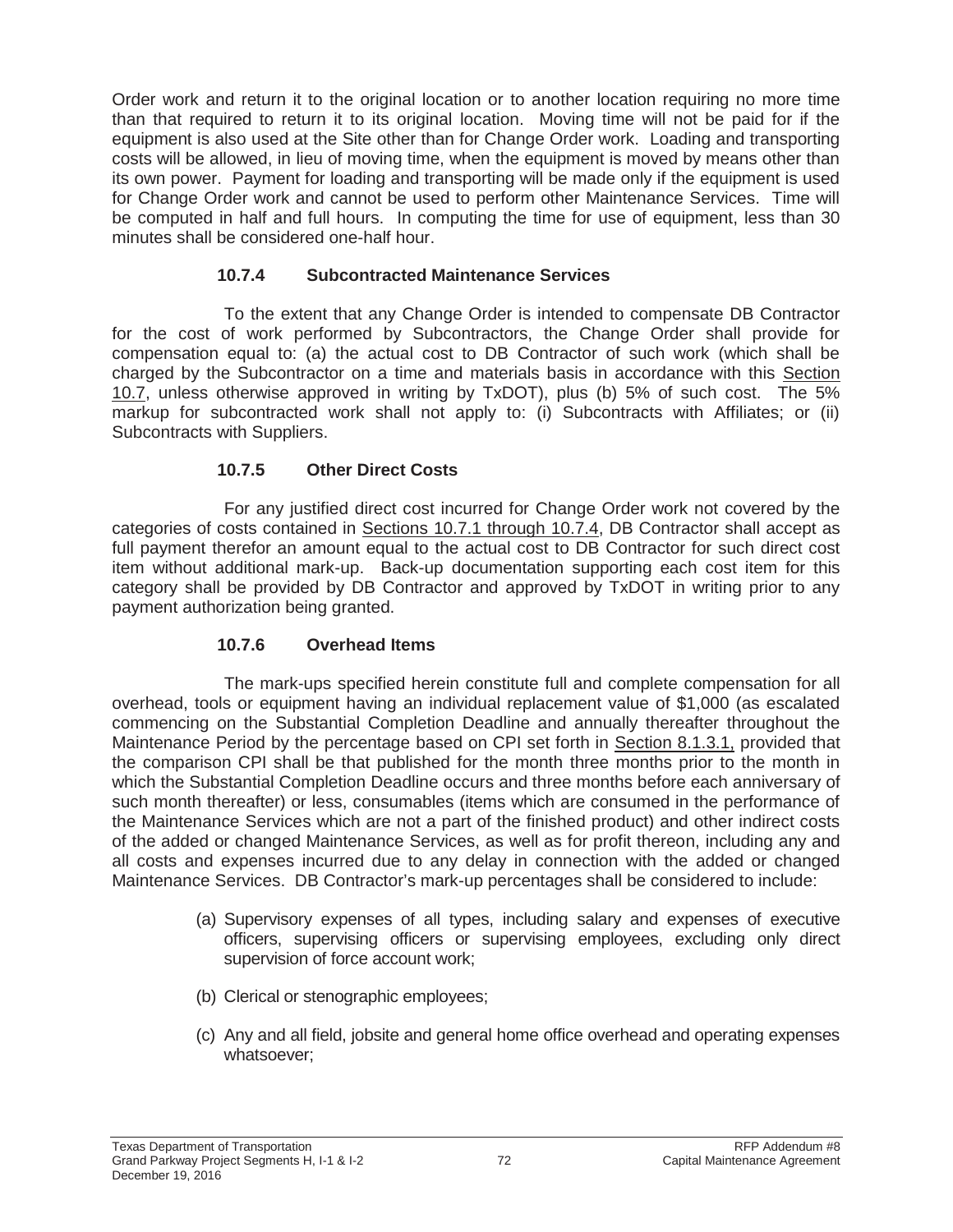Order work and return it to the original location or to another location requiring no more time than that required to return it to its original location. Moving time will not be paid for if the equipment is also used at the Site other than for Change Order work. Loading and transporting costs will be allowed, in lieu of moving time, when the equipment is moved by means other than its own power. Payment for loading and transporting will be made only if the equipment is used for Change Order work and cannot be used to perform other Maintenance Services. Time will be computed in half and full hours. In computing the time for use of equipment, less than 30 minutes shall be considered one-half hour.

#### 10.7.4 Subcontracted Maintenance Services

To the extent that any Change Order is intended to compensate DB Contractor for the cost of work performed by Subcontractors, the Change Order shall provide for compensation equal to: (a) the actual cost to DB Contractor of such work (which shall be charged by the Subcontractor on a time and materials basis in accordance with this Section 10.7, unless otherwise approved in writing by TxDOT), plus (b) 5% of such cost. The 5% markup for subcontracted work shall not apply to: (i) Subcontracts with Affiliates; or (ii) Subcontracts with Suppliers.

#### 10.7.5 Other Direct Costs

For any justified direct cost incurred for Change Order work not covered by the categories of costs contained in Sections 10.7.1 through 10.7.4, DB Contractor shall accept as full payment therefor an amount equal to the actual cost to DB Contractor for such direct cost item without additional mark-up. Back-up documentation supporting each cost item for this category shall be provided by DB Contractor and approved by TxDOT in writing prior to any payment authorization being granted.

#### 10.7.6 Overhead Items

The mark-ups specified herein constitute full and complete compensation for all overhead, tools or equipment having an individual replacement value of $1,000 (as escalated commencing on the Substantial Completion Deadline and annually thereafter throughout the Maintenance Period by the percentage based on CPI set forth in Section 8.1.3.1, provided that the comparison CPI shall be that published for the month three months prior to the month in which the Substantial Completion Deadline occurs and three months before each anniversary of such month thereafter) or less, consumables (items which are consumed in the performance of the Maintenance Services which are not a part of the finished product) and other indirect costs of the added or changed Maintenance Services, as well as for profit thereon, including any and all costs and expenses incurred due to any delay in connection with the added or changed Maintenance Services. DB Contractor's mark-up percentages shall be considered to include:

(a) Supervisory expenses of all types, including salary and expenses of executive officers, supervising officers or supervising employees, excluding only direct supervision of force account work;

(b) Clerical or stenographic employees;

(c) Any and all field, jobsite and general home office overhead and operating expenses whatsoever;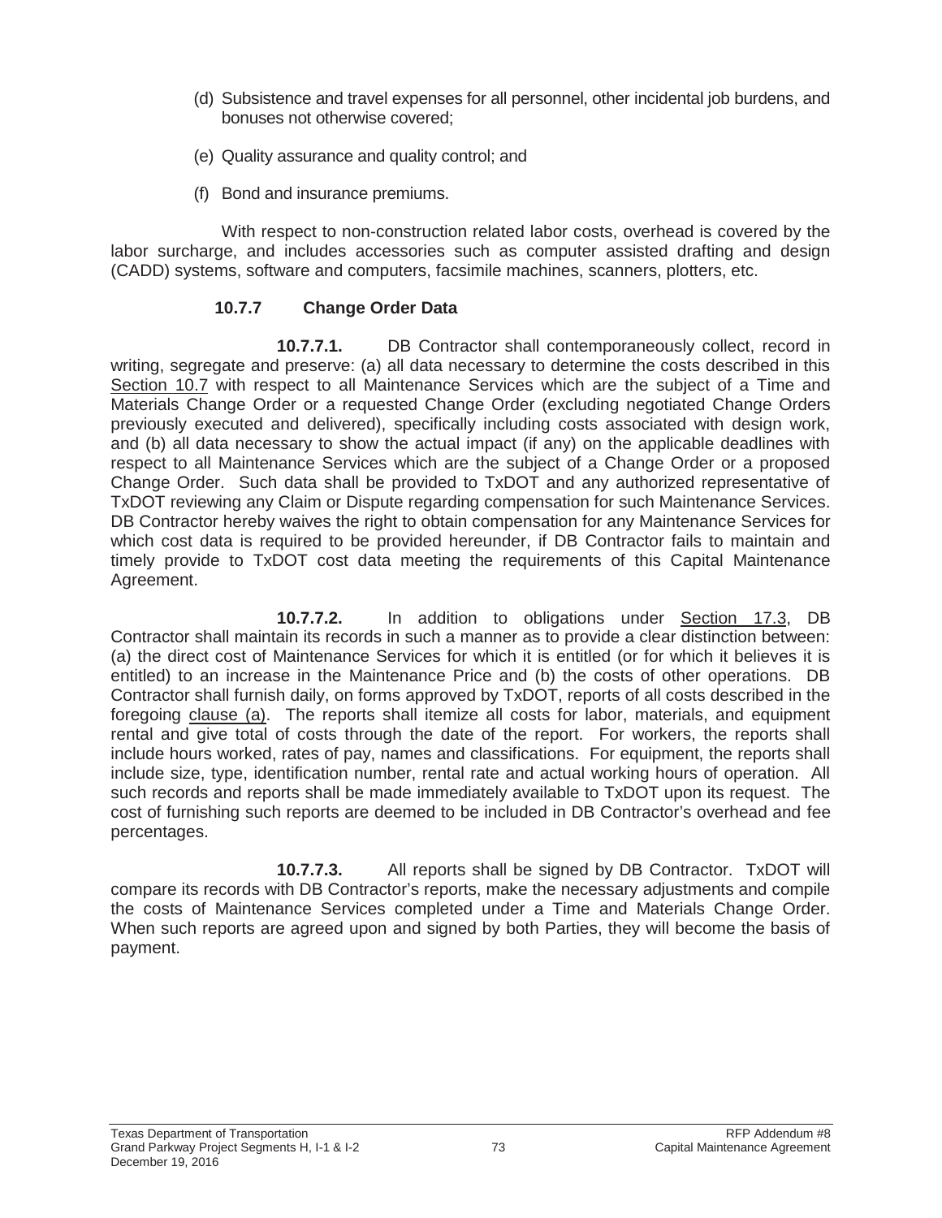(d) Subsistence and travel expenses for all personnel, other incidental job burdens, and bonuses not otherwise covered;

(e) Quality assurance and quality control; and

(f) Bond and insurance premiums.

With respect to non-construction related labor costs, overhead is covered by the labor surcharge, and includes accessories such as computer assisted drafting and design (CADD) systems, software and computers, facsimile machines, scanners, plotters, etc.

### 10.7.7 Change Order Data

**10.7.7.1.** DB Contractor shall contemporaneously collect, record in writing, segregate and preserve: (a) all data necessary to determine the costs described in this Section 10.7 with respect to all Maintenance Services which are the subject of a Time and Materials Change Order or a requested Change Order (excluding negotiated Change Orders previously executed and delivered), specifically including costs associated with design work, and (b) all data necessary to show the actual impact (if any) on the applicable deadlines with respect to all Maintenance Services which are the subject of a Change Order or a proposed Change Order. Such data shall be provided to TxDOT and any authorized representative of TxDOT reviewing any Claim or Dispute regarding compensation for such Maintenance Services. DB Contractor hereby waives the right to obtain compensation for any Maintenance Services for which cost data is required to be provided hereunder, if DB Contractor fails to maintain and timely provide to TxDOT cost data meeting the requirements of this Capital Maintenance Agreement.

**10.7.7.2.** In addition to obligations under Section 17.3, DB Contractor shall maintain its records in such a manner as to provide a clear distinction between: (a) the direct cost of Maintenance Services for which it is entitled (or for which it believes it is entitled) to an increase in the Maintenance Price and (b) the costs of other operations. DB Contractor shall furnish daily, on forms approved by TxDOT, reports of all costs described in the foregoing clause (a). The reports shall itemize all costs for labor, materials, and equipment rental and give total of costs through the date of the report. For workers, the reports shall include hours worked, rates of pay, names and classifications. For equipment, the reports shall include size, type, identification number, rental rate and actual working hours of operation. All such records and reports shall be made immediately available to TxDOT upon its request. The cost of furnishing such reports are deemed to be included in DB Contractor's overhead and fee percentages.

**10.7.7.3.** All reports shall be signed by DB Contractor. TxDOT will compare its records with DB Contractor's reports, make the necessary adjustments and compile the costs of Maintenance Services completed under a Time and Materials Change Order. When such reports are agreed upon and signed by both Parties, they will become the basis of payment.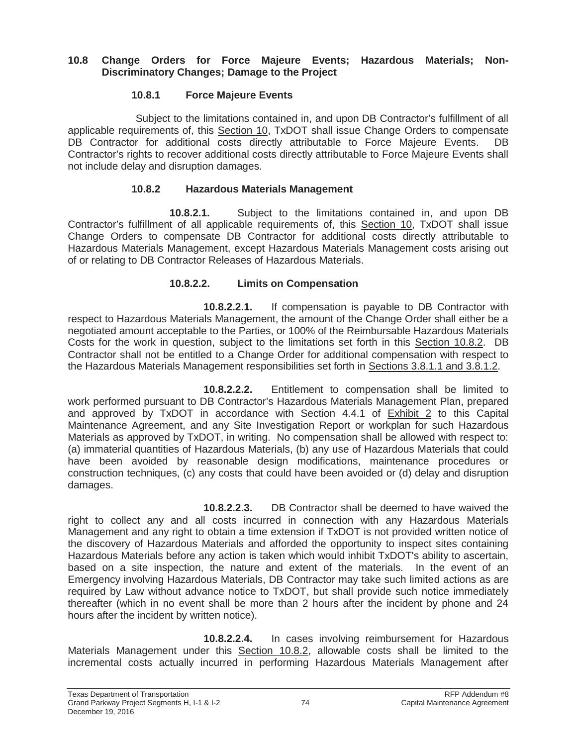## 10.8 Change Orders for Force Majeure Events; Hazardous Materials; Non-Discriminatory Changes; Damage to the Project

### 10.8.1 Force Majeure Events

Subject to the limitations contained in, and upon DB Contractor's fulfillment of all applicable requirements of, this Section 10, TxDOT shall issue Change Orders to compensate DB Contractor for additional costs directly attributable to Force Majeure Events. DB Contractor's rights to recover additional costs directly attributable to Force Majeure Events shall not include delay and disruption damages.

### 10.8.2 Hazardous Materials Management

**10.8.2.1.** Subject to the limitations contained in, and upon DB Contractor's fulfillment of all applicable requirements of, this Section 10, TxDOT shall issue Change Orders to compensate DB Contractor for additional costs directly attributable to Hazardous Materials Management, except Hazardous Materials Management costs arising out of or relating to DB Contractor Releases of Hazardous Materials.

#### 10.8.2.2. Limits on Compensation

**10.8.2.2.1.** If compensation is payable to DB Contractor with respect to Hazardous Materials Management, the amount of the Change Order shall either be a negotiated amount acceptable to the Parties, or 100% of the Reimbursable Hazardous Materials Costs for the work in question, subject to the limitations set forth in this Section 10.8.2. DB Contractor shall not be entitled to a Change Order for additional compensation with respect to the Hazardous Materials Management responsibilities set forth in Sections 3.8.1.1 and 3.8.1.2.

**10.8.2.2.2.** Entitlement to compensation shall be limited to work performed pursuant to DB Contractor's Hazardous Materials Management Plan, prepared and approved by TxDOT in accordance with Section 4.4.1 of Exhibit 2 to this Capital Maintenance Agreement, and any Site Investigation Report or workplan for such Hazardous Materials as approved by TxDOT, in writing. No compensation shall be allowed with respect to: (a) immaterial quantities of Hazardous Materials, (b) any use of Hazardous Materials that could have been avoided by reasonable design modifications, maintenance procedures or construction techniques, (c) any costs that could have been avoided or (d) delay and disruption damages.

**10.8.2.2.3.** DB Contractor shall be deemed to have waived the right to collect any and all costs incurred in connection with any Hazardous Materials Management and any right to obtain a time extension if TxDOT is not provided written notice of the discovery of Hazardous Materials and afforded the opportunity to inspect sites containing Hazardous Materials before any action is taken which would inhibit TxDOT's ability to ascertain, based on a site inspection, the nature and extent of the materials. In the event of an Emergency involving Hazardous Materials, DB Contractor may take such limited actions as are required by Law without advance notice to TxDOT, but shall provide such notice immediately thereafter (which in no event shall be more than 2 hours after the incident by phone and 24 hours after the incident by written notice).

**10.8.2.2.4.** In cases involving reimbursement for Hazardous Materials Management under this Section 10.8.2, allowable costs shall be limited to the incremental costs actually incurred in performing Hazardous Materials Management after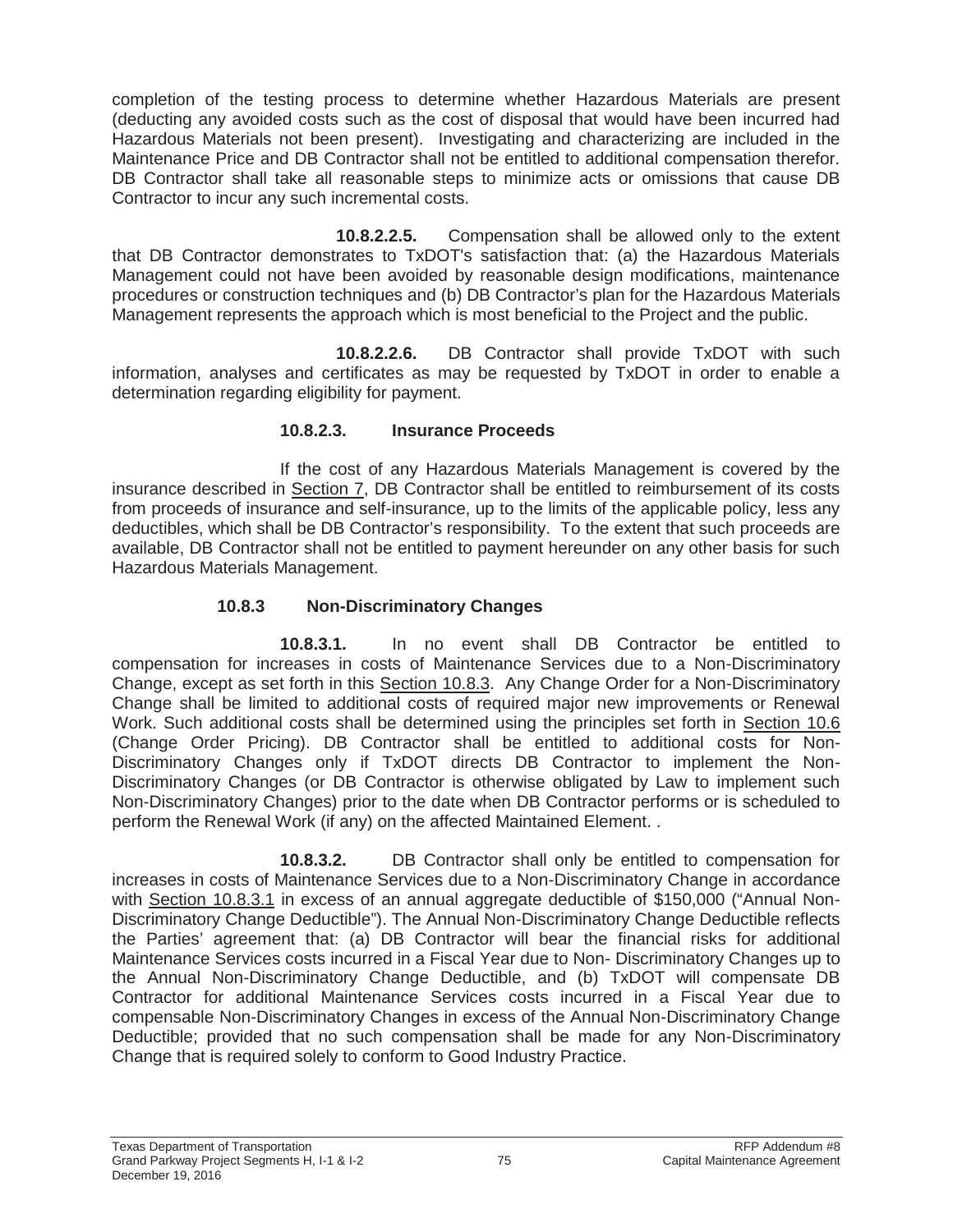completion of the testing process to determine whether Hazardous Materials are present (deducting any avoided costs such as the cost of disposal that would have been incurred had Hazardous Materials not been present). Investigating and characterizing are included in the Maintenance Price and DB Contractor shall not be entitled to additional compensation therefor. DB Contractor shall take all reasonable steps to minimize acts or omissions that cause DB Contractor to incur any such incremental costs.

**10.8.2.2.5.** Compensation shall be allowed only to the extent that DB Contractor demonstrates to TxDOT's satisfaction that: (a) the Hazardous Materials Management could not have been avoided by reasonable design modifications, maintenance procedures or construction techniques and (b) DB Contractor's plan for the Hazardous Materials Management represents the approach which is most beneficial to the Project and the public.

**10.8.2.2.6.** DB Contractor shall provide TxDOT with such information, analyses and certificates as may be requested by TxDOT in order to enable a determination regarding eligibility for payment.

**10.8.2.3. Insurance Proceeds**

If the cost of any Hazardous Materials Management is covered by the insurance described in Section 7, DB Contractor shall be entitled to reimbursement of its costs from proceeds of insurance and self-insurance, up to the limits of the applicable policy, less any deductibles, which shall be DB Contractor's responsibility. To the extent that such proceeds are available, DB Contractor shall not be entitled to payment hereunder on any other basis for such Hazardous Materials Management.

**10.8.3 Non-Discriminatory Changes**

**10.8.3.1.** In no event shall DB Contractor be entitled to compensation for increases in costs of Maintenance Services due to a Non-Discriminatory Change, except as set forth in this Section 10.8.3. Any Change Order for a Non-Discriminatory Change shall be limited to additional costs of required major new improvements or Renewal Work. Such additional costs shall be determined using the principles set forth in Section 10.6 (Change Order Pricing). DB Contractor shall be entitled to additional costs for Non-Discriminatory Changes only if TxDOT directs DB Contractor to implement the Non-Discriminatory Changes (or DB Contractor is otherwise obligated by Law to implement such Non-Discriminatory Changes) prior to the date when DB Contractor performs or is scheduled to perform the Renewal Work (if any) on the affected Maintained Element. .

**10.8.3.2.** DB Contractor shall only be entitled to compensation for increases in costs of Maintenance Services due to a Non-Discriminatory Change in accordance with Section 10.8.3.1 in excess of an annual aggregate deductible of $150,000 ("Annual Non-Discriminatory Change Deductible"). The Annual Non-Discriminatory Change Deductible reflects the Parties' agreement that: (a) DB Contractor will bear the financial risks for additional Maintenance Services costs incurred in a Fiscal Year due to Non- Discriminatory Changes up to the Annual Non-Discriminatory Change Deductible, and (b) TxDOT will compensate DB Contractor for additional Maintenance Services costs incurred in a Fiscal Year due to compensable Non-Discriminatory Changes in excess of the Annual Non-Discriminatory Change Deductible; provided that no such compensation shall be made for any Non-Discriminatory Change that is required solely to conform to Good Industry Practice.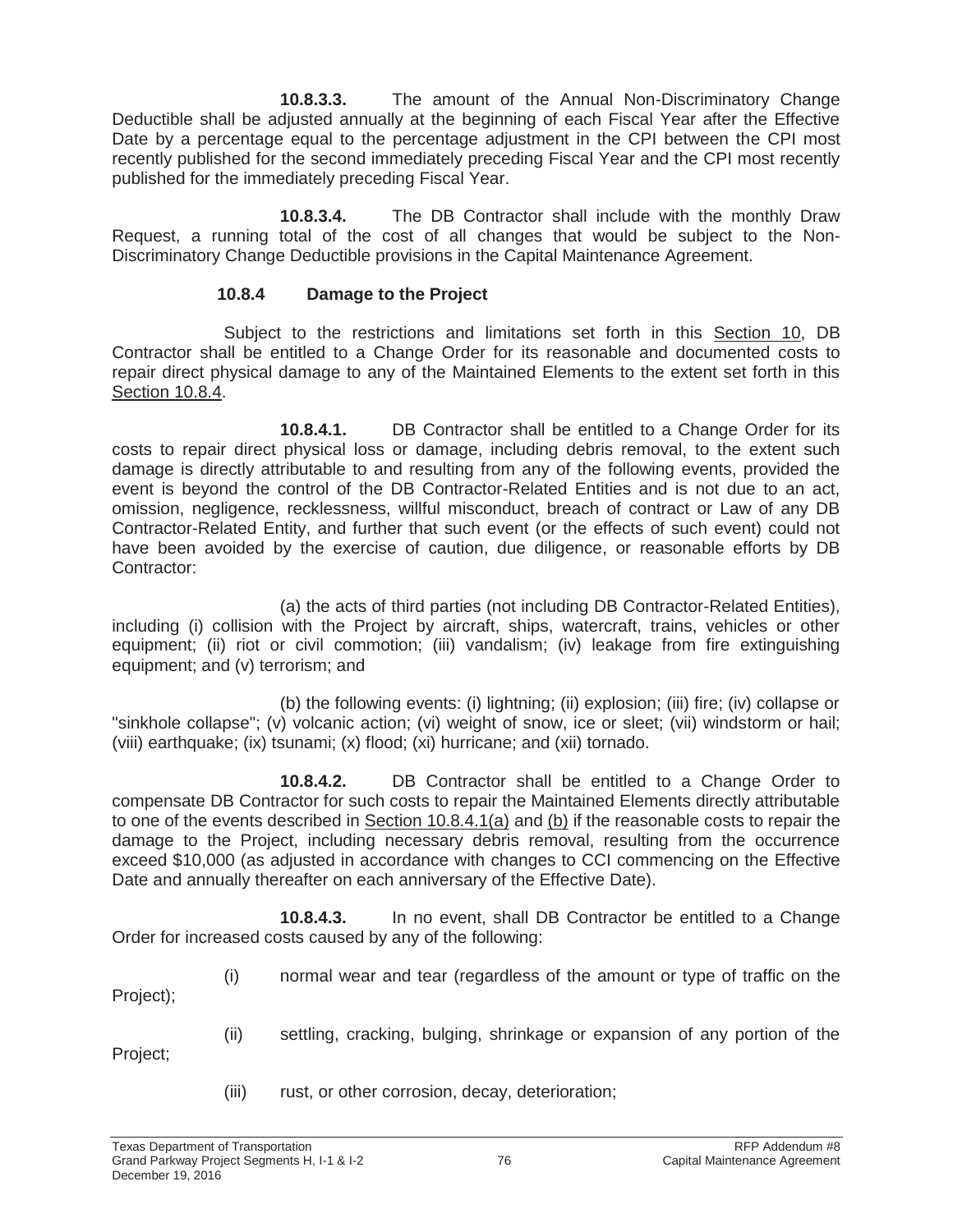**10.8.3.3.** The amount of the Annual Non-Discriminatory Change Deductible shall be adjusted annually at the beginning of each Fiscal Year after the Effective Date by a percentage equal to the percentage adjustment in the CPI between the CPI most recently published for the second immediately preceding Fiscal Year and the CPI most recently published for the immediately preceding Fiscal Year.

**10.8.3.4.** The DB Contractor shall include with the monthly Draw Request, a running total of the cost of all changes that would be subject to the Non-Discriminatory Change Deductible provisions in the Capital Maintenance Agreement.

### 10.8.4 Damage to the Project

Subject to the restrictions and limitations set forth in this Section 10, DB Contractor shall be entitled to a Change Order for its reasonable and documented costs to repair direct physical damage to any of the Maintained Elements to the extent set forth in this Section 10.8.4.

**10.8.4.1.** DB Contractor shall be entitled to a Change Order for its costs to repair direct physical loss or damage, including debris removal, to the extent such damage is directly attributable to and resulting from any of the following events, provided the event is beyond the control of the DB Contractor-Related Entities and is not due to an act, omission, negligence, recklessness, willful misconduct, breach of contract or Law of any DB Contractor-Related Entity, and further that such event (or the effects of such event) could not have been avoided by the exercise of caution, due diligence, or reasonable efforts by DB Contractor:

(a) the acts of third parties (not including DB Contractor-Related Entities), including (i) collision with the Project by aircraft, ships, watercraft, trains, vehicles or other equipment; (ii) riot or civil commotion; (iii) vandalism; (iv) leakage from fire extinguishing equipment; and (v) terrorism; and

(b) the following events: (i) lightning; (ii) explosion; (iii) fire; (iv) collapse or "sinkhole collapse"; (v) volcanic action; (vi) weight of snow, ice or sleet; (vii) windstorm or hail; (viii) earthquake; (ix) tsunami; (x) flood; (xi) hurricane; and (xii) tornado.

**10.8.4.2.** DB Contractor shall be entitled to a Change Order to compensate DB Contractor for such costs to repair the Maintained Elements directly attributable to one of the events described in Section 10.8.4.1(a) and (b) if the reasonable costs to repair the damage to the Project, including necessary debris removal, resulting from the occurrence exceed $10,000 (as adjusted in accordance with changes to CCI commencing on the Effective Date and annually thereafter on each anniversary of the Effective Date).

**10.8.4.3.** In no event, shall DB Contractor be entitled to a Change Order for increased costs caused by any of the following:

(i) normal wear and tear (regardless of the amount or type of traffic on the Project);

(ii) settling, cracking, bulging, shrinkage or expansion of any portion of the Project;

(iii) rust, or other corrosion, decay, deterioration;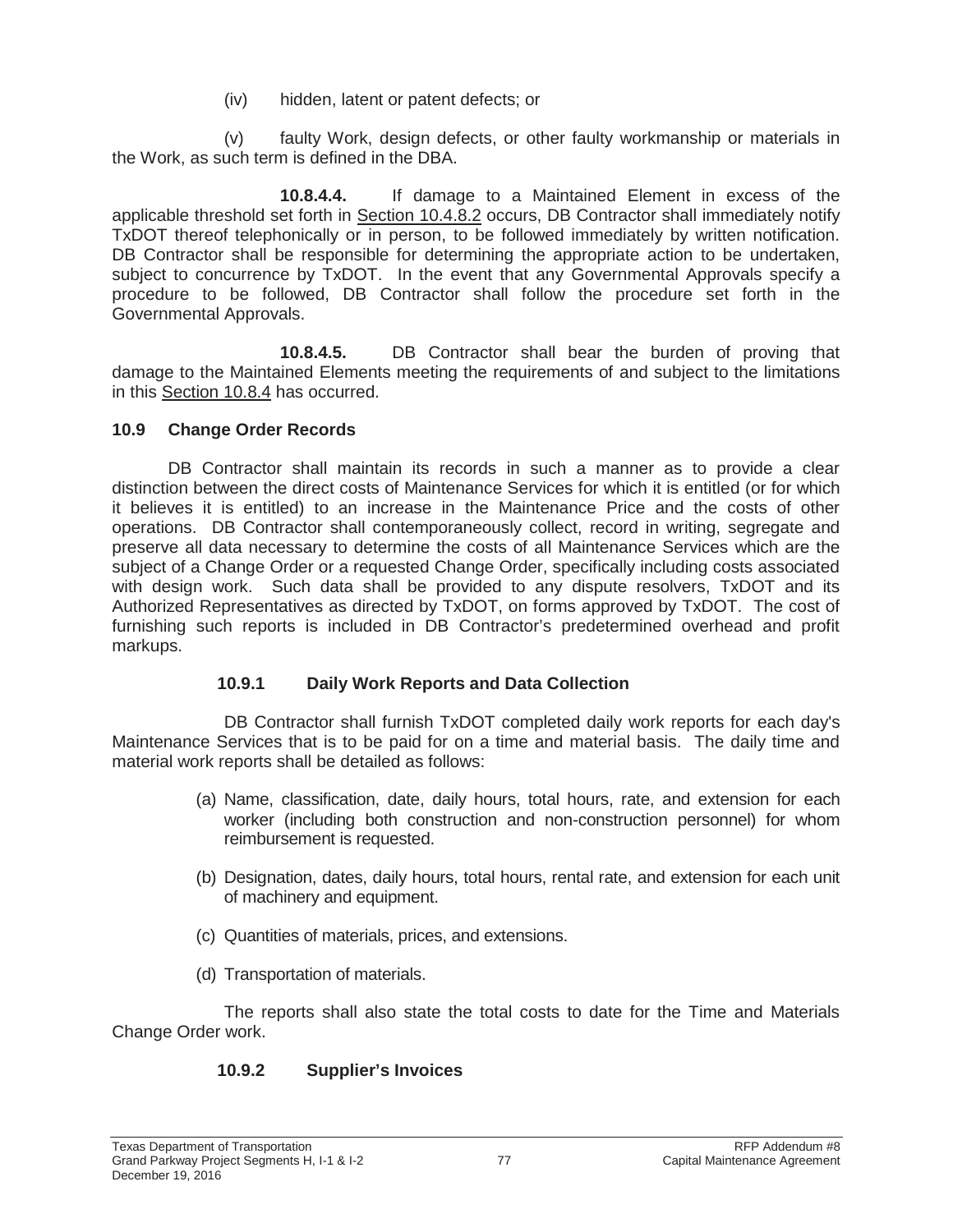(iv) hidden, latent or patent defects; or

(v) faulty Work, design defects, or other faulty workmanship or materials in the Work, as such term is defined in the DBA.

**10.8.4.4.** If damage to a Maintained Element in excess of the applicable threshold set forth in Section 10.4.8.2 occurs, DB Contractor shall immediately notify TxDOT thereof telephonically or in person, to be followed immediately by written notification. DB Contractor shall be responsible for determining the appropriate action to be undertaken, subject to concurrence by TxDOT. In the event that any Governmental Approvals specify a procedure to be followed, DB Contractor shall follow the procedure set forth in the Governmental Approvals.

**10.8.4.5.** DB Contractor shall bear the burden of proving that damage to the Maintained Elements meeting the requirements of and subject to the limitations in this Section 10.8.4 has occurred.

### 10.9 Change Order Records

DB Contractor shall maintain its records in such a manner as to provide a clear distinction between the direct costs of Maintenance Services for which it is entitled (or for which it believes it is entitled) to an increase in the Maintenance Price and the costs of other operations. DB Contractor shall contemporaneously collect, record in writing, segregate and preserve all data necessary to determine the costs of all Maintenance Services which are the subject of a Change Order or a requested Change Order, specifically including costs associated with design work. Such data shall be provided to any dispute resolvers, TxDOT and its Authorized Representatives as directed by TxDOT, on forms approved by TxDOT. The cost of furnishing such reports is included in DB Contractor's predetermined overhead and profit markups.

#### 10.9.1 Daily Work Reports and Data Collection

DB Contractor shall furnish TxDOT completed daily work reports for each day's Maintenance Services that is to be paid for on a time and material basis. The daily time and material work reports shall be detailed as follows:

(a) Name, classification, date, daily hours, total hours, rate, and extension for each worker (including both construction and non-construction personnel) for whom reimbursement is requested.

(b) Designation, dates, daily hours, total hours, rental rate, and extension for each unit of machinery and equipment.

(c) Quantities of materials, prices, and extensions.

(d) Transportation of materials.

The reports shall also state the total costs to date for the Time and Materials Change Order work.

#### 10.9.2 Supplier's Invoices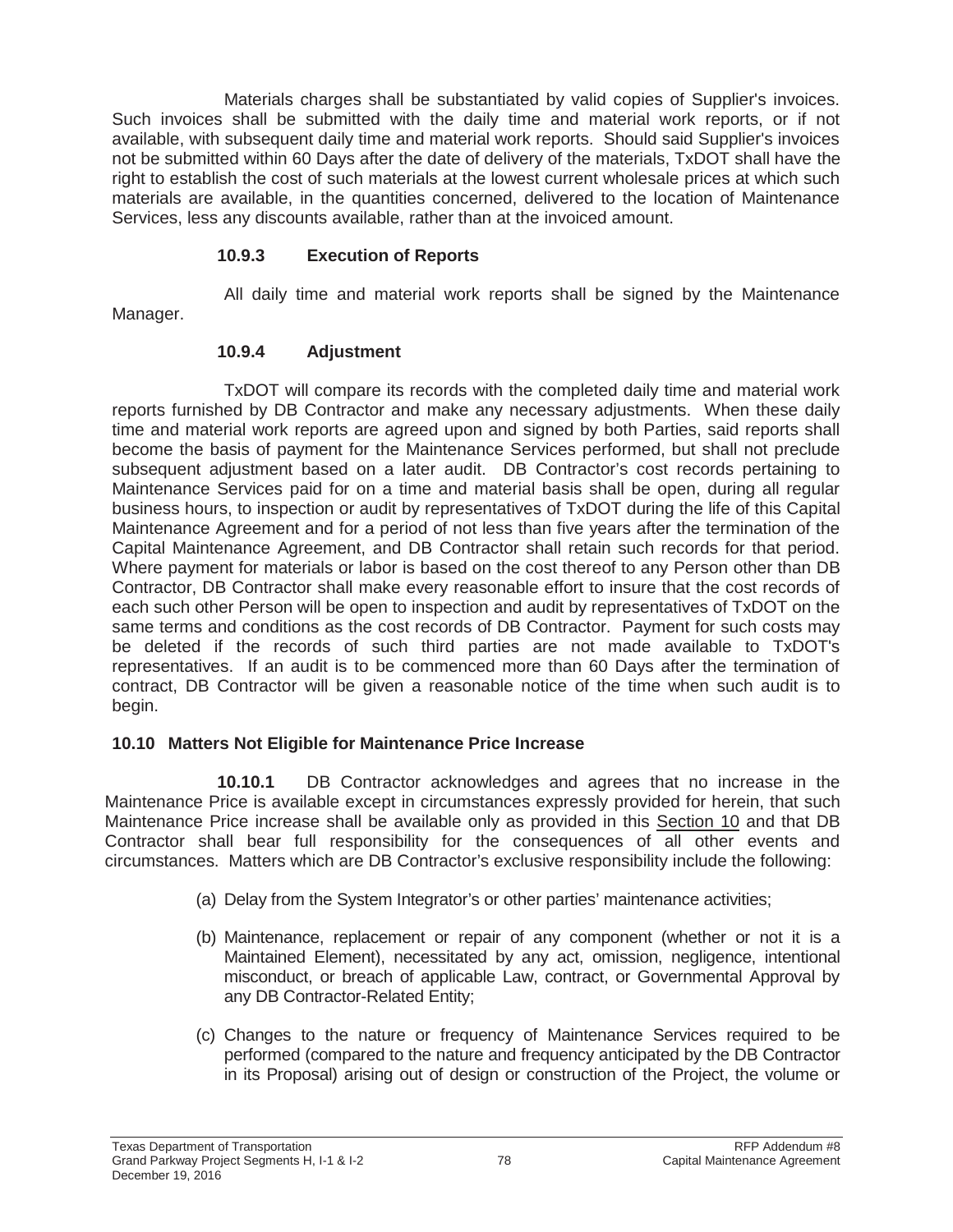Materials charges shall be substantiated by valid copies of Supplier's invoices. Such invoices shall be submitted with the daily time and material work reports, or if not available, with subsequent daily time and material work reports. Should said Supplier's invoices not be submitted within 60 Days after the date of delivery of the materials, TxDOT shall have the right to establish the cost of such materials at the lowest current wholesale prices at which such materials are available, in the quantities concerned, delivered to the location of Maintenance Services, less any discounts available, rather than at the invoiced amount.

#### 10.9.3 Execution of Reports

All daily time and material work reports shall be signed by the Maintenance Manager.

#### 10.9.4 Adjustment

TxDOT will compare its records with the completed daily time and material work reports furnished by DB Contractor and make any necessary adjustments. When these daily time and material work reports are agreed upon and signed by both Parties, said reports shall become the basis of payment for the Maintenance Services performed, but shall not preclude subsequent adjustment based on a later audit. DB Contractor's cost records pertaining to Maintenance Services paid for on a time and material basis shall be open, during all regular business hours, to inspection or audit by representatives of TxDOT during the life of this Capital Maintenance Agreement and for a period of not less than five years after the termination of the Capital Maintenance Agreement, and DB Contractor shall retain such records for that period. Where payment for materials or labor is based on the cost thereof to any Person other than DB Contractor, DB Contractor shall make every reasonable effort to insure that the cost records of each such other Person will be open to inspection and audit by representatives of TxDOT on the same terms and conditions as the cost records of DB Contractor. Payment for such costs may be deleted if the records of such third parties are not made available to TxDOT's representatives. If an audit is to be commenced more than 60 Days after the termination of contract, DB Contractor will be given a reasonable notice of the time when such audit is to begin.

### 10.10 Matters Not Eligible for Maintenance Price Increase

**10.10.1** DB Contractor acknowledges and agrees that no increase in the Maintenance Price is available except in circumstances expressly provided for herein, that such Maintenance Price increase shall be available only as provided in this Section 10 and that DB Contractor shall bear full responsibility for the consequences of all other events and circumstances. Matters which are DB Contractor's exclusive responsibility include the following:

(a) Delay from the System Integrator's or other parties' maintenance activities;

(b) Maintenance, replacement or repair of any component (whether or not it is a Maintained Element), necessitated by any act, omission, negligence, intentional misconduct, or breach of applicable Law, contract, or Governmental Approval by any DB Contractor-Related Entity;

(c) Changes to the nature or frequency of Maintenance Services required to be performed (compared to the nature and frequency anticipated by the DB Contractor in its Proposal) arising out of design or construction of the Project, the volume or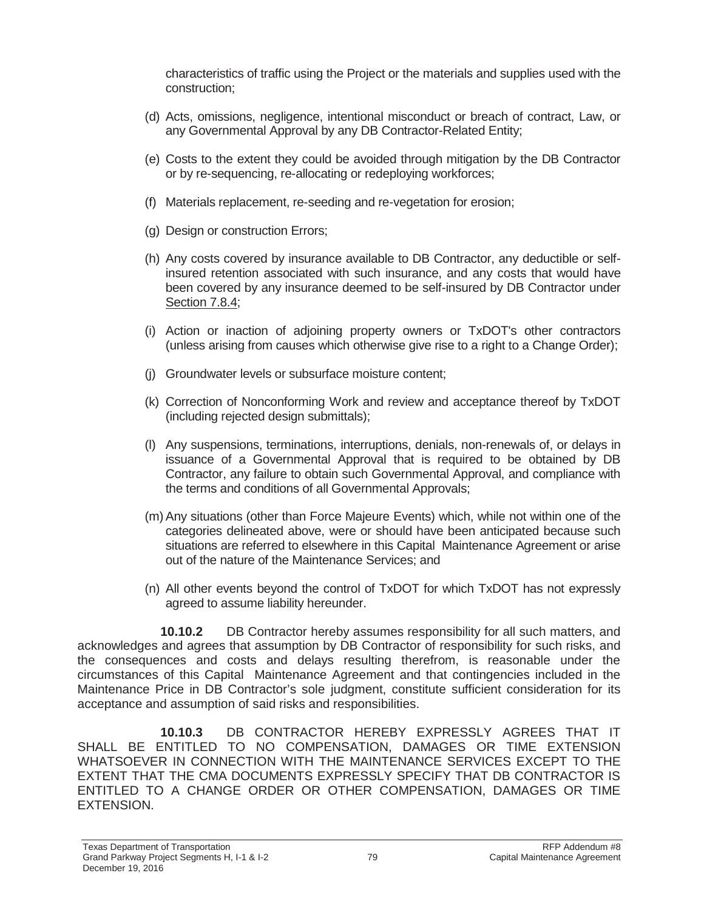characteristics of traffic using the Project or the materials and supplies used with the construction;

(d) Acts, omissions, negligence, intentional misconduct or breach of contract, Law, or any Governmental Approval by any DB Contractor-Related Entity;

(e) Costs to the extent they could be avoided through mitigation by the DB Contractor or by re-sequencing, re-allocating or redeploying workforces;

(f) Materials replacement, re-seeding and re-vegetation for erosion;

(g) Design or construction Errors;

(h) Any costs covered by insurance available to DB Contractor, any deductible or self-insured retention associated with such insurance, and any costs that would have been covered by any insurance deemed to be self-insured by DB Contractor under Section 7.8.4;

(i) Action or inaction of adjoining property owners or TxDOT's other contractors (unless arising from causes which otherwise give rise to a right to a Change Order);

(j) Groundwater levels or subsurface moisture content;

(k) Correction of Nonconforming Work and review and acceptance thereof by TxDOT (including rejected design submittals);

(l) Any suspensions, terminations, interruptions, denials, non-renewals of, or delays in issuance of a Governmental Approval that is required to be obtained by DB Contractor, any failure to obtain such Governmental Approval, and compliance with the terms and conditions of all Governmental Approvals;

(m) Any situations (other than Force Majeure Events) which, while not within one of the categories delineated above, were or should have been anticipated because such situations are referred to elsewhere in this Capital Maintenance Agreement or arise out of the nature of the Maintenance Services; and

(n) All other events beyond the control of TxDOT for which TxDOT has not expressly agreed to assume liability hereunder.

**10.10.2** DB Contractor hereby assumes responsibility for all such matters, and acknowledges and agrees that assumption by DB Contractor of responsibility for such risks, and the consequences and costs and delays resulting therefrom, is reasonable under the circumstances of this Capital Maintenance Agreement and that contingencies included in the Maintenance Price in DB Contractor's sole judgment, constitute sufficient consideration for its acceptance and assumption of said risks and responsibilities.

**10.10.3** DB CONTRACTOR HEREBY EXPRESSLY AGREES THAT IT SHALL BE ENTITLED TO NO COMPENSATION, DAMAGES OR TIME EXTENSION WHATSOEVER IN CONNECTION WITH THE MAINTENANCE SERVICES EXCEPT TO THE EXTENT THAT THE CMA DOCUMENTS EXPRESSLY SPECIFY THAT DB CONTRACTOR IS ENTITLED TO A CHANGE ORDER OR OTHER COMPENSATION, DAMAGES OR TIME EXTENSION.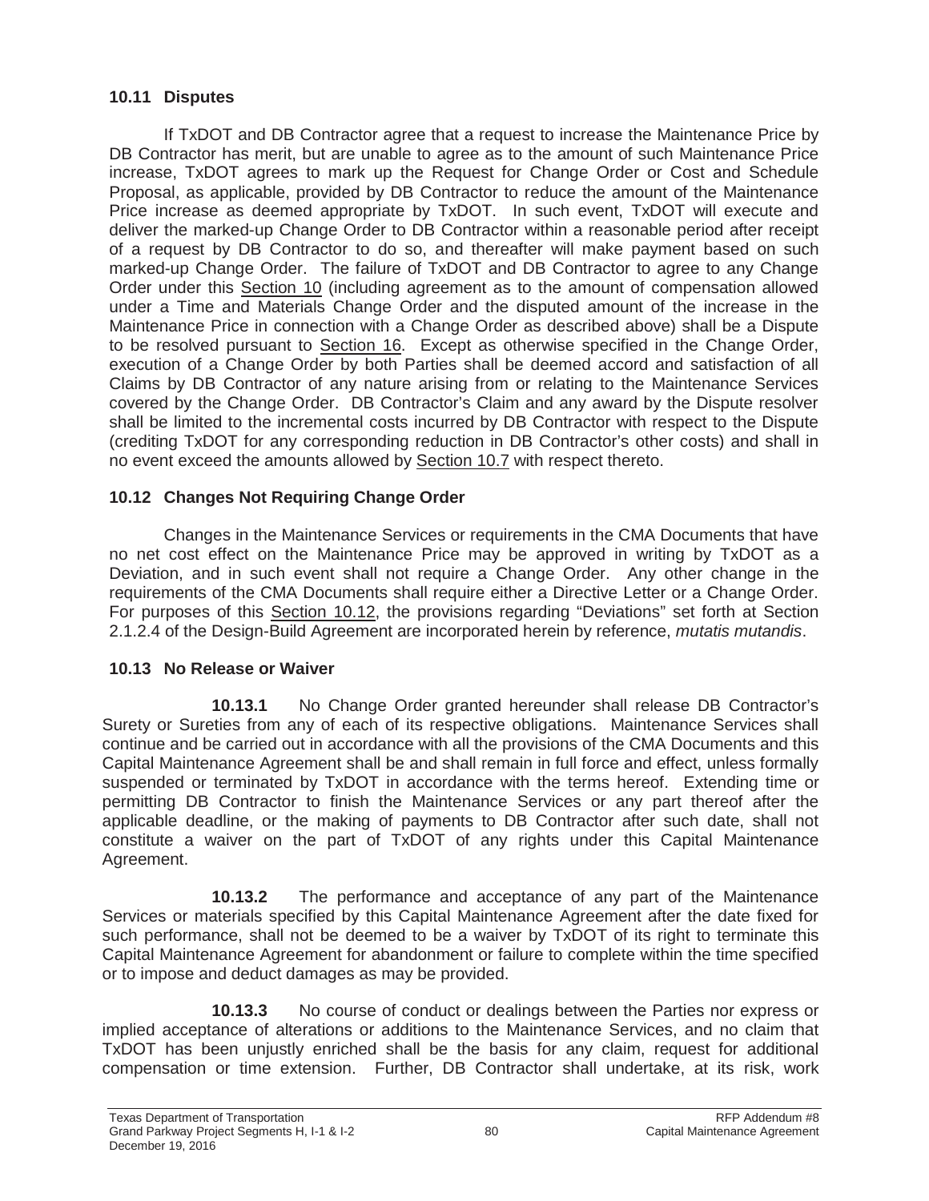## 10.11 Disputes

If TxDOT and DB Contractor agree that a request to increase the Maintenance Price by DB Contractor has merit, but are unable to agree as to the amount of such Maintenance Price increase, TxDOT agrees to mark up the Request for Change Order or Cost and Schedule Proposal, as applicable, provided by DB Contractor to reduce the amount of the Maintenance Price increase as deemed appropriate by TxDOT. In such event, TxDOT will execute and deliver the marked-up Change Order to DB Contractor within a reasonable period after receipt of a request by DB Contractor to do so, and thereafter will make payment based on such marked-up Change Order. The failure of TxDOT and DB Contractor to agree to any Change Order under this Section 10 (including agreement as to the amount of compensation allowed under a Time and Materials Change Order and the disputed amount of the increase in the Maintenance Price in connection with a Change Order as described above) shall be a Dispute to be resolved pursuant to Section 16. Except as otherwise specified in the Change Order, execution of a Change Order by both Parties shall be deemed accord and satisfaction of all Claims by DB Contractor of any nature arising from or relating to the Maintenance Services covered by the Change Order. DB Contractor's Claim and any award by the Dispute resolver shall be limited to the incremental costs incurred by DB Contractor with respect to the Dispute (crediting TxDOT for any corresponding reduction in DB Contractor's other costs) and shall in no event exceed the amounts allowed by Section 10.7 with respect thereto.

## 10.12 Changes Not Requiring Change Order

Changes in the Maintenance Services or requirements in the CMA Documents that have no net cost effect on the Maintenance Price may be approved in writing by TxDOT as a Deviation, and in such event shall not require a Change Order. Any other change in the requirements of the CMA Documents shall require either a Directive Letter or a Change Order. For purposes of this Section 10.12, the provisions regarding "Deviations" set forth at Section 2.1.2.4 of the Design-Build Agreement are incorporated herein by reference, *mutatis mutandis*.

## 10.13 No Release or Waiver

**10.13.1** No Change Order granted hereunder shall release DB Contractor's Surety or Sureties from any of each of its respective obligations. Maintenance Services shall continue and be carried out in accordance with all the provisions of the CMA Documents and this Capital Maintenance Agreement shall be and shall remain in full force and effect, unless formally suspended or terminated by TxDOT in accordance with the terms hereof. Extending time or permitting DB Contractor to finish the Maintenance Services or any part thereof after the applicable deadline, or the making of payments to DB Contractor after such date, shall not constitute a waiver on the part of TxDOT of any rights under this Capital Maintenance Agreement.

**10.13.2** The performance and acceptance of any part of the Maintenance Services or materials specified by this Capital Maintenance Agreement after the date fixed for such performance, shall not be deemed to be a waiver by TxDOT of its right to terminate this Capital Maintenance Agreement for abandonment or failure to complete within the time specified or to impose and deduct damages as may be provided.

**10.13.3** No course of conduct or dealings between the Parties nor express or implied acceptance of alterations or additions to the Maintenance Services, and no claim that TxDOT has been unjustly enriched shall be the basis for any claim, request for additional compensation or time extension. Further, DB Contractor shall undertake, at its risk, work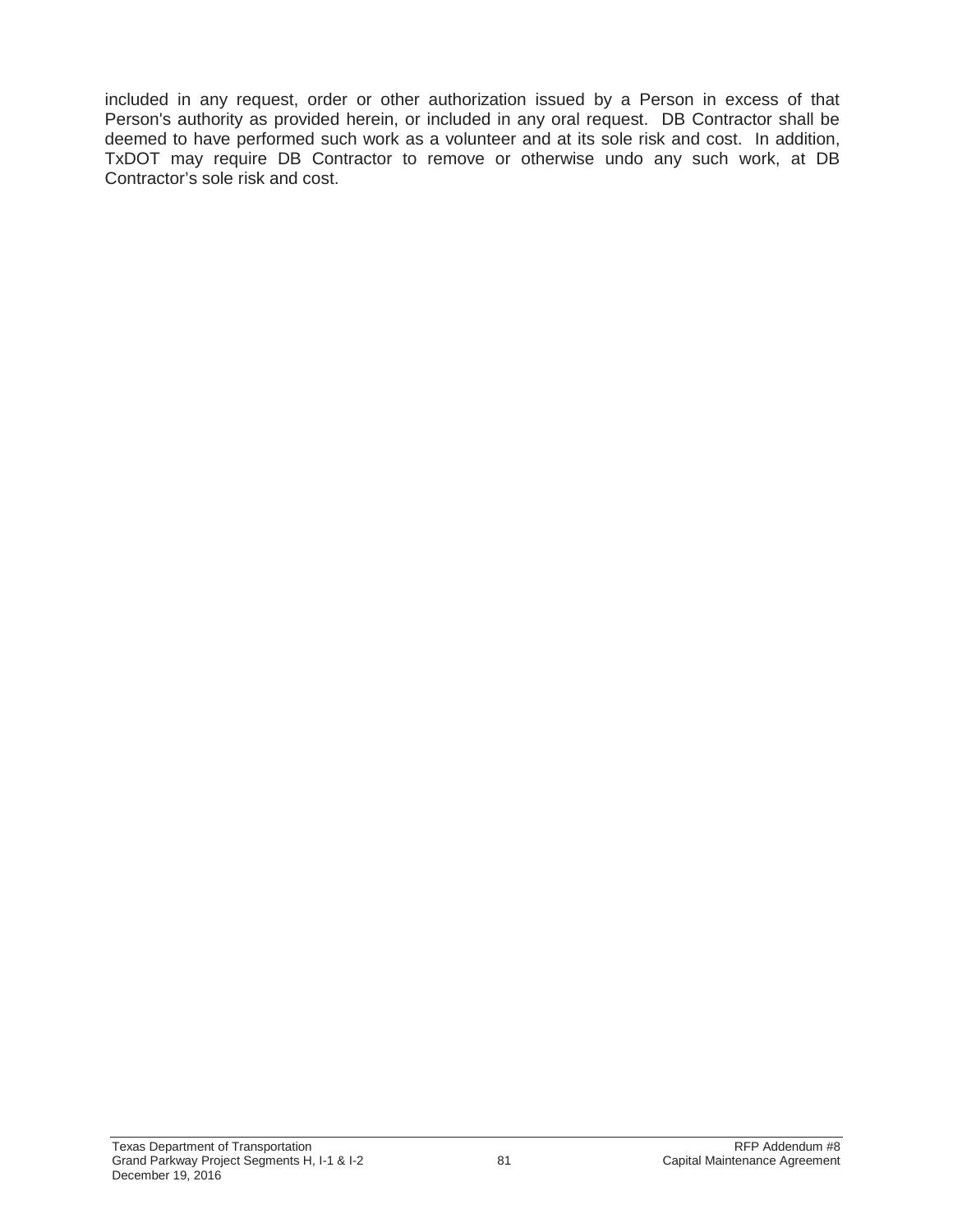included in any request, order or other authorization issued by a Person in excess of that Person's authority as provided herein, or included in any oral request. DB Contractor shall be deemed to have performed such work as a volunteer and at its sole risk and cost. In addition, TxDOT may require DB Contractor to remove or otherwise undo any such work, at DB Contractor's sole risk and cost.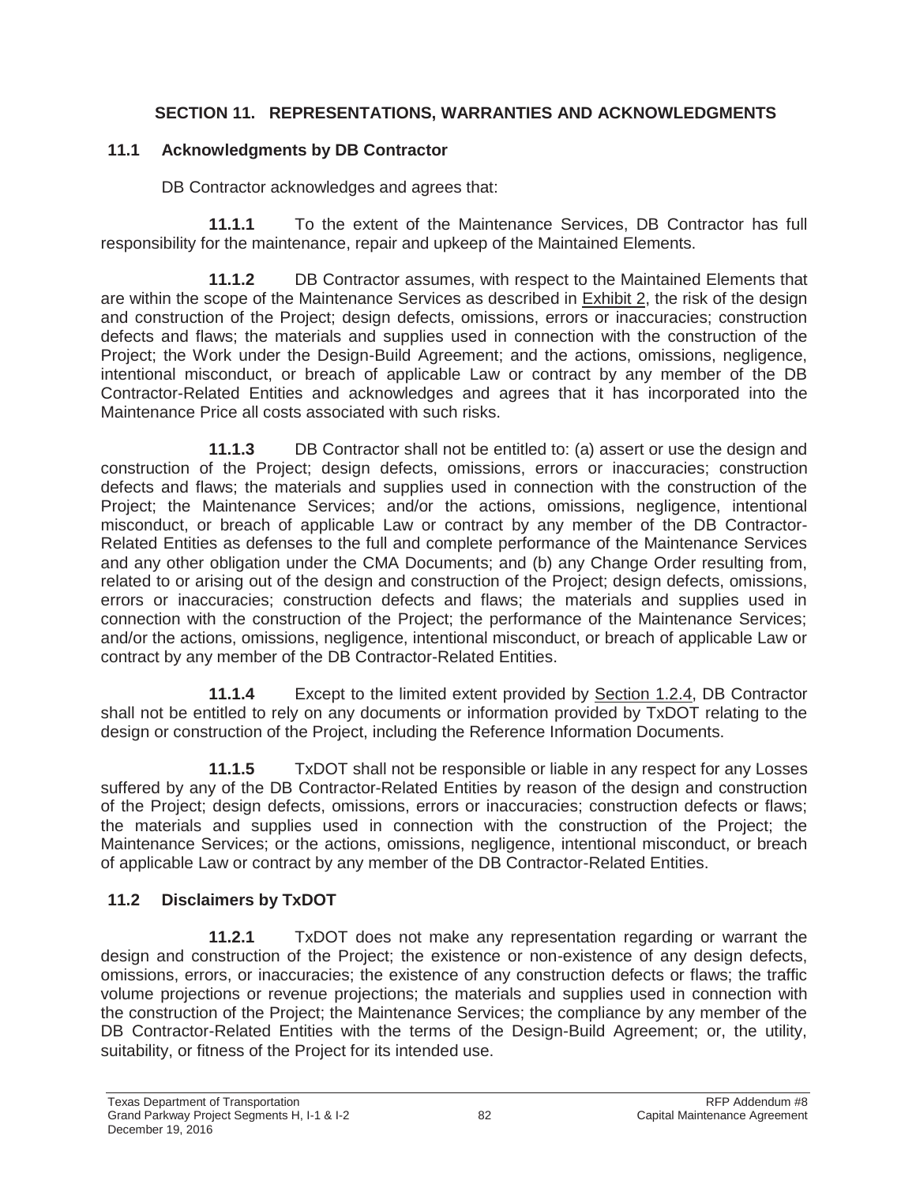## SECTION 11. REPRESENTATIONS, WARRANTIES AND ACKNOWLEDGMENTS

### 11.1 Acknowledgments by DB Contractor

DB Contractor acknowledges and agrees that:

**11.1.1** To the extent of the Maintenance Services, DB Contractor has full responsibility for the maintenance, repair and upkeep of the Maintained Elements.

**11.1.2** DB Contractor assumes, with respect to the Maintained Elements that are within the scope of the Maintenance Services as described in Exhibit 2, the risk of the design and construction of the Project; design defects, omissions, errors or inaccuracies; construction defects and flaws; the materials and supplies used in connection with the construction of the Project; the Work under the Design-Build Agreement; and the actions, omissions, negligence, intentional misconduct, or breach of applicable Law or contract by any member of the DB Contractor-Related Entities and acknowledges and agrees that it has incorporated into the Maintenance Price all costs associated with such risks.

**11.1.3** DB Contractor shall not be entitled to: (a) assert or use the design and construction of the Project; design defects, omissions, errors or inaccuracies; construction defects and flaws; the materials and supplies used in connection with the construction of the Project; the Maintenance Services; and/or the actions, omissions, negligence, intentional misconduct, or breach of applicable Law or contract by any member of the DB Contractor-Related Entities as defenses to the full and complete performance of the Maintenance Services and any other obligation under the CMA Documents; and (b) any Change Order resulting from, related to or arising out of the design and construction of the Project; design defects, omissions, errors or inaccuracies; construction defects and flaws; the materials and supplies used in connection with the construction of the Project; the performance of the Maintenance Services; and/or the actions, omissions, negligence, intentional misconduct, or breach of applicable Law or contract by any member of the DB Contractor-Related Entities.

**11.1.4** Except to the limited extent provided by Section 1.2.4, DB Contractor shall not be entitled to rely on any documents or information provided by TxDOT relating to the design or construction of the Project, including the Reference Information Documents.

**11.1.5** TxDOT shall not be responsible or liable in any respect for any Losses suffered by any of the DB Contractor-Related Entities by reason of the design and construction of the Project; design defects, omissions, errors or inaccuracies; construction defects or flaws; the materials and supplies used in connection with the construction of the Project; the Maintenance Services; or the actions, omissions, negligence, intentional misconduct, or breach of applicable Law or contract by any member of the DB Contractor-Related Entities.

### 11.2 Disclaimers by TxDOT

**11.2.1** TxDOT does not make any representation regarding or warrant the design and construction of the Project; the existence or non-existence of any design defects, omissions, errors, or inaccuracies; the existence of any construction defects or flaws; the traffic volume projections or revenue projections; the materials and supplies used in connection with the construction of the Project; the Maintenance Services; the compliance by any member of the DB Contractor-Related Entities with the terms of the Design-Build Agreement; or, the utility, suitability, or fitness of the Project for its intended use.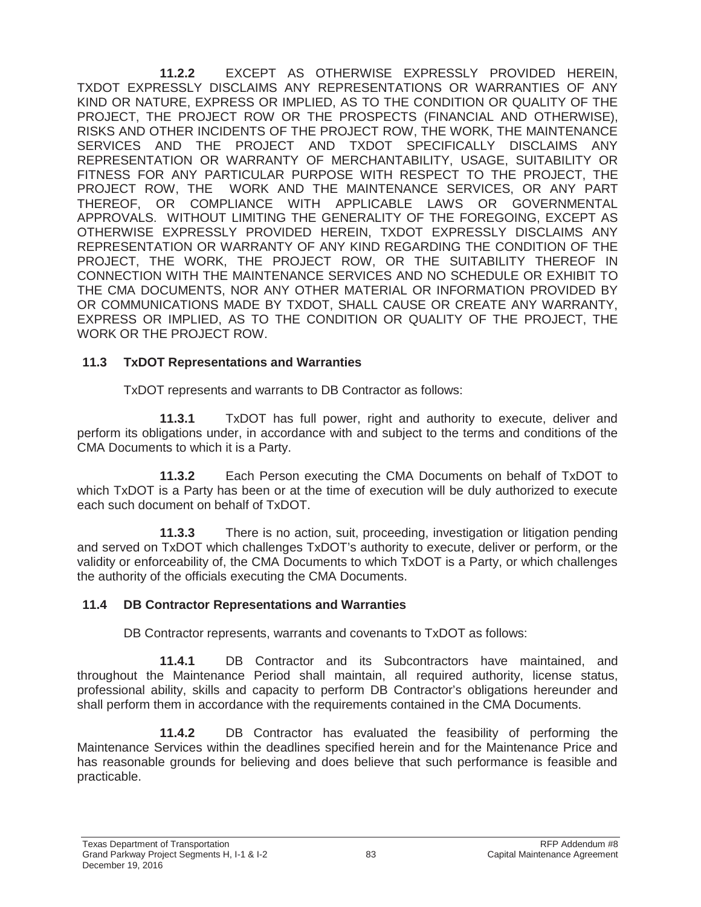**11.2.2** EXCEPT AS OTHERWISE EXPRESSLY PROVIDED HEREIN, TXDOT EXPRESSLY DISCLAIMS ANY REPRESENTATIONS OR WARRANTIES OF ANY KIND OR NATURE, EXPRESS OR IMPLIED, AS TO THE CONDITION OR QUALITY OF THE PROJECT, THE PROJECT ROW OR THE PROSPECTS (FINANCIAL AND OTHERWISE), RISKS AND OTHER INCIDENTS OF THE PROJECT ROW, THE WORK, THE MAINTENANCE SERVICES AND THE PROJECT AND TXDOT SPECIFICALLY DISCLAIMS ANY REPRESENTATION OR WARRANTY OF MERCHANTABILITY, USAGE, SUITABILITY OR FITNESS FOR ANY PARTICULAR PURPOSE WITH RESPECT TO THE PROJECT, THE PROJECT ROW, THE WORK AND THE MAINTENANCE SERVICES, OR ANY PART THEREOF, OR COMPLIANCE WITH APPLICABLE LAWS OR GOVERNMENTAL APPROVALS. WITHOUT LIMITING THE GENERALITY OF THE FOREGOING, EXCEPT AS OTHERWISE EXPRESSLY PROVIDED HEREIN, TXDOT EXPRESSLY DISCLAIMS ANY REPRESENTATION OR WARRANTY OF ANY KIND REGARDING THE CONDITION OF THE PROJECT, THE WORK, THE PROJECT ROW, OR THE SUITABILITY THEREOF IN CONNECTION WITH THE MAINTENANCE SERVICES AND NO SCHEDULE OR EXHIBIT TO THE CMA DOCUMENTS, NOR ANY OTHER MATERIAL OR INFORMATION PROVIDED BY OR COMMUNICATIONS MADE BY TXDOT, SHALL CAUSE OR CREATE ANY WARRANTY, EXPRESS OR IMPLIED, AS TO THE CONDITION OR QUALITY OF THE PROJECT, THE WORK OR THE PROJECT ROW.

### 11.3 TxDOT Representations and Warranties

TxDOT represents and warrants to DB Contractor as follows:

**11.3.1** TxDOT has full power, right and authority to execute, deliver and perform its obligations under, in accordance with and subject to the terms and conditions of the CMA Documents to which it is a Party.

**11.3.2** Each Person executing the CMA Documents on behalf of TxDOT to which TxDOT is a Party has been or at the time of execution will be duly authorized to execute each such document on behalf of TxDOT.

**11.3.3** There is no action, suit, proceeding, investigation or litigation pending and served on TxDOT which challenges TxDOT's authority to execute, deliver or perform, or the validity or enforceability of, the CMA Documents to which TxDOT is a Party, or which challenges the authority of the officials executing the CMA Documents.

### 11.4 DB Contractor Representations and Warranties

DB Contractor represents, warrants and covenants to TxDOT as follows:

**11.4.1** DB Contractor and its Subcontractors have maintained, and throughout the Maintenance Period shall maintain, all required authority, license status, professional ability, skills and capacity to perform DB Contractor's obligations hereunder and shall perform them in accordance with the requirements contained in the CMA Documents.

**11.4.2** DB Contractor has evaluated the feasibility of performing the Maintenance Services within the deadlines specified herein and for the Maintenance Price and has reasonable grounds for believing and does believe that such performance is feasible and practicable.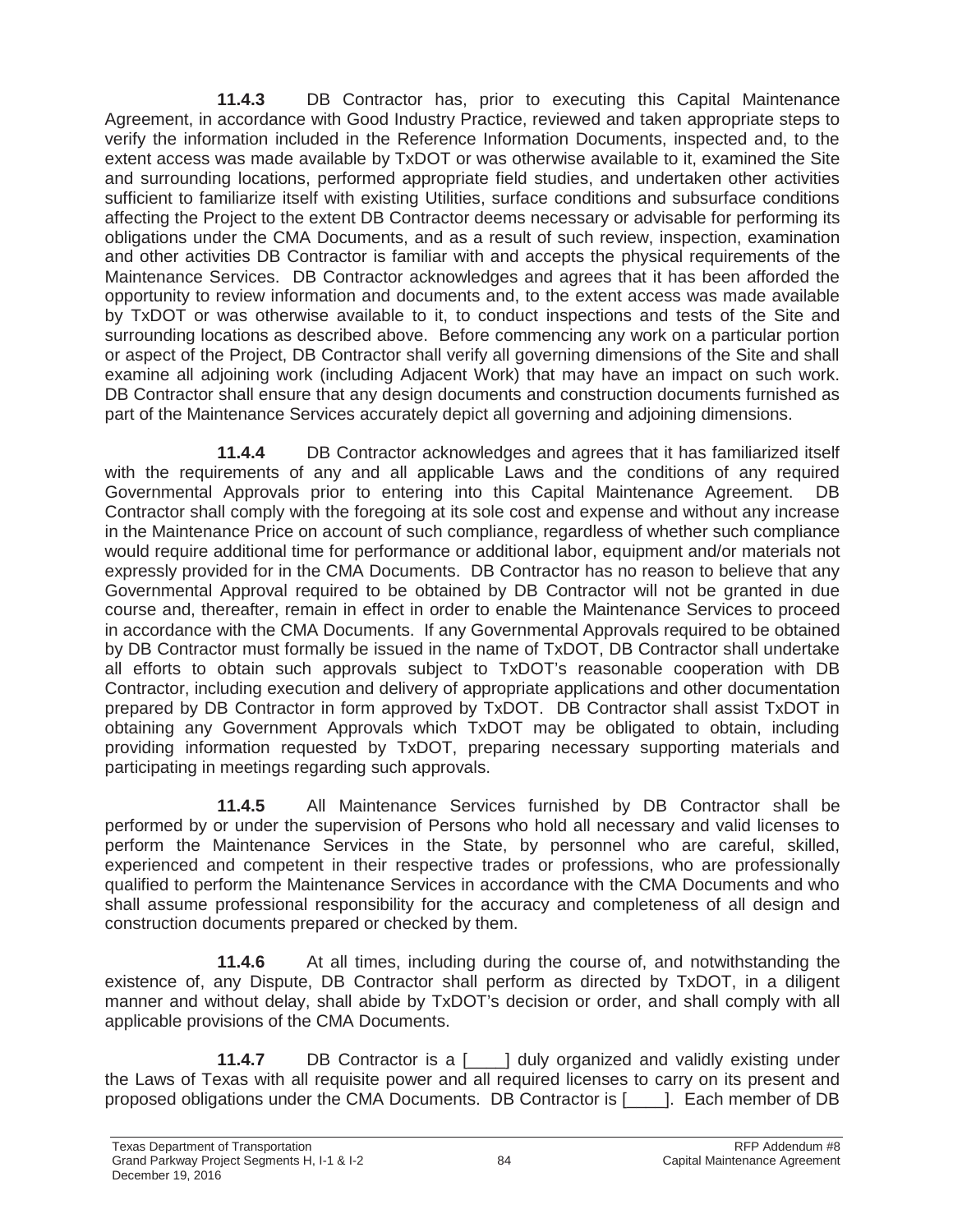**11.4.3** DB Contractor has, prior to executing this Capital Maintenance Agreement, in accordance with Good Industry Practice, reviewed and taken appropriate steps to verify the information included in the Reference Information Documents, inspected and, to the extent access was made available by TxDOT or was otherwise available to it, examined the Site and surrounding locations, performed appropriate field studies, and undertaken other activities sufficient to familiarize itself with existing Utilities, surface conditions and subsurface conditions affecting the Project to the extent DB Contractor deems necessary or advisable for performing its obligations under the CMA Documents, and as a result of such review, inspection, examination and other activities DB Contractor is familiar with and accepts the physical requirements of the Maintenance Services. DB Contractor acknowledges and agrees that it has been afforded the opportunity to review information and documents and, to the extent access was made available by TxDOT or was otherwise available to it, to conduct inspections and tests of the Site and surrounding locations as described above. Before commencing any work on a particular portion or aspect of the Project, DB Contractor shall verify all governing dimensions of the Site and shall examine all adjoining work (including Adjacent Work) that may have an impact on such work. DB Contractor shall ensure that any design documents and construction documents furnished as part of the Maintenance Services accurately depict all governing and adjoining dimensions.

**11.4.4** DB Contractor acknowledges and agrees that it has familiarized itself with the requirements of any and all applicable Laws and the conditions of any required Governmental Approvals prior to entering into this Capital Maintenance Agreement. DB Contractor shall comply with the foregoing at its sole cost and expense and without any increase in the Maintenance Price on account of such compliance, regardless of whether such compliance would require additional time for performance or additional labor, equipment and/or materials not expressly provided for in the CMA Documents. DB Contractor has no reason to believe that any Governmental Approval required to be obtained by DB Contractor will not be granted in due course and, thereafter, remain in effect in order to enable the Maintenance Services to proceed in accordance with the CMA Documents. If any Governmental Approvals required to be obtained by DB Contractor must formally be issued in the name of TxDOT, DB Contractor shall undertake all efforts to obtain such approvals subject to TxDOT's reasonable cooperation with DB Contractor, including execution and delivery of appropriate applications and other documentation prepared by DB Contractor in form approved by TxDOT. DB Contractor shall assist TxDOT in obtaining any Government Approvals which TxDOT may be obligated to obtain, including providing information requested by TxDOT, preparing necessary supporting materials and participating in meetings regarding such approvals.

**11.4.5** All Maintenance Services furnished by DB Contractor shall be performed by or under the supervision of Persons who hold all necessary and valid licenses to perform the Maintenance Services in the State, by personnel who are careful, skilled, experienced and competent in their respective trades or professions, who are professionally qualified to perform the Maintenance Services in accordance with the CMA Documents and who shall assume professional responsibility for the accuracy and completeness of all design and construction documents prepared or checked by them.

**11.4.6** At all times, including during the course of, and notwithstanding the existence of, any Dispute, DB Contractor shall perform as directed by TxDOT, in a diligent manner and without delay, shall abide by TxDOT's decision or order, and shall comply with all applicable provisions of the CMA Documents.

**11.4.7** DB Contractor is a [____] duly organized and validly existing under the Laws of Texas with all requisite power and all required licenses to carry on its present and proposed obligations under the CMA Documents. DB Contractor is [____]. Each member of DB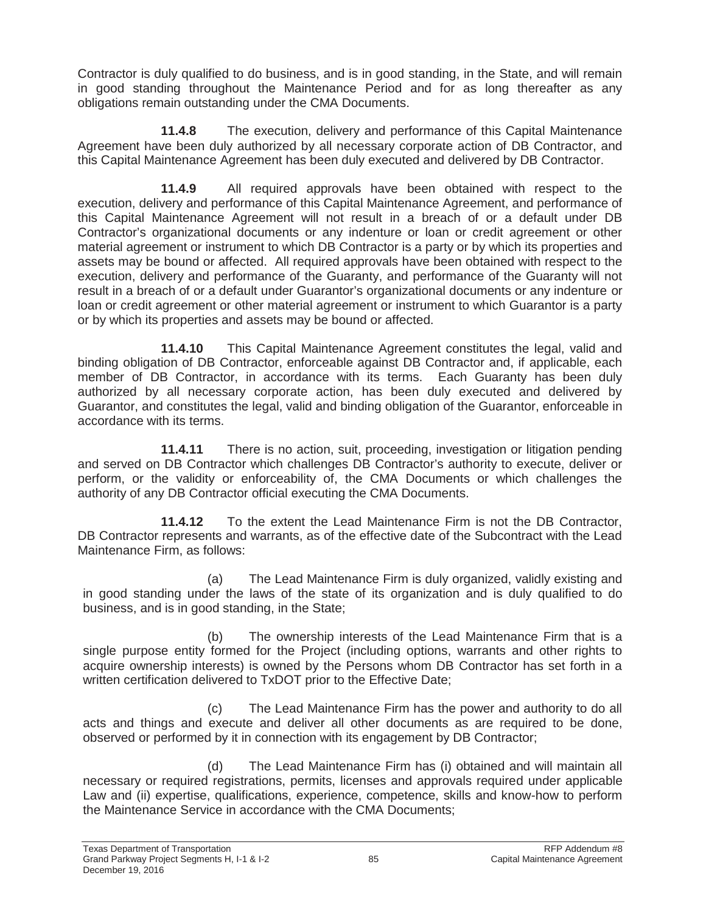Contractor is duly qualified to do business, and is in good standing, in the State, and will remain in good standing throughout the Maintenance Period and for as long thereafter as any obligations remain outstanding under the CMA Documents.

**11.4.8** The execution, delivery and performance of this Capital Maintenance Agreement have been duly authorized by all necessary corporate action of DB Contractor, and this Capital Maintenance Agreement has been duly executed and delivered by DB Contractor.

**11.4.9** All required approvals have been obtained with respect to the execution, delivery and performance of this Capital Maintenance Agreement, and performance of this Capital Maintenance Agreement will not result in a breach of or a default under DB Contractor's organizational documents or any indenture or loan or credit agreement or other material agreement or instrument to which DB Contractor is a party or by which its properties and assets may be bound or affected. All required approvals have been obtained with respect to the execution, delivery and performance of the Guaranty, and performance of the Guaranty will not result in a breach of or a default under Guarantor's organizational documents or any indenture or loan or credit agreement or other material agreement or instrument to which Guarantor is a party or by which its properties and assets may be bound or affected.

**11.4.10** This Capital Maintenance Agreement constitutes the legal, valid and binding obligation of DB Contractor, enforceable against DB Contractor and, if applicable, each member of DB Contractor, in accordance with its terms. Each Guaranty has been duly authorized by all necessary corporate action, has been duly executed and delivered by Guarantor, and constitutes the legal, valid and binding obligation of the Guarantor, enforceable in accordance with its terms.

**11.4.11** There is no action, suit, proceeding, investigation or litigation pending and served on DB Contractor which challenges DB Contractor's authority to execute, deliver or perform, or the validity or enforceability of, the CMA Documents or which challenges the authority of any DB Contractor official executing the CMA Documents.

**11.4.12** To the extent the Lead Maintenance Firm is not the DB Contractor, DB Contractor represents and warrants, as of the effective date of the Subcontract with the Lead Maintenance Firm, as follows:

(a) The Lead Maintenance Firm is duly organized, validly existing and in good standing under the laws of the state of its organization and is duly qualified to do business, and is in good standing, in the State;

(b) The ownership interests of the Lead Maintenance Firm that is a single purpose entity formed for the Project (including options, warrants and other rights to acquire ownership interests) is owned by the Persons whom DB Contractor has set forth in a written certification delivered to TxDOT prior to the Effective Date;

(c) The Lead Maintenance Firm has the power and authority to do all acts and things and execute and deliver all other documents as are required to be done, observed or performed by it in connection with its engagement by DB Contractor;

(d) The Lead Maintenance Firm has (i) obtained and will maintain all necessary or required registrations, permits, licenses and approvals required under applicable Law and (ii) expertise, qualifications, experience, competence, skills and know-how to perform the Maintenance Service in accordance with the CMA Documents;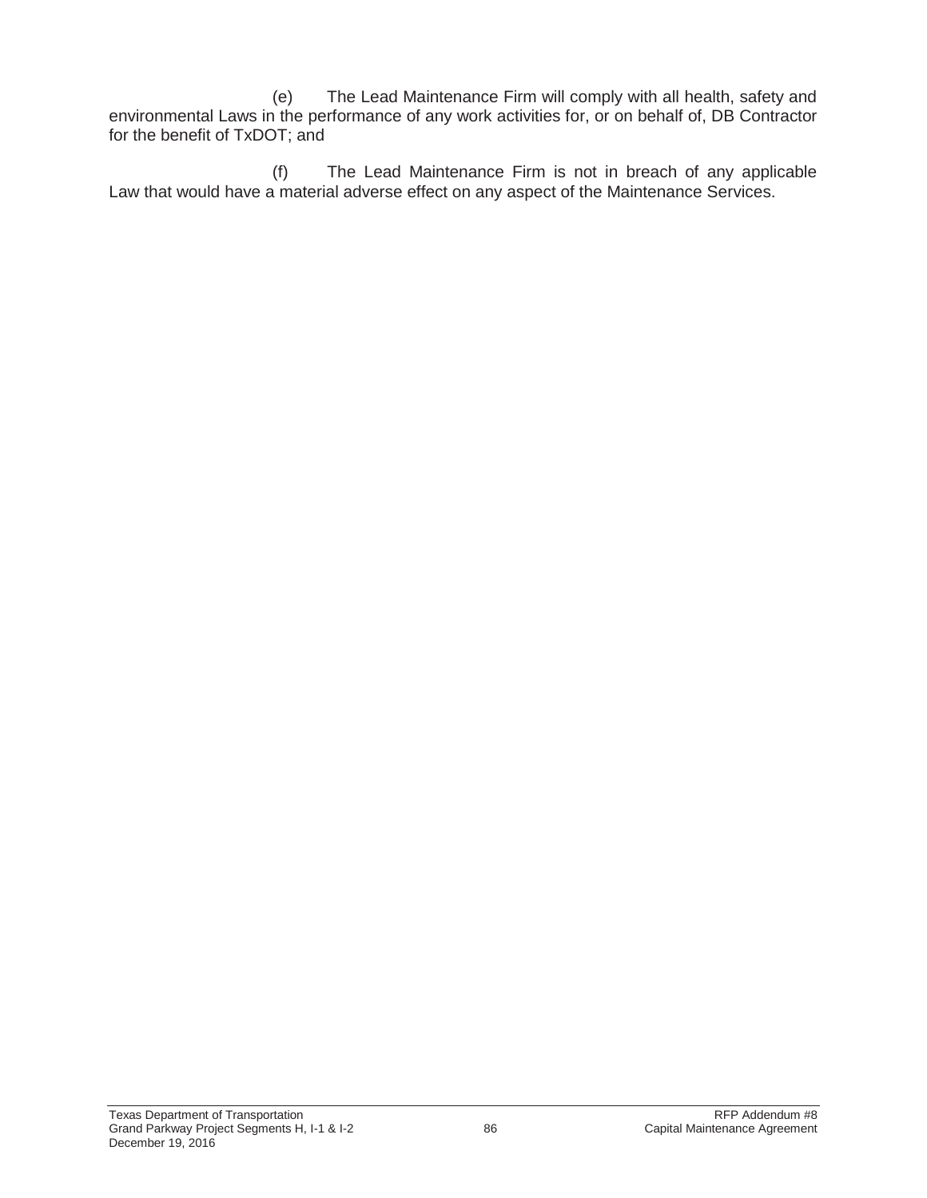(e) The Lead Maintenance Firm will comply with all health, safety and environmental Laws in the performance of any work activities for, or on behalf of, DB Contractor for the benefit of TxDOT; and

(f) The Lead Maintenance Firm is not in breach of any applicable Law that would have a material adverse effect on any aspect of the Maintenance Services.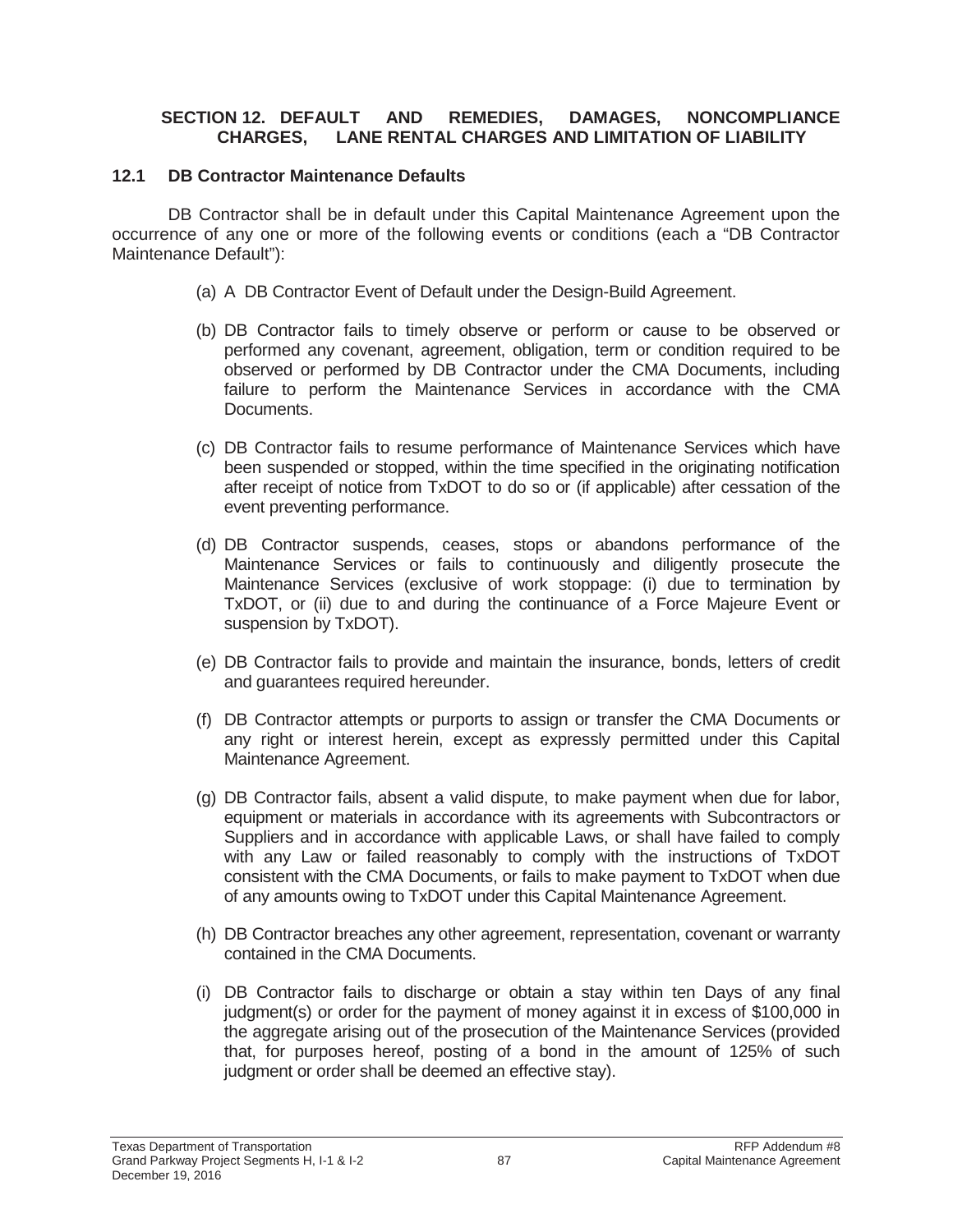## SECTION 12. DEFAULT AND REMEDIES, DAMAGES, NONCOMPLIANCE CHARGES, LANE RENTAL CHARGES AND LIMITATION OF LIABILITY

### 12.1 DB Contractor Maintenance Defaults

DB Contractor shall be in default under this Capital Maintenance Agreement upon the occurrence of any one or more of the following events or conditions (each a "DB Contractor Maintenance Default"):

(a) A DB Contractor Event of Default under the Design-Build Agreement.

(b) DB Contractor fails to timely observe or perform or cause to be observed or performed any covenant, agreement, obligation, term or condition required to be observed or performed by DB Contractor under the CMA Documents, including failure to perform the Maintenance Services in accordance with the CMA Documents.

(c) DB Contractor fails to resume performance of Maintenance Services which have been suspended or stopped, within the time specified in the originating notification after receipt of notice from TxDOT to do so or (if applicable) after cessation of the event preventing performance.

(d) DB Contractor suspends, ceases, stops or abandons performance of the Maintenance Services or fails to continuously and diligently prosecute the Maintenance Services (exclusive of work stoppage: (i) due to termination by TxDOT, or (ii) due to and during the continuance of a Force Majeure Event or suspension by TxDOT).

(e) DB Contractor fails to provide and maintain the insurance, bonds, letters of credit and guarantees required hereunder.

(f) DB Contractor attempts or purports to assign or transfer the CMA Documents or any right or interest herein, except as expressly permitted under this Capital Maintenance Agreement.

(g) DB Contractor fails, absent a valid dispute, to make payment when due for labor, equipment or materials in accordance with its agreements with Subcontractors or Suppliers and in accordance with applicable Laws, or shall have failed to comply with any Law or failed reasonably to comply with the instructions of TxDOT consistent with the CMA Documents, or fails to make payment to TxDOT when due of any amounts owing to TxDOT under this Capital Maintenance Agreement.

(h) DB Contractor breaches any other agreement, representation, covenant or warranty contained in the CMA Documents.

(i) DB Contractor fails to discharge or obtain a stay within ten Days of any final judgment(s) or order for the payment of money against it in excess of $100,000 in the aggregate arising out of the prosecution of the Maintenance Services (provided that, for purposes hereof, posting of a bond in the amount of 125% of such judgment or order shall be deemed an effective stay).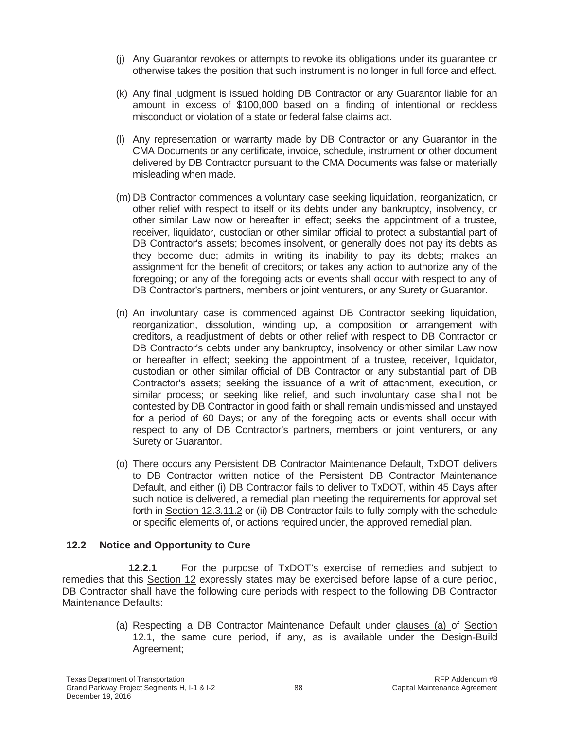(j) Any Guarantor revokes or attempts to revoke its obligations under its guarantee or otherwise takes the position that such instrument is no longer in full force and effect.

(k) Any final judgment is issued holding DB Contractor or any Guarantor liable for an amount in excess of $100,000 based on a finding of intentional or reckless misconduct or violation of a state or federal false claims act.

(l) Any representation or warranty made by DB Contractor or any Guarantor in the CMA Documents or any certificate, invoice, schedule, instrument or other document delivered by DB Contractor pursuant to the CMA Documents was false or materially misleading when made.

(m) DB Contractor commences a voluntary case seeking liquidation, reorganization, or other relief with respect to itself or its debts under any bankruptcy, insolvency, or other similar Law now or hereafter in effect; seeks the appointment of a trustee, receiver, liquidator, custodian or other similar official to protect a substantial part of DB Contractor's assets; becomes insolvent, or generally does not pay its debts as they become due; admits in writing its inability to pay its debts; makes an assignment for the benefit of creditors; or takes any action to authorize any of the foregoing; or any of the foregoing acts or events shall occur with respect to any of DB Contractor's partners, members or joint venturers, or any Surety or Guarantor.

(n) An involuntary case is commenced against DB Contractor seeking liquidation, reorganization, dissolution, winding up, a composition or arrangement with creditors, a readjustment of debts or other relief with respect to DB Contractor or DB Contractor's debts under any bankruptcy, insolvency or other similar Law now or hereafter in effect; seeking the appointment of a trustee, receiver, liquidator, custodian or other similar official of DB Contractor or any substantial part of DB Contractor's assets; seeking the issuance of a writ of attachment, execution, or similar process; or seeking like relief, and such involuntary case shall not be contested by DB Contractor in good faith or shall remain undismissed and unstayed for a period of 60 Days; or any of the foregoing acts or events shall occur with respect to any of DB Contractor's partners, members or joint venturers, or any Surety or Guarantor.

(o) There occurs any Persistent DB Contractor Maintenance Default, TxDOT delivers to DB Contractor written notice of the Persistent DB Contractor Maintenance Default, and either (i) DB Contractor fails to deliver to TxDOT, within 45 Days after such notice is delivered, a remedial plan meeting the requirements for approval set forth in Section 12.3.11.2 or (ii) DB Contractor fails to fully comply with the schedule or specific elements of, or actions required under, the approved remedial plan.

## 12.2 Notice and Opportunity to Cure

**12.2.1** For the purpose of TxDOT's exercise of remedies and subject to remedies that this Section 12 expressly states may be exercised before lapse of a cure period, DB Contractor shall have the following cure periods with respect to the following DB Contractor Maintenance Defaults:

(a) Respecting a DB Contractor Maintenance Default under clauses (a) of Section 12.1, the same cure period, if any, as is available under the Design-Build Agreement;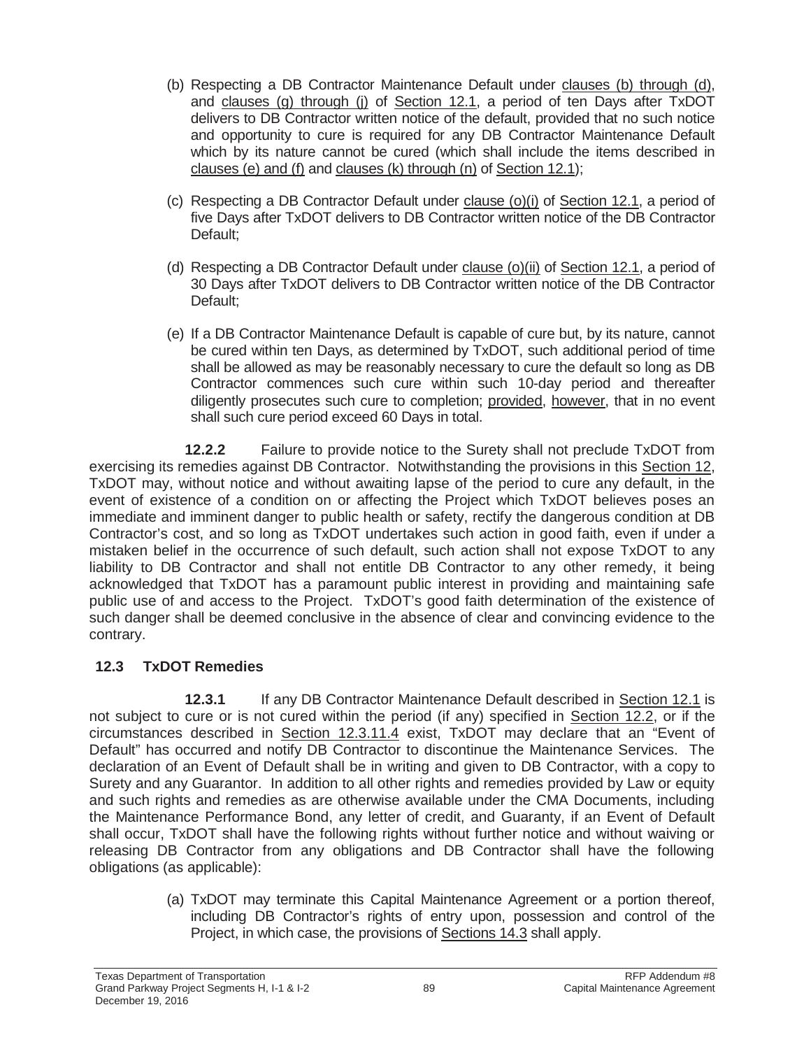(b) Respecting a DB Contractor Maintenance Default under clauses (b) through (d), and clauses (g) through (j) of Section 12.1, a period of ten Days after TxDOT delivers to DB Contractor written notice of the default, provided that no such notice and opportunity to cure is required for any DB Contractor Maintenance Default which by its nature cannot be cured (which shall include the items described in clauses (e) and (f) and clauses (k) through (n) of Section 12.1);

(c) Respecting a DB Contractor Default under clause (o)(i) of Section 12.1, a period of five Days after TxDOT delivers to DB Contractor written notice of the DB Contractor Default;

(d) Respecting a DB Contractor Default under clause (o)(ii) of Section 12.1, a period of 30 Days after TxDOT delivers to DB Contractor written notice of the DB Contractor Default;

(e) If a DB Contractor Maintenance Default is capable of cure but, by its nature, cannot be cured within ten Days, as determined by TxDOT, such additional period of time shall be allowed as may be reasonably necessary to cure the default so long as DB Contractor commences such cure within such 10-day period and thereafter diligently prosecutes such cure to completion; provided, however, that in no event shall such cure period exceed 60 Days in total.

**12.2.2** Failure to provide notice to the Surety shall not preclude TxDOT from exercising its remedies against DB Contractor. Notwithstanding the provisions in this Section 12, TxDOT may, without notice and without awaiting lapse of the period to cure any default, in the event of existence of a condition on or affecting the Project which TxDOT believes poses an immediate and imminent danger to public health or safety, rectify the dangerous condition at DB Contractor's cost, and so long as TxDOT undertakes such action in good faith, even if under a mistaken belief in the occurrence of such default, such action shall not expose TxDOT to any liability to DB Contractor and shall not entitle DB Contractor to any other remedy, it being acknowledged that TxDOT has a paramount public interest in providing and maintaining safe public use of and access to the Project. TxDOT's good faith determination of the existence of such danger shall be deemed conclusive in the absence of clear and convincing evidence to the contrary.

## 12.3 TxDOT Remedies

**12.3.1** If any DB Contractor Maintenance Default described in Section 12.1 is not subject to cure or is not cured within the period (if any) specified in Section 12.2, or if the circumstances described in Section 12.3.11.4 exist, TxDOT may declare that an "Event of Default" has occurred and notify DB Contractor to discontinue the Maintenance Services. The declaration of an Event of Default shall be in writing and given to DB Contractor, with a copy to Surety and any Guarantor. In addition to all other rights and remedies provided by Law or equity and such rights and remedies as are otherwise available under the CMA Documents, including the Maintenance Performance Bond, any letter of credit, and Guaranty, if an Event of Default shall occur, TxDOT shall have the following rights without further notice and without waiving or releasing DB Contractor from any obligations and DB Contractor shall have the following obligations (as applicable):

(a) TxDOT may terminate this Capital Maintenance Agreement or a portion thereof, including DB Contractor's rights of entry upon, possession and control of the Project, in which case, the provisions of Sections 14.3 shall apply.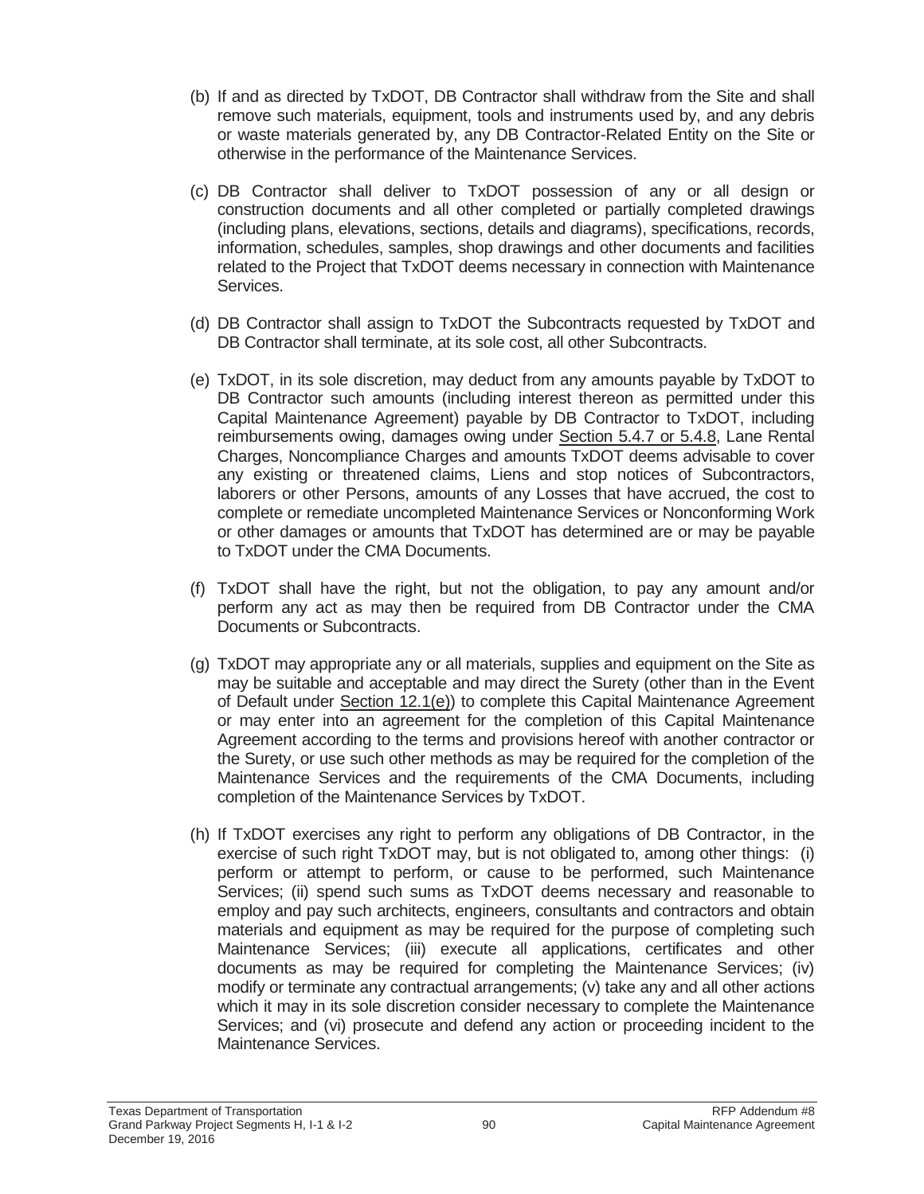(b) If and as directed by TxDOT, DB Contractor shall withdraw from the Site and shall remove such materials, equipment, tools and instruments used by, and any debris or waste materials generated by, any DB Contractor-Related Entity on the Site or otherwise in the performance of the Maintenance Services.

(c) DB Contractor shall deliver to TxDOT possession of any or all design or construction documents and all other completed or partially completed drawings (including plans, elevations, sections, details and diagrams), specifications, records, information, schedules, samples, shop drawings and other documents and facilities related to the Project that TxDOT deems necessary in connection with Maintenance Services.

(d) DB Contractor shall assign to TxDOT the Subcontracts requested by TxDOT and DB Contractor shall terminate, at its sole cost, all other Subcontracts.

(e) TxDOT, in its sole discretion, may deduct from any amounts payable by TxDOT to DB Contractor such amounts (including interest thereon as permitted under this Capital Maintenance Agreement) payable by DB Contractor to TxDOT, including reimbursements owing, damages owing under Section 5.4.7 or 5.4.8, Lane Rental Charges, Noncompliance Charges and amounts TxDOT deems advisable to cover any existing or threatened claims, Liens and stop notices of Subcontractors, laborers or other Persons, amounts of any Losses that have accrued, the cost to complete or remediate uncompleted Maintenance Services or Nonconforming Work or other damages or amounts that TxDOT has determined are or may be payable to TxDOT under the CMA Documents.

(f) TxDOT shall have the right, but not the obligation, to pay any amount and/or perform any act as may then be required from DB Contractor under the CMA Documents or Subcontracts.

(g) TxDOT may appropriate any or all materials, supplies and equipment on the Site as may be suitable and acceptable and may direct the Surety (other than in the Event of Default under Section 12.1(e)) to complete this Capital Maintenance Agreement or may enter into an agreement for the completion of this Capital Maintenance Agreement according to the terms and provisions hereof with another contractor or the Surety, or use such other methods as may be required for the completion of the Maintenance Services and the requirements of the CMA Documents, including completion of the Maintenance Services by TxDOT.

(h) If TxDOT exercises any right to perform any obligations of DB Contractor, in the exercise of such right TxDOT may, but is not obligated to, among other things: (i) perform or attempt to perform, or cause to be performed, such Maintenance Services; (ii) spend such sums as TxDOT deems necessary and reasonable to employ and pay such architects, engineers, consultants and contractors and obtain materials and equipment as may be required for the purpose of completing such Maintenance Services; (iii) execute all applications, certificates and other documents as may be required for completing the Maintenance Services; (iv) modify or terminate any contractual arrangements; (v) take any and all other actions which it may in its sole discretion consider necessary to complete the Maintenance Services; and (vi) prosecute and defend any action or proceeding incident to the Maintenance Services.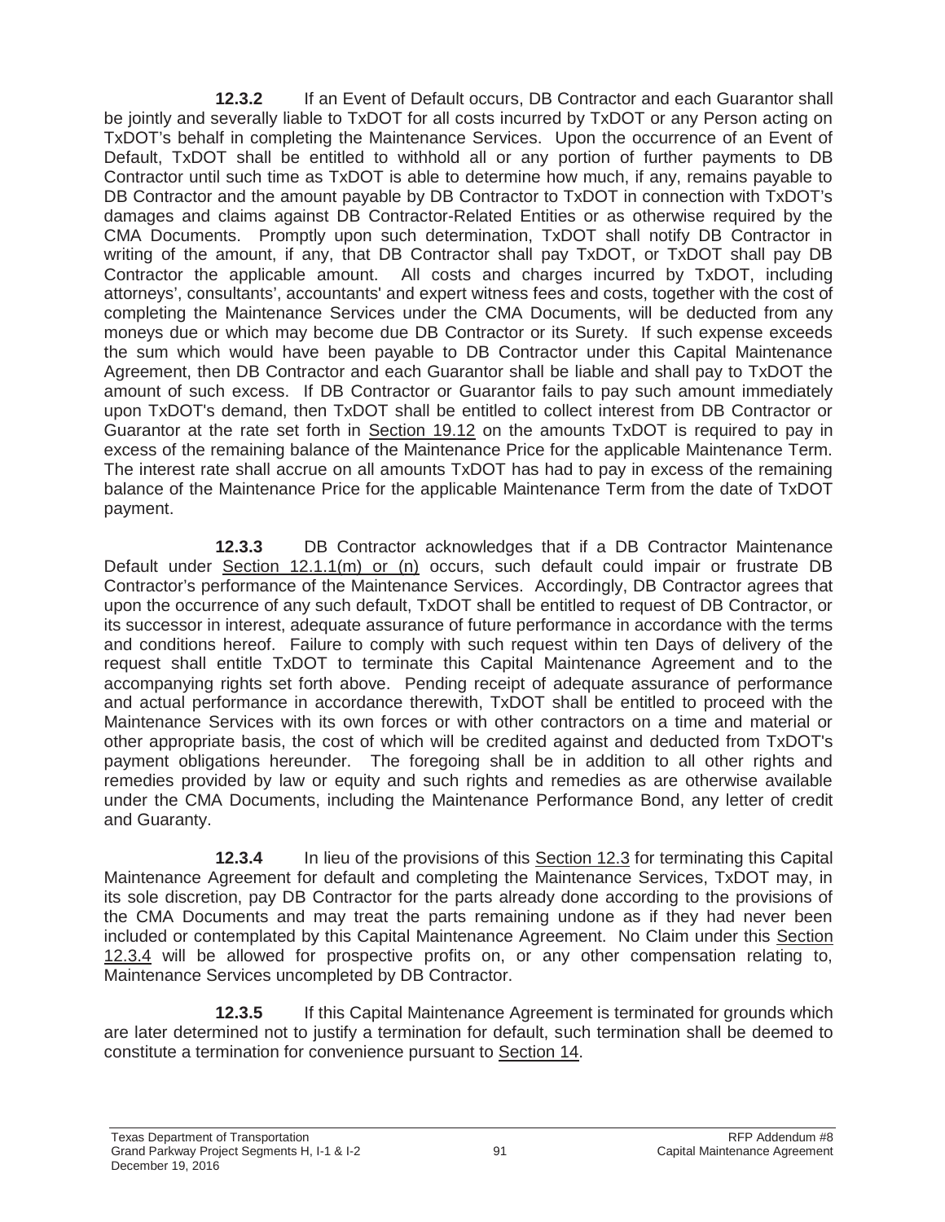**12.3.2** If an Event of Default occurs, DB Contractor and each Guarantor shall be jointly and severally liable to TxDOT for all costs incurred by TxDOT or any Person acting on TxDOT's behalf in completing the Maintenance Services. Upon the occurrence of an Event of Default, TxDOT shall be entitled to withhold all or any portion of further payments to DB Contractor until such time as TxDOT is able to determine how much, if any, remains payable to DB Contractor and the amount payable by DB Contractor to TxDOT in connection with TxDOT's damages and claims against DB Contractor-Related Entities or as otherwise required by the CMA Documents. Promptly upon such determination, TxDOT shall notify DB Contractor in writing of the amount, if any, that DB Contractor shall pay TxDOT, or TxDOT shall pay DB Contractor the applicable amount. All costs and charges incurred by TxDOT, including attorneys', consultants', accountants' and expert witness fees and costs, together with the cost of completing the Maintenance Services under the CMA Documents, will be deducted from any moneys due or which may become due DB Contractor or its Surety. If such expense exceeds the sum which would have been payable to DB Contractor under this Capital Maintenance Agreement, then DB Contractor and each Guarantor shall be liable and shall pay to TxDOT the amount of such excess. If DB Contractor or Guarantor fails to pay such amount immediately upon TxDOT's demand, then TxDOT shall be entitled to collect interest from DB Contractor or Guarantor at the rate set forth in Section 19.12 on the amounts TxDOT is required to pay in excess of the remaining balance of the Maintenance Price for the applicable Maintenance Term. The interest rate shall accrue on all amounts TxDOT has had to pay in excess of the remaining balance of the Maintenance Price for the applicable Maintenance Term from the date of TxDOT payment.

**12.3.3** DB Contractor acknowledges that if a DB Contractor Maintenance Default under Section 12.1.1(m) or (n) occurs, such default could impair or frustrate DB Contractor's performance of the Maintenance Services. Accordingly, DB Contractor agrees that upon the occurrence of any such default, TxDOT shall be entitled to request of DB Contractor, or its successor in interest, adequate assurance of future performance in accordance with the terms and conditions hereof. Failure to comply with such request within ten Days of delivery of the request shall entitle TxDOT to terminate this Capital Maintenance Agreement and to the accompanying rights set forth above. Pending receipt of adequate assurance of performance and actual performance in accordance therewith, TxDOT shall be entitled to proceed with the Maintenance Services with its own forces or with other contractors on a time and material or other appropriate basis, the cost of which will be credited against and deducted from TxDOT's payment obligations hereunder. The foregoing shall be in addition to all other rights and remedies provided by law or equity and such rights and remedies as are otherwise available under the CMA Documents, including the Maintenance Performance Bond, any letter of credit and Guaranty.

**12.3.4** In lieu of the provisions of this Section 12.3 for terminating this Capital Maintenance Agreement for default and completing the Maintenance Services, TxDOT may, in its sole discretion, pay DB Contractor for the parts already done according to the provisions of the CMA Documents and may treat the parts remaining undone as if they had never been included or contemplated by this Capital Maintenance Agreement. No Claim under this Section 12.3.4 will be allowed for prospective profits on, or any other compensation relating to, Maintenance Services uncompleted by DB Contractor.

**12.3.5** If this Capital Maintenance Agreement is terminated for grounds which are later determined not to justify a termination for default, such termination shall be deemed to constitute a termination for convenience pursuant to Section 14.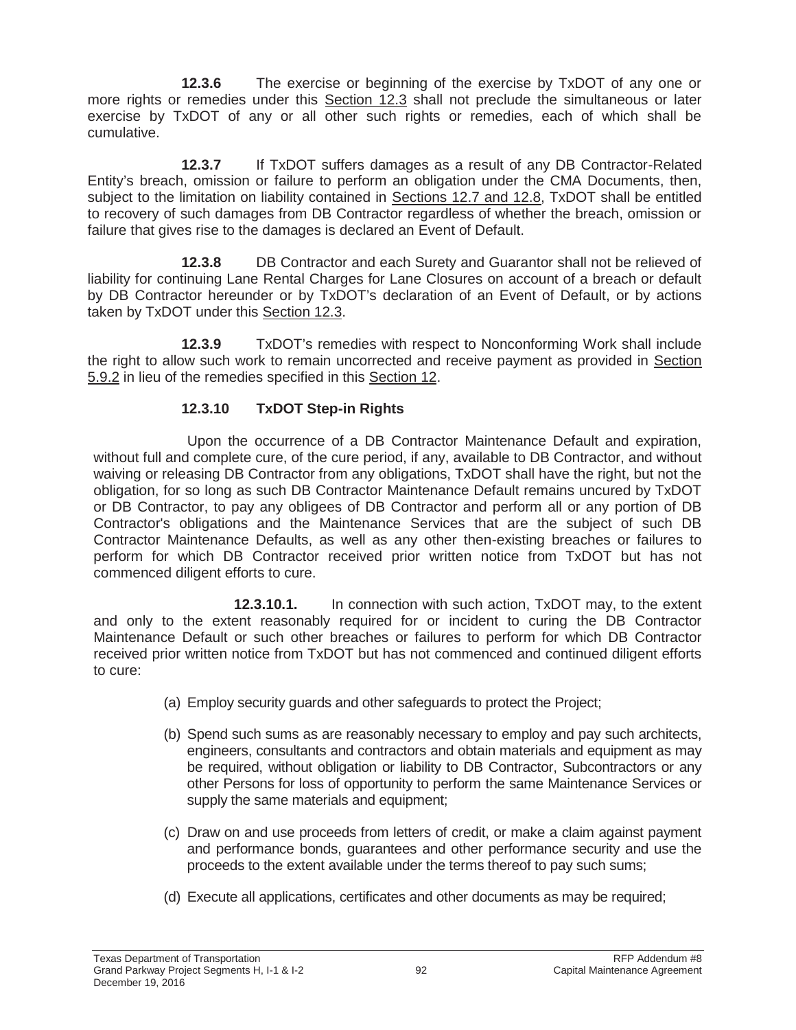**12.3.6** The exercise or beginning of the exercise by TxDOT of any one or more rights or remedies under this Section 12.3 shall not preclude the simultaneous or later exercise by TxDOT of any or all other such rights or remedies, each of which shall be cumulative.

**12.3.7** If TxDOT suffers damages as a result of any DB Contractor-Related Entity's breach, omission or failure to perform an obligation under the CMA Documents, then, subject to the limitation on liability contained in Sections 12.7 and 12.8, TxDOT shall be entitled to recovery of such damages from DB Contractor regardless of whether the breach, omission or failure that gives rise to the damages is declared an Event of Default.

**12.3.8** DB Contractor and each Surety and Guarantor shall not be relieved of liability for continuing Lane Rental Charges for Lane Closures on account of a breach or default by DB Contractor hereunder or by TxDOT's declaration of an Event of Default, or by actions taken by TxDOT under this Section 12.3.

**12.3.9** TxDOT's remedies with respect to Nonconforming Work shall include the right to allow such work to remain uncorrected and receive payment as provided in Section 5.9.2 in lieu of the remedies specified in this Section 12.

### 12.3.10 TxDOT Step-in Rights

Upon the occurrence of a DB Contractor Maintenance Default and expiration, without full and complete cure, of the cure period, if any, available to DB Contractor, and without waiving or releasing DB Contractor from any obligations, TxDOT shall have the right, but not the obligation, for so long as such DB Contractor Maintenance Default remains uncured by TxDOT or DB Contractor, to pay any obligees of DB Contractor and perform all or any portion of DB Contractor's obligations and the Maintenance Services that are the subject of such DB Contractor Maintenance Defaults, as well as any other then-existing breaches or failures to perform for which DB Contractor received prior written notice from TxDOT but has not commenced diligent efforts to cure.

**12.3.10.1.** In connection with such action, TxDOT may, to the extent and only to the extent reasonably required for or incident to curing the DB Contractor Maintenance Default or such other breaches or failures to perform for which DB Contractor received prior written notice from TxDOT but has not commenced and continued diligent efforts to cure:

(a) Employ security guards and other safeguards to protect the Project;

(b) Spend such sums as are reasonably necessary to employ and pay such architects, engineers, consultants and contractors and obtain materials and equipment as may be required, without obligation or liability to DB Contractor, Subcontractors or any other Persons for loss of opportunity to perform the same Maintenance Services or supply the same materials and equipment;

(c) Draw on and use proceeds from letters of credit, or make a claim against payment and performance bonds, guarantees and other performance security and use the proceeds to the extent available under the terms thereof to pay such sums;

(d) Execute all applications, certificates and other documents as may be required;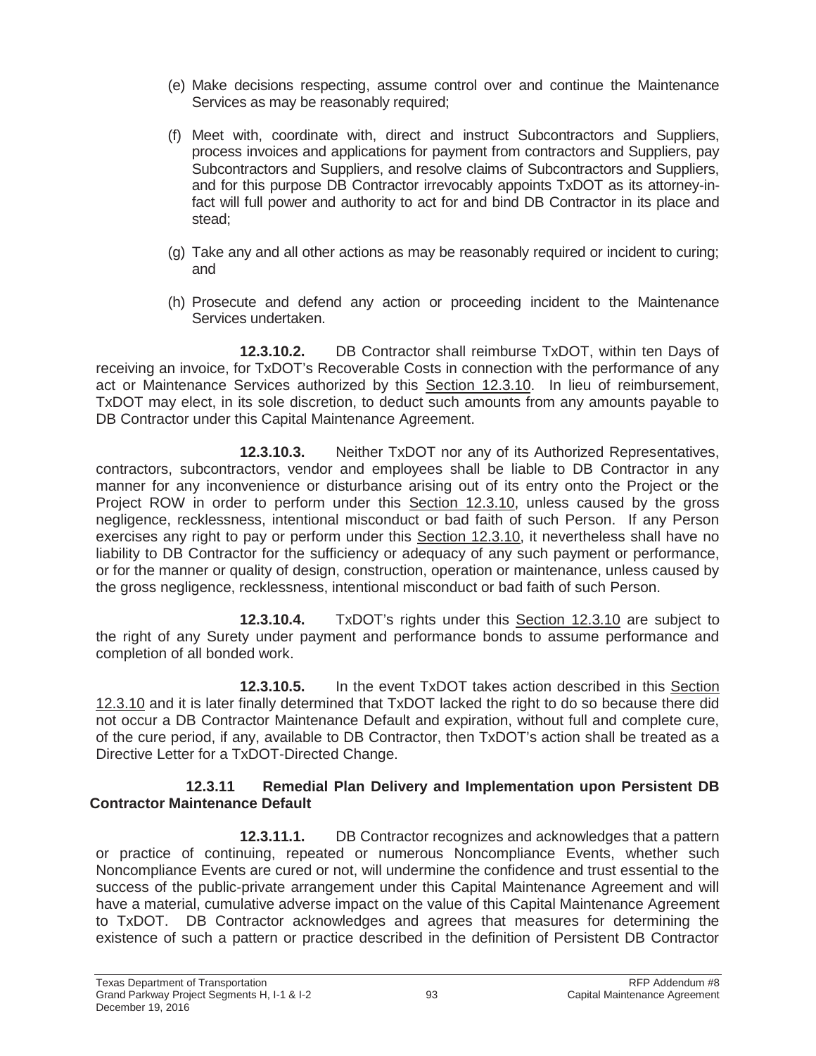(e) Make decisions respecting, assume control over and continue the Maintenance Services as may be reasonably required;

(f) Meet with, coordinate with, direct and instruct Subcontractors and Suppliers, process invoices and applications for payment from contractors and Suppliers, pay Subcontractors and Suppliers, and resolve claims of Subcontractors and Suppliers, and for this purpose DB Contractor irrevocably appoints TxDOT as its attorney-in-fact will full power and authority to act for and bind DB Contractor in its place and stead;

(g) Take any and all other actions as may be reasonably required or incident to curing; and

(h) Prosecute and defend any action or proceeding incident to the Maintenance Services undertaken.

**12.3.10.2.** DB Contractor shall reimburse TxDOT, within ten Days of receiving an invoice, for TxDOT's Recoverable Costs in connection with the performance of any act or Maintenance Services authorized by this Section 12.3.10. In lieu of reimbursement, TxDOT may elect, in its sole discretion, to deduct such amounts from any amounts payable to DB Contractor under this Capital Maintenance Agreement.

**12.3.10.3.** Neither TxDOT nor any of its Authorized Representatives, contractors, subcontractors, vendor and employees shall be liable to DB Contractor in any manner for any inconvenience or disturbance arising out of its entry onto the Project or the Project ROW in order to perform under this Section 12.3.10, unless caused by the gross negligence, recklessness, intentional misconduct or bad faith of such Person. If any Person exercises any right to pay or perform under this Section 12.3.10, it nevertheless shall have no liability to DB Contractor for the sufficiency or adequacy of any such payment or performance, or for the manner or quality of design, construction, operation or maintenance, unless caused by the gross negligence, recklessness, intentional misconduct or bad faith of such Person.

**12.3.10.4.** TxDOT's rights under this Section 12.3.10 are subject to the right of any Surety under payment and performance bonds to assume performance and completion of all bonded work.

**12.3.10.5.** In the event TxDOT takes action described in this Section 12.3.10 and it is later finally determined that TxDOT lacked the right to do so because there did not occur a DB Contractor Maintenance Default and expiration, without full and complete cure, of the cure period, if any, available to DB Contractor, then TxDOT's action shall be treated as a Directive Letter for a TxDOT-Directed Change.

### 12.3.11 Remedial Plan Delivery and Implementation upon Persistent DB Contractor Maintenance Default

**12.3.11.1.** DB Contractor recognizes and acknowledges that a pattern or practice of continuing, repeated or numerous Noncompliance Events, whether such Noncompliance Events are cured or not, will undermine the confidence and trust essential to the success of the public-private arrangement under this Capital Maintenance Agreement and will have a material, cumulative adverse impact on the value of this Capital Maintenance Agreement to TxDOT. DB Contractor acknowledges and agrees that measures for determining the existence of such a pattern or practice described in the definition of Persistent DB Contractor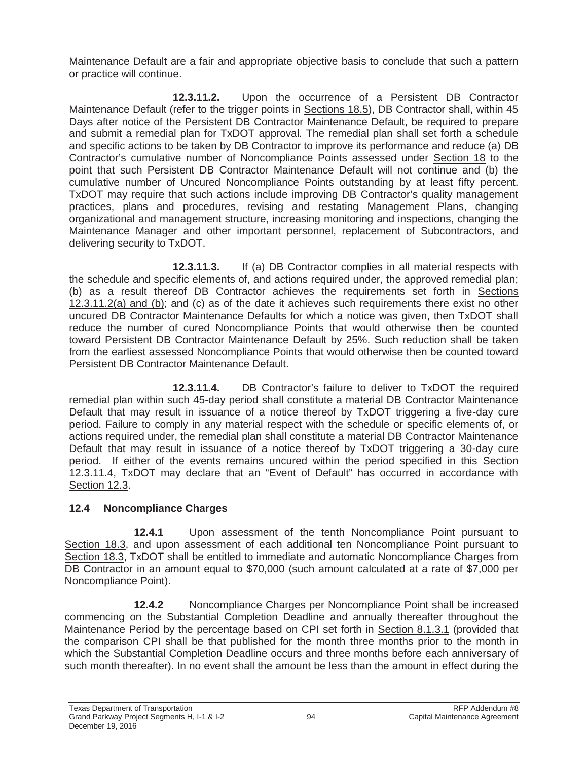Maintenance Default are a fair and appropriate objective basis to conclude that such a pattern or practice will continue.

**12.3.11.2.** Upon the occurrence of a Persistent DB Contractor Maintenance Default (refer to the trigger points in Sections 18.5), DB Contractor shall, within 45 Days after notice of the Persistent DB Contractor Maintenance Default, be required to prepare and submit a remedial plan for TxDOT approval. The remedial plan shall set forth a schedule and specific actions to be taken by DB Contractor to improve its performance and reduce (a) DB Contractor's cumulative number of Noncompliance Points assessed under Section 18 to the point that such Persistent DB Contractor Maintenance Default will not continue and (b) the cumulative number of Uncured Noncompliance Points outstanding by at least fifty percent. TxDOT may require that such actions include improving DB Contractor's quality management practices, plans and procedures, revising and restating Management Plans, changing organizational and management structure, increasing monitoring and inspections, changing the Maintenance Manager and other important personnel, replacement of Subcontractors, and delivering security to TxDOT.

**12.3.11.3.** If (a) DB Contractor complies in all material respects with the schedule and specific elements of, and actions required under, the approved remedial plan; (b) as a result thereof DB Contractor achieves the requirements set forth in Sections 12.3.11.2(a) and (b); and (c) as of the date it achieves such requirements there exist no other uncured DB Contractor Maintenance Defaults for which a notice was given, then TxDOT shall reduce the number of cured Noncompliance Points that would otherwise then be counted toward Persistent DB Contractor Maintenance Default by 25%. Such reduction shall be taken from the earliest assessed Noncompliance Points that would otherwise then be counted toward Persistent DB Contractor Maintenance Default.

**12.3.11.4.** DB Contractor's failure to deliver to TxDOT the required remedial plan within such 45-day period shall constitute a material DB Contractor Maintenance Default that may result in issuance of a notice thereof by TxDOT triggering a five-day cure period. Failure to comply in any material respect with the schedule or specific elements of, or actions required under, the remedial plan shall constitute a material DB Contractor Maintenance Default that may result in issuance of a notice thereof by TxDOT triggering a 30-day cure period. If either of the events remains uncured within the period specified in this Section 12.3.11.4, TxDOT may declare that an "Event of Default" has occurred in accordance with Section 12.3.

## 12.4 Noncompliance Charges

**12.4.1** Upon assessment of the tenth Noncompliance Point pursuant to Section 18.3, and upon assessment of each additional ten Noncompliance Point pursuant to Section 18.3, TxDOT shall be entitled to immediate and automatic Noncompliance Charges from DB Contractor in an amount equal to $70,000 (such amount calculated at a rate of $7,000 per Noncompliance Point).

**12.4.2** Noncompliance Charges per Noncompliance Point shall be increased commencing on the Substantial Completion Deadline and annually thereafter throughout the Maintenance Period by the percentage based on CPI set forth in Section 8.1.3.1 (provided that the comparison CPI shall be that published for the month three months prior to the month in which the Substantial Completion Deadline occurs and three months before each anniversary of such month thereafter). In no event shall the amount be less than the amount in effect during the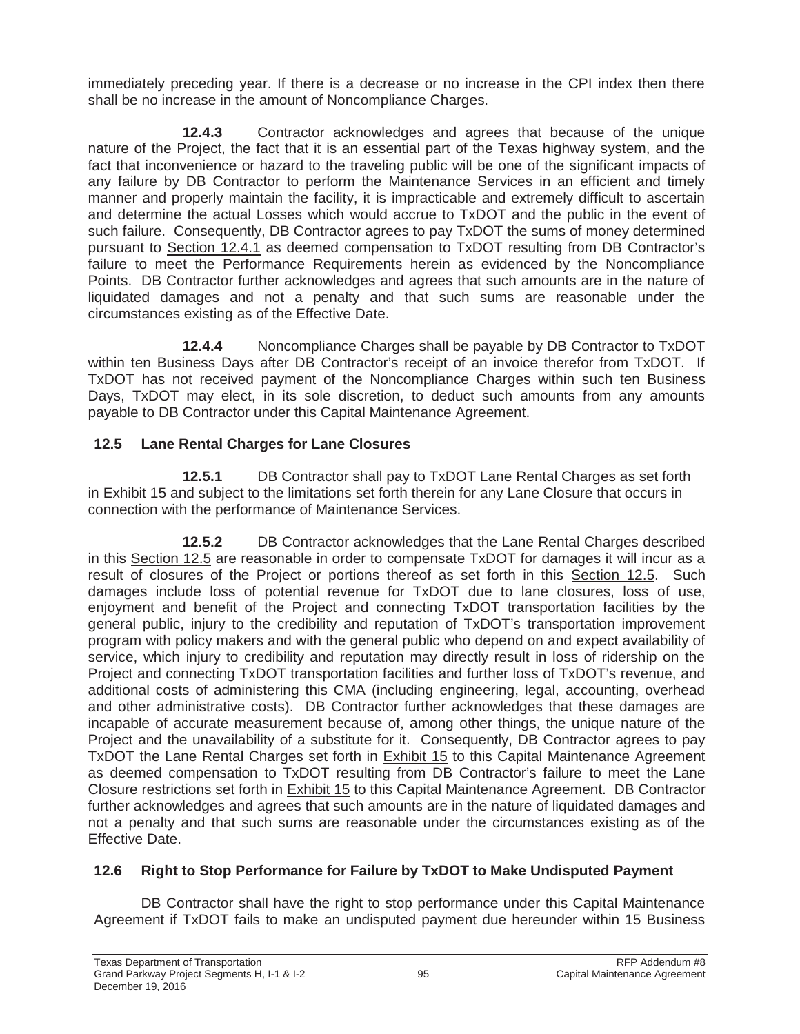immediately preceding year. If there is a decrease or no increase in the CPI index then there shall be no increase in the amount of Noncompliance Charges.

**12.4.3** Contractor acknowledges and agrees that because of the unique nature of the Project, the fact that it is an essential part of the Texas highway system, and the fact that inconvenience or hazard to the traveling public will be one of the significant impacts of any failure by DB Contractor to perform the Maintenance Services in an efficient and timely manner and properly maintain the facility, it is impracticable and extremely difficult to ascertain and determine the actual Losses which would accrue to TxDOT and the public in the event of such failure. Consequently, DB Contractor agrees to pay TxDOT the sums of money determined pursuant to Section 12.4.1 as deemed compensation to TxDOT resulting from DB Contractor's failure to meet the Performance Requirements herein as evidenced by the Noncompliance Points. DB Contractor further acknowledges and agrees that such amounts are in the nature of liquidated damages and not a penalty and that such sums are reasonable under the circumstances existing as of the Effective Date.

**12.4.4** Noncompliance Charges shall be payable by DB Contractor to TxDOT within ten Business Days after DB Contractor's receipt of an invoice therefor from TxDOT. If TxDOT has not received payment of the Noncompliance Charges within such ten Business Days, TxDOT may elect, in its sole discretion, to deduct such amounts from any amounts payable to DB Contractor under this Capital Maintenance Agreement.

## 12.5 Lane Rental Charges for Lane Closures

**12.5.1** DB Contractor shall pay to TxDOT Lane Rental Charges as set forth in Exhibit 15 and subject to the limitations set forth therein for any Lane Closure that occurs in connection with the performance of Maintenance Services.

**12.5.2** DB Contractor acknowledges that the Lane Rental Charges described in this Section 12.5 are reasonable in order to compensate TxDOT for damages it will incur as a result of closures of the Project or portions thereof as set forth in this Section 12.5. Such damages include loss of potential revenue for TxDOT due to lane closures, loss of use, enjoyment and benefit of the Project and connecting TxDOT transportation facilities by the general public, injury to the credibility and reputation of TxDOT's transportation improvement program with policy makers and with the general public who depend on and expect availability of service, which injury to credibility and reputation may directly result in loss of ridership on the Project and connecting TxDOT transportation facilities and further loss of TxDOT's revenue, and additional costs of administering this CMA (including engineering, legal, accounting, overhead and other administrative costs). DB Contractor further acknowledges that these damages are incapable of accurate measurement because of, among other things, the unique nature of the Project and the unavailability of a substitute for it. Consequently, DB Contractor agrees to pay TxDOT the Lane Rental Charges set forth in Exhibit 15 to this Capital Maintenance Agreement as deemed compensation to TxDOT resulting from DB Contractor's failure to meet the Lane Closure restrictions set forth in Exhibit 15 to this Capital Maintenance Agreement. DB Contractor further acknowledges and agrees that such amounts are in the nature of liquidated damages and not a penalty and that such sums are reasonable under the circumstances existing as of the Effective Date.

## 12.6 Right to Stop Performance for Failure by TxDOT to Make Undisputed Payment

DB Contractor shall have the right to stop performance under this Capital Maintenance Agreement if TxDOT fails to make an undisputed payment due hereunder within 15 Business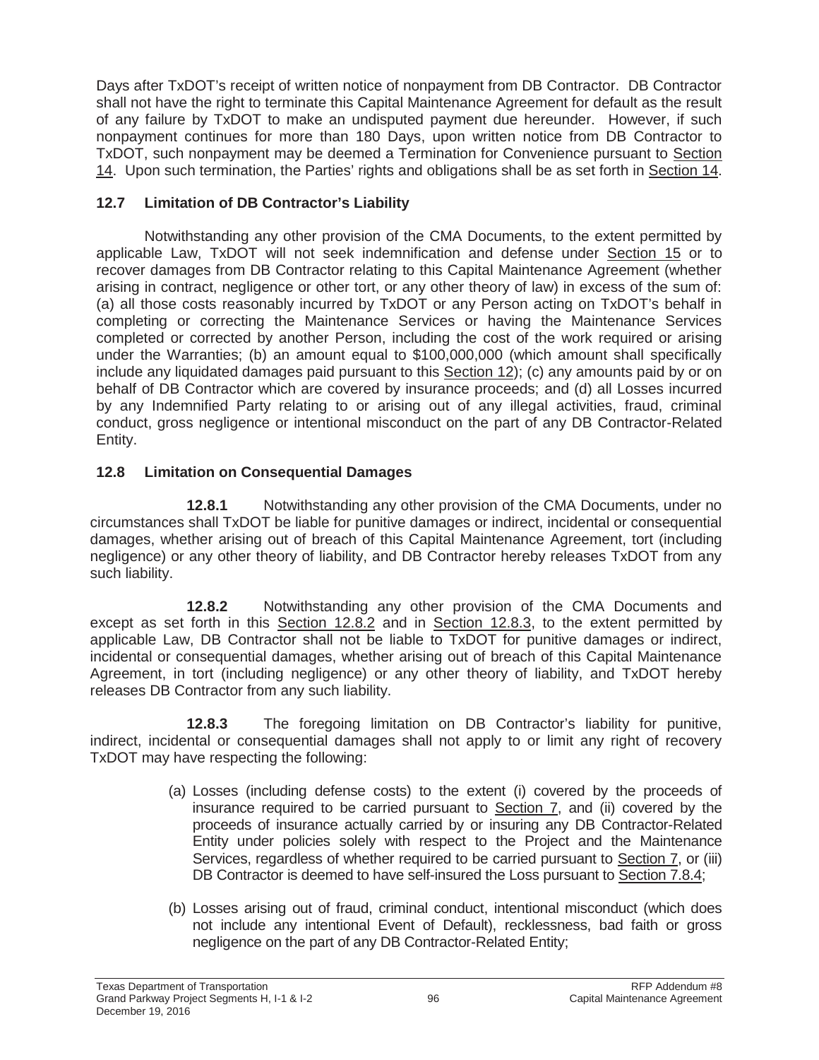Days after TxDOT's receipt of written notice of nonpayment from DB Contractor. DB Contractor shall not have the right to terminate this Capital Maintenance Agreement for default as the result of any failure by TxDOT to make an undisputed payment due hereunder. However, if such nonpayment continues for more than 180 Days, upon written notice from DB Contractor to TxDOT, such nonpayment may be deemed a Termination for Convenience pursuant to Section 14. Upon such termination, the Parties' rights and obligations shall be as set forth in Section 14.

### 12.7 Limitation of DB Contractor's Liability

Notwithstanding any other provision of the CMA Documents, to the extent permitted by applicable Law, TxDOT will not seek indemnification and defense under Section 15 or to recover damages from DB Contractor relating to this Capital Maintenance Agreement (whether arising in contract, negligence or other tort, or any other theory of law) in excess of the sum of: (a) all those costs reasonably incurred by TxDOT or any Person acting on TxDOT's behalf in completing or correcting the Maintenance Services or having the Maintenance Services completed or corrected by another Person, including the cost of the work required or arising under the Warranties; (b) an amount equal to $100,000,000 (which amount shall specifically include any liquidated damages paid pursuant to this Section 12); (c) any amounts paid by or on behalf of DB Contractor which are covered by insurance proceeds; and (d) all Losses incurred by any Indemnified Party relating to or arising out of any illegal activities, fraud, criminal conduct, gross negligence or intentional misconduct on the part of any DB Contractor-Related Entity.

### 12.8 Limitation on Consequential Damages

**12.8.1** Notwithstanding any other provision of the CMA Documents, under no circumstances shall TxDOT be liable for punitive damages or indirect, incidental or consequential damages, whether arising out of breach of this Capital Maintenance Agreement, tort (including negligence) or any other theory of liability, and DB Contractor hereby releases TxDOT from any such liability.

**12.8.2** Notwithstanding any other provision of the CMA Documents and except as set forth in this Section 12.8.2 and in Section 12.8.3, to the extent permitted by applicable Law, DB Contractor shall not be liable to TxDOT for punitive damages or indirect, incidental or consequential damages, whether arising out of breach of this Capital Maintenance Agreement, in tort (including negligence) or any other theory of liability, and TxDOT hereby releases DB Contractor from any such liability.

**12.8.3** The foregoing limitation on DB Contractor's liability for punitive, indirect, incidental or consequential damages shall not apply to or limit any right of recovery TxDOT may have respecting the following:

(a) Losses (including defense costs) to the extent (i) covered by the proceeds of insurance required to be carried pursuant to Section 7, and (ii) covered by the proceeds of insurance actually carried by or insuring any DB Contractor-Related Entity under policies solely with respect to the Project and the Maintenance Services, regardless of whether required to be carried pursuant to Section 7, or (iii) DB Contractor is deemed to have self-insured the Loss pursuant to Section 7.8.4;

(b) Losses arising out of fraud, criminal conduct, intentional misconduct (which does not include any intentional Event of Default), recklessness, bad faith or gross negligence on the part of any DB Contractor-Related Entity;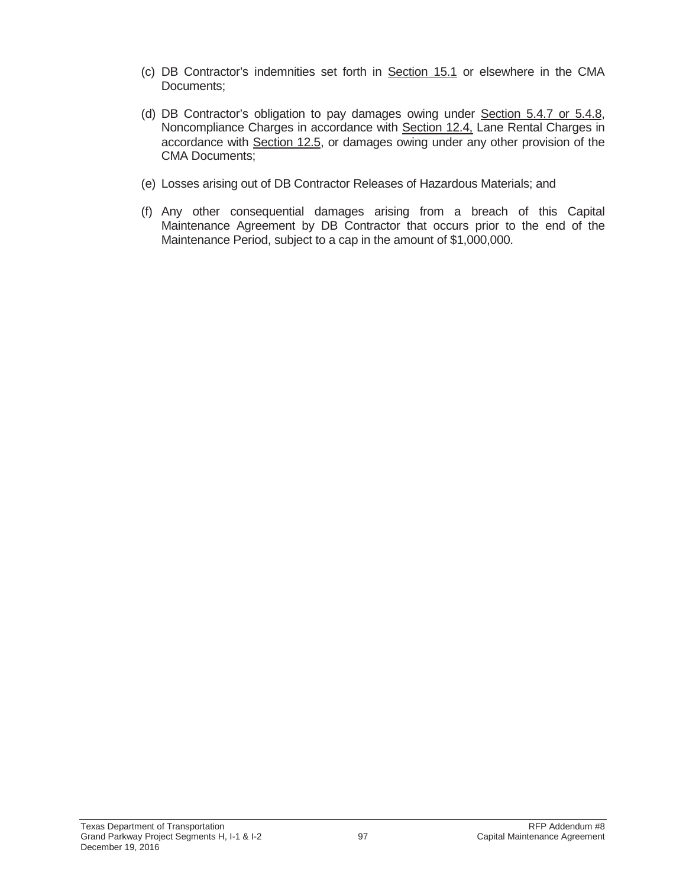(c) DB Contractor's indemnities set forth in Section 15.1 or elsewhere in the CMA Documents;

(d) DB Contractor's obligation to pay damages owing under Section 5.4.7 or 5.4.8, Noncompliance Charges in accordance with Section 12.4, Lane Rental Charges in accordance with Section 12.5, or damages owing under any other provision of the CMA Documents;

(e) Losses arising out of DB Contractor Releases of Hazardous Materials; and

(f) Any other consequential damages arising from a breach of this Capital Maintenance Agreement by DB Contractor that occurs prior to the end of the Maintenance Period, subject to a cap in the amount of $1,000,000.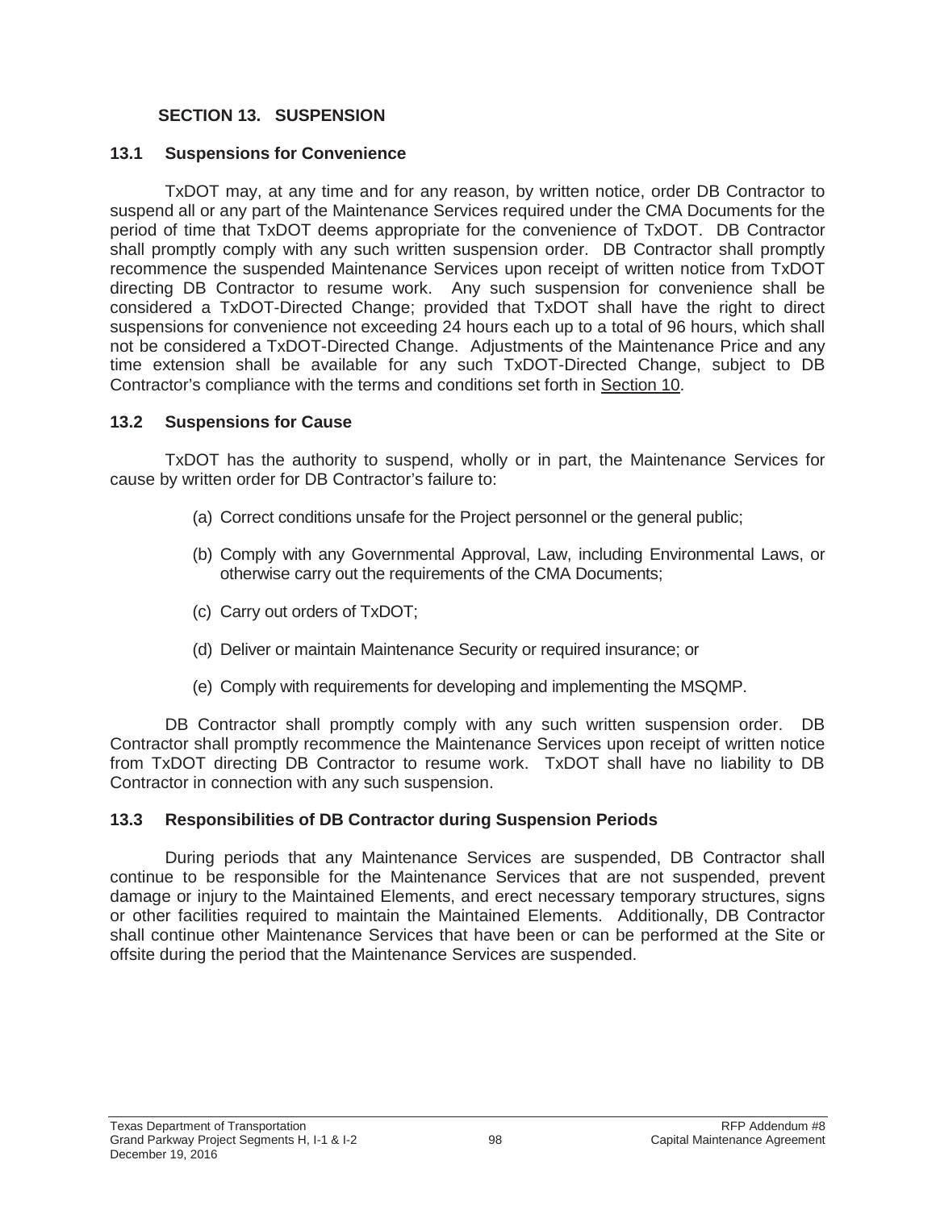## SECTION 13. SUSPENSION

### 13.1 Suspensions for Convenience

TxDOT may, at any time and for any reason, by written notice, order DB Contractor to suspend all or any part of the Maintenance Services required under the CMA Documents for the period of time that TxDOT deems appropriate for the convenience of TxDOT. DB Contractor shall promptly comply with any such written suspension order. DB Contractor shall promptly recommence the suspended Maintenance Services upon receipt of written notice from TxDOT directing DB Contractor to resume work. Any such suspension for convenience shall be considered a TxDOT-Directed Change; provided that TxDOT shall have the right to direct suspensions for convenience not exceeding 24 hours each up to a total of 96 hours, which shall not be considered a TxDOT-Directed Change. Adjustments of the Maintenance Price and any time extension shall be available for any such TxDOT-Directed Change, subject to DB Contractor's compliance with the terms and conditions set forth in Section 10.

### 13.2 Suspensions for Cause

TxDOT has the authority to suspend, wholly or in part, the Maintenance Services for cause by written order for DB Contractor's failure to:

(a) Correct conditions unsafe for the Project personnel or the general public;

(b) Comply with any Governmental Approval, Law, including Environmental Laws, or otherwise carry out the requirements of the CMA Documents;

(c) Carry out orders of TxDOT;

(d) Deliver or maintain Maintenance Security or required insurance; or

(e) Comply with requirements for developing and implementing the MSQMP.

DB Contractor shall promptly comply with any such written suspension order. DB Contractor shall promptly recommence the Maintenance Services upon receipt of written notice from TxDOT directing DB Contractor to resume work. TxDOT shall have no liability to DB Contractor in connection with any such suspension.

### 13.3 Responsibilities of DB Contractor during Suspension Periods

During periods that any Maintenance Services are suspended, DB Contractor shall continue to be responsible for the Maintenance Services that are not suspended, prevent damage or injury to the Maintained Elements, and erect necessary temporary structures, signs or other facilities required to maintain the Maintained Elements. Additionally, DB Contractor shall continue other Maintenance Services that have been or can be performed at the Site or offsite during the period that the Maintenance Services are suspended.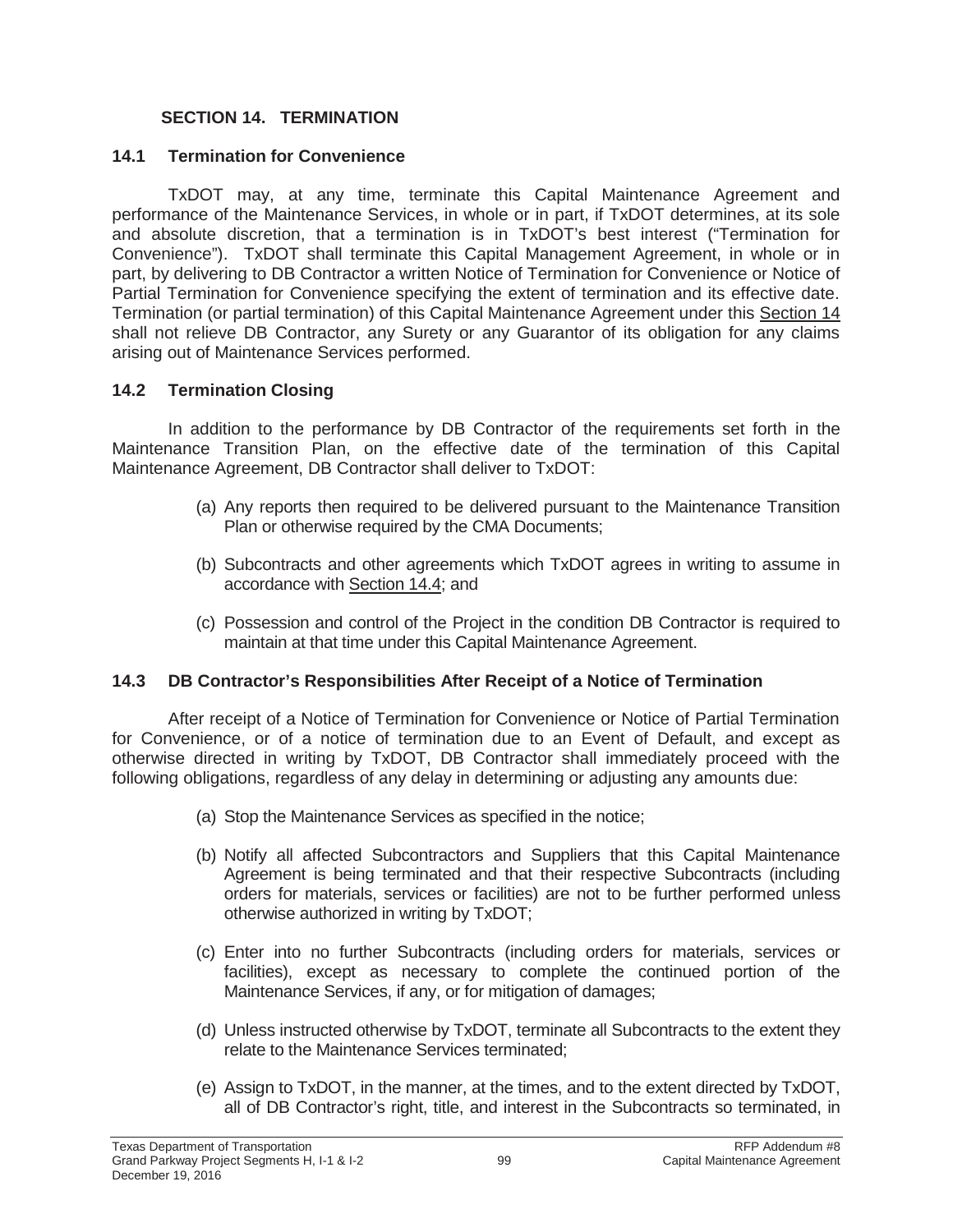## SECTION 14. TERMINATION

### 14.1 Termination for Convenience

TxDOT may, at any time, terminate this Capital Maintenance Agreement and performance of the Maintenance Services, in whole or in part, if TxDOT determines, at its sole and absolute discretion, that a termination is in TxDOT's best interest ("Termination for Convenience"). TxDOT shall terminate this Capital Management Agreement, in whole or in part, by delivering to DB Contractor a written Notice of Termination for Convenience or Notice of Partial Termination for Convenience specifying the extent of termination and its effective date. Termination (or partial termination) of this Capital Maintenance Agreement under this Section 14 shall not relieve DB Contractor, any Surety or any Guarantor of its obligation for any claims arising out of Maintenance Services performed.

### 14.2 Termination Closing

In addition to the performance by DB Contractor of the requirements set forth in the Maintenance Transition Plan, on the effective date of the termination of this Capital Maintenance Agreement, DB Contractor shall deliver to TxDOT:

(a) Any reports then required to be delivered pursuant to the Maintenance Transition Plan or otherwise required by the CMA Documents;

(b) Subcontracts and other agreements which TxDOT agrees in writing to assume in accordance with Section 14.4; and

(c) Possession and control of the Project in the condition DB Contractor is required to maintain at that time under this Capital Maintenance Agreement.

### 14.3 DB Contractor's Responsibilities After Receipt of a Notice of Termination

After receipt of a Notice of Termination for Convenience or Notice of Partial Termination for Convenience, or of a notice of termination due to an Event of Default, and except as otherwise directed in writing by TxDOT, DB Contractor shall immediately proceed with the following obligations, regardless of any delay in determining or adjusting any amounts due:

(a) Stop the Maintenance Services as specified in the notice;

(b) Notify all affected Subcontractors and Suppliers that this Capital Maintenance Agreement is being terminated and that their respective Subcontracts (including orders for materials, services or facilities) are not to be further performed unless otherwise authorized in writing by TxDOT;

(c) Enter into no further Subcontracts (including orders for materials, services or facilities), except as necessary to complete the continued portion of the Maintenance Services, if any, or for mitigation of damages;

(d) Unless instructed otherwise by TxDOT, terminate all Subcontracts to the extent they relate to the Maintenance Services terminated;

(e) Assign to TxDOT, in the manner, at the times, and to the extent directed by TxDOT, all of DB Contractor's right, title, and interest in the Subcontracts so terminated, in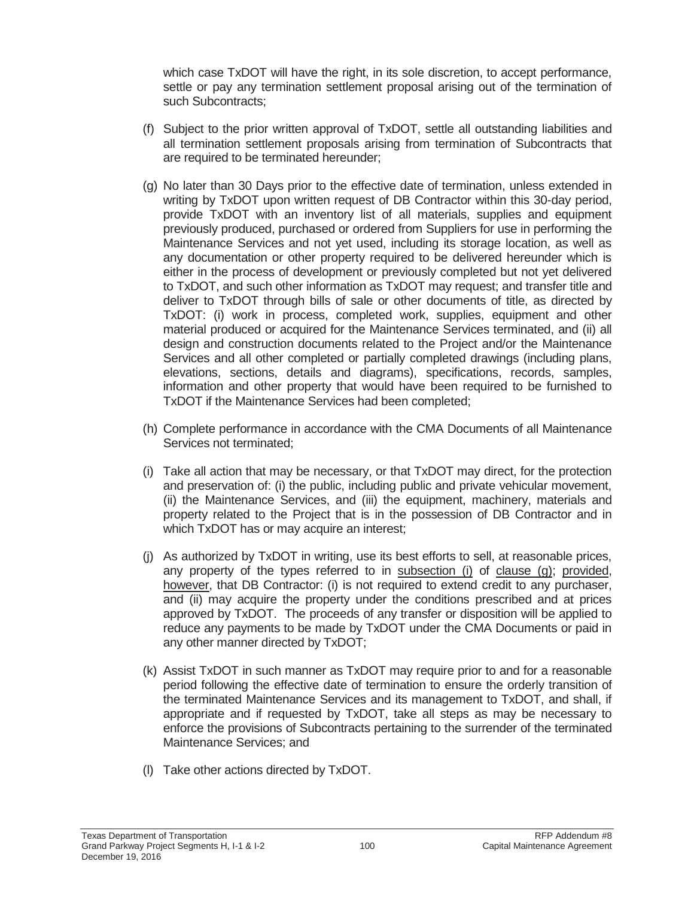which case TxDOT will have the right, in its sole discretion, to accept performance, settle or pay any termination settlement proposal arising out of the termination of such Subcontracts;

(f) Subject to the prior written approval of TxDOT, settle all outstanding liabilities and all termination settlement proposals arising from termination of Subcontracts that are required to be terminated hereunder;

(g) No later than 30 Days prior to the effective date of termination, unless extended in writing by TxDOT upon written request of DB Contractor within this 30-day period, provide TxDOT with an inventory list of all materials, supplies and equipment previously produced, purchased or ordered from Suppliers for use in performing the Maintenance Services and not yet used, including its storage location, as well as any documentation or other property required to be delivered hereunder which is either in the process of development or previously completed but not yet delivered to TxDOT, and such other information as TxDOT may request; and transfer title and deliver to TxDOT through bills of sale or other documents of title, as directed by TxDOT: (i) work in process, completed work, supplies, equipment and other material produced or acquired for the Maintenance Services terminated, and (ii) all design and construction documents related to the Project and/or the Maintenance Services and all other completed or partially completed drawings (including plans, elevations, sections, details and diagrams), specifications, records, samples, information and other property that would have been required to be furnished to TxDOT if the Maintenance Services had been completed;

(h) Complete performance in accordance with the CMA Documents of all Maintenance Services not terminated;

(i) Take all action that may be necessary, or that TxDOT may direct, for the protection and preservation of: (i) the public, including public and private vehicular movement, (ii) the Maintenance Services, and (iii) the equipment, machinery, materials and property related to the Project that is in the possession of DB Contractor and in which TxDOT has or may acquire an interest;

(j) As authorized by TxDOT in writing, use its best efforts to sell, at reasonable prices, any property of the types referred to in subsection (i) of clause (g); provided, however, that DB Contractor: (i) is not required to extend credit to any purchaser, and (ii) may acquire the property under the conditions prescribed and at prices approved by TxDOT. The proceeds of any transfer or disposition will be applied to reduce any payments to be made by TxDOT under the CMA Documents or paid in any other manner directed by TxDOT;

(k) Assist TxDOT in such manner as TxDOT may require prior to and for a reasonable period following the effective date of termination to ensure the orderly transition of the terminated Maintenance Services and its management to TxDOT, and shall, if appropriate and if requested by TxDOT, take all steps as may be necessary to enforce the provisions of Subcontracts pertaining to the surrender of the terminated Maintenance Services; and

(l) Take other actions directed by TxDOT.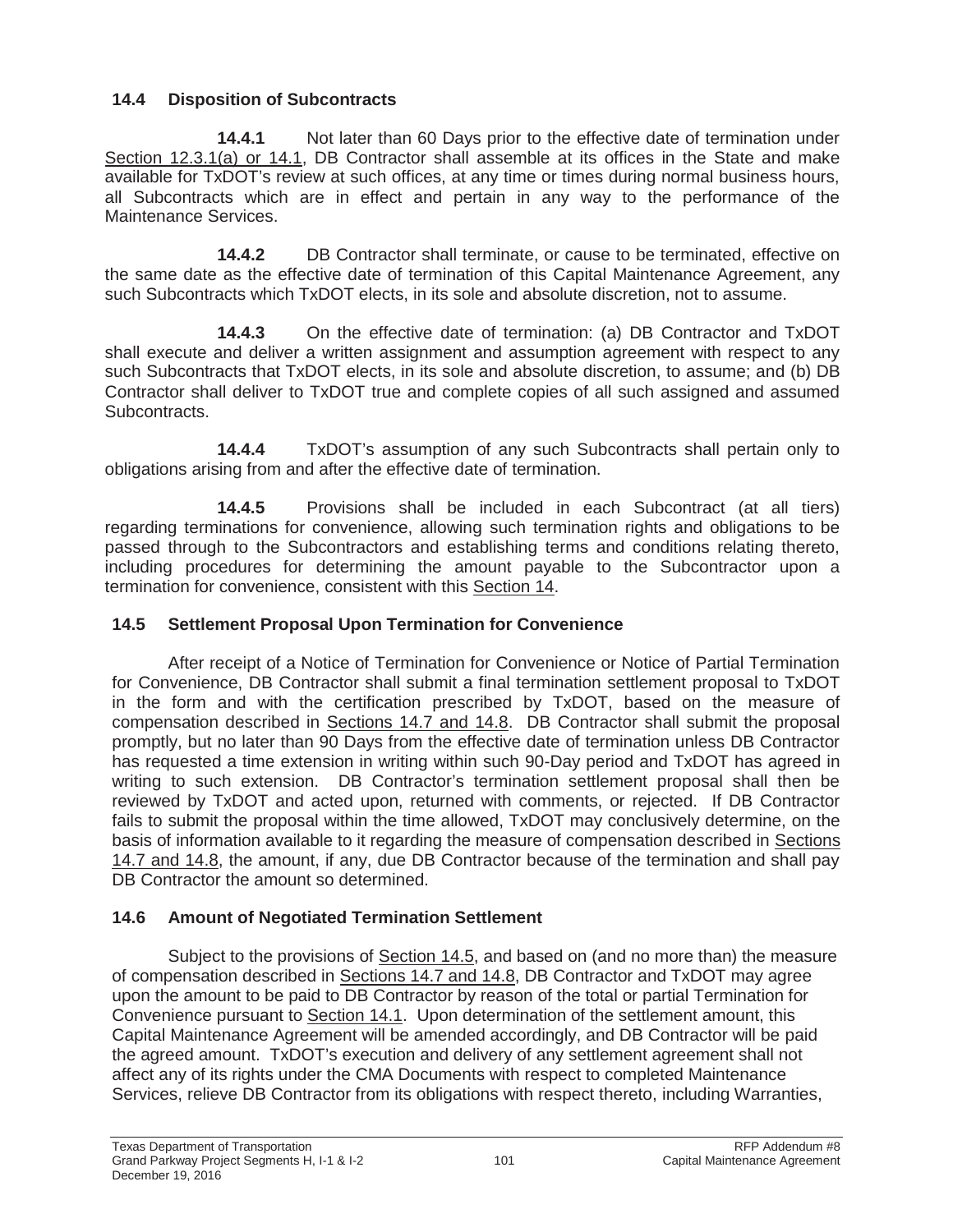### 14.4 Disposition of Subcontracts

**14.4.1** Not later than 60 Days prior to the effective date of termination under Section 12.3.1(a) or 14.1, DB Contractor shall assemble at its offices in the State and make available for TxDOT's review at such offices, at any time or times during normal business hours, all Subcontracts which are in effect and pertain in any way to the performance of the Maintenance Services.

**14.4.2** DB Contractor shall terminate, or cause to be terminated, effective on the same date as the effective date of termination of this Capital Maintenance Agreement, any such Subcontracts which TxDOT elects, in its sole and absolute discretion, not to assume.

**14.4.3** On the effective date of termination: (a) DB Contractor and TxDOT shall execute and deliver a written assignment and assumption agreement with respect to any such Subcontracts that TxDOT elects, in its sole and absolute discretion, to assume; and (b) DB Contractor shall deliver to TxDOT true and complete copies of all such assigned and assumed Subcontracts.

**14.4.4** TxDOT's assumption of any such Subcontracts shall pertain only to obligations arising from and after the effective date of termination.

**14.4.5** Provisions shall be included in each Subcontract (at all tiers) regarding terminations for convenience, allowing such termination rights and obligations to be passed through to the Subcontractors and establishing terms and conditions relating thereto, including procedures for determining the amount payable to the Subcontractor upon a termination for convenience, consistent with this Section 14.

### 14.5 Settlement Proposal Upon Termination for Convenience

After receipt of a Notice of Termination for Convenience or Notice of Partial Termination for Convenience, DB Contractor shall submit a final termination settlement proposal to TxDOT in the form and with the certification prescribed by TxDOT, based on the measure of compensation described in Sections 14.7 and 14.8. DB Contractor shall submit the proposal promptly, but no later than 90 Days from the effective date of termination unless DB Contractor has requested a time extension in writing within such 90-Day period and TxDOT has agreed in writing to such extension. DB Contractor's termination settlement proposal shall then be reviewed by TxDOT and acted upon, returned with comments, or rejected. If DB Contractor fails to submit the proposal within the time allowed, TxDOT may conclusively determine, on the basis of information available to it regarding the measure of compensation described in Sections 14.7 and 14.8, the amount, if any, due DB Contractor because of the termination and shall pay DB Contractor the amount so determined.

### 14.6 Amount of Negotiated Termination Settlement

Subject to the provisions of Section 14.5, and based on (and no more than) the measure of compensation described in Sections 14.7 and 14.8, DB Contractor and TxDOT may agree upon the amount to be paid to DB Contractor by reason of the total or partial Termination for Convenience pursuant to Section 14.1. Upon determination of the settlement amount, this Capital Maintenance Agreement will be amended accordingly, and DB Contractor will be paid the agreed amount. TxDOT's execution and delivery of any settlement agreement shall not affect any of its rights under the CMA Documents with respect to completed Maintenance Services, relieve DB Contractor from its obligations with respect thereto, including Warranties,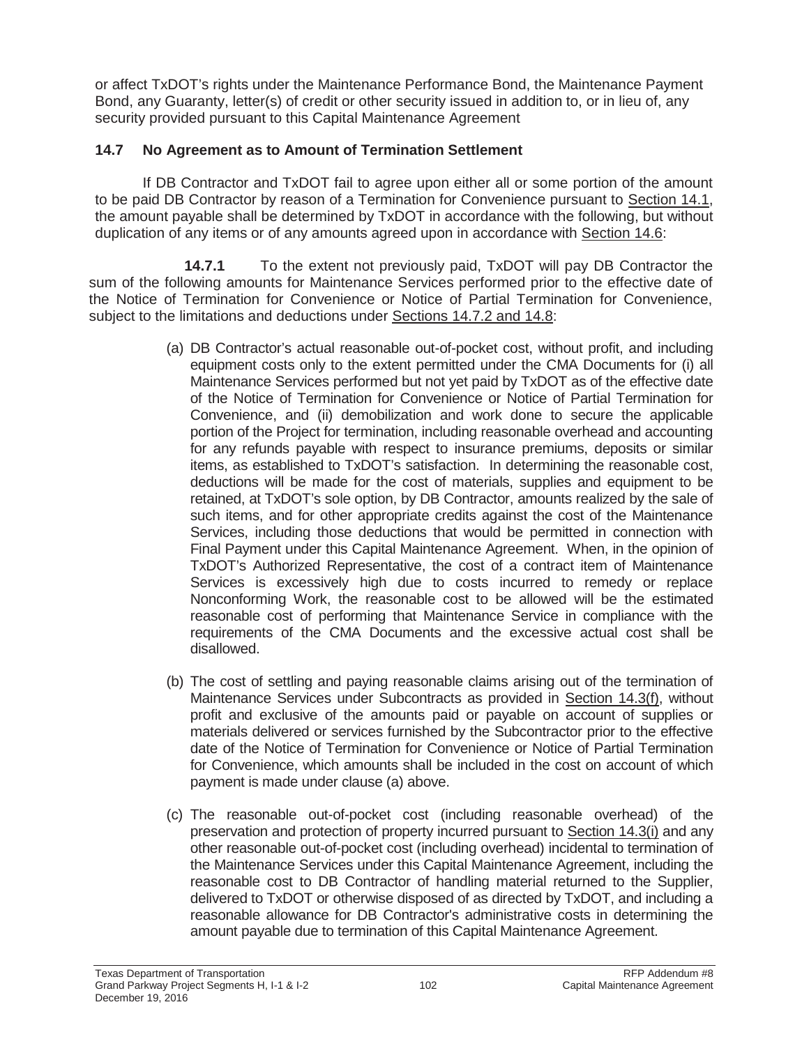or affect TxDOT's rights under the Maintenance Performance Bond, the Maintenance Payment Bond, any Guaranty, letter(s) of credit or other security issued in addition to, or in lieu of, any security provided pursuant to this Capital Maintenance Agreement

## 14.7 No Agreement as to Amount of Termination Settlement

If DB Contractor and TxDOT fail to agree upon either all or some portion of the amount to be paid DB Contractor by reason of a Termination for Convenience pursuant to Section 14.1, the amount payable shall be determined by TxDOT in accordance with the following, but without duplication of any items or of any amounts agreed upon in accordance with Section 14.6:

**14.7.1** To the extent not previously paid, TxDOT will pay DB Contractor the sum of the following amounts for Maintenance Services performed prior to the effective date of the Notice of Termination for Convenience or Notice of Partial Termination for Convenience, subject to the limitations and deductions under Sections 14.7.2 and 14.8:

(a) DB Contractor's actual reasonable out-of-pocket cost, without profit, and including equipment costs only to the extent permitted under the CMA Documents for (i) all Maintenance Services performed but not yet paid by TxDOT as of the effective date of the Notice of Termination for Convenience or Notice of Partial Termination for Convenience, and (ii) demobilization and work done to secure the applicable portion of the Project for termination, including reasonable overhead and accounting for any refunds payable with respect to insurance premiums, deposits or similar items, as established to TxDOT's satisfaction. In determining the reasonable cost, deductions will be made for the cost of materials, supplies and equipment to be retained, at TxDOT's sole option, by DB Contractor, amounts realized by the sale of such items, and for other appropriate credits against the cost of the Maintenance Services, including those deductions that would be permitted in connection with Final Payment under this Capital Maintenance Agreement. When, in the opinion of TxDOT's Authorized Representative, the cost of a contract item of Maintenance Services is excessively high due to costs incurred to remedy or replace Nonconforming Work, the reasonable cost to be allowed will be the estimated reasonable cost of performing that Maintenance Service in compliance with the requirements of the CMA Documents and the excessive actual cost shall be disallowed.

(b) The cost of settling and paying reasonable claims arising out of the termination of Maintenance Services under Subcontracts as provided in Section 14.3(f), without profit and exclusive of the amounts paid or payable on account of supplies or materials delivered or services furnished by the Subcontractor prior to the effective date of the Notice of Termination for Convenience or Notice of Partial Termination for Convenience, which amounts shall be included in the cost on account of which payment is made under clause (a) above.

(c) The reasonable out-of-pocket cost (including reasonable overhead) of the preservation and protection of property incurred pursuant to Section 14.3(i) and any other reasonable out-of-pocket cost (including overhead) incidental to termination of the Maintenance Services under this Capital Maintenance Agreement, including the reasonable cost to DB Contractor of handling material returned to the Supplier, delivered to TxDOT or otherwise disposed of as directed by TxDOT, and including a reasonable allowance for DB Contractor's administrative costs in determining the amount payable due to termination of this Capital Maintenance Agreement.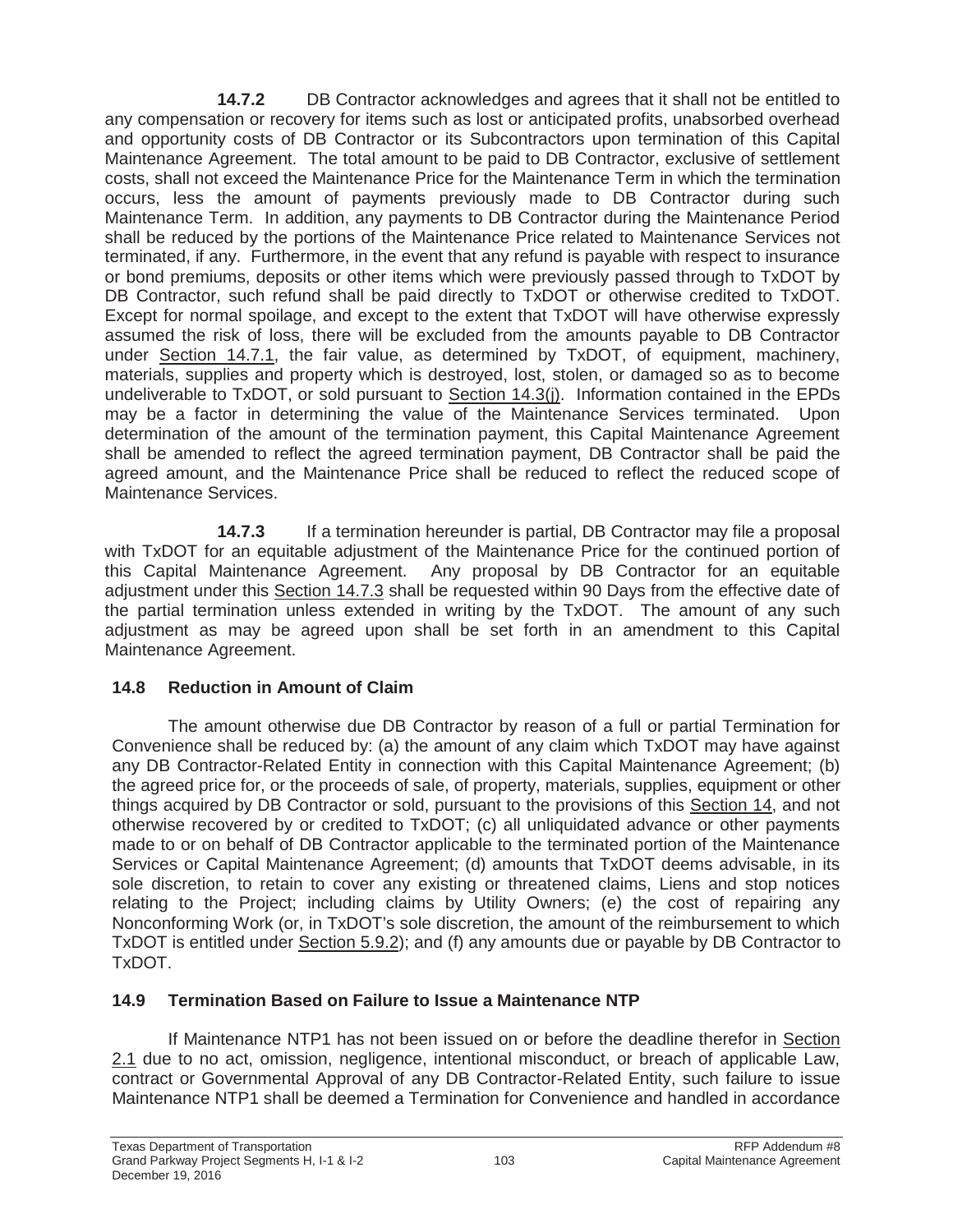**14.7.2** DB Contractor acknowledges and agrees that it shall not be entitled to any compensation or recovery for items such as lost or anticipated profits, unabsorbed overhead and opportunity costs of DB Contractor or its Subcontractors upon termination of this Capital Maintenance Agreement. The total amount to be paid to DB Contractor, exclusive of settlement costs, shall not exceed the Maintenance Price for the Maintenance Term in which the termination occurs, less the amount of payments previously made to DB Contractor during such Maintenance Term. In addition, any payments to DB Contractor during the Maintenance Period shall be reduced by the portions of the Maintenance Price related to Maintenance Services not terminated, if any. Furthermore, in the event that any refund is payable with respect to insurance or bond premiums, deposits or other items which were previously passed through to TxDOT by DB Contractor, such refund shall be paid directly to TxDOT or otherwise credited to TxDOT. Except for normal spoilage, and except to the extent that TxDOT will have otherwise expressly assumed the risk of loss, there will be excluded from the amounts payable to DB Contractor under Section 14.7.1, the fair value, as determined by TxDOT, of equipment, machinery, materials, supplies and property which is destroyed, lost, stolen, or damaged so as to become undeliverable to TxDOT, or sold pursuant to Section 14.3(j). Information contained in the EPDs may be a factor in determining the value of the Maintenance Services terminated. Upon determination of the amount of the termination payment, this Capital Maintenance Agreement shall be amended to reflect the agreed termination payment, DB Contractor shall be paid the agreed amount, and the Maintenance Price shall be reduced to reflect the reduced scope of Maintenance Services.

**14.7.3** If a termination hereunder is partial, DB Contractor may file a proposal with TxDOT for an equitable adjustment of the Maintenance Price for the continued portion of this Capital Maintenance Agreement. Any proposal by DB Contractor for an equitable adjustment under this Section 14.7.3 shall be requested within 90 Days from the effective date of the partial termination unless extended in writing by the TxDOT. The amount of any such adjustment as may be agreed upon shall be set forth in an amendment to this Capital Maintenance Agreement.

## 14.8 Reduction in Amount of Claim

The amount otherwise due DB Contractor by reason of a full or partial Termination for Convenience shall be reduced by: (a) the amount of any claim which TxDOT may have against any DB Contractor-Related Entity in connection with this Capital Maintenance Agreement; (b) the agreed price for, or the proceeds of sale, of property, materials, supplies, equipment or other things acquired by DB Contractor or sold, pursuant to the provisions of this Section 14, and not otherwise recovered by or credited to TxDOT; (c) all unliquidated advance or other payments made to or on behalf of DB Contractor applicable to the terminated portion of the Maintenance Services or Capital Maintenance Agreement; (d) amounts that TxDOT deems advisable, in its sole discretion, to retain to cover any existing or threatened claims, Liens and stop notices relating to the Project; including claims by Utility Owners; (e) the cost of repairing any Nonconforming Work (or, in TxDOT's sole discretion, the amount of the reimbursement to which TxDOT is entitled under Section 5.9.2); and (f) any amounts due or payable by DB Contractor to TxDOT.

## 14.9 Termination Based on Failure to Issue a Maintenance NTP

If Maintenance NTP1 has not been issued on or before the deadline therefor in Section 2.1 due to no act, omission, negligence, intentional misconduct, or breach of applicable Law, contract or Governmental Approval of any DB Contractor-Related Entity, such failure to issue Maintenance NTP1 shall be deemed a Termination for Convenience and handled in accordance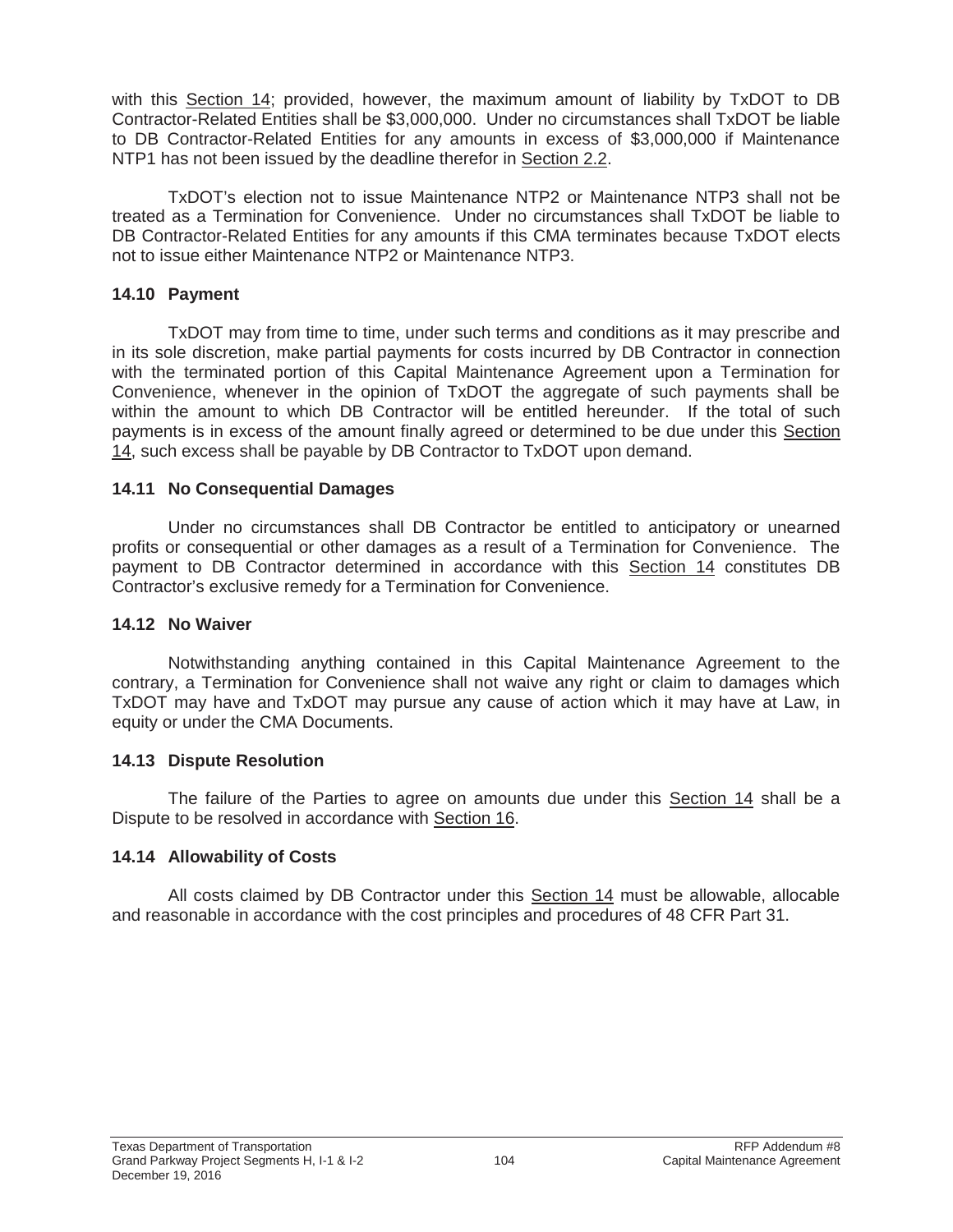with this Section 14; provided, however, the maximum amount of liability by TxDOT to DB Contractor-Related Entities shall be $3,000,000. Under no circumstances shall TxDOT be liable to DB Contractor-Related Entities for any amounts in excess of $3,000,000 if Maintenance NTP1 has not been issued by the deadline therefor in Section 2.2.

TxDOT's election not to issue Maintenance NTP2 or Maintenance NTP3 shall not be treated as a Termination for Convenience. Under no circumstances shall TxDOT be liable to DB Contractor-Related Entities for any amounts if this CMA terminates because TxDOT elects not to issue either Maintenance NTP2 or Maintenance NTP3.

### 14.10 Payment

TxDOT may from time to time, under such terms and conditions as it may prescribe and in its sole discretion, make partial payments for costs incurred by DB Contractor in connection with the terminated portion of this Capital Maintenance Agreement upon a Termination for Convenience, whenever in the opinion of TxDOT the aggregate of such payments shall be within the amount to which DB Contractor will be entitled hereunder. If the total of such payments is in excess of the amount finally agreed or determined to be due under this Section 14, such excess shall be payable by DB Contractor to TxDOT upon demand.

### 14.11 No Consequential Damages

Under no circumstances shall DB Contractor be entitled to anticipatory or unearned profits or consequential or other damages as a result of a Termination for Convenience. The payment to DB Contractor determined in accordance with this Section 14 constitutes DB Contractor's exclusive remedy for a Termination for Convenience.

### 14.12 No Waiver

Notwithstanding anything contained in this Capital Maintenance Agreement to the contrary, a Termination for Convenience shall not waive any right or claim to damages which TxDOT may have and TxDOT may pursue any cause of action which it may have at Law, in equity or under the CMA Documents.

### 14.13 Dispute Resolution

The failure of the Parties to agree on amounts due under this Section 14 shall be a Dispute to be resolved in accordance with Section 16.

### 14.14 Allowability of Costs

All costs claimed by DB Contractor under this Section 14 must be allowable, allocable and reasonable in accordance with the cost principles and procedures of 48 CFR Part 31.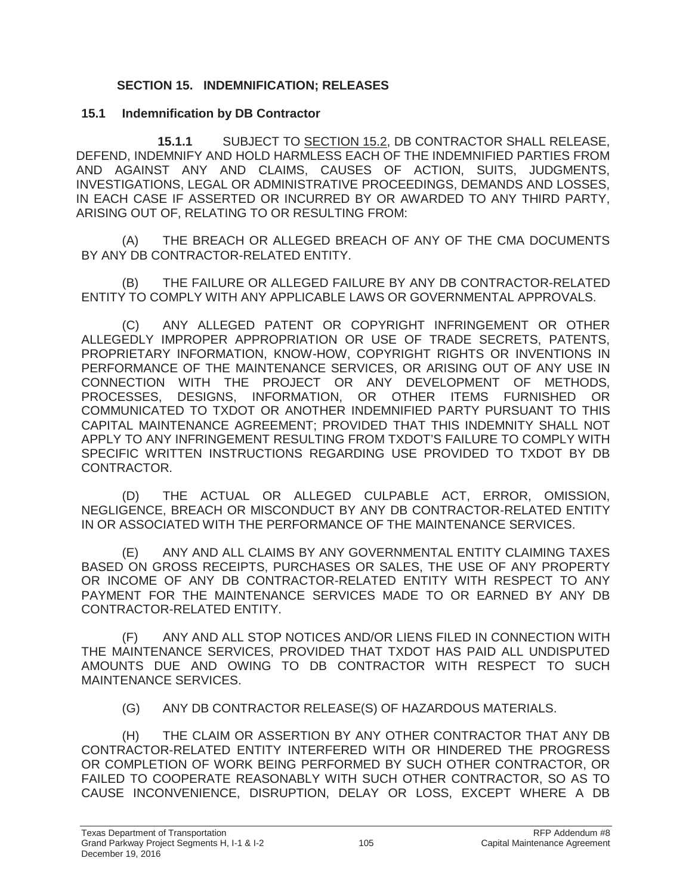## SECTION 15. INDEMNIFICATION; RELEASES

### 15.1 Indemnification by DB Contractor

**15.1.1** SUBJECT TO SECTION 15.2, DB CONTRACTOR SHALL RELEASE, DEFEND, INDEMNIFY AND HOLD HARMLESS EACH OF THE INDEMNIFIED PARTIES FROM AND AGAINST ANY AND CLAIMS, CAUSES OF ACTION, SUITS, JUDGMENTS, INVESTIGATIONS, LEGAL OR ADMINISTRATIVE PROCEEDINGS, DEMANDS AND LOSSES, IN EACH CASE IF ASSERTED OR INCURRED BY OR AWARDED TO ANY THIRD PARTY, ARISING OUT OF, RELATING TO OR RESULTING FROM:

(A) THE BREACH OR ALLEGED BREACH OF ANY OF THE CMA DOCUMENTS BY ANY DB CONTRACTOR-RELATED ENTITY.

(B) THE FAILURE OR ALLEGED FAILURE BY ANY DB CONTRACTOR-RELATED ENTITY TO COMPLY WITH ANY APPLICABLE LAWS OR GOVERNMENTAL APPROVALS.

(C) ANY ALLEGED PATENT OR COPYRIGHT INFRINGEMENT OR OTHER ALLEGEDLY IMPROPER APPROPRIATION OR USE OF TRADE SECRETS, PATENTS, PROPRIETARY INFORMATION, KNOW-HOW, COPYRIGHT RIGHTS OR INVENTIONS IN PERFORMANCE OF THE MAINTENANCE SERVICES, OR ARISING OUT OF ANY USE IN CONNECTION WITH THE PROJECT OR ANY DEVELOPMENT OF METHODS, PROCESSES, DESIGNS, INFORMATION, OR OTHER ITEMS FURNISHED OR COMMUNICATED TO TXDOT OR ANOTHER INDEMNIFIED PARTY PURSUANT TO THIS CAPITAL MAINTENANCE AGREEMENT; PROVIDED THAT THIS INDEMNITY SHALL NOT APPLY TO ANY INFRINGEMENT RESULTING FROM TXDOT'S FAILURE TO COMPLY WITH SPECIFIC WRITTEN INSTRUCTIONS REGARDING USE PROVIDED TO TXDOT BY DB CONTRACTOR.

(D) THE ACTUAL OR ALLEGED CULPABLE ACT, ERROR, OMISSION, NEGLIGENCE, BREACH OR MISCONDUCT BY ANY DB CONTRACTOR-RELATED ENTITY IN OR ASSOCIATED WITH THE PERFORMANCE OF THE MAINTENANCE SERVICES.

(E) ANY AND ALL CLAIMS BY ANY GOVERNMENTAL ENTITY CLAIMING TAXES BASED ON GROSS RECEIPTS, PURCHASES OR SALES, THE USE OF ANY PROPERTY OR INCOME OF ANY DB CONTRACTOR-RELATED ENTITY WITH RESPECT TO ANY PAYMENT FOR THE MAINTENANCE SERVICES MADE TO OR EARNED BY ANY DB CONTRACTOR-RELATED ENTITY.

(F) ANY AND ALL STOP NOTICES AND/OR LIENS FILED IN CONNECTION WITH THE MAINTENANCE SERVICES, PROVIDED THAT TXDOT HAS PAID ALL UNDISPUTED AMOUNTS DUE AND OWING TO DB CONTRACTOR WITH RESPECT TO SUCH MAINTENANCE SERVICES.

(G) ANY DB CONTRACTOR RELEASE(S) OF HAZARDOUS MATERIALS.

(H) THE CLAIM OR ASSERTION BY ANY OTHER CONTRACTOR THAT ANY DB CONTRACTOR-RELATED ENTITY INTERFERED WITH OR HINDERED THE PROGRESS OR COMPLETION OF WORK BEING PERFORMED BY SUCH OTHER CONTRACTOR, OR FAILED TO COOPERATE REASONABLY WITH SUCH OTHER CONTRACTOR, SO AS TO CAUSE INCONVENIENCE, DISRUPTION, DELAY OR LOSS, EXCEPT WHERE A DB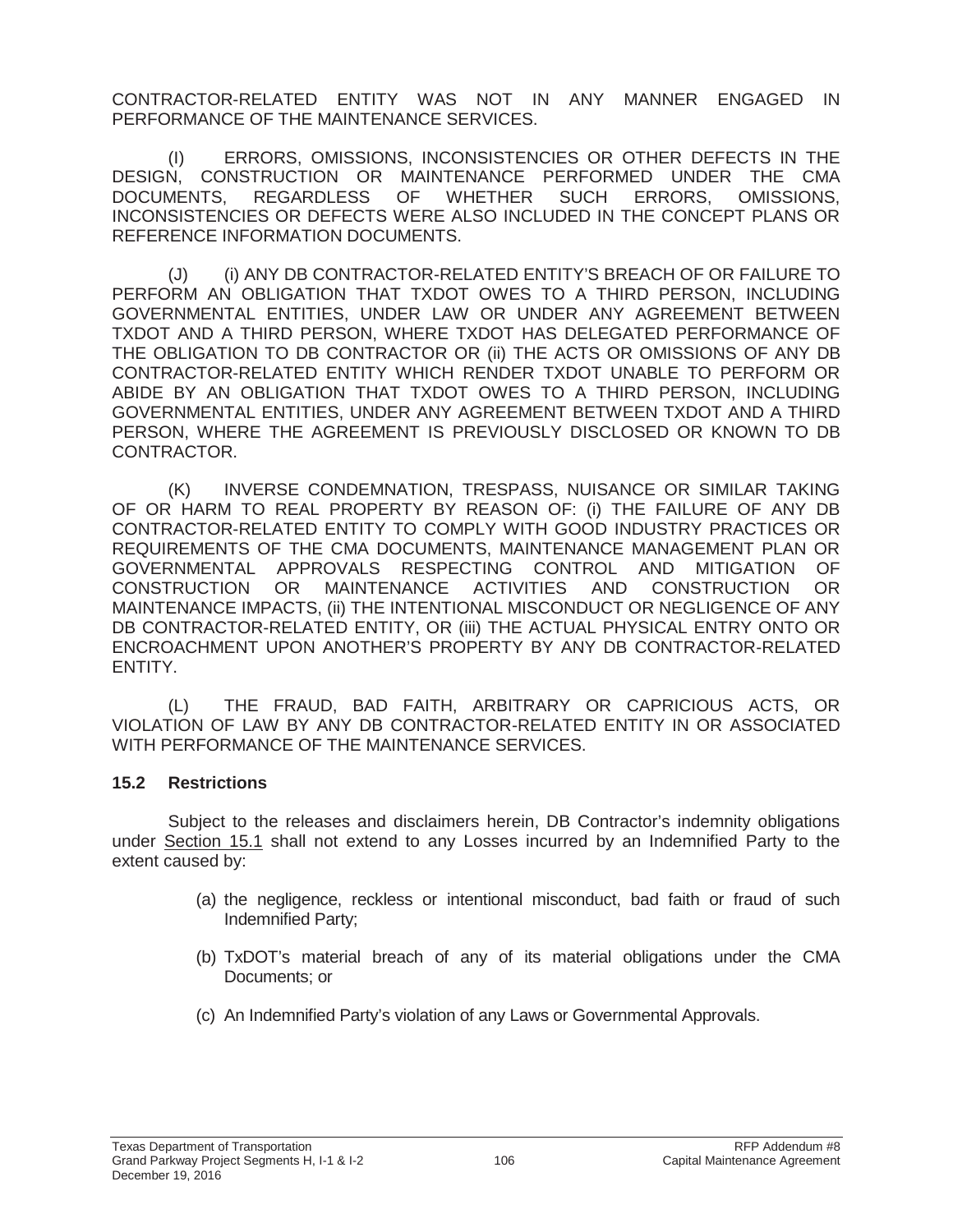CONTRACTOR-RELATED ENTITY WAS NOT IN ANY MANNER ENGAGED IN PERFORMANCE OF THE MAINTENANCE SERVICES.

(I) ERRORS, OMISSIONS, INCONSISTENCIES OR OTHER DEFECTS IN THE DESIGN, CONSTRUCTION OR MAINTENANCE PERFORMED UNDER THE CMA DOCUMENTS, REGARDLESS OF WHETHER SUCH ERRORS, OMISSIONS, INCONSISTENCIES OR DEFECTS WERE ALSO INCLUDED IN THE CONCEPT PLANS OR REFERENCE INFORMATION DOCUMENTS.

(J) (i) ANY DB CONTRACTOR-RELATED ENTITY'S BREACH OF OR FAILURE TO PERFORM AN OBLIGATION THAT TXDOT OWES TO A THIRD PERSON, INCLUDING GOVERNMENTAL ENTITIES, UNDER LAW OR UNDER ANY AGREEMENT BETWEEN TXDOT AND A THIRD PERSON, WHERE TXDOT HAS DELEGATED PERFORMANCE OF THE OBLIGATION TO DB CONTRACTOR OR (ii) THE ACTS OR OMISSIONS OF ANY DB CONTRACTOR-RELATED ENTITY WHICH RENDER TXDOT UNABLE TO PERFORM OR ABIDE BY AN OBLIGATION THAT TXDOT OWES TO A THIRD PERSON, INCLUDING GOVERNMENTAL ENTITIES, UNDER ANY AGREEMENT BETWEEN TXDOT AND A THIRD PERSON, WHERE THE AGREEMENT IS PREVIOUSLY DISCLOSED OR KNOWN TO DB CONTRACTOR.

(K) INVERSE CONDEMNATION, TRESPASS, NUISANCE OR SIMILAR TAKING OF OR HARM TO REAL PROPERTY BY REASON OF: (i) THE FAILURE OF ANY DB CONTRACTOR-RELATED ENTITY TO COMPLY WITH GOOD INDUSTRY PRACTICES OR REQUIREMENTS OF THE CMA DOCUMENTS, MAINTENANCE MANAGEMENT PLAN OR GOVERNMENTAL APPROVALS RESPECTING CONTROL AND MITIGATION OF CONSTRUCTION OR MAINTENANCE ACTIVITIES AND CONSTRUCTION OR MAINTENANCE IMPACTS, (ii) THE INTENTIONAL MISCONDUCT OR NEGLIGENCE OF ANY DB CONTRACTOR-RELATED ENTITY, OR (iii) THE ACTUAL PHYSICAL ENTRY ONTO OR ENCROACHMENT UPON ANOTHER'S PROPERTY BY ANY DB CONTRACTOR-RELATED ENTITY.

(L) THE FRAUD, BAD FAITH, ARBITRARY OR CAPRICIOUS ACTS, OR VIOLATION OF LAW BY ANY DB CONTRACTOR-RELATED ENTITY IN OR ASSOCIATED WITH PERFORMANCE OF THE MAINTENANCE SERVICES.

### 15.2 Restrictions

Subject to the releases and disclaimers herein, DB Contractor's indemnity obligations under Section 15.1 shall not extend to any Losses incurred by an Indemnified Party to the extent caused by:

(a) the negligence, reckless or intentional misconduct, bad faith or fraud of such Indemnified Party;

(b) TxDOT's material breach of any of its material obligations under the CMA Documents; or

(c) An Indemnified Party's violation of any Laws or Governmental Approvals.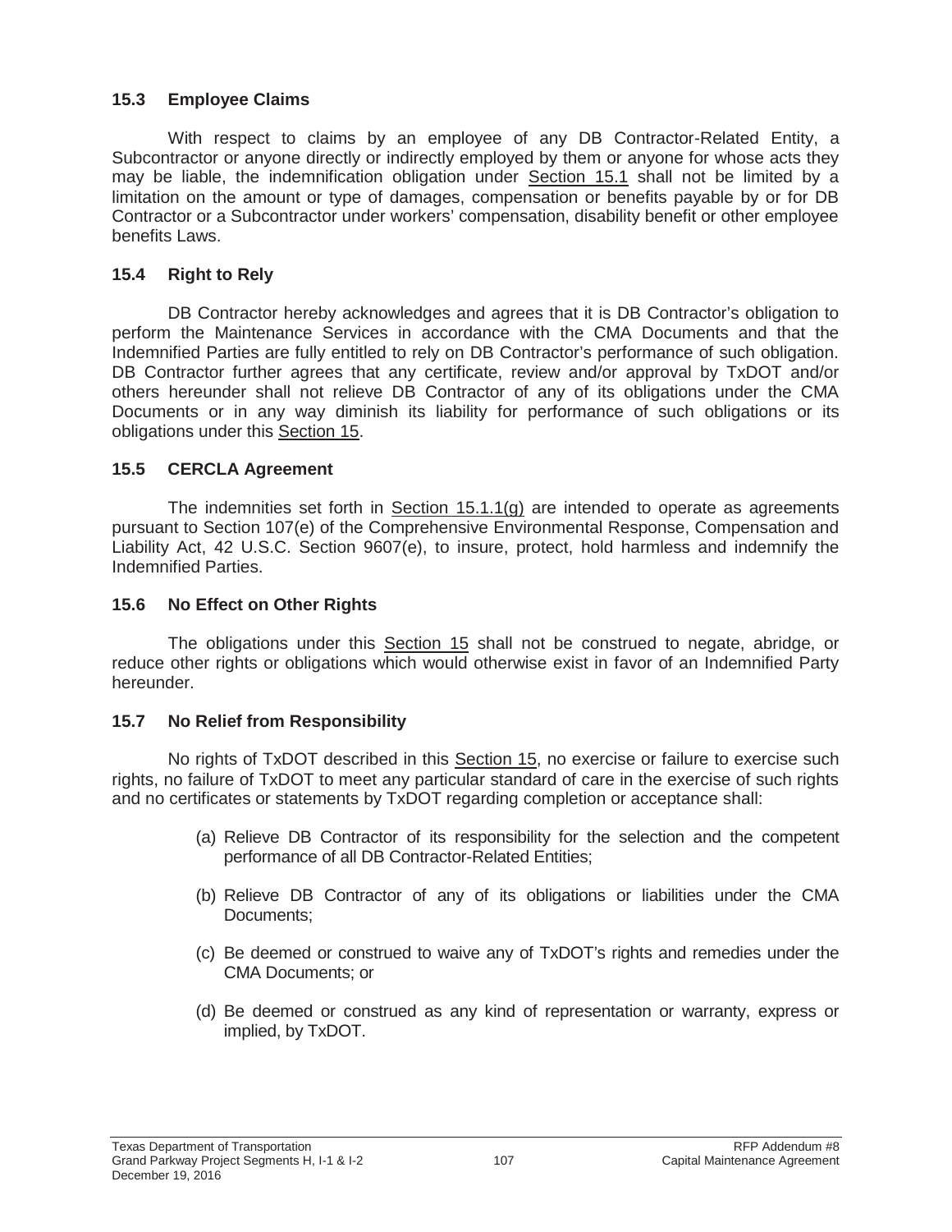### 15.3 Employee Claims

With respect to claims by an employee of any DB Contractor-Related Entity, a Subcontractor or anyone directly or indirectly employed by them or anyone for whose acts they may be liable, the indemnification obligation under Section 15.1 shall not be limited by a limitation on the amount or type of damages, compensation or benefits payable by or for DB Contractor or a Subcontractor under workers' compensation, disability benefit or other employee benefits Laws.

### 15.4 Right to Rely

DB Contractor hereby acknowledges and agrees that it is DB Contractor's obligation to perform the Maintenance Services in accordance with the CMA Documents and that the Indemnified Parties are fully entitled to rely on DB Contractor's performance of such obligation. DB Contractor further agrees that any certificate, review and/or approval by TxDOT and/or others hereunder shall not relieve DB Contractor of any of its obligations under the CMA Documents or in any way diminish its liability for performance of such obligations or its obligations under this Section 15.

### 15.5 CERCLA Agreement

The indemnities set forth in Section 15.1.1(g) are intended to operate as agreements pursuant to Section 107(e) of the Comprehensive Environmental Response, Compensation and Liability Act, 42 U.S.C. Section 9607(e), to insure, protect, hold harmless and indemnify the Indemnified Parties.

### 15.6 No Effect on Other Rights

The obligations under this Section 15 shall not be construed to negate, abridge, or reduce other rights or obligations which would otherwise exist in favor of an Indemnified Party hereunder.

### 15.7 No Relief from Responsibility

No rights of TxDOT described in this Section 15, no exercise or failure to exercise such rights, no failure of TxDOT to meet any particular standard of care in the exercise of such rights and no certificates or statements by TxDOT regarding completion or acceptance shall:

(a) Relieve DB Contractor of its responsibility for the selection and the competent performance of all DB Contractor-Related Entities;

(b) Relieve DB Contractor of any of its obligations or liabilities under the CMA Documents;

(c) Be deemed or construed to waive any of TxDOT's rights and remedies under the CMA Documents; or

(d) Be deemed or construed as any kind of representation or warranty, express or implied, by TxDOT.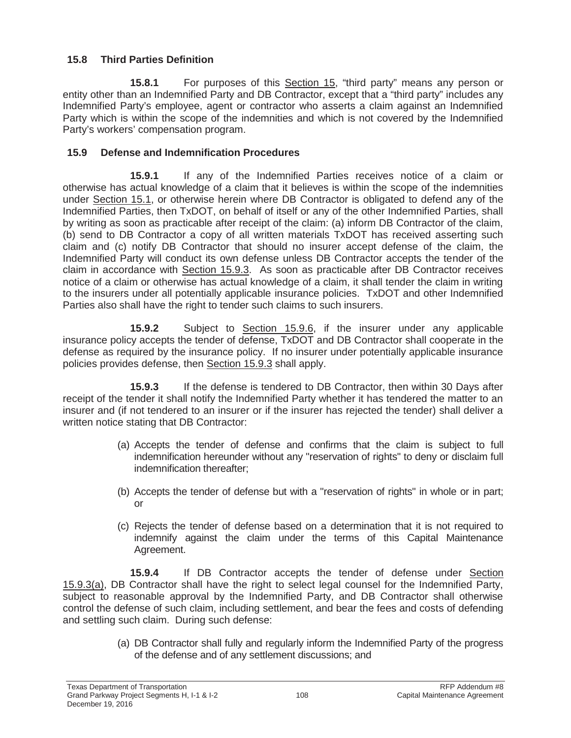### 15.8 Third Parties Definition

**15.8.1** For purposes of this Section 15, "third party" means any person or entity other than an Indemnified Party and DB Contractor, except that a "third party" includes any Indemnified Party's employee, agent or contractor who asserts a claim against an Indemnified Party which is within the scope of the indemnities and which is not covered by the Indemnified Party's workers' compensation program.

### 15.9 Defense and Indemnification Procedures

**15.9.1** If any of the Indemnified Parties receives notice of a claim or otherwise has actual knowledge of a claim that it believes is within the scope of the indemnities under Section 15.1, or otherwise herein where DB Contractor is obligated to defend any of the Indemnified Parties, then TxDOT, on behalf of itself or any of the other Indemnified Parties, shall by writing as soon as practicable after receipt of the claim: (a) inform DB Contractor of the claim, (b) send to DB Contractor a copy of all written materials TxDOT has received asserting such claim and (c) notify DB Contractor that should no insurer accept defense of the claim, the Indemnified Party will conduct its own defense unless DB Contractor accepts the tender of the claim in accordance with Section 15.9.3. As soon as practicable after DB Contractor receives notice of a claim or otherwise has actual knowledge of a claim, it shall tender the claim in writing to the insurers under all potentially applicable insurance policies. TxDOT and other Indemnified Parties also shall have the right to tender such claims to such insurers.

**15.9.2** Subject to Section 15.9.6, if the insurer under any applicable insurance policy accepts the tender of defense, TxDOT and DB Contractor shall cooperate in the defense as required by the insurance policy. If no insurer under potentially applicable insurance policies provides defense, then Section 15.9.3 shall apply.

**15.9.3** If the defense is tendered to DB Contractor, then within 30 Days after receipt of the tender it shall notify the Indemnified Party whether it has tendered the matter to an insurer and (if not tendered to an insurer or if the insurer has rejected the tender) shall deliver a written notice stating that DB Contractor:

(a) Accepts the tender of defense and confirms that the claim is subject to full indemnification hereunder without any "reservation of rights" to deny or disclaim full indemnification thereafter;

(b) Accepts the tender of defense but with a "reservation of rights" in whole or in part; or

(c) Rejects the tender of defense based on a determination that it is not required to indemnify against the claim under the terms of this Capital Maintenance Agreement.

**15.9.4** If DB Contractor accepts the tender of defense under Section 15.9.3(a), DB Contractor shall have the right to select legal counsel for the Indemnified Party, subject to reasonable approval by the Indemnified Party, and DB Contractor shall otherwise control the defense of such claim, including settlement, and bear the fees and costs of defending and settling such claim. During such defense:

(a) DB Contractor shall fully and regularly inform the Indemnified Party of the progress of the defense and of any settlement discussions; and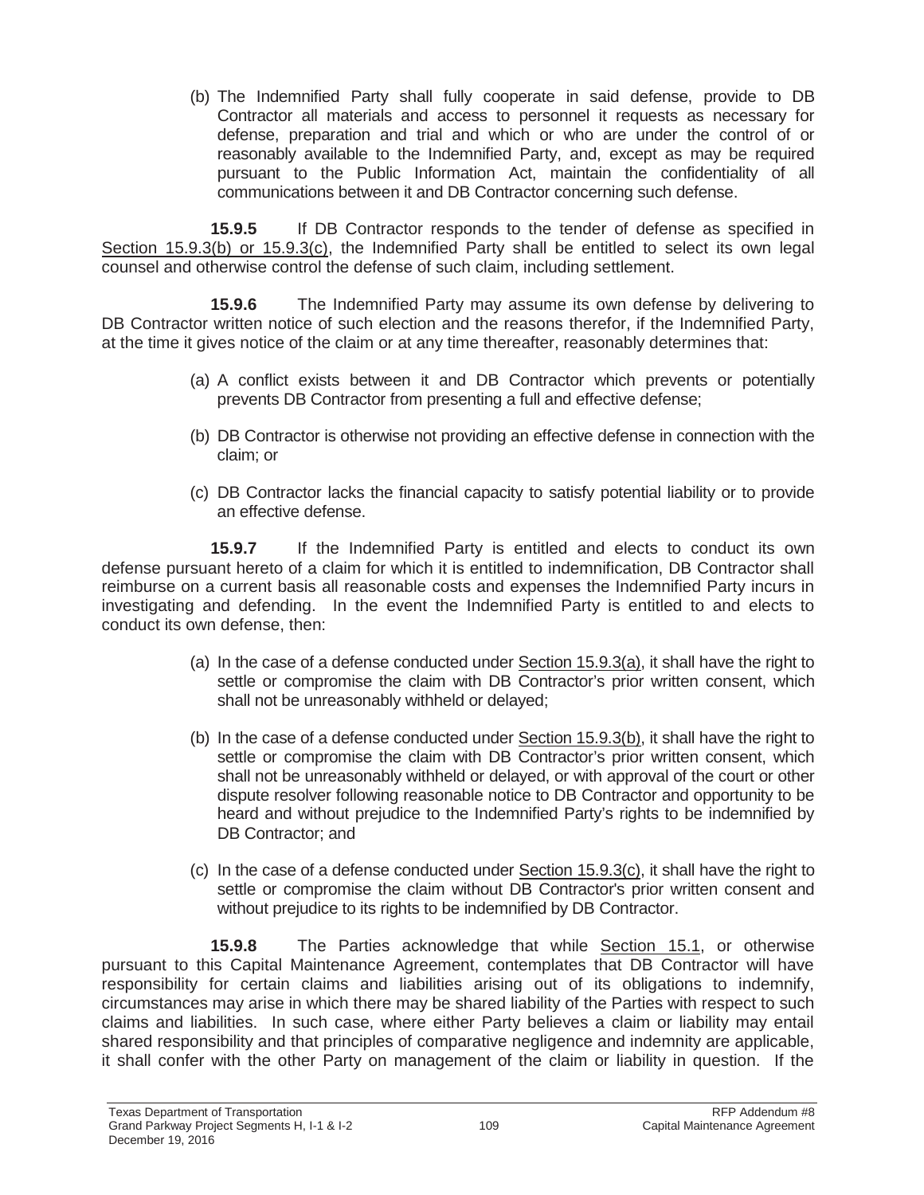(b) The Indemnified Party shall fully cooperate in said defense, provide to DB Contractor all materials and access to personnel it requests as necessary for defense, preparation and trial and which or who are under the control of or reasonably available to the Indemnified Party, and, except as may be required pursuant to the Public Information Act, maintain the confidentiality of all communications between it and DB Contractor concerning such defense.

**15.9.5** If DB Contractor responds to the tender of defense as specified in Section 15.9.3(b) or 15.9.3(c), the Indemnified Party shall be entitled to select its own legal counsel and otherwise control the defense of such claim, including settlement.

**15.9.6** The Indemnified Party may assume its own defense by delivering to DB Contractor written notice of such election and the reasons therefor, if the Indemnified Party, at the time it gives notice of the claim or at any time thereafter, reasonably determines that:

(a) A conflict exists between it and DB Contractor which prevents or potentially prevents DB Contractor from presenting a full and effective defense;

(b) DB Contractor is otherwise not providing an effective defense in connection with the claim; or

(c) DB Contractor lacks the financial capacity to satisfy potential liability or to provide an effective defense.

**15.9.7** If the Indemnified Party is entitled and elects to conduct its own defense pursuant hereto of a claim for which it is entitled to indemnification, DB Contractor shall reimburse on a current basis all reasonable costs and expenses the Indemnified Party incurs in investigating and defending. In the event the Indemnified Party is entitled to and elects to conduct its own defense, then:

(a) In the case of a defense conducted under Section 15.9.3(a), it shall have the right to settle or compromise the claim with DB Contractor's prior written consent, which shall not be unreasonably withheld or delayed;

(b) In the case of a defense conducted under Section 15.9.3(b), it shall have the right to settle or compromise the claim with DB Contractor's prior written consent, which shall not be unreasonably withheld or delayed, or with approval of the court or other dispute resolver following reasonable notice to DB Contractor and opportunity to be heard and without prejudice to the Indemnified Party's rights to be indemnified by DB Contractor; and

(c) In the case of a defense conducted under Section 15.9.3(c), it shall have the right to settle or compromise the claim without DB Contractor's prior written consent and without prejudice to its rights to be indemnified by DB Contractor.

**15.9.8** The Parties acknowledge that while Section 15.1, or otherwise pursuant to this Capital Maintenance Agreement, contemplates that DB Contractor will have responsibility for certain claims and liabilities arising out of its obligations to indemnify, circumstances may arise in which there may be shared liability of the Parties with respect to such claims and liabilities. In such case, where either Party believes a claim or liability may entail shared responsibility and that principles of comparative negligence and indemnity are applicable, it shall confer with the other Party on management of the claim or liability in question. If the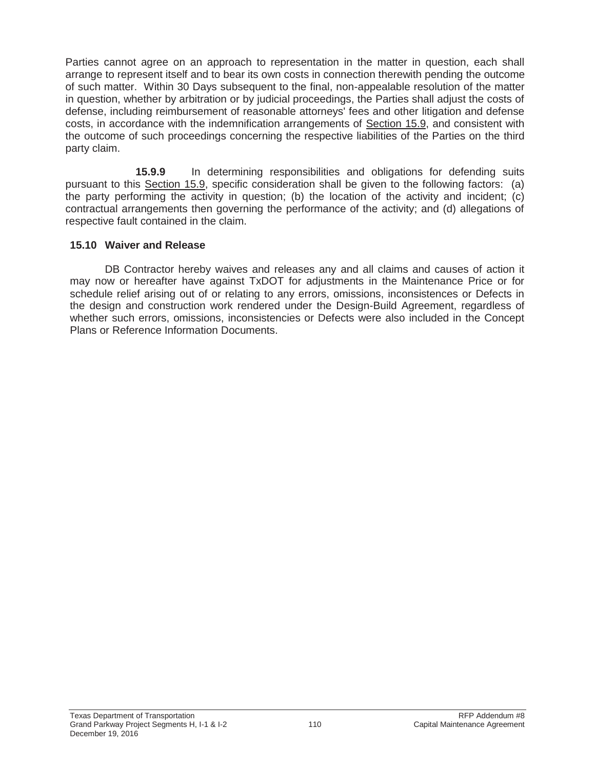Parties cannot agree on an approach to representation in the matter in question, each shall arrange to represent itself and to bear its own costs in connection therewith pending the outcome of such matter. Within 30 Days subsequent to the final, non-appealable resolution of the matter in question, whether by arbitration or by judicial proceedings, the Parties shall adjust the costs of defense, including reimbursement of reasonable attorneys' fees and other litigation and defense costs, in accordance with the indemnification arrangements of Section 15.9, and consistent with the outcome of such proceedings concerning the respective liabilities of the Parties on the third party claim.

**15.9.9** In determining responsibilities and obligations for defending suits pursuant to this Section 15.9, specific consideration shall be given to the following factors: (a) the party performing the activity in question; (b) the location of the activity and incident; (c) contractual arrangements then governing the performance of the activity; and (d) allegations of respective fault contained in the claim.

### 15.10 Waiver and Release

DB Contractor hereby waives and releases any and all claims and causes of action it may now or hereafter have against TxDOT for adjustments in the Maintenance Price or for schedule relief arising out of or relating to any errors, omissions, inconsistences or Defects in the design and construction work rendered under the Design-Build Agreement, regardless of whether such errors, omissions, inconsistencies or Defects were also included in the Concept Plans or Reference Information Documents.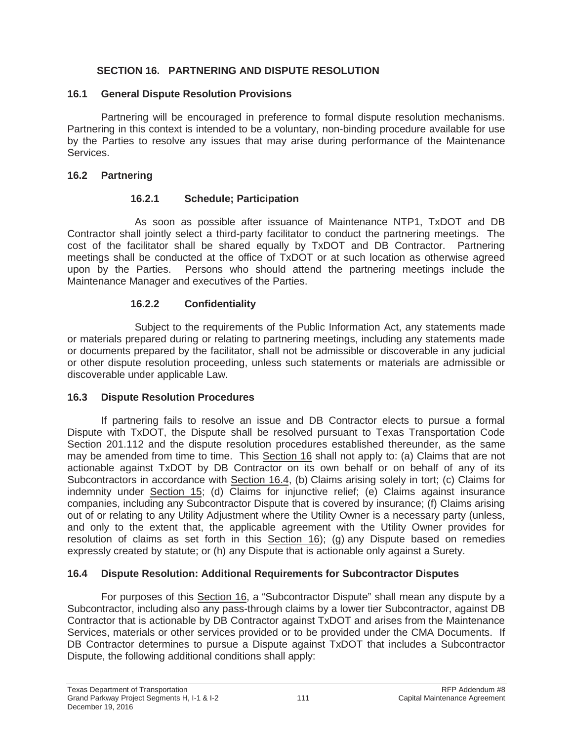# SECTION 16. PARTNERING AND DISPUTE RESOLUTION

## 16.1 General Dispute Resolution Provisions

Partnering will be encouraged in preference to formal dispute resolution mechanisms. Partnering in this context is intended to be a voluntary, non-binding procedure available for use by the Parties to resolve any issues that may arise during performance of the Maintenance Services.

## 16.2 Partnering

### 16.2.1 Schedule; Participation

As soon as possible after issuance of Maintenance NTP1, TxDOT and DB Contractor shall jointly select a third-party facilitator to conduct the partnering meetings. The cost of the facilitator shall be shared equally by TxDOT and DB Contractor. Partnering meetings shall be conducted at the office of TxDOT or at such location as otherwise agreed upon by the Parties. Persons who should attend the partnering meetings include the Maintenance Manager and executives of the Parties.

### 16.2.2 Confidentiality

Subject to the requirements of the Public Information Act, any statements made or materials prepared during or relating to partnering meetings, including any statements made or documents prepared by the facilitator, shall not be admissible or discoverable in any judicial or other dispute resolution proceeding, unless such statements or materials are admissible or discoverable under applicable Law.

## 16.3 Dispute Resolution Procedures

If partnering fails to resolve an issue and DB Contractor elects to pursue a formal Dispute with TxDOT, the Dispute shall be resolved pursuant to Texas Transportation Code Section 201.112 and the dispute resolution procedures established thereunder, as the same may be amended from time to time. This Section 16 shall not apply to: (a) Claims that are not actionable against TxDOT by DB Contractor on its own behalf or on behalf of any of its Subcontractors in accordance with Section 16.4, (b) Claims arising solely in tort; (c) Claims for indemnity under Section 15; (d) Claims for injunctive relief; (e) Claims against insurance companies, including any Subcontractor Dispute that is covered by insurance; (f) Claims arising out of or relating to any Utility Adjustment where the Utility Owner is a necessary party (unless, and only to the extent that, the applicable agreement with the Utility Owner provides for resolution of claims as set forth in this Section 16); (g) any Dispute based on remedies expressly created by statute; or (h) any Dispute that is actionable only against a Surety.

## 16.4 Dispute Resolution: Additional Requirements for Subcontractor Disputes

For purposes of this Section 16, a "Subcontractor Dispute" shall mean any dispute by a Subcontractor, including also any pass-through claims by a lower tier Subcontractor, against DB Contractor that is actionable by DB Contractor against TxDOT and arises from the Maintenance Services, materials or other services provided or to be provided under the CMA Documents. If DB Contractor determines to pursue a Dispute against TxDOT that includes a Subcontractor Dispute, the following additional conditions shall apply: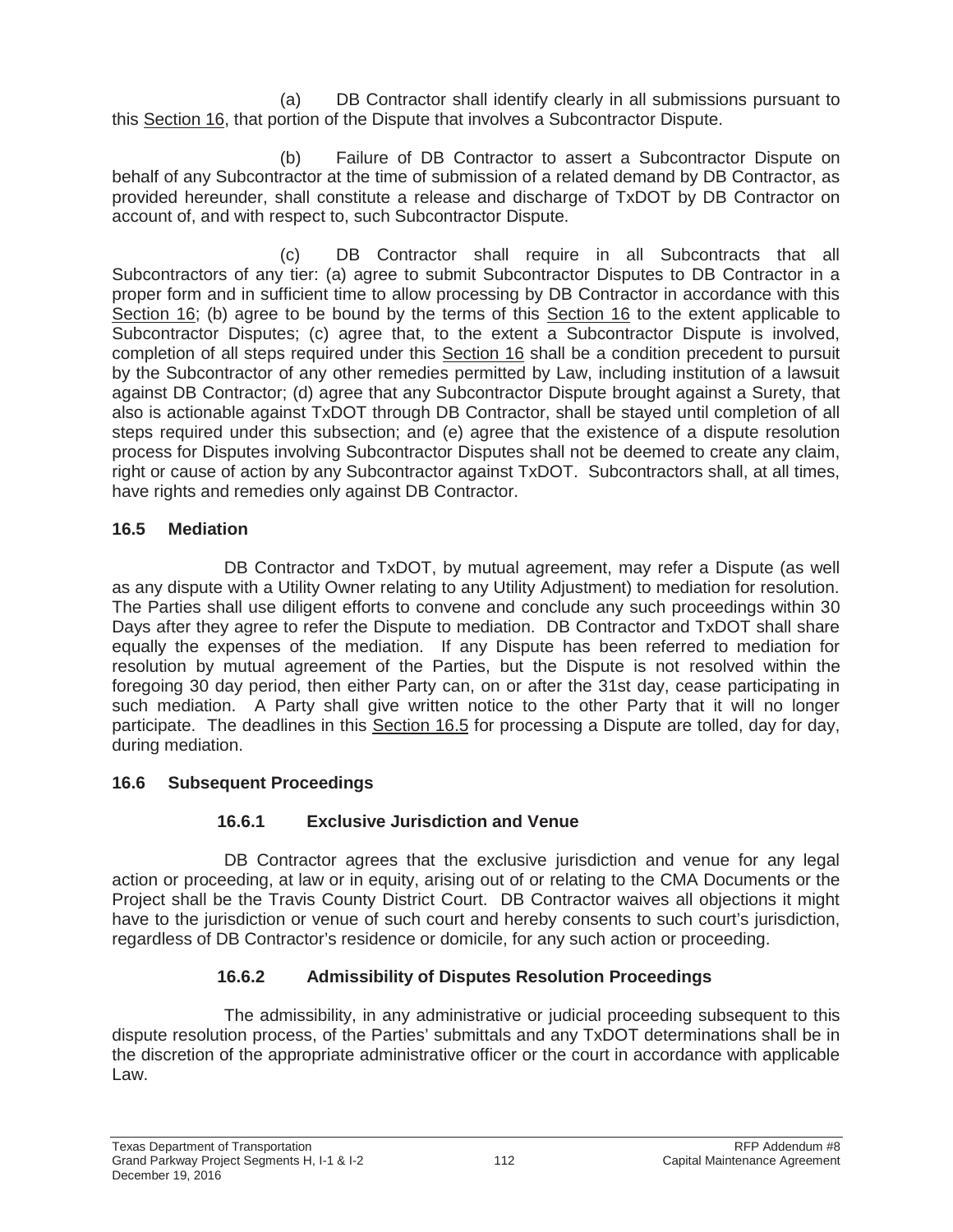(a) DB Contractor shall identify clearly in all submissions pursuant to this Section 16, that portion of the Dispute that involves a Subcontractor Dispute.

(b) Failure of DB Contractor to assert a Subcontractor Dispute on behalf of any Subcontractor at the time of submission of a related demand by DB Contractor, as provided hereunder, shall constitute a release and discharge of TxDOT by DB Contractor on account of, and with respect to, such Subcontractor Dispute.

(c) DB Contractor shall require in all Subcontracts that all Subcontractors of any tier: (a) agree to submit Subcontractor Disputes to DB Contractor in a proper form and in sufficient time to allow processing by DB Contractor in accordance with this Section 16; (b) agree to be bound by the terms of this Section 16 to the extent applicable to Subcontractor Disputes; (c) agree that, to the extent a Subcontractor Dispute is involved, completion of all steps required under this Section 16 shall be a condition precedent to pursuit by the Subcontractor of any other remedies permitted by Law, including institution of a lawsuit against DB Contractor; (d) agree that any Subcontractor Dispute brought against a Surety, that also is actionable against TxDOT through DB Contractor, shall be stayed until completion of all steps required under this subsection; and (e) agree that the existence of a dispute resolution process for Disputes involving Subcontractor Disputes shall not be deemed to create any claim, right or cause of action by any Subcontractor against TxDOT. Subcontractors shall, at all times, have rights and remedies only against DB Contractor.

### 16.5 Mediation

DB Contractor and TxDOT, by mutual agreement, may refer a Dispute (as well as any dispute with a Utility Owner relating to any Utility Adjustment) to mediation for resolution. The Parties shall use diligent efforts to convene and conclude any such proceedings within 30 Days after they agree to refer the Dispute to mediation. DB Contractor and TxDOT shall share equally the expenses of the mediation. If any Dispute has been referred to mediation for resolution by mutual agreement of the Parties, but the Dispute is not resolved within the foregoing 30 day period, then either Party can, on or after the 31st day, cease participating in such mediation. A Party shall give written notice to the other Party that it will no longer participate. The deadlines in this Section 16.5 for processing a Dispute are tolled, day for day, during mediation.

### 16.6 Subsequent Proceedings

#### 16.6.1 Exclusive Jurisdiction and Venue

DB Contractor agrees that the exclusive jurisdiction and venue for any legal action or proceeding, at law or in equity, arising out of or relating to the CMA Documents or the Project shall be the Travis County District Court. DB Contractor waives all objections it might have to the jurisdiction or venue of such court and hereby consents to such court's jurisdiction, regardless of DB Contractor's residence or domicile, for any such action or proceeding.

#### 16.6.2 Admissibility of Disputes Resolution Proceedings

The admissibility, in any administrative or judicial proceeding subsequent to this dispute resolution process, of the Parties' submittals and any TxDOT determinations shall be in the discretion of the appropriate administrative officer or the court in accordance with applicable Law.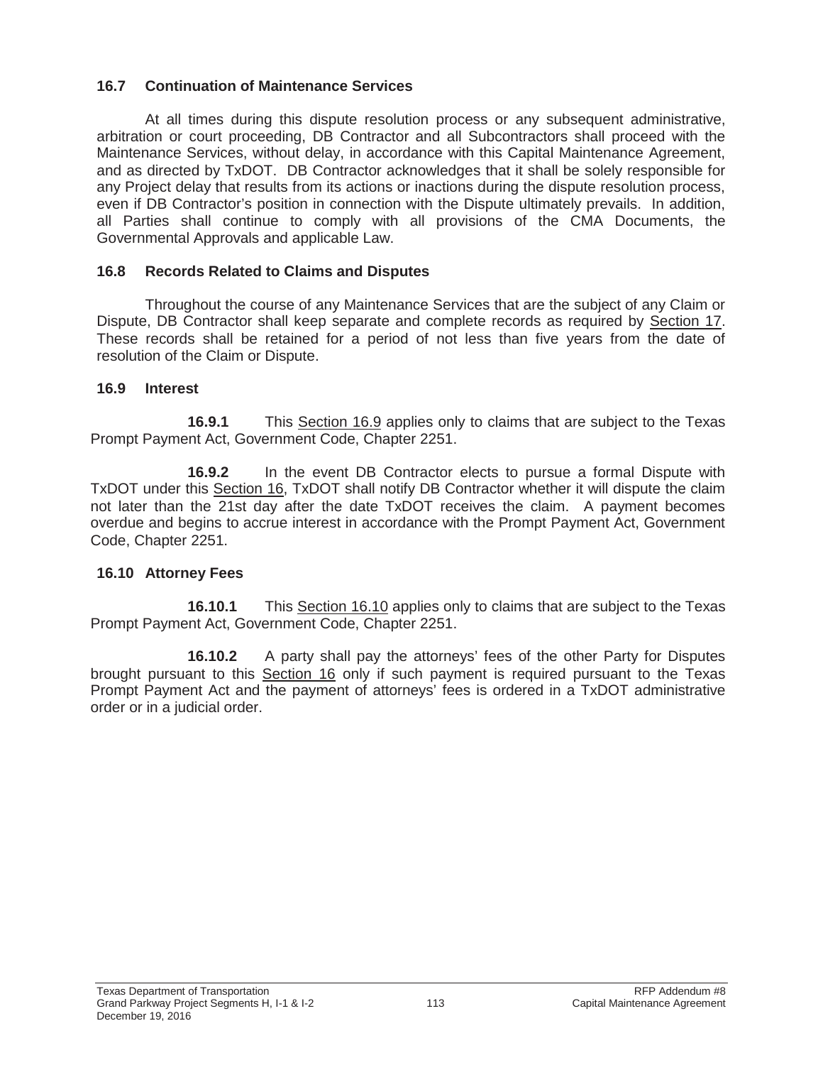### 16.7 Continuation of Maintenance Services

At all times during this dispute resolution process or any subsequent administrative, arbitration or court proceeding, DB Contractor and all Subcontractors shall proceed with the Maintenance Services, without delay, in accordance with this Capital Maintenance Agreement, and as directed by TxDOT. DB Contractor acknowledges that it shall be solely responsible for any Project delay that results from its actions or inactions during the dispute resolution process, even if DB Contractor's position in connection with the Dispute ultimately prevails. In addition, all Parties shall continue to comply with all provisions of the CMA Documents, the Governmental Approvals and applicable Law.

### 16.8 Records Related to Claims and Disputes

Throughout the course of any Maintenance Services that are the subject of any Claim or Dispute, DB Contractor shall keep separate and complete records as required by Section 17. These records shall be retained for a period of not less than five years from the date of resolution of the Claim or Dispute.

### 16.9 Interest

**16.9.1** This Section 16.9 applies only to claims that are subject to the Texas Prompt Payment Act, Government Code, Chapter 2251.

**16.9.2** In the event DB Contractor elects to pursue a formal Dispute with TxDOT under this Section 16, TxDOT shall notify DB Contractor whether it will dispute the claim not later than the 21st day after the date TxDOT receives the claim. A payment becomes overdue and begins to accrue interest in accordance with the Prompt Payment Act, Government Code, Chapter 2251.

### 16.10 Attorney Fees

**16.10.1** This Section 16.10 applies only to claims that are subject to the Texas Prompt Payment Act, Government Code, Chapter 2251.

**16.10.2** A party shall pay the attorneys' fees of the other Party for Disputes brought pursuant to this Section 16 only if such payment is required pursuant to the Texas Prompt Payment Act and the payment of attorneys' fees is ordered in a TxDOT administrative order or in a judicial order.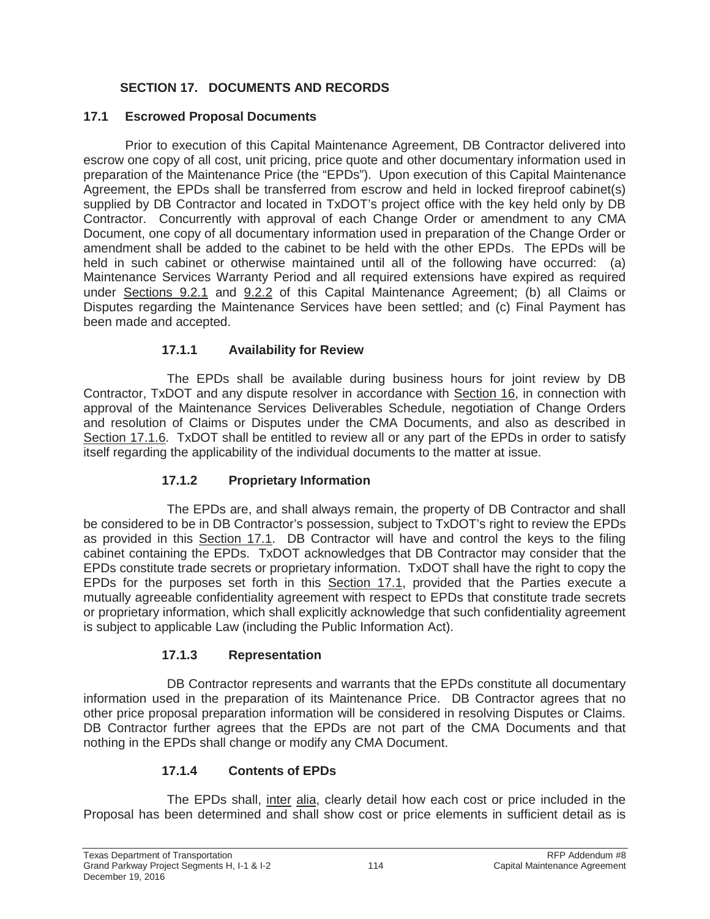## SECTION 17. DOCUMENTS AND RECORDS

### 17.1 Escrowed Proposal Documents

Prior to execution of this Capital Maintenance Agreement, DB Contractor delivered into escrow one copy of all cost, unit pricing, price quote and other documentary information used in preparation of the Maintenance Price (the "EPDs"). Upon execution of this Capital Maintenance Agreement, the EPDs shall be transferred from escrow and held in locked fireproof cabinet(s) supplied by DB Contractor and located in TxDOT's project office with the key held only by DB Contractor. Concurrently with approval of each Change Order or amendment to any CMA Document, one copy of all documentary information used in preparation of the Change Order or amendment shall be added to the cabinet to be held with the other EPDs. The EPDs will be held in such cabinet or otherwise maintained until all of the following have occurred: (a) Maintenance Services Warranty Period and all required extensions have expired as required under Sections 9.2.1 and 9.2.2 of this Capital Maintenance Agreement; (b) all Claims or Disputes regarding the Maintenance Services have been settled; and (c) Final Payment has been made and accepted.

#### 17.1.1 Availability for Review

The EPDs shall be available during business hours for joint review by DB Contractor, TxDOT and any dispute resolver in accordance with Section 16, in connection with approval of the Maintenance Services Deliverables Schedule, negotiation of Change Orders and resolution of Claims or Disputes under the CMA Documents, and also as described in Section 17.1.6. TxDOT shall be entitled to review all or any part of the EPDs in order to satisfy itself regarding the applicability of the individual documents to the matter at issue.

#### 17.1.2 Proprietary Information

The EPDs are, and shall always remain, the property of DB Contractor and shall be considered to be in DB Contractor's possession, subject to TxDOT's right to review the EPDs as provided in this Section 17.1. DB Contractor will have and control the keys to the filing cabinet containing the EPDs. TxDOT acknowledges that DB Contractor may consider that the EPDs constitute trade secrets or proprietary information. TxDOT shall have the right to copy the EPDs for the purposes set forth in this Section 17.1, provided that the Parties execute a mutually agreeable confidentiality agreement with respect to EPDs that constitute trade secrets or proprietary information, which shall explicitly acknowledge that such confidentiality agreement is subject to applicable Law (including the Public Information Act).

#### 17.1.3 Representation

DB Contractor represents and warrants that the EPDs constitute all documentary information used in the preparation of its Maintenance Price. DB Contractor agrees that no other price proposal preparation information will be considered in resolving Disputes or Claims. DB Contractor further agrees that the EPDs are not part of the CMA Documents and that nothing in the EPDs shall change or modify any CMA Document.

#### 17.1.4 Contents of EPDs

The EPDs shall, inter alia, clearly detail how each cost or price included in the Proposal has been determined and shall show cost or price elements in sufficient detail as is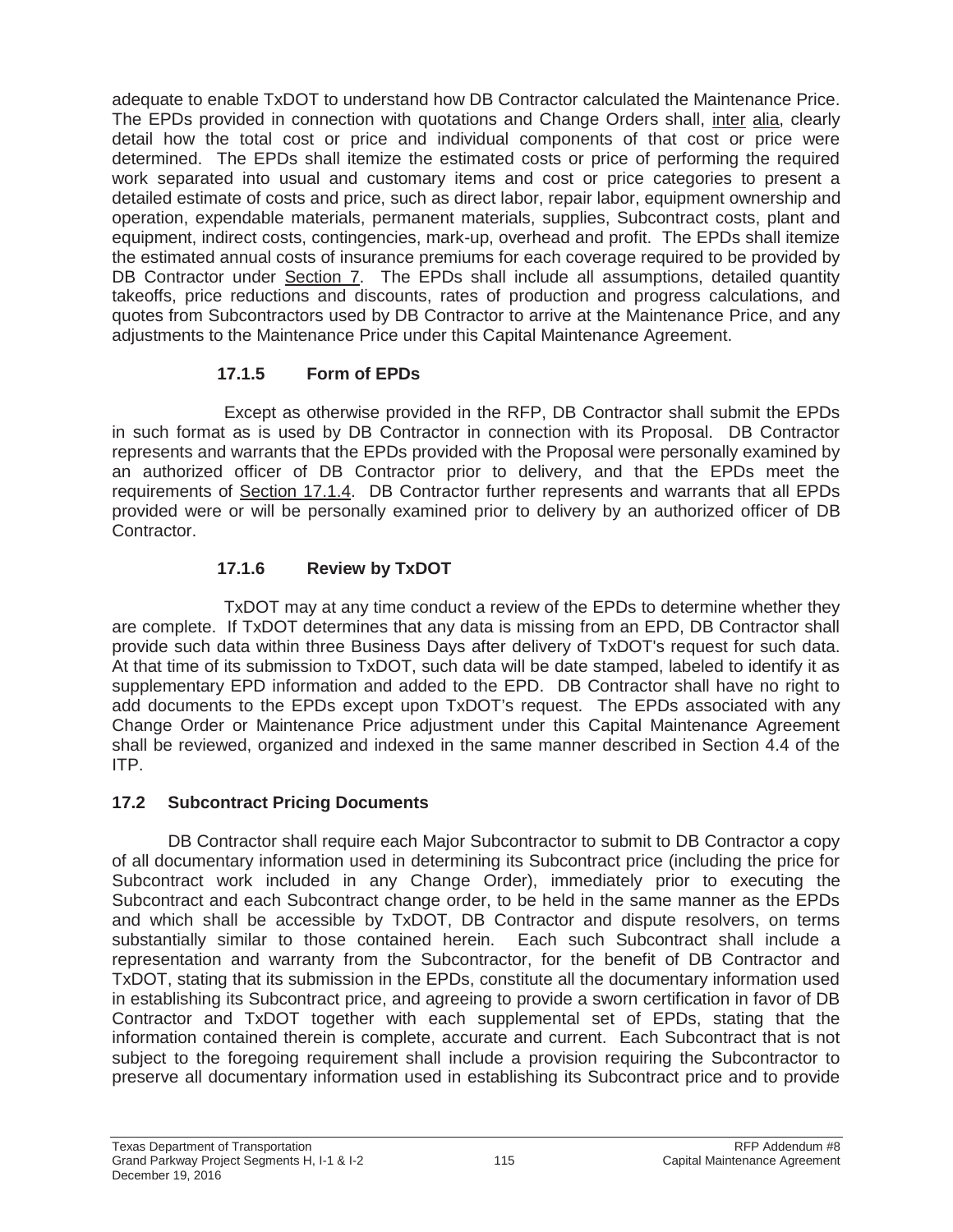adequate to enable TxDOT to understand how DB Contractor calculated the Maintenance Price. The EPDs provided in connection with quotations and Change Orders shall, inter alia, clearly detail how the total cost or price and individual components of that cost or price were determined. The EPDs shall itemize the estimated costs or price of performing the required work separated into usual and customary items and cost or price categories to present a detailed estimate of costs and price, such as direct labor, repair labor, equipment ownership and operation, expendable materials, permanent materials, supplies, Subcontract costs, plant and equipment, indirect costs, contingencies, mark-up, overhead and profit. The EPDs shall itemize the estimated annual costs of insurance premiums for each coverage required to be provided by DB Contractor under Section 7. The EPDs shall include all assumptions, detailed quantity takeoffs, price reductions and discounts, rates of production and progress calculations, and quotes from Subcontractors used by DB Contractor to arrive at the Maintenance Price, and any adjustments to the Maintenance Price under this Capital Maintenance Agreement.

#### 17.1.5 Form of EPDs

Except as otherwise provided in the RFP, DB Contractor shall submit the EPDs in such format as is used by DB Contractor in connection with its Proposal. DB Contractor represents and warrants that the EPDs provided with the Proposal were personally examined by an authorized officer of DB Contractor prior to delivery, and that the EPDs meet the requirements of Section 17.1.4. DB Contractor further represents and warrants that all EPDs provided were or will be personally examined prior to delivery by an authorized officer of DB Contractor.

#### 17.1.6 Review by TxDOT

TxDOT may at any time conduct a review of the EPDs to determine whether they are complete. If TxDOT determines that any data is missing from an EPD, DB Contractor shall provide such data within three Business Days after delivery of TxDOT's request for such data. At that time of its submission to TxDOT, such data will be date stamped, labeled to identify it as supplementary EPD information and added to the EPD. DB Contractor shall have no right to add documents to the EPDs except upon TxDOT's request. The EPDs associated with any Change Order or Maintenance Price adjustment under this Capital Maintenance Agreement shall be reviewed, organized and indexed in the same manner described in Section 4.4 of the ITP.

### 17.2 Subcontract Pricing Documents

DB Contractor shall require each Major Subcontractor to submit to DB Contractor a copy of all documentary information used in determining its Subcontract price (including the price for Subcontract work included in any Change Order), immediately prior to executing the Subcontract and each Subcontract change order, to be held in the same manner as the EPDs and which shall be accessible by TxDOT, DB Contractor and dispute resolvers, on terms substantially similar to those contained herein. Each such Subcontract shall include a representation and warranty from the Subcontractor, for the benefit of DB Contractor and TxDOT, stating that its submission in the EPDs, constitute all the documentary information used in establishing its Subcontract price, and agreeing to provide a sworn certification in favor of DB Contractor and TxDOT together with each supplemental set of EPDs, stating that the information contained therein is complete, accurate and current. Each Subcontract that is not subject to the foregoing requirement shall include a provision requiring the Subcontractor to preserve all documentary information used in establishing its Subcontract price and to provide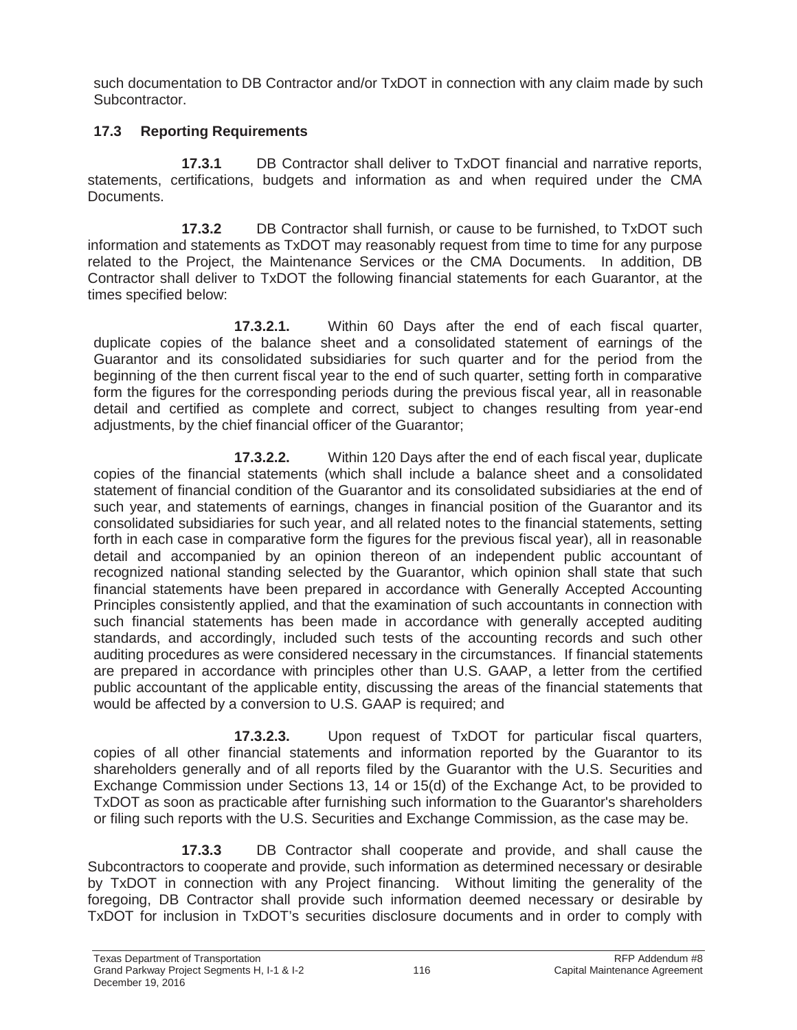such documentation to DB Contractor and/or TxDOT in connection with any claim made by such Subcontractor.

## 17.3 Reporting Requirements

**17.3.1** DB Contractor shall deliver to TxDOT financial and narrative reports, statements, certifications, budgets and information as and when required under the CMA Documents.

**17.3.2** DB Contractor shall furnish, or cause to be furnished, to TxDOT such information and statements as TxDOT may reasonably request from time to time for any purpose related to the Project, the Maintenance Services or the CMA Documents. In addition, DB Contractor shall deliver to TxDOT the following financial statements for each Guarantor, at the times specified below:

**17.3.2.1.** Within 60 Days after the end of each fiscal quarter, duplicate copies of the balance sheet and a consolidated statement of earnings of the Guarantor and its consolidated subsidiaries for such quarter and for the period from the beginning of the then current fiscal year to the end of such quarter, setting forth in comparative form the figures for the corresponding periods during the previous fiscal year, all in reasonable detail and certified as complete and correct, subject to changes resulting from year-end adjustments, by the chief financial officer of the Guarantor;

**17.3.2.2.** Within 120 Days after the end of each fiscal year, duplicate copies of the financial statements (which shall include a balance sheet and a consolidated statement of financial condition of the Guarantor and its consolidated subsidiaries at the end of such year, and statements of earnings, changes in financial position of the Guarantor and its consolidated subsidiaries for such year, and all related notes to the financial statements, setting forth in each case in comparative form the figures for the previous fiscal year), all in reasonable detail and accompanied by an opinion thereon of an independent public accountant of recognized national standing selected by the Guarantor, which opinion shall state that such financial statements have been prepared in accordance with Generally Accepted Accounting Principles consistently applied, and that the examination of such accountants in connection with such financial statements has been made in accordance with generally accepted auditing standards, and accordingly, included such tests of the accounting records and such other auditing procedures as were considered necessary in the circumstances. If financial statements are prepared in accordance with principles other than U.S. GAAP, a letter from the certified public accountant of the applicable entity, discussing the areas of the financial statements that would be affected by a conversion to U.S. GAAP is required; and

**17.3.2.3.** Upon request of TxDOT for particular fiscal quarters, copies of all other financial statements and information reported by the Guarantor to its shareholders generally and of all reports filed by the Guarantor with the U.S. Securities and Exchange Commission under Sections 13, 14 or 15(d) of the Exchange Act, to be provided to TxDOT as soon as practicable after furnishing such information to the Guarantor's shareholders or filing such reports with the U.S. Securities and Exchange Commission, as the case may be.

**17.3.3** DB Contractor shall cooperate and provide, and shall cause the Subcontractors to cooperate and provide, such information as determined necessary or desirable by TxDOT in connection with any Project financing. Without limiting the generality of the foregoing, DB Contractor shall provide such information deemed necessary or desirable by TxDOT for inclusion in TxDOT's securities disclosure documents and in order to comply with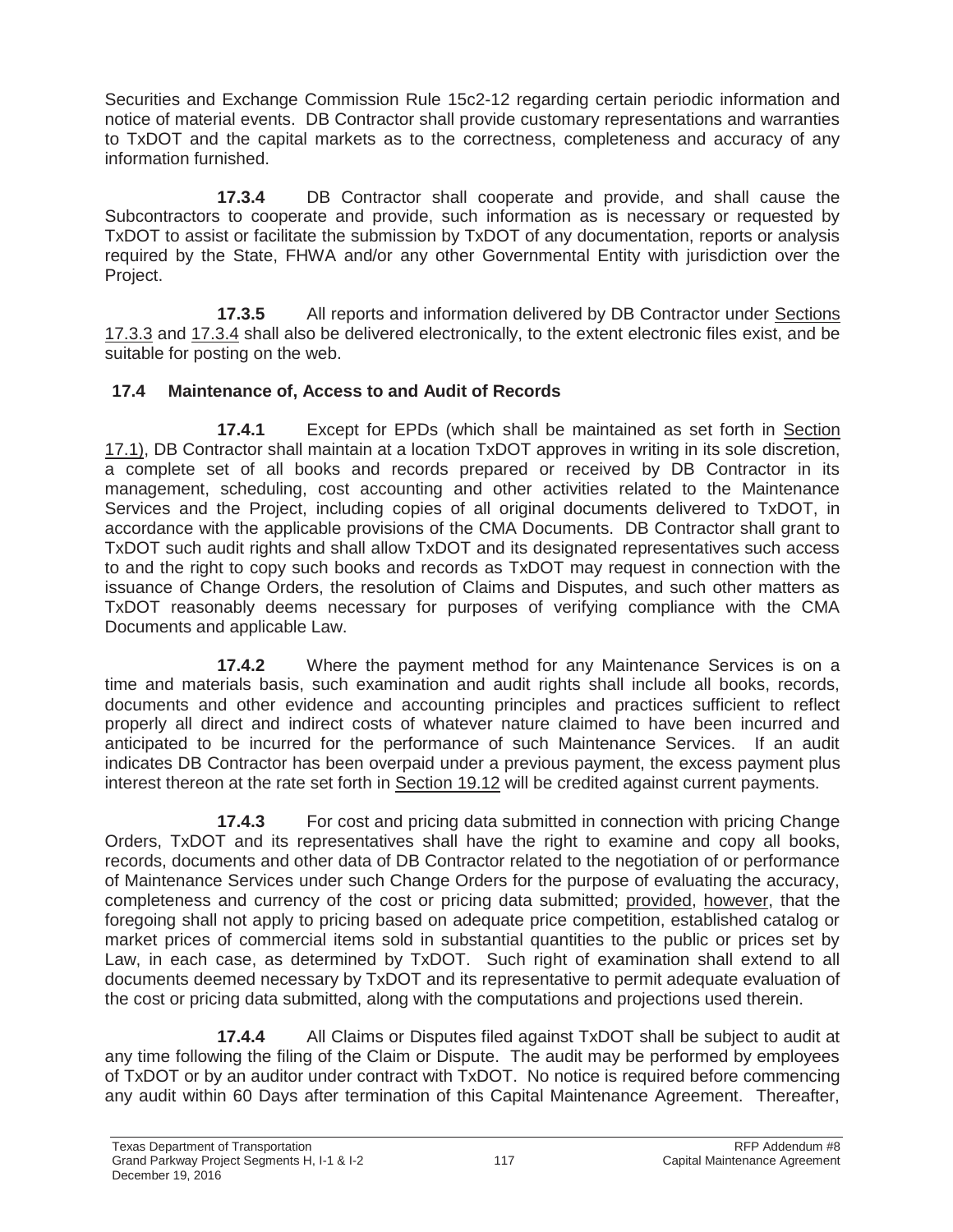Securities and Exchange Commission Rule 15c2-12 regarding certain periodic information and notice of material events. DB Contractor shall provide customary representations and warranties to TxDOT and the capital markets as to the correctness, completeness and accuracy of any information furnished.

**17.3.4** DB Contractor shall cooperate and provide, and shall cause the Subcontractors to cooperate and provide, such information as is necessary or requested by TxDOT to assist or facilitate the submission by TxDOT of any documentation, reports or analysis required by the State, FHWA and/or any other Governmental Entity with jurisdiction over the Project.

**17.3.5** All reports and information delivered by DB Contractor under Sections 17.3.3 and 17.3.4 shall also be delivered electronically, to the extent electronic files exist, and be suitable for posting on the web.

### 17.4 Maintenance of, Access to and Audit of Records

**17.4.1** Except for EPDs (which shall be maintained as set forth in Section 17.1), DB Contractor shall maintain at a location TxDOT approves in writing in its sole discretion, a complete set of all books and records prepared or received by DB Contractor in its management, scheduling, cost accounting and other activities related to the Maintenance Services and the Project, including copies of all original documents delivered to TxDOT, in accordance with the applicable provisions of the CMA Documents. DB Contractor shall grant to TxDOT such audit rights and shall allow TxDOT and its designated representatives such access to and the right to copy such books and records as TxDOT may request in connection with the issuance of Change Orders, the resolution of Claims and Disputes, and such other matters as TxDOT reasonably deems necessary for purposes of verifying compliance with the CMA Documents and applicable Law.

**17.4.2** Where the payment method for any Maintenance Services is on a time and materials basis, such examination and audit rights shall include all books, records, documents and other evidence and accounting principles and practices sufficient to reflect properly all direct and indirect costs of whatever nature claimed to have been incurred and anticipated to be incurred for the performance of such Maintenance Services. If an audit indicates DB Contractor has been overpaid under a previous payment, the excess payment plus interest thereon at the rate set forth in Section 19.12 will be credited against current payments.

**17.4.3** For cost and pricing data submitted in connection with pricing Change Orders, TxDOT and its representatives shall have the right to examine and copy all books, records, documents and other data of DB Contractor related to the negotiation of or performance of Maintenance Services under such Change Orders for the purpose of evaluating the accuracy, completeness and currency of the cost or pricing data submitted; provided, however, that the foregoing shall not apply to pricing based on adequate price competition, established catalog or market prices of commercial items sold in substantial quantities to the public or prices set by Law, in each case, as determined by TxDOT. Such right of examination shall extend to all documents deemed necessary by TxDOT and its representative to permit adequate evaluation of the cost or pricing data submitted, along with the computations and projections used therein.

**17.4.4** All Claims or Disputes filed against TxDOT shall be subject to audit at any time following the filing of the Claim or Dispute. The audit may be performed by employees of TxDOT or by an auditor under contract with TxDOT. No notice is required before commencing any audit within 60 Days after termination of this Capital Maintenance Agreement. Thereafter,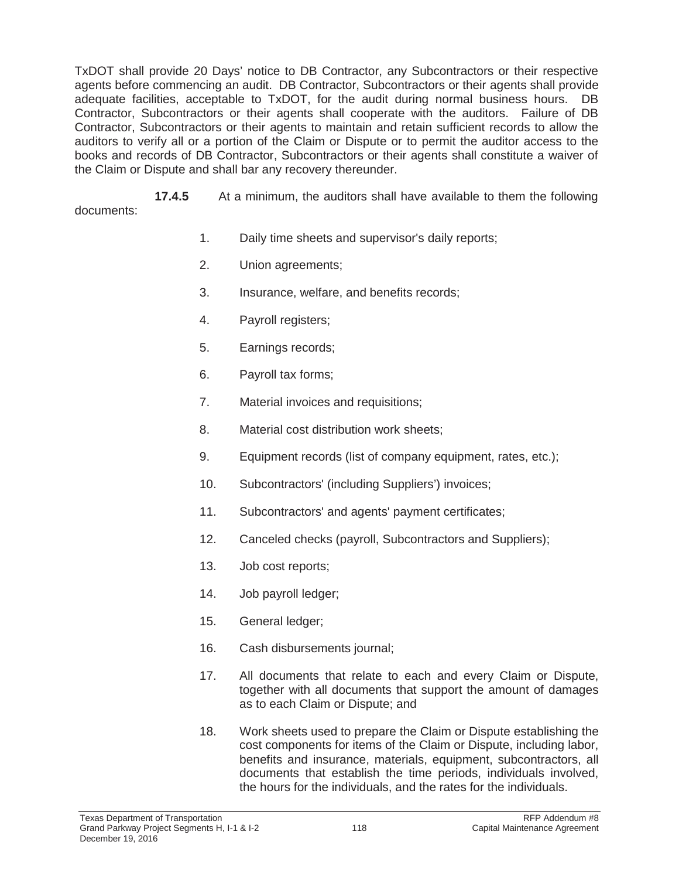TxDOT shall provide 20 Days' notice to DB Contractor, any Subcontractors or their respective agents before commencing an audit. DB Contractor, Subcontractors or their agents shall provide adequate facilities, acceptable to TxDOT, for the audit during normal business hours. DB Contractor, Subcontractors or their agents shall cooperate with the auditors. Failure of DB Contractor, Subcontractors or their agents to maintain and retain sufficient records to allow the auditors to verify all or a portion of the Claim or Dispute or to permit the auditor access to the books and records of DB Contractor, Subcontractors or their agents shall constitute a waiver of the Claim or Dispute and shall bar any recovery thereunder.

**17.4.5** At a minimum, the auditors shall have available to them the following documents:

1. Daily time sheets and supervisor's daily reports;
2. Union agreements;
3. Insurance, welfare, and benefits records;
4. Payroll registers;
5. Earnings records;
6. Payroll tax forms;
7. Material invoices and requisitions;
8. Material cost distribution work sheets;
9. Equipment records (list of company equipment, rates, etc.);
10. Subcontractors' (including Suppliers') invoices;
11. Subcontractors' and agents' payment certificates;
12. Canceled checks (payroll, Subcontractors and Suppliers);
13. Job cost reports;
14. Job payroll ledger;
15. General ledger;
16. Cash disbursements journal;
17. All documents that relate to each and every Claim or Dispute, together with all documents that support the amount of damages as to each Claim or Dispute; and
18. Work sheets used to prepare the Claim or Dispute establishing the cost components for items of the Claim or Dispute, including labor, benefits and insurance, materials, equipment, subcontractors, all documents that establish the time periods, individuals involved, the hours for the individuals, and the rates for the individuals.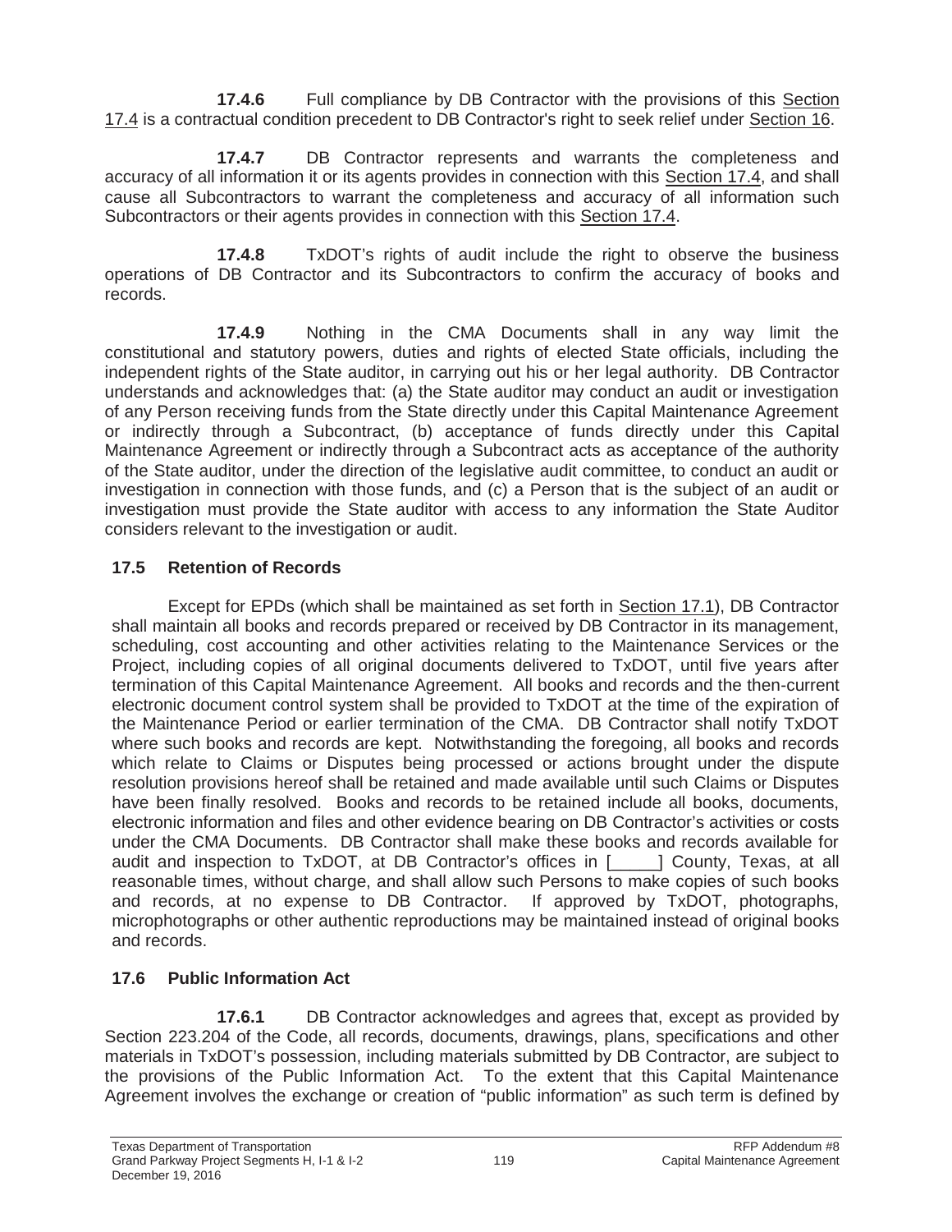**17.4.6** Full compliance by DB Contractor with the provisions of this Section 17.4 is a contractual condition precedent to DB Contractor's right to seek relief under Section 16.

**17.4.7** DB Contractor represents and warrants the completeness and accuracy of all information it or its agents provides in connection with this Section 17.4, and shall cause all Subcontractors to warrant the completeness and accuracy of all information such Subcontractors or their agents provides in connection with this Section 17.4.

**17.4.8** TxDOT's rights of audit include the right to observe the business operations of DB Contractor and its Subcontractors to confirm the accuracy of books and records.

**17.4.9** Nothing in the CMA Documents shall in any way limit the constitutional and statutory powers, duties and rights of elected State officials, including the independent rights of the State auditor, in carrying out his or her legal authority. DB Contractor understands and acknowledges that: (a) the State auditor may conduct an audit or investigation of any Person receiving funds from the State directly under this Capital Maintenance Agreement or indirectly through a Subcontract, (b) acceptance of funds directly under this Capital Maintenance Agreement or indirectly through a Subcontract acts as acceptance of the authority of the State auditor, under the direction of the legislative audit committee, to conduct an audit or investigation in connection with those funds, and (c) a Person that is the subject of an audit or investigation must provide the State auditor with access to any information the State Auditor considers relevant to the investigation or audit.

## 17.5 Retention of Records

Except for EPDs (which shall be maintained as set forth in Section 17.1), DB Contractor shall maintain all books and records prepared or received by DB Contractor in its management, scheduling, cost accounting and other activities relating to the Maintenance Services or the Project, including copies of all original documents delivered to TxDOT, until five years after termination of this Capital Maintenance Agreement. All books and records and the then-current electronic document control system shall be provided to TxDOT at the time of the expiration of the Maintenance Period or earlier termination of the CMA. DB Contractor shall notify TxDOT where such books and records are kept. Notwithstanding the foregoing, all books and records which relate to Claims or Disputes being processed or actions brought under the dispute resolution provisions hereof shall be retained and made available until such Claims or Disputes have been finally resolved. Books and records to be retained include all books, documents, electronic information and files and other evidence bearing on DB Contractor's activities or costs under the CMA Documents. DB Contractor shall make these books and records available for audit and inspection to TxDOT, at DB Contractor's offices in [_____] County, Texas, at all reasonable times, without charge, and shall allow such Persons to make copies of such books and records, at no expense to DB Contractor. If approved by TxDOT, photographs, microphotographs or other authentic reproductions may be maintained instead of original books and records.

## 17.6 Public Information Act

**17.6.1** DB Contractor acknowledges and agrees that, except as provided by Section 223.204 of the Code, all records, documents, drawings, plans, specifications and other materials in TxDOT's possession, including materials submitted by DB Contractor, are subject to the provisions of the Public Information Act. To the extent that this Capital Maintenance Agreement involves the exchange or creation of "public information" as such term is defined by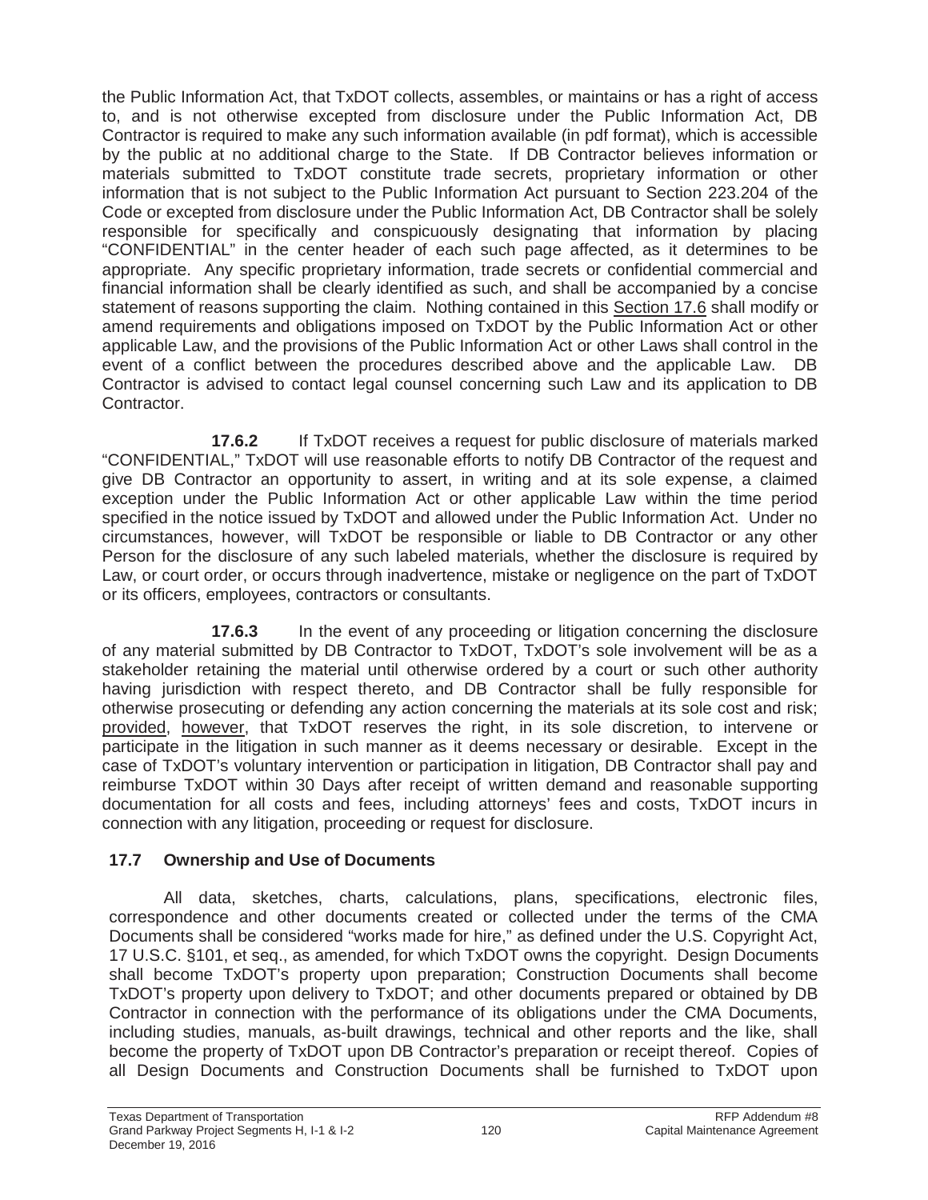the Public Information Act, that TxDOT collects, assembles, or maintains or has a right of access to, and is not otherwise excepted from disclosure under the Public Information Act, DB Contractor is required to make any such information available (in pdf format), which is accessible by the public at no additional charge to the State. If DB Contractor believes information or materials submitted to TxDOT constitute trade secrets, proprietary information or other information that is not subject to the Public Information Act pursuant to Section 223.204 of the Code or excepted from disclosure under the Public Information Act, DB Contractor shall be solely responsible for specifically and conspicuously designating that information by placing "CONFIDENTIAL" in the center header of each such page affected, as it determines to be appropriate. Any specific proprietary information, trade secrets or confidential commercial and financial information shall be clearly identified as such, and shall be accompanied by a concise statement of reasons supporting the claim. Nothing contained in this Section 17.6 shall modify or amend requirements and obligations imposed on TxDOT by the Public Information Act or other applicable Law, and the provisions of the Public Information Act or other Laws shall control in the event of a conflict between the procedures described above and the applicable Law. DB Contractor is advised to contact legal counsel concerning such Law and its application to DB Contractor.

**17.6.2** If TxDOT receives a request for public disclosure of materials marked "CONFIDENTIAL," TxDOT will use reasonable efforts to notify DB Contractor of the request and give DB Contractor an opportunity to assert, in writing and at its sole expense, a claimed exception under the Public Information Act or other applicable Law within the time period specified in the notice issued by TxDOT and allowed under the Public Information Act. Under no circumstances, however, will TxDOT be responsible or liable to DB Contractor or any other Person for the disclosure of any such labeled materials, whether the disclosure is required by Law, or court order, or occurs through inadvertence, mistake or negligence on the part of TxDOT or its officers, employees, contractors or consultants.

**17.6.3** In the event of any proceeding or litigation concerning the disclosure of any material submitted by DB Contractor to TxDOT, TxDOT's sole involvement will be as a stakeholder retaining the material until otherwise ordered by a court or such other authority having jurisdiction with respect thereto, and DB Contractor shall be fully responsible for otherwise prosecuting or defending any action concerning the materials at its sole cost and risk; provided, however, that TxDOT reserves the right, in its sole discretion, to intervene or participate in the litigation in such manner as it deems necessary or desirable. Except in the case of TxDOT's voluntary intervention or participation in litigation, DB Contractor shall pay and reimburse TxDOT within 30 Days after receipt of written demand and reasonable supporting documentation for all costs and fees, including attorneys' fees and costs, TxDOT incurs in connection with any litigation, proceeding or request for disclosure.

## 17.7 Ownership and Use of Documents

All data, sketches, charts, calculations, plans, specifications, electronic files, correspondence and other documents created or collected under the terms of the CMA Documents shall be considered "works made for hire," as defined under the U.S. Copyright Act, 17 U.S.C. §101, et seq., as amended, for which TxDOT owns the copyright. Design Documents shall become TxDOT's property upon preparation; Construction Documents shall become TxDOT's property upon delivery to TxDOT; and other documents prepared or obtained by DB Contractor in connection with the performance of its obligations under the CMA Documents, including studies, manuals, as-built drawings, technical and other reports and the like, shall become the property of TxDOT upon DB Contractor's preparation or receipt thereof. Copies of all Design Documents and Construction Documents shall be furnished to TxDOT upon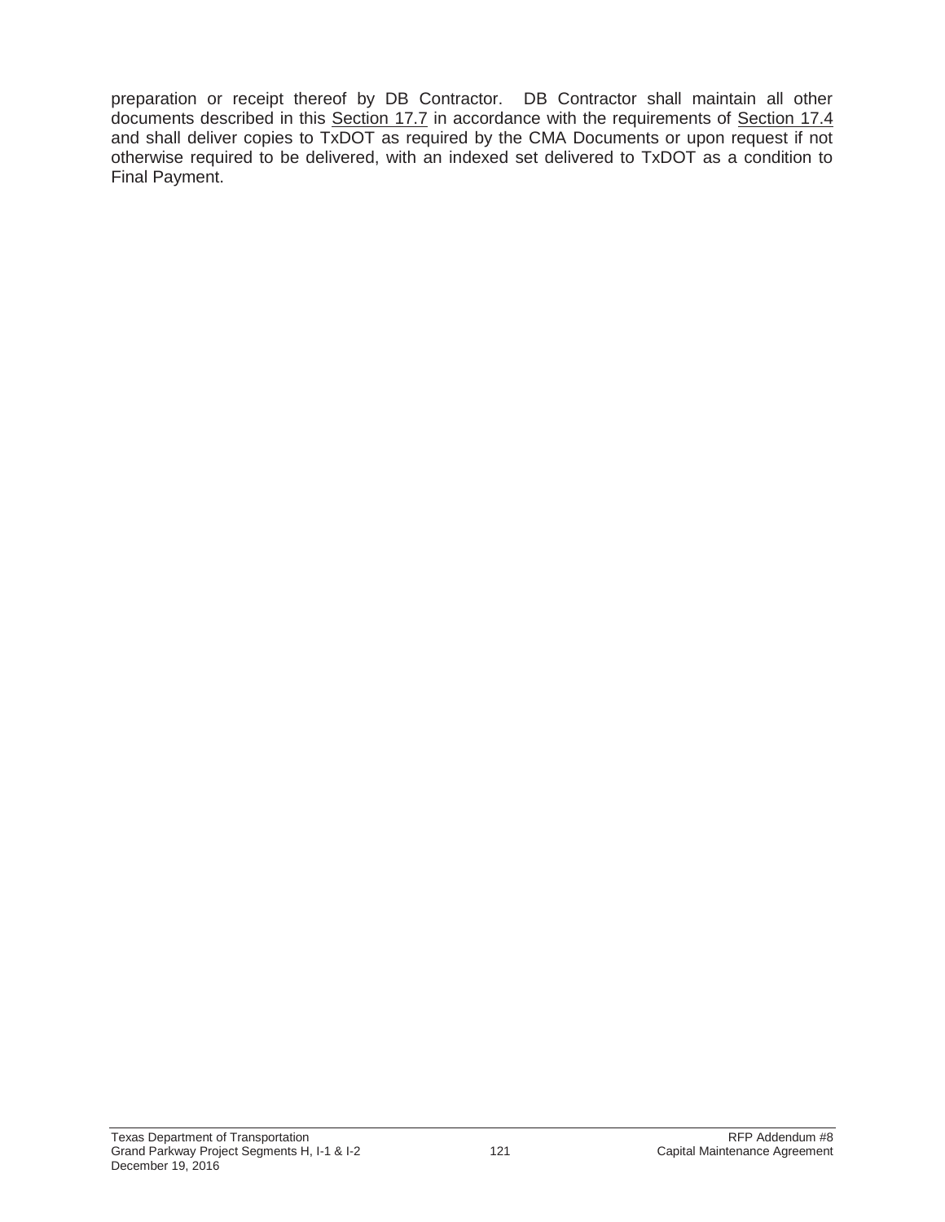preparation or receipt thereof by DB Contractor. DB Contractor shall maintain all other documents described in this Section 17.7 in accordance with the requirements of Section 17.4 and shall deliver copies to TxDOT as required by the CMA Documents or upon request if not otherwise required to be delivered, with an indexed set delivered to TxDOT as a condition to Final Payment.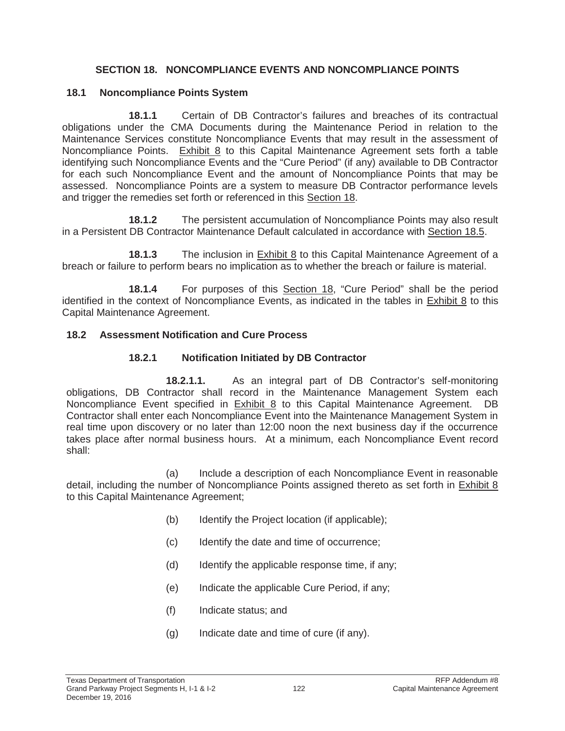# SECTION 18. NONCOMPLIANCE EVENTS AND NONCOMPLIANCE POINTS

## 18.1 Noncompliance Points System

**18.1.1** Certain of DB Contractor's failures and breaches of its contractual obligations under the CMA Documents during the Maintenance Period in relation to the Maintenance Services constitute Noncompliance Events that may result in the assessment of Noncompliance Points. Exhibit 8 to this Capital Maintenance Agreement sets forth a table identifying such Noncompliance Events and the "Cure Period" (if any) available to DB Contractor for each such Noncompliance Event and the amount of Noncompliance Points that may be assessed. Noncompliance Points are a system to measure DB Contractor performance levels and trigger the remedies set forth or referenced in this Section 18.

**18.1.2** The persistent accumulation of Noncompliance Points may also result in a Persistent DB Contractor Maintenance Default calculated in accordance with Section 18.5.

**18.1.3** The inclusion in Exhibit 8 to this Capital Maintenance Agreement of a breach or failure to perform bears no implication as to whether the breach or failure is material.

**18.1.4** For purposes of this Section 18, "Cure Period" shall be the period identified in the context of Noncompliance Events, as indicated in the tables in Exhibit 8 to this Capital Maintenance Agreement.

## 18.2 Assessment Notification and Cure Process

### 18.2.1 Notification Initiated by DB Contractor

**18.2.1.1.** As an integral part of DB Contractor's self-monitoring obligations, DB Contractor shall record in the Maintenance Management System each Noncompliance Event specified in Exhibit 8 to this Capital Maintenance Agreement. DB Contractor shall enter each Noncompliance Event into the Maintenance Management System in real time upon discovery or no later than 12:00 noon the next business day if the occurrence takes place after normal business hours. At a minimum, each Noncompliance Event record shall:

(a) Include a description of each Noncompliance Event in reasonable detail, including the number of Noncompliance Points assigned thereto as set forth in Exhibit 8 to this Capital Maintenance Agreement;

(b) Identify the Project location (if applicable);

(c) Identify the date and time of occurrence;

(d) Identify the applicable response time, if any;

(e) Indicate the applicable Cure Period, if any;

(f) Indicate status; and

(g) Indicate date and time of cure (if any).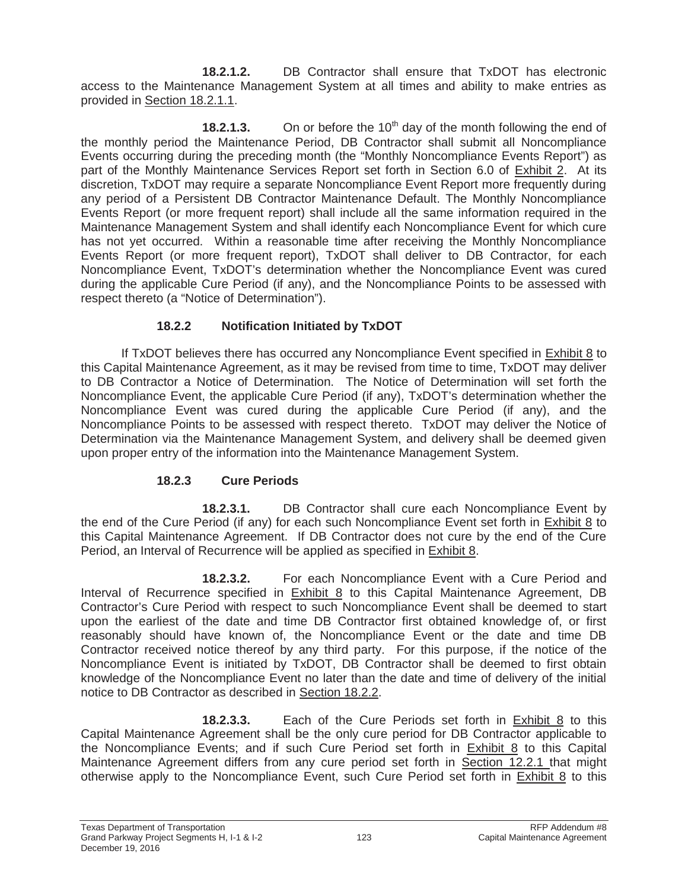**18.2.1.2.** DB Contractor shall ensure that TxDOT has electronic access to the Maintenance Management System at all times and ability to make entries as provided in Section 18.2.1.1.

**18.2.1.3.** On or before the 10th day of the month following the end of the monthly period the Maintenance Period, DB Contractor shall submit all Noncompliance Events occurring during the preceding month (the "Monthly Noncompliance Events Report") as part of the Monthly Maintenance Services Report set forth in Section 6.0 of Exhibit 2. At its discretion, TxDOT may require a separate Noncompliance Event Report more frequently during any period of a Persistent DB Contractor Maintenance Default. The Monthly Noncompliance Events Report (or more frequent report) shall include all the same information required in the Maintenance Management System and shall identify each Noncompliance Event for which cure has not yet occurred. Within a reasonable time after receiving the Monthly Noncompliance Events Report (or more frequent report), TxDOT shall deliver to DB Contractor, for each Noncompliance Event, TxDOT's determination whether the Noncompliance Event was cured during the applicable Cure Period (if any), and the Noncompliance Points to be assessed with respect thereto (a "Notice of Determination").

### 18.2.2 Notification Initiated by TxDOT

If TxDOT believes there has occurred any Noncompliance Event specified in Exhibit 8 to this Capital Maintenance Agreement, as it may be revised from time to time, TxDOT may deliver to DB Contractor a Notice of Determination. The Notice of Determination will set forth the Noncompliance Event, the applicable Cure Period (if any), TxDOT's determination whether the Noncompliance Event was cured during the applicable Cure Period (if any), and the Noncompliance Points to be assessed with respect thereto. TxDOT may deliver the Notice of Determination via the Maintenance Management System, and delivery shall be deemed given upon proper entry of the information into the Maintenance Management System.

### 18.2.3 Cure Periods

**18.2.3.1.** DB Contractor shall cure each Noncompliance Event by the end of the Cure Period (if any) for each such Noncompliance Event set forth in Exhibit 8 to this Capital Maintenance Agreement. If DB Contractor does not cure by the end of the Cure Period, an Interval of Recurrence will be applied as specified in Exhibit 8.

**18.2.3.2.** For each Noncompliance Event with a Cure Period and Interval of Recurrence specified in Exhibit 8 to this Capital Maintenance Agreement, DB Contractor's Cure Period with respect to such Noncompliance Event shall be deemed to start upon the earliest of the date and time DB Contractor first obtained knowledge of, or first reasonably should have known of, the Noncompliance Event or the date and time DB Contractor received notice thereof by any third party. For this purpose, if the notice of the Noncompliance Event is initiated by TxDOT, DB Contractor shall be deemed to first obtain knowledge of the Noncompliance Event no later than the date and time of delivery of the initial notice to DB Contractor as described in Section 18.2.2.

**18.2.3.3.** Each of the Cure Periods set forth in Exhibit 8 to this Capital Maintenance Agreement shall be the only cure period for DB Contractor applicable to the Noncompliance Events; and if such Cure Period set forth in Exhibit 8 to this Capital Maintenance Agreement differs from any cure period set forth in Section 12.2.1 that might otherwise apply to the Noncompliance Event, such Cure Period set forth in Exhibit 8 to this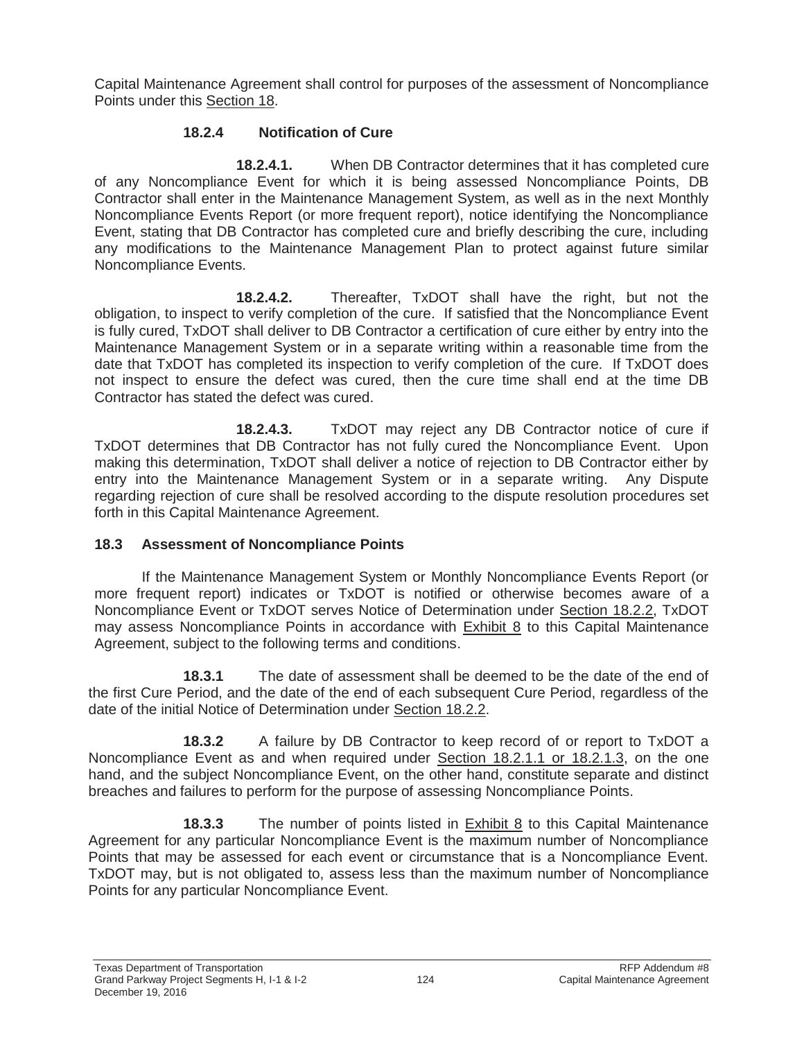Capital Maintenance Agreement shall control for purposes of the assessment of Noncompliance Points under this Section 18.

#### 18.2.4 Notification of Cure

**18.2.4.1.** When DB Contractor determines that it has completed cure of any Noncompliance Event for which it is being assessed Noncompliance Points, DB Contractor shall enter in the Maintenance Management System, as well as in the next Monthly Noncompliance Events Report (or more frequent report), notice identifying the Noncompliance Event, stating that DB Contractor has completed cure and briefly describing the cure, including any modifications to the Maintenance Management Plan to protect against future similar Noncompliance Events.

**18.2.4.2.** Thereafter, TxDOT shall have the right, but not the obligation, to inspect to verify completion of the cure. If satisfied that the Noncompliance Event is fully cured, TxDOT shall deliver to DB Contractor a certification of cure either by entry into the Maintenance Management System or in a separate writing within a reasonable time from the date that TxDOT has completed its inspection to verify completion of the cure. If TxDOT does not inspect to ensure the defect was cured, then the cure time shall end at the time DB Contractor has stated the defect was cured.

**18.2.4.3.** TxDOT may reject any DB Contractor notice of cure if TxDOT determines that DB Contractor has not fully cured the Noncompliance Event. Upon making this determination, TxDOT shall deliver a notice of rejection to DB Contractor either by entry into the Maintenance Management System or in a separate writing. Any Dispute regarding rejection of cure shall be resolved according to the dispute resolution procedures set forth in this Capital Maintenance Agreement.

### 18.3 Assessment of Noncompliance Points

If the Maintenance Management System or Monthly Noncompliance Events Report (or more frequent report) indicates or TxDOT is notified or otherwise becomes aware of a Noncompliance Event or TxDOT serves Notice of Determination under Section 18.2.2, TxDOT may assess Noncompliance Points in accordance with Exhibit 8 to this Capital Maintenance Agreement, subject to the following terms and conditions.

**18.3.1** The date of assessment shall be deemed to be the date of the end of the first Cure Period, and the date of the end of each subsequent Cure Period, regardless of the date of the initial Notice of Determination under Section 18.2.2.

**18.3.2** A failure by DB Contractor to keep record of or report to TxDOT a Noncompliance Event as and when required under Section 18.2.1.1 or 18.2.1.3, on the one hand, and the subject Noncompliance Event, on the other hand, constitute separate and distinct breaches and failures to perform for the purpose of assessing Noncompliance Points.

**18.3.3** The number of points listed in Exhibit 8 to this Capital Maintenance Agreement for any particular Noncompliance Event is the maximum number of Noncompliance Points that may be assessed for each event or circumstance that is a Noncompliance Event. TxDOT may, but is not obligated to, assess less than the maximum number of Noncompliance Points for any particular Noncompliance Event.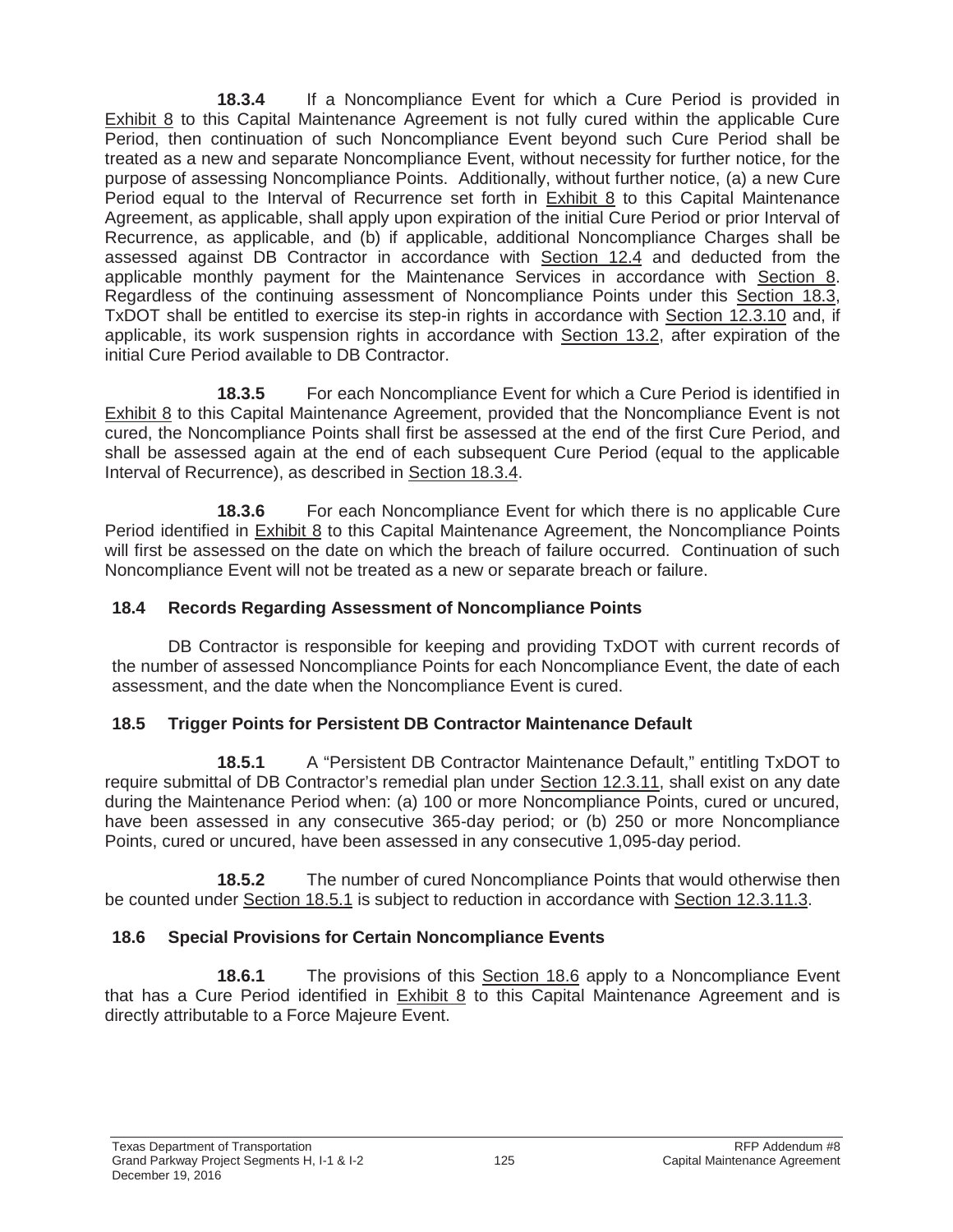**18.3.4** If a Noncompliance Event for which a Cure Period is provided in Exhibit 8 to this Capital Maintenance Agreement is not fully cured within the applicable Cure Period, then continuation of such Noncompliance Event beyond such Cure Period shall be treated as a new and separate Noncompliance Event, without necessity for further notice, for the purpose of assessing Noncompliance Points. Additionally, without further notice, (a) a new Cure Period equal to the Interval of Recurrence set forth in Exhibit 8 to this Capital Maintenance Agreement, as applicable, shall apply upon expiration of the initial Cure Period or prior Interval of Recurrence, as applicable, and (b) if applicable, additional Noncompliance Charges shall be assessed against DB Contractor in accordance with Section 12.4 and deducted from the applicable monthly payment for the Maintenance Services in accordance with Section 8. Regardless of the continuing assessment of Noncompliance Points under this Section 18.3, TxDOT shall be entitled to exercise its step-in rights in accordance with Section 12.3.10 and, if applicable, its work suspension rights in accordance with Section 13.2, after expiration of the initial Cure Period available to DB Contractor.

**18.3.5** For each Noncompliance Event for which a Cure Period is identified in Exhibit 8 to this Capital Maintenance Agreement, provided that the Noncompliance Event is not cured, the Noncompliance Points shall first be assessed at the end of the first Cure Period, and shall be assessed again at the end of each subsequent Cure Period (equal to the applicable Interval of Recurrence), as described in Section 18.3.4.

**18.3.6** For each Noncompliance Event for which there is no applicable Cure Period identified in Exhibit 8 to this Capital Maintenance Agreement, the Noncompliance Points will first be assessed on the date on which the breach of failure occurred. Continuation of such Noncompliance Event will not be treated as a new or separate breach or failure.

## 18.4 Records Regarding Assessment of Noncompliance Points

DB Contractor is responsible for keeping and providing TxDOT with current records of the number of assessed Noncompliance Points for each Noncompliance Event, the date of each assessment, and the date when the Noncompliance Event is cured.

## 18.5 Trigger Points for Persistent DB Contractor Maintenance Default

**18.5.1** A "Persistent DB Contractor Maintenance Default," entitling TxDOT to require submittal of DB Contractor's remedial plan under Section 12.3.11, shall exist on any date during the Maintenance Period when: (a) 100 or more Noncompliance Points, cured or uncured, have been assessed in any consecutive 365-day period; or (b) 250 or more Noncompliance Points, cured or uncured, have been assessed in any consecutive 1,095-day period.

**18.5.2** The number of cured Noncompliance Points that would otherwise then be counted under Section 18.5.1 is subject to reduction in accordance with Section 12.3.11.3.

## 18.6 Special Provisions for Certain Noncompliance Events

**18.6.1** The provisions of this Section 18.6 apply to a Noncompliance Event that has a Cure Period identified in Exhibit 8 to this Capital Maintenance Agreement and is directly attributable to a Force Majeure Event.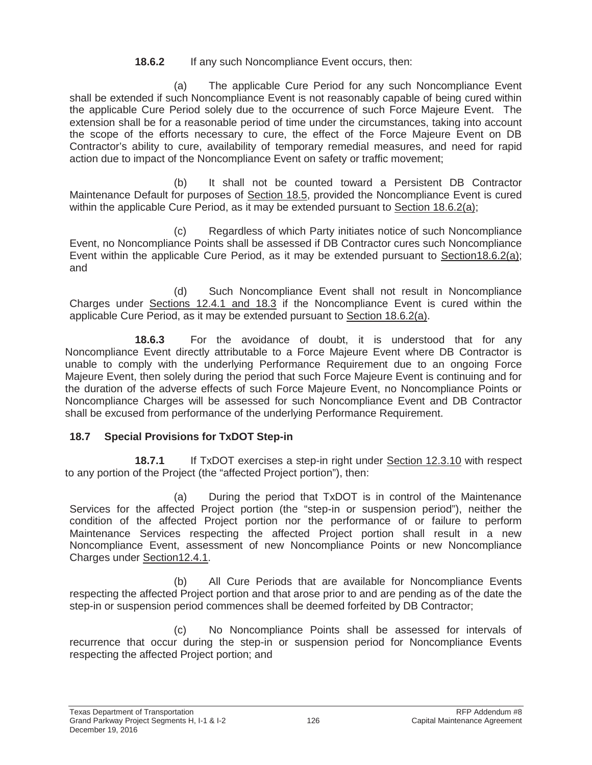**18.6.2** If any such Noncompliance Event occurs, then:

(a) The applicable Cure Period for any such Noncompliance Event shall be extended if such Noncompliance Event is not reasonably capable of being cured within the applicable Cure Period solely due to the occurrence of such Force Majeure Event. The extension shall be for a reasonable period of time under the circumstances, taking into account the scope of the efforts necessary to cure, the effect of the Force Majeure Event on DB Contractor's ability to cure, availability of temporary remedial measures, and need for rapid action due to impact of the Noncompliance Event on safety or traffic movement;

(b) It shall not be counted toward a Persistent DB Contractor Maintenance Default for purposes of Section 18.5, provided the Noncompliance Event is cured within the applicable Cure Period, as it may be extended pursuant to Section 18.6.2(a);

(c) Regardless of which Party initiates notice of such Noncompliance Event, no Noncompliance Points shall be assessed if DB Contractor cures such Noncompliance Event within the applicable Cure Period, as it may be extended pursuant to Section18.6.2(a); and

(d) Such Noncompliance Event shall not result in Noncompliance Charges under Sections 12.4.1 and 18.3 if the Noncompliance Event is cured within the applicable Cure Period, as it may be extended pursuant to Section 18.6.2(a).

**18.6.3** For the avoidance of doubt, it is understood that for any Noncompliance Event directly attributable to a Force Majeure Event where DB Contractor is unable to comply with the underlying Performance Requirement due to an ongoing Force Majeure Event, then solely during the period that such Force Majeure Event is continuing and for the duration of the adverse effects of such Force Majeure Event, no Noncompliance Points or Noncompliance Charges will be assessed for such Noncompliance Event and DB Contractor shall be excused from performance of the underlying Performance Requirement.

## 18.7 Special Provisions for TxDOT Step-in

**18.7.1** If TxDOT exercises a step-in right under Section 12.3.10 with respect to any portion of the Project (the "affected Project portion"), then:

(a) During the period that TxDOT is in control of the Maintenance Services for the affected Project portion (the "step-in or suspension period"), neither the condition of the affected Project portion nor the performance of or failure to perform Maintenance Services respecting the affected Project portion shall result in a new Noncompliance Event, assessment of new Noncompliance Points or new Noncompliance Charges under Section12.4.1.

(b) All Cure Periods that are available for Noncompliance Events respecting the affected Project portion and that arose prior to and are pending as of the date the step-in or suspension period commences shall be deemed forfeited by DB Contractor;

(c) No Noncompliance Points shall be assessed for intervals of recurrence that occur during the step-in or suspension period for Noncompliance Events respecting the affected Project portion; and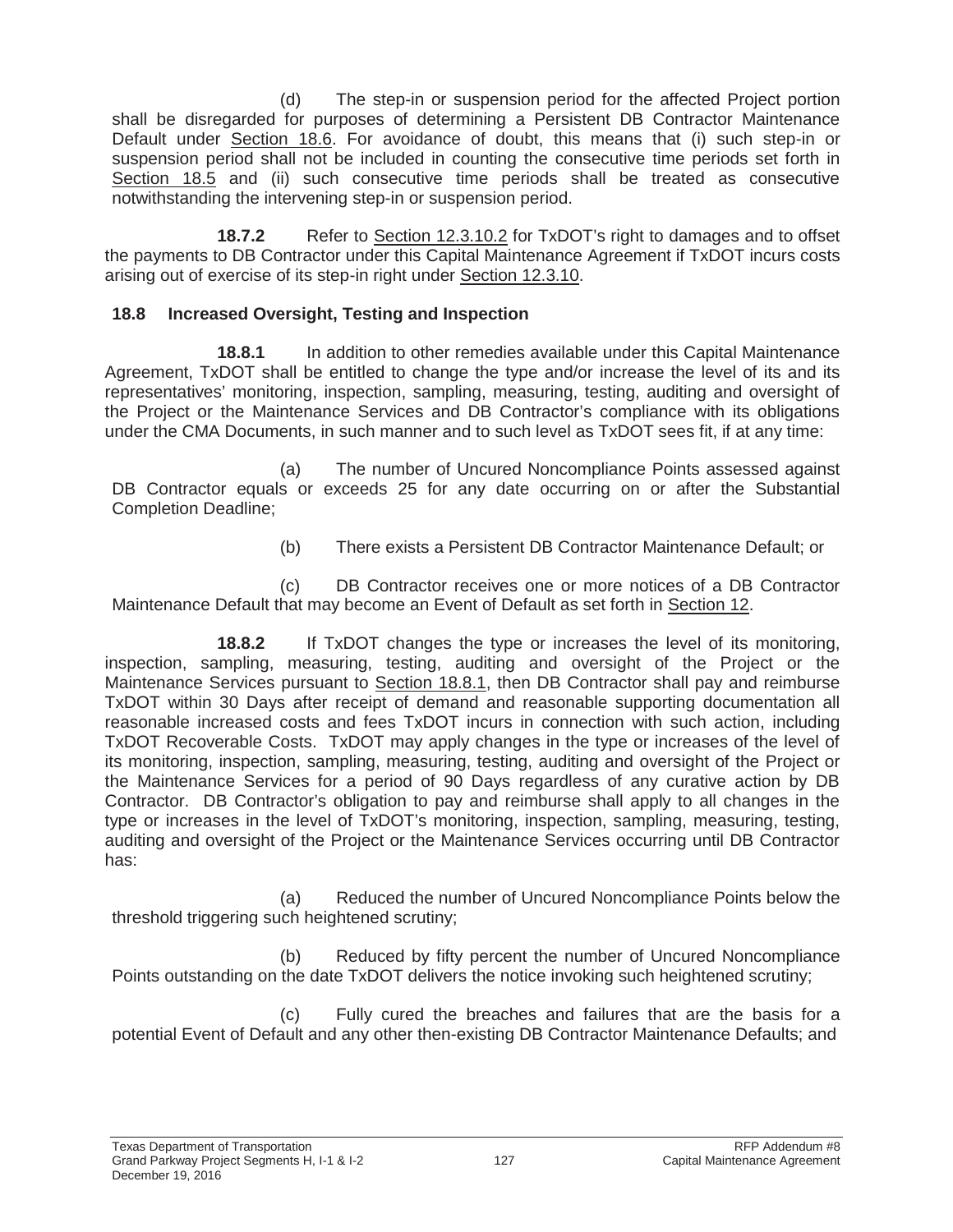(d) The step-in or suspension period for the affected Project portion shall be disregarded for purposes of determining a Persistent DB Contractor Maintenance Default under Section 18.6. For avoidance of doubt, this means that (i) such step-in or suspension period shall not be included in counting the consecutive time periods set forth in Section 18.5 and (ii) such consecutive time periods shall be treated as consecutive notwithstanding the intervening step-in or suspension period.

**18.7.2** Refer to Section 12.3.10.2 for TxDOT's right to damages and to offset the payments to DB Contractor under this Capital Maintenance Agreement if TxDOT incurs costs arising out of exercise of its step-in right under Section 12.3.10.

## 18.8 Increased Oversight, Testing and Inspection

**18.8.1** In addition to other remedies available under this Capital Maintenance Agreement, TxDOT shall be entitled to change the type and/or increase the level of its and its representatives' monitoring, inspection, sampling, measuring, testing, auditing and oversight of the Project or the Maintenance Services and DB Contractor's compliance with its obligations under the CMA Documents, in such manner and to such level as TxDOT sees fit, if at any time:

(a) The number of Uncured Noncompliance Points assessed against DB Contractor equals or exceeds 25 for any date occurring on or after the Substantial Completion Deadline;

(b) There exists a Persistent DB Contractor Maintenance Default; or

(c) DB Contractor receives one or more notices of a DB Contractor Maintenance Default that may become an Event of Default as set forth in Section 12.

**18.8.2** If TxDOT changes the type or increases the level of its monitoring, inspection, sampling, measuring, testing, auditing and oversight of the Project or the Maintenance Services pursuant to Section 18.8.1, then DB Contractor shall pay and reimburse TxDOT within 30 Days after receipt of demand and reasonable supporting documentation all reasonable increased costs and fees TxDOT incurs in connection with such action, including TxDOT Recoverable Costs. TxDOT may apply changes in the type or increases of the level of its monitoring, inspection, sampling, measuring, testing, auditing and oversight of the Project or the Maintenance Services for a period of 90 Days regardless of any curative action by DB Contractor. DB Contractor's obligation to pay and reimburse shall apply to all changes in the type or increases in the level of TxDOT's monitoring, inspection, sampling, measuring, testing, auditing and oversight of the Project or the Maintenance Services occurring until DB Contractor has:

(a) Reduced the number of Uncured Noncompliance Points below the threshold triggering such heightened scrutiny;

(b) Reduced by fifty percent the number of Uncured Noncompliance Points outstanding on the date TxDOT delivers the notice invoking such heightened scrutiny;

(c) Fully cured the breaches and failures that are the basis for a potential Event of Default and any other then-existing DB Contractor Maintenance Defaults; and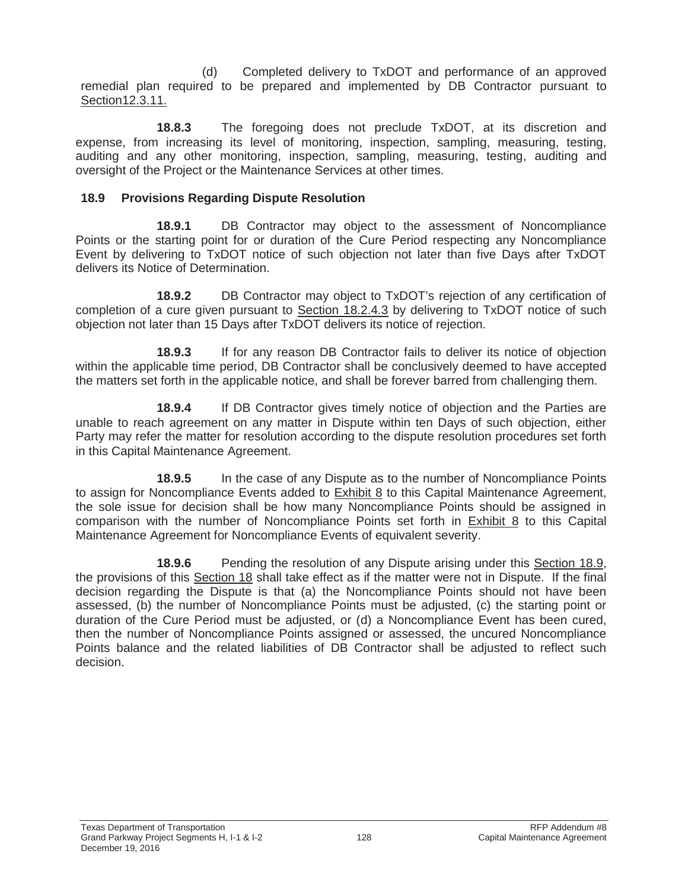(d) Completed delivery to TxDOT and performance of an approved remedial plan required to be prepared and implemented by DB Contractor pursuant to Section12.3.11.

**18.8.3** The foregoing does not preclude TxDOT, at its discretion and expense, from increasing its level of monitoring, inspection, sampling, measuring, testing, auditing and any other monitoring, inspection, sampling, measuring, testing, auditing and oversight of the Project or the Maintenance Services at other times.

## 18.9 Provisions Regarding Dispute Resolution

**18.9.1** DB Contractor may object to the assessment of Noncompliance Points or the starting point for or duration of the Cure Period respecting any Noncompliance Event by delivering to TxDOT notice of such objection not later than five Days after TxDOT delivers its Notice of Determination.

**18.9.2** DB Contractor may object to TxDOT's rejection of any certification of completion of a cure given pursuant to Section 18.2.4.3 by delivering to TxDOT notice of such objection not later than 15 Days after TxDOT delivers its notice of rejection.

**18.9.3** If for any reason DB Contractor fails to deliver its notice of objection within the applicable time period, DB Contractor shall be conclusively deemed to have accepted the matters set forth in the applicable notice, and shall be forever barred from challenging them.

**18.9.4** If DB Contractor gives timely notice of objection and the Parties are unable to reach agreement on any matter in Dispute within ten Days of such objection, either Party may refer the matter for resolution according to the dispute resolution procedures set forth in this Capital Maintenance Agreement.

**18.9.5** In the case of any Dispute as to the number of Noncompliance Points to assign for Noncompliance Events added to Exhibit 8 to this Capital Maintenance Agreement, the sole issue for decision shall be how many Noncompliance Points should be assigned in comparison with the number of Noncompliance Points set forth in Exhibit 8 to this Capital Maintenance Agreement for Noncompliance Events of equivalent severity.

**18.9.6** Pending the resolution of any Dispute arising under this Section 18.9, the provisions of this Section 18 shall take effect as if the matter were not in Dispute. If the final decision regarding the Dispute is that (a) the Noncompliance Points should not have been assessed, (b) the number of Noncompliance Points must be adjusted, (c) the starting point or duration of the Cure Period must be adjusted, or (d) a Noncompliance Event has been cured, then the number of Noncompliance Points assigned or assessed, the uncured Noncompliance Points balance and the related liabilities of DB Contractor shall be adjusted to reflect such decision.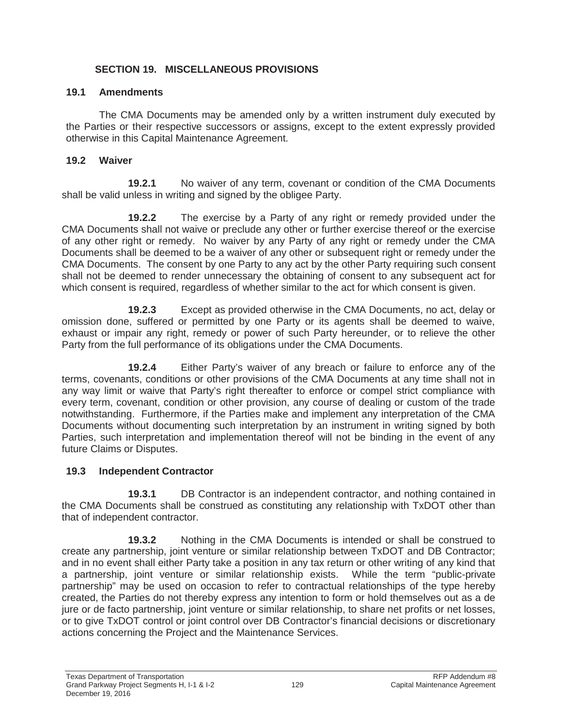## SECTION 19. MISCELLANEOUS PROVISIONS

### 19.1 Amendments

The CMA Documents may be amended only by a written instrument duly executed by the Parties or their respective successors or assigns, except to the extent expressly provided otherwise in this Capital Maintenance Agreement.

### 19.2 Waiver

**19.2.1** No waiver of any term, covenant or condition of the CMA Documents shall be valid unless in writing and signed by the obligee Party.

**19.2.2** The exercise by a Party of any right or remedy provided under the CMA Documents shall not waive or preclude any other or further exercise thereof or the exercise of any other right or remedy. No waiver by any Party of any right or remedy under the CMA Documents shall be deemed to be a waiver of any other or subsequent right or remedy under the CMA Documents. The consent by one Party to any act by the other Party requiring such consent shall not be deemed to render unnecessary the obtaining of consent to any subsequent act for which consent is required, regardless of whether similar to the act for which consent is given.

**19.2.3** Except as provided otherwise in the CMA Documents, no act, delay or omission done, suffered or permitted by one Party or its agents shall be deemed to waive, exhaust or impair any right, remedy or power of such Party hereunder, or to relieve the other Party from the full performance of its obligations under the CMA Documents.

**19.2.4** Either Party's waiver of any breach or failure to enforce any of the terms, covenants, conditions or other provisions of the CMA Documents at any time shall not in any way limit or waive that Party's right thereafter to enforce or compel strict compliance with every term, covenant, condition or other provision, any course of dealing or custom of the trade notwithstanding. Furthermore, if the Parties make and implement any interpretation of the CMA Documents without documenting such interpretation by an instrument in writing signed by both Parties, such interpretation and implementation thereof will not be binding in the event of any future Claims or Disputes.

### 19.3 Independent Contractor

**19.3.1** DB Contractor is an independent contractor, and nothing contained in the CMA Documents shall be construed as constituting any relationship with TxDOT other than that of independent contractor.

**19.3.2** Nothing in the CMA Documents is intended or shall be construed to create any partnership, joint venture or similar relationship between TxDOT and DB Contractor; and in no event shall either Party take a position in any tax return or other writing of any kind that a partnership, joint venture or similar relationship exists. While the term "public-private partnership" may be used on occasion to refer to contractual relationships of the type hereby created, the Parties do not thereby express any intention to form or hold themselves out as a de jure or de facto partnership, joint venture or similar relationship, to share net profits or net losses, or to give TxDOT control or joint control over DB Contractor's financial decisions or discretionary actions concerning the Project and the Maintenance Services.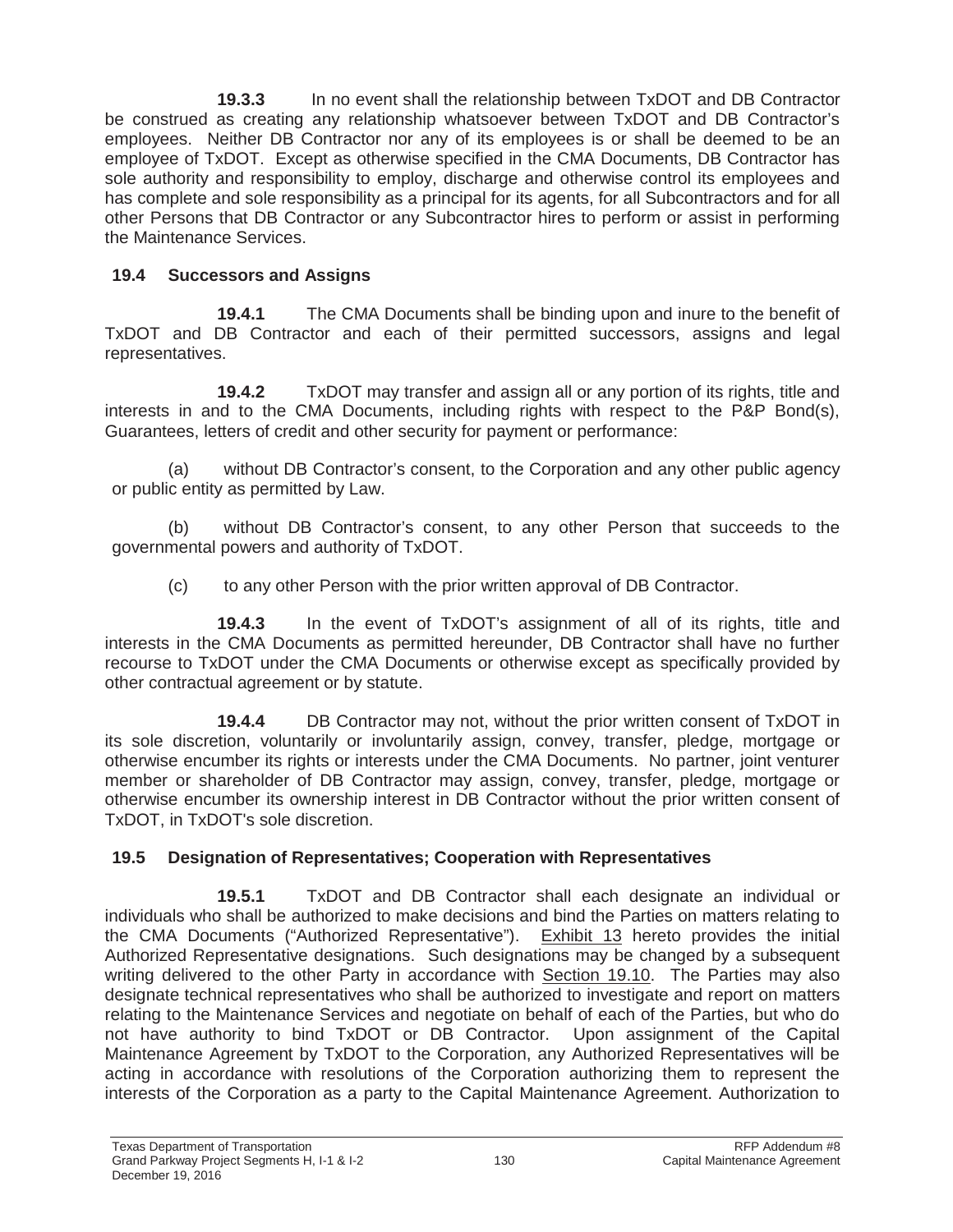**19.3.3** In no event shall the relationship between TxDOT and DB Contractor be construed as creating any relationship whatsoever between TxDOT and DB Contractor's employees. Neither DB Contractor nor any of its employees is or shall be deemed to be an employee of TxDOT. Except as otherwise specified in the CMA Documents, DB Contractor has sole authority and responsibility to employ, discharge and otherwise control its employees and has complete and sole responsibility as a principal for its agents, for all Subcontractors and for all other Persons that DB Contractor or any Subcontractor hires to perform or assist in performing the Maintenance Services.

### 19.4 Successors and Assigns

**19.4.1** The CMA Documents shall be binding upon and inure to the benefit of TxDOT and DB Contractor and each of their permitted successors, assigns and legal representatives.

**19.4.2** TxDOT may transfer and assign all or any portion of its rights, title and interests in and to the CMA Documents, including rights with respect to the P&P Bond(s), Guarantees, letters of credit and other security for payment or performance:

(a) without DB Contractor's consent, to the Corporation and any other public agency or public entity as permitted by Law.

(b) without DB Contractor's consent, to any other Person that succeeds to the governmental powers and authority of TxDOT.

(c) to any other Person with the prior written approval of DB Contractor.

**19.4.3** In the event of TxDOT's assignment of all of its rights, title and interests in the CMA Documents as permitted hereunder, DB Contractor shall have no further recourse to TxDOT under the CMA Documents or otherwise except as specifically provided by other contractual agreement or by statute.

**19.4.4** DB Contractor may not, without the prior written consent of TxDOT in its sole discretion, voluntarily or involuntarily assign, convey, transfer, pledge, mortgage or otherwise encumber its rights or interests under the CMA Documents. No partner, joint venturer member or shareholder of DB Contractor may assign, convey, transfer, pledge, mortgage or otherwise encumber its ownership interest in DB Contractor without the prior written consent of TxDOT, in TxDOT's sole discretion.

### 19.5 Designation of Representatives; Cooperation with Representatives

**19.5.1** TxDOT and DB Contractor shall each designate an individual or individuals who shall be authorized to make decisions and bind the Parties on matters relating to the CMA Documents ("Authorized Representative"). Exhibit 13 hereto provides the initial Authorized Representative designations. Such designations may be changed by a subsequent writing delivered to the other Party in accordance with Section 19.10. The Parties may also designate technical representatives who shall be authorized to investigate and report on matters relating to the Maintenance Services and negotiate on behalf of each of the Parties, but who do not have authority to bind TxDOT or DB Contractor. Upon assignment of the Capital Maintenance Agreement by TxDOT to the Corporation, any Authorized Representatives will be acting in accordance with resolutions of the Corporation authorizing them to represent the interests of the Corporation as a party to the Capital Maintenance Agreement. Authorization to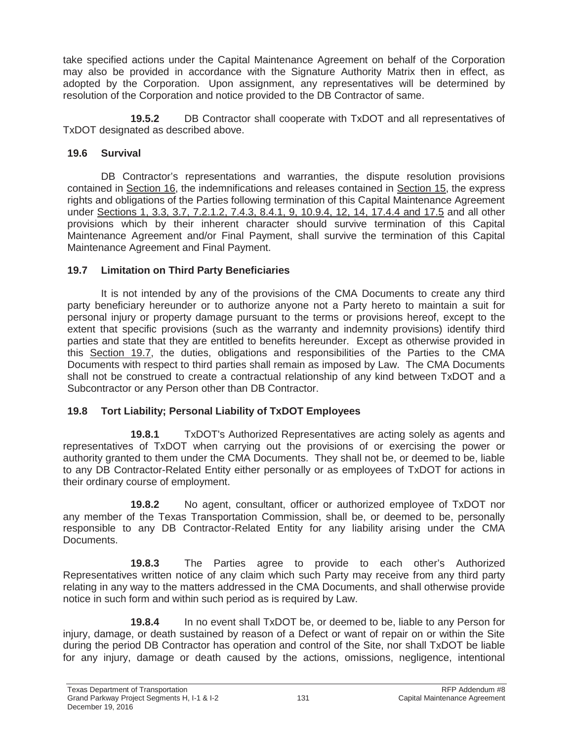take specified actions under the Capital Maintenance Agreement on behalf of the Corporation may also be provided in accordance with the Signature Authority Matrix then in effect, as adopted by the Corporation. Upon assignment, any representatives will be determined by resolution of the Corporation and notice provided to the DB Contractor of same.

**19.5.2** DB Contractor shall cooperate with TxDOT and all representatives of TxDOT designated as described above.

### 19.6 Survival

DB Contractor's representations and warranties, the dispute resolution provisions contained in Section 16, the indemnifications and releases contained in Section 15, the express rights and obligations of the Parties following termination of this Capital Maintenance Agreement under Sections 1, 3.3, 3.7, 7.2.1.2, 7.4.3, 8.4.1, 9, 10.9.4, 12, 14, 17.4.4 and 17.5 and all other provisions which by their inherent character should survive termination of this Capital Maintenance Agreement and/or Final Payment, shall survive the termination of this Capital Maintenance Agreement and Final Payment.

### 19.7 Limitation on Third Party Beneficiaries

It is not intended by any of the provisions of the CMA Documents to create any third party beneficiary hereunder or to authorize anyone not a Party hereto to maintain a suit for personal injury or property damage pursuant to the terms or provisions hereof, except to the extent that specific provisions (such as the warranty and indemnity provisions) identify third parties and state that they are entitled to benefits hereunder. Except as otherwise provided in this Section 19.7, the duties, obligations and responsibilities of the Parties to the CMA Documents with respect to third parties shall remain as imposed by Law. The CMA Documents shall not be construed to create a contractual relationship of any kind between TxDOT and a Subcontractor or any Person other than DB Contractor.

### 19.8 Tort Liability; Personal Liability of TxDOT Employees

**19.8.1** TxDOT's Authorized Representatives are acting solely as agents and representatives of TxDOT when carrying out the provisions of or exercising the power or authority granted to them under the CMA Documents. They shall not be, or deemed to be, liable to any DB Contractor-Related Entity either personally or as employees of TxDOT for actions in their ordinary course of employment.

**19.8.2** No agent, consultant, officer or authorized employee of TxDOT nor any member of the Texas Transportation Commission, shall be, or deemed to be, personally responsible to any DB Contractor-Related Entity for any liability arising under the CMA Documents.

**19.8.3** The Parties agree to provide to each other's Authorized Representatives written notice of any claim which such Party may receive from any third party relating in any way to the matters addressed in the CMA Documents, and shall otherwise provide notice in such form and within such period as is required by Law.

**19.8.4** In no event shall TxDOT be, or deemed to be, liable to any Person for injury, damage, or death sustained by reason of a Defect or want of repair on or within the Site during the period DB Contractor has operation and control of the Site, nor shall TxDOT be liable for any injury, damage or death caused by the actions, omissions, negligence, intentional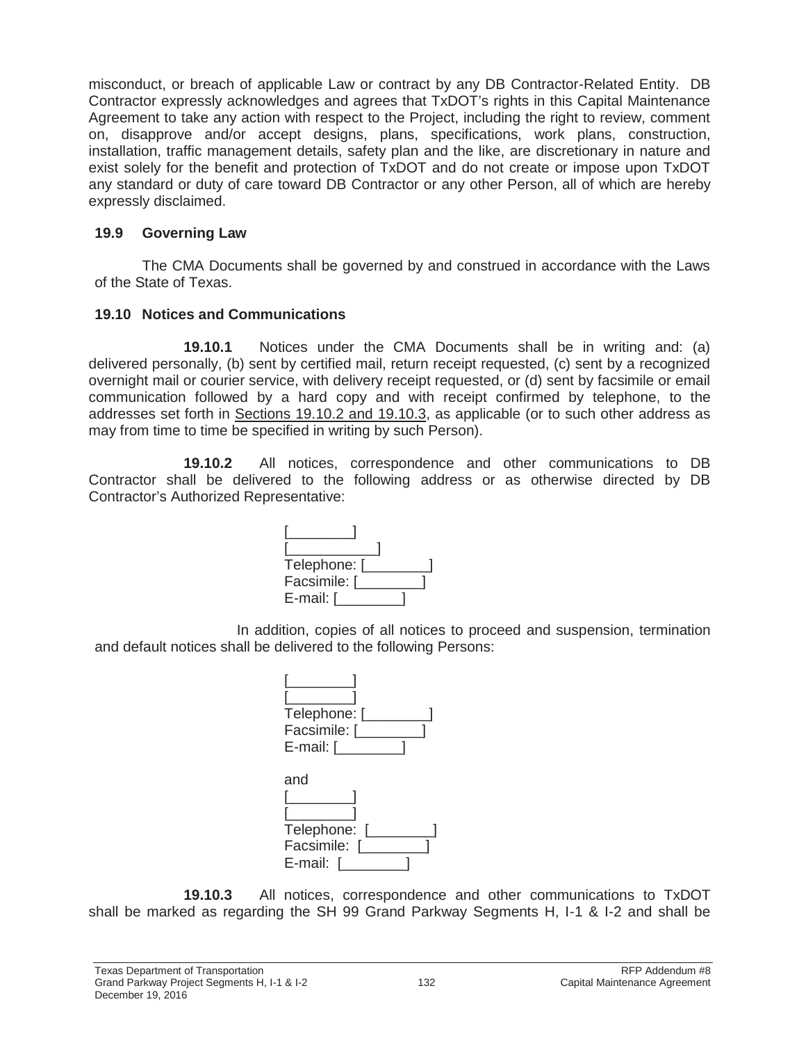misconduct, or breach of applicable Law or contract by any DB Contractor-Related Entity. DB Contractor expressly acknowledges and agrees that TxDOT's rights in this Capital Maintenance Agreement to take any action with respect to the Project, including the right to review, comment on, disapprove and/or accept designs, plans, specifications, work plans, construction, installation, traffic management details, safety plan and the like, are discretionary in nature and exist solely for the benefit and protection of TxDOT and do not create or impose upon TxDOT any standard or duty of care toward DB Contractor or any other Person, all of which are hereby expressly disclaimed.

### 19.9 Governing Law

The CMA Documents shall be governed by and construed in accordance with the Laws of the State of Texas.

### 19.10 Notices and Communications

**19.10.1** Notices under the CMA Documents shall be in writing and: (a) delivered personally, (b) sent by certified mail, return receipt requested, (c) sent by a recognized overnight mail or courier service, with delivery receipt requested, or (d) sent by facsimile or email communication followed by a hard copy and with receipt confirmed by telephone, to the addresses set forth in Sections 19.10.2 and 19.10.3, as applicable (or to such other address as may from time to time be specified in writing by such Person).

**19.10.2** All notices, correspondence and other communications to DB Contractor shall be delivered to the following address or as otherwise directed by DB Contractor's Authorized Representative:

[________]
[___________]
Telephone: [________]
Facsimile: [________]
E-mail: [________]

In addition, copies of all notices to proceed and suspension, termination and default notices shall be delivered to the following Persons:

[________]
[________]
Telephone: [________]
Facsimile: [________]
E-mail: [________]

and
[________]
[________]
Telephone: [________]
Facsimile: [________]
E-mail: [________]

**19.10.3** All notices, correspondence and other communications to TxDOT shall be marked as regarding the SH 99 Grand Parkway Segments H, I-1 & I-2 and shall be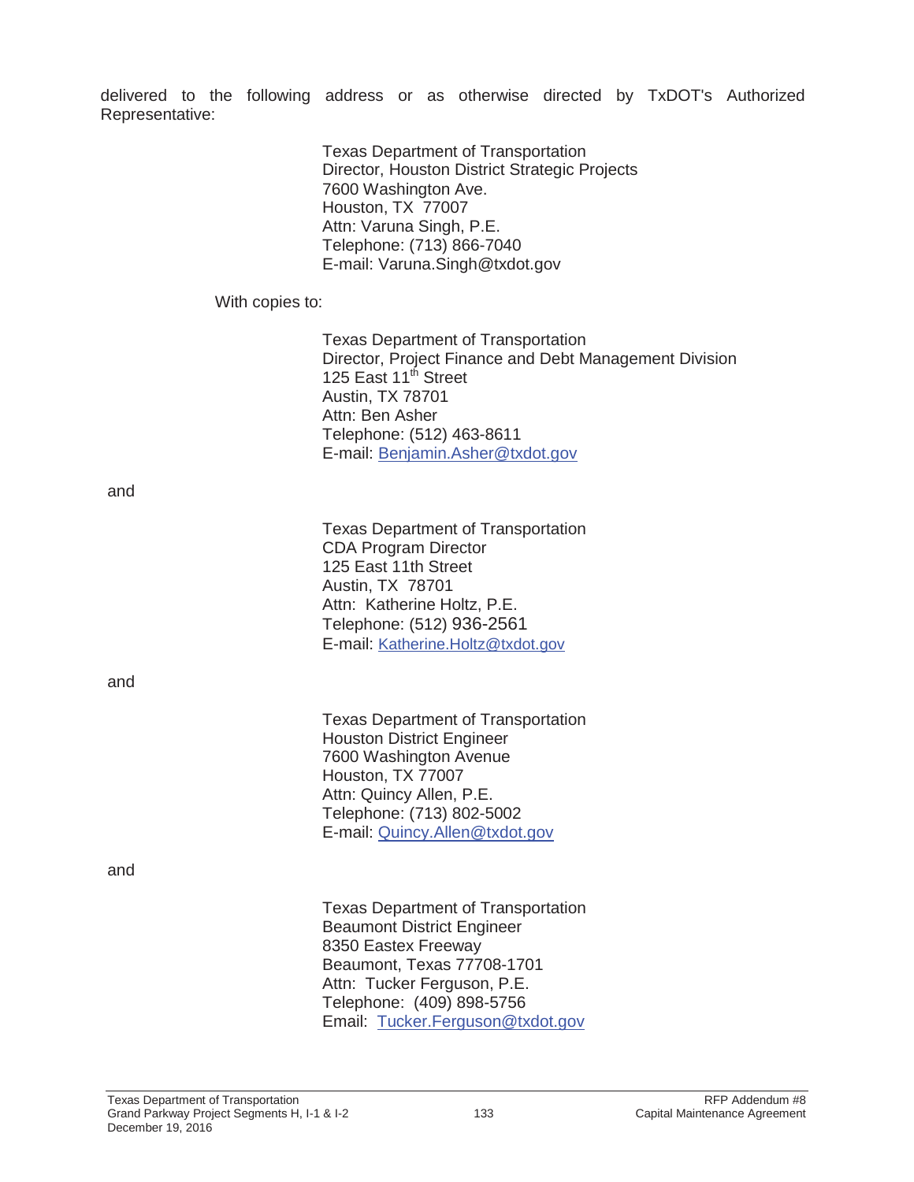delivered to the following address or as otherwise directed by TxDOT's Authorized Representative:

Texas Department of Transportation
Director, Houston District Strategic Projects
7600 Washington Ave.
Houston, TX 77007
Attn: Varuna Singh, P.E.
Telephone: (713) 866-7040
E-mail: Varuna.Singh@txdot.gov

With copies to:

Texas Department of Transportation
Director, Project Finance and Debt Management Division
125 East 11th Street
Austin, TX 78701
Attn: Ben Asher
Telephone: (512) 463-8611
E-mail: Benjamin.Asher@txdot.gov

and

Texas Department of Transportation
CDA Program Director
125 East 11th Street
Austin, TX 78701
Attn: Katherine Holtz, P.E.
Telephone: (512) 936-2561
E-mail: Katherine.Holtz@txdot.gov

and

Texas Department of Transportation
Houston District Engineer
7600 Washington Avenue
Houston, TX 77007
Attn: Quincy Allen, P.E.
Telephone: (713) 802-5002
E-mail: Quincy.Allen@txdot.gov

and

Texas Department of Transportation
Beaumont District Engineer
8350 Eastex Freeway
Beaumont, Texas 77708-1701
Attn: Tucker Ferguson, P.E.
Telephone: (409) 898-5756
Email: Tucker.Ferguson@txdot.gov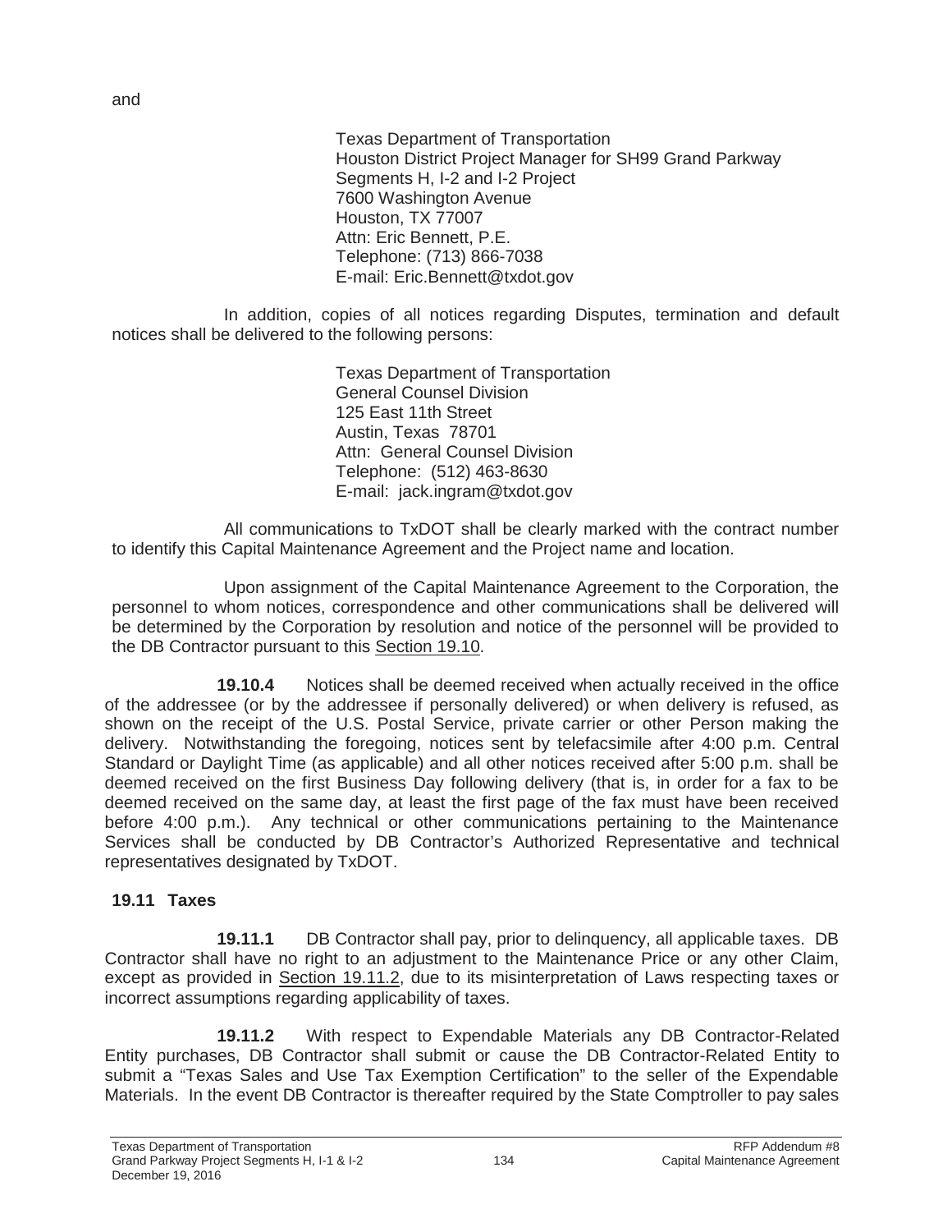and

Texas Department of Transportation
Houston District Project Manager for SH99 Grand Parkway
Segments H, I-2 and I-2 Project
7600 Washington Avenue
Houston, TX 77007
Attn: Eric Bennett, P.E.
Telephone: (713) 866-7038
E-mail: Eric.Bennett@txdot.gov

In addition, copies of all notices regarding Disputes, termination and default notices shall be delivered to the following persons:

Texas Department of Transportation
General Counsel Division
125 East 11th Street
Austin, Texas 78701
Attn: General Counsel Division
Telephone: (512) 463-8630
E-mail: jack.ingram@txdot.gov

All communications to TxDOT shall be clearly marked with the contract number to identify this Capital Maintenance Agreement and the Project name and location.

Upon assignment of the Capital Maintenance Agreement to the Corporation, the personnel to whom notices, correspondence and other communications shall be delivered will be determined by the Corporation by resolution and notice of the personnel will be provided to the DB Contractor pursuant to this Section 19.10.

**19.10.4** Notices shall be deemed received when actually received in the office of the addressee (or by the addressee if personally delivered) or when delivery is refused, as shown on the receipt of the U.S. Postal Service, private carrier or other Person making the delivery. Notwithstanding the foregoing, notices sent by telefacsimile after 4:00 p.m. Central Standard or Daylight Time (as applicable) and all other notices received after 5:00 p.m. shall be deemed received on the first Business Day following delivery (that is, in order for a fax to be deemed received on the same day, at least the first page of the fax must have been received before 4:00 p.m.). Any technical or other communications pertaining to the Maintenance Services shall be conducted by DB Contractor's Authorized Representative and technical representatives designated by TxDOT.

## 19.11 Taxes

**19.11.1** DB Contractor shall pay, prior to delinquency, all applicable taxes. DB Contractor shall have no right to an adjustment to the Maintenance Price or any other Claim, except as provided in Section 19.11.2, due to its misinterpretation of Laws respecting taxes or incorrect assumptions regarding applicability of taxes.

**19.11.2** With respect to Expendable Materials any DB Contractor-Related Entity purchases, DB Contractor shall submit or cause the DB Contractor-Related Entity to submit a "Texas Sales and Use Tax Exemption Certification" to the seller of the Expendable Materials. In the event DB Contractor is thereafter required by the State Comptroller to pay sales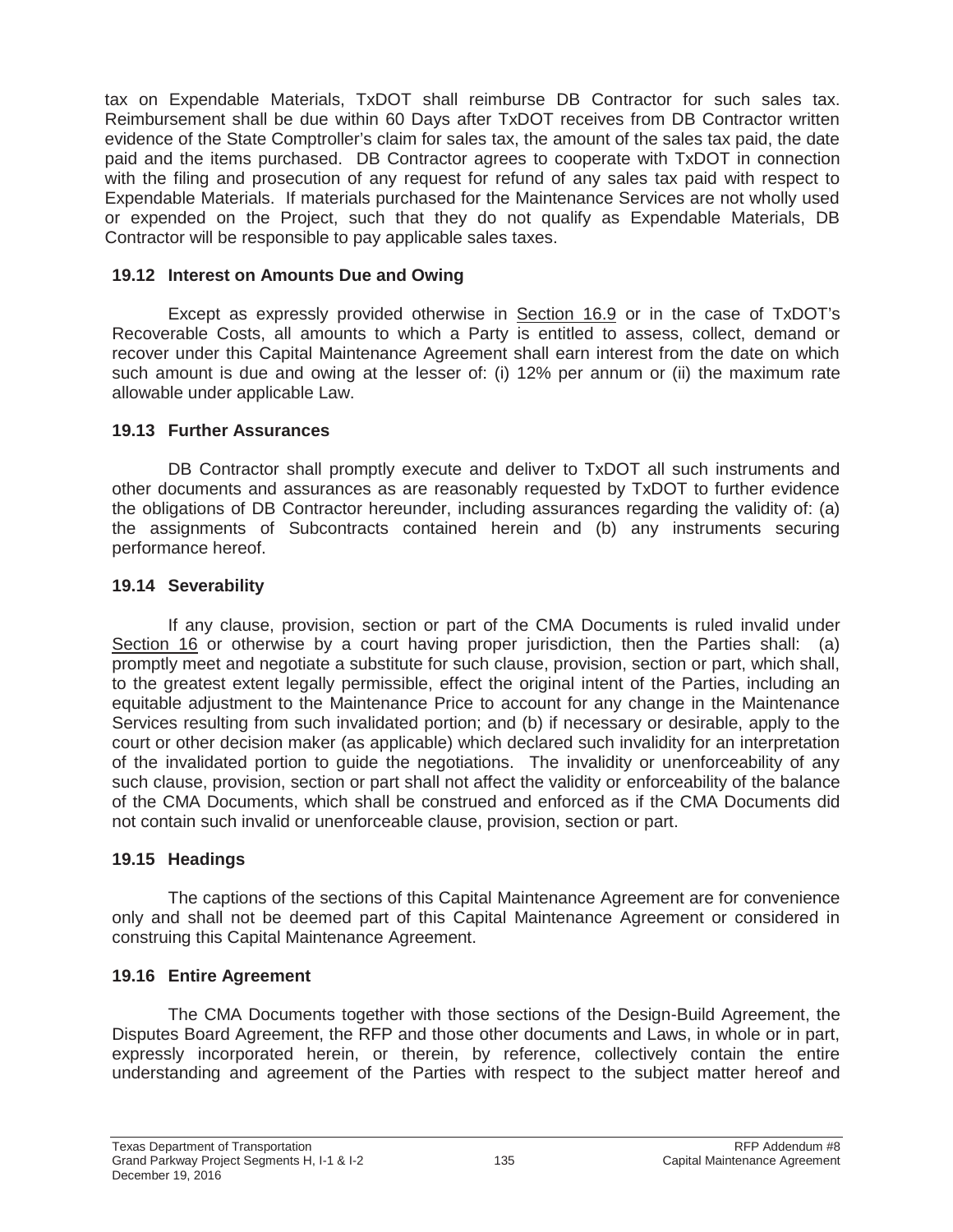tax on Expendable Materials, TxDOT shall reimburse DB Contractor for such sales tax. Reimbursement shall be due within 60 Days after TxDOT receives from DB Contractor written evidence of the State Comptroller's claim for sales tax, the amount of the sales tax paid, the date paid and the items purchased. DB Contractor agrees to cooperate with TxDOT in connection with the filing and prosecution of any request for refund of any sales tax paid with respect to Expendable Materials. If materials purchased for the Maintenance Services are not wholly used or expended on the Project, such that they do not qualify as Expendable Materials, DB Contractor will be responsible to pay applicable sales taxes.

### 19.12 Interest on Amounts Due and Owing

Except as expressly provided otherwise in Section 16.9 or in the case of TxDOT's Recoverable Costs, all amounts to which a Party is entitled to assess, collect, demand or recover under this Capital Maintenance Agreement shall earn interest from the date on which such amount is due and owing at the lesser of: (i) 12% per annum or (ii) the maximum rate allowable under applicable Law.

### 19.13 Further Assurances

DB Contractor shall promptly execute and deliver to TxDOT all such instruments and other documents and assurances as are reasonably requested by TxDOT to further evidence the obligations of DB Contractor hereunder, including assurances regarding the validity of: (a) the assignments of Subcontracts contained herein and (b) any instruments securing performance hereof.

### 19.14 Severability

If any clause, provision, section or part of the CMA Documents is ruled invalid under Section 16 or otherwise by a court having proper jurisdiction, then the Parties shall: (a) promptly meet and negotiate a substitute for such clause, provision, section or part, which shall, to the greatest extent legally permissible, effect the original intent of the Parties, including an equitable adjustment to the Maintenance Price to account for any change in the Maintenance Services resulting from such invalidated portion; and (b) if necessary or desirable, apply to the court or other decision maker (as applicable) which declared such invalidity for an interpretation of the invalidated portion to guide the negotiations. The invalidity or unenforceability of any such clause, provision, section or part shall not affect the validity or enforceability of the balance of the CMA Documents, which shall be construed and enforced as if the CMA Documents did not contain such invalid or unenforceable clause, provision, section or part.

### 19.15 Headings

The captions of the sections of this Capital Maintenance Agreement are for convenience only and shall not be deemed part of this Capital Maintenance Agreement or considered in construing this Capital Maintenance Agreement.

### 19.16 Entire Agreement

The CMA Documents together with those sections of the Design-Build Agreement, the Disputes Board Agreement, the RFP and those other documents and Laws, in whole or in part, expressly incorporated herein, or therein, by reference, collectively contain the entire understanding and agreement of the Parties with respect to the subject matter hereof and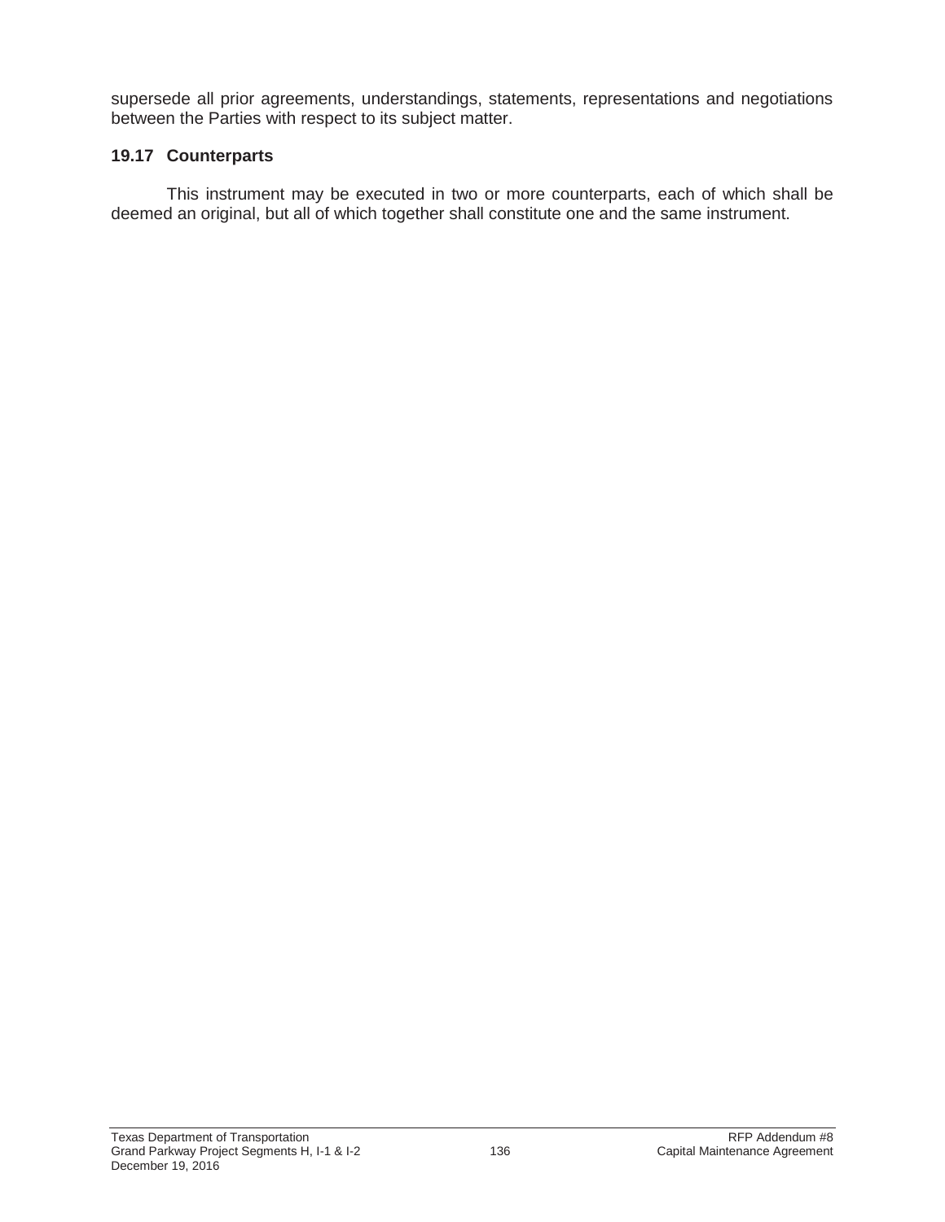supersede all prior agreements, understandings, statements, representations and negotiations between the Parties with respect to its subject matter.

### 19.17 Counterparts

This instrument may be executed in two or more counterparts, each of which shall be deemed an original, but all of which together shall constitute one and the same instrument.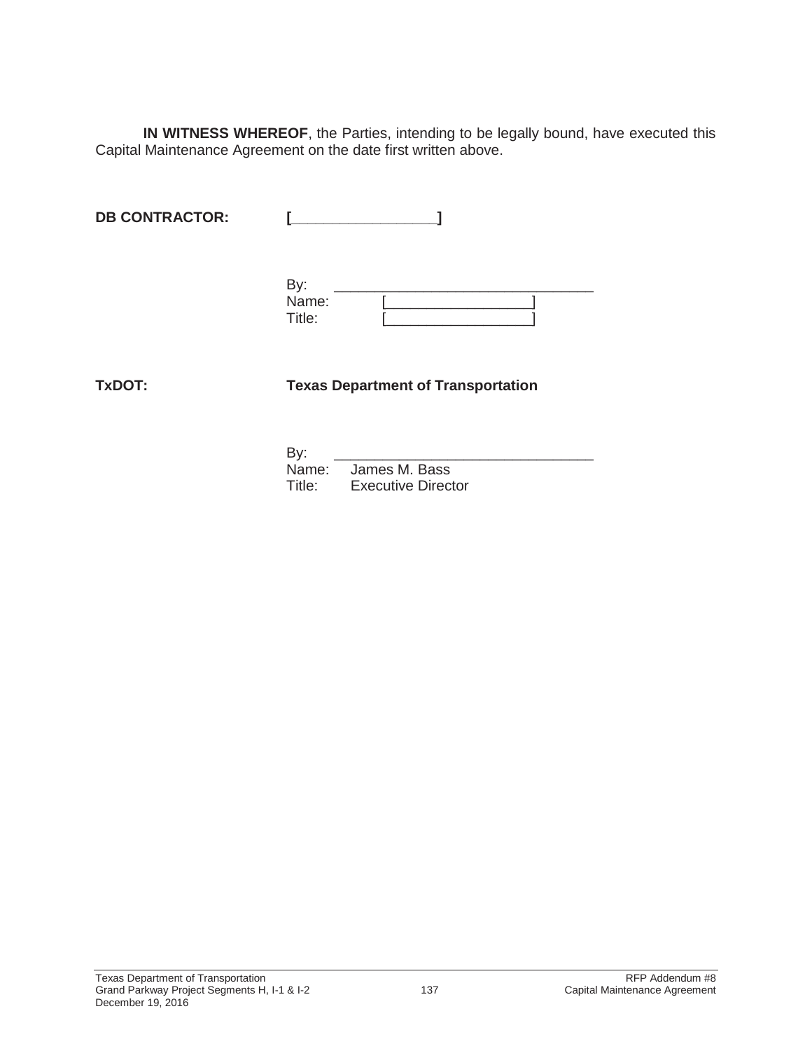**IN WITNESS WHEREOF**, the Parties, intending to be legally bound, have executed this Capital Maintenance Agreement on the date first written above.

**DB CONTRACTOR:** **[________________]**

By: ________________________________
Name: [__________________]
Title: [__________________]

**TxDOT:** **Texas Department of Transportation**

By: ________________________________
Name: James M. Bass
Title: Executive Director